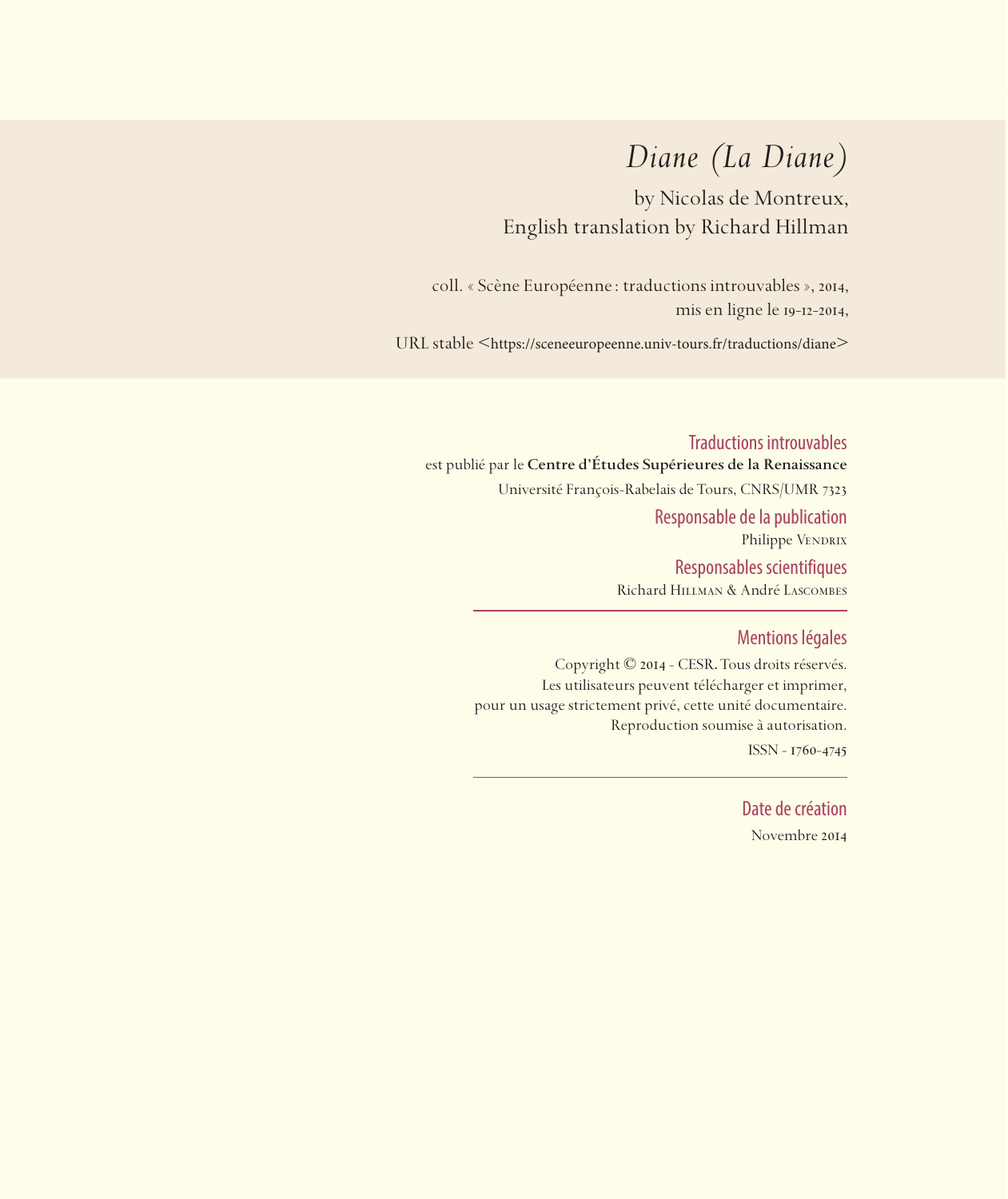# *Diane (La Diane)*

by Nicolas de Montreux,
English translation by Richard Hillman

coll. « Scène Européenne : traductions introuvables », 2014,
mis en ligne le 19-12-2014,

URL stable <https://sceneeuropeenne.univ-tours.fr/traductions/diane>

## Traductions introuvables

est publié par le **Centre d'Études Supérieures de la Renaissance**

Université François-Rabelais de Tours, CNRS/UMR 7323

### Responsable de la publication

Philippe Vendrix

### Responsables scientifiques

Richard Hillman & André Lascombes

---

### Mentions légales

Copyright © 2014 - CESR. Tous droits réservés.
Les utilisateurs peuvent télécharger et imprimer,
pour un usage strictement privé, cette unité documentaire.
Reproduction soumise à autorisation.

ISSN - 1760-4745

---

### Date de création

Novembre 2014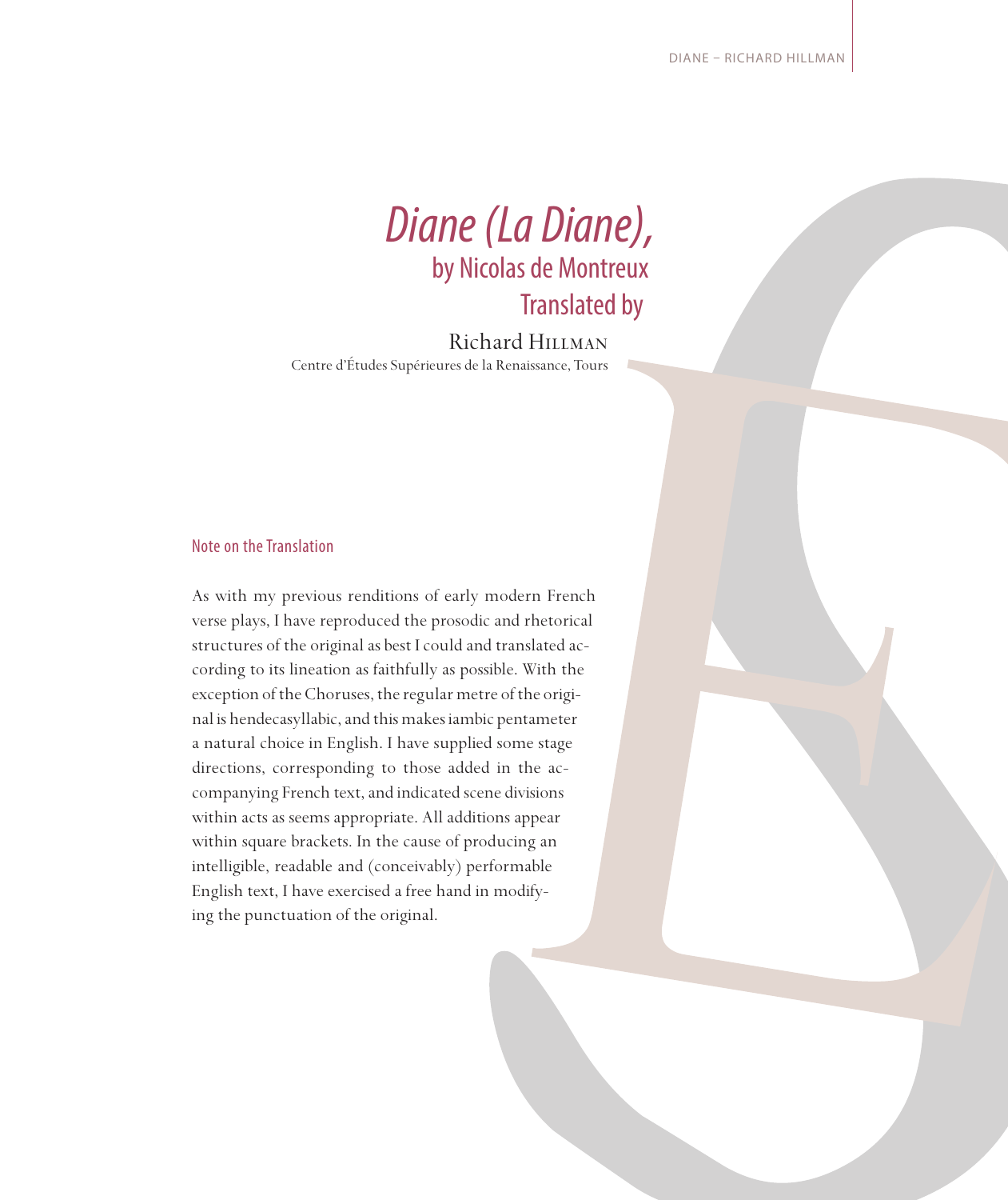# *Diane (La Diane),*

## by Nicolas de Montreux
## Translated by

Richard Hillman
Centre d'Études Supérieures de la Renaissance, Tours

### Note on the Translation

As with my previous renditions of early modern French verse plays, I have reproduced the prosodic and rhetorical structures of the original as best I could and translated according to its lineation as faithfully as possible. With the exception of the Choruses, the regular metre of the original is hendecasyllabic, and this makes iambic pentameter a natural choice in English. I have supplied some stage directions, corresponding to those added in the accompanying French text, and indicated scene divisions within acts as seems appropriate. All additions appear within square brackets. In the cause of producing an intelligible, readable and (conceivably) performable English text, I have exercised a free hand in modifying the punctuation of the original.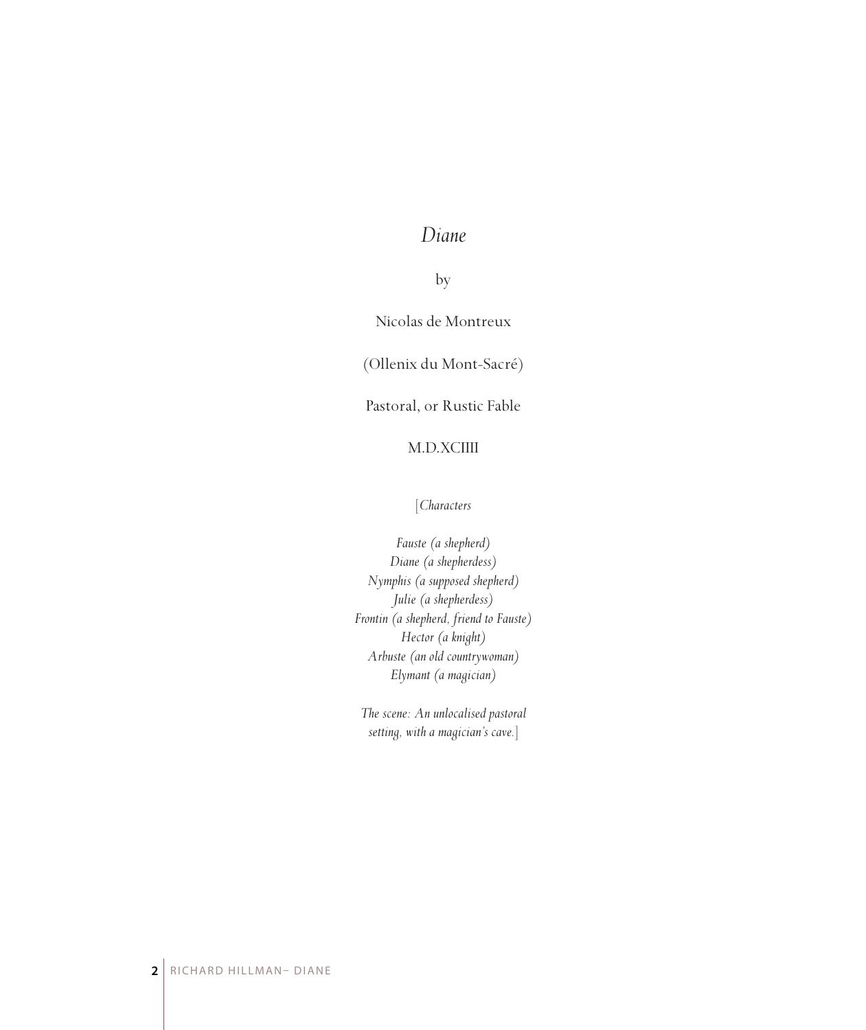# *Diane*

by

Nicolas de Montreux

(Ollenix du Mont-Sacré)

Pastoral, or Rustic Fable

M.D.XCIIII

[*Characters*

*Fauste (a shepherd)*
*Diane (a shepherdess)*
*Nymphis (a supposed shepherd)*
*Julie (a shepherdess)*
*Frontin (a shepherd, friend to Fauste)*
*Hector (a knight)*
*Arbuste (an old countrywoman)*
*Elymant (a magician)*

*The scene: An unlocalised pastoral setting, with a magician's cave.*]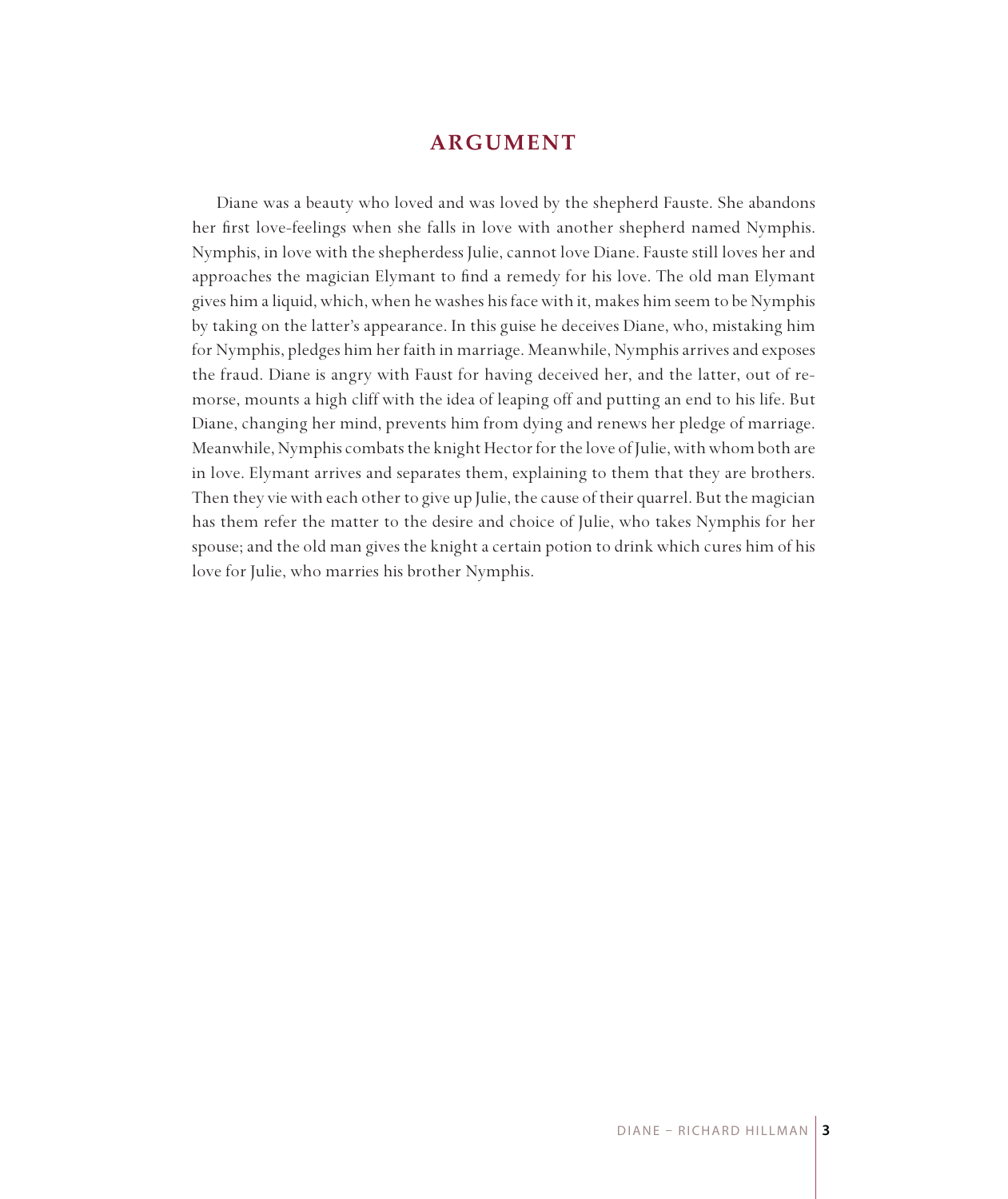# ARGUMENT

Diane was a beauty who loved and was loved by the shepherd Fauste. She abandons her first love-feelings when she falls in love with another shepherd named Nymphis. Nymphis, in love with the shepherdess Julie, cannot love Diane. Fauste still loves her and approaches the magician Elymant to find a remedy for his love. The old man Elymant gives him a liquid, which, when he washes his face with it, makes him seem to be Nymphis by taking on the latter's appearance. In this guise he deceives Diane, who, mistaking him for Nymphis, pledges him her faith in marriage. Meanwhile, Nymphis arrives and exposes the fraud. Diane is angry with Faust for having deceived her, and the latter, out of remorse, mounts a high cliff with the idea of leaping off and putting an end to his life. But Diane, changing her mind, prevents him from dying and renews her pledge of marriage. Meanwhile, Nymphis combats the knight Hector for the love of Julie, with whom both are in love. Elymant arrives and separates them, explaining to them that they are brothers. Then they vie with each other to give up Julie, the cause of their quarrel. But the magician has them refer the matter to the desire and choice of Julie, who takes Nymphis for her spouse; and the old man gives the knight a certain potion to drink which cures him of his love for Julie, who marries his brother Nymphis.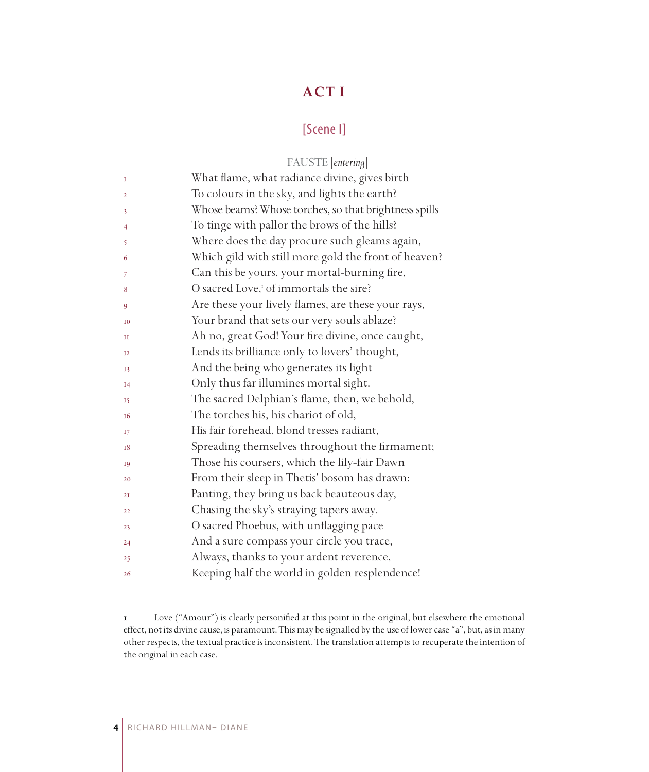# ACT I

## [Scene I]

FAUSTE [*entering*]

1 What flame, what radiance divine, gives birth
2 To colours in the sky, and lights the earth?
3 Whose beams? Whose torches, so that brightness spills
4 To tinge with pallor the brows of the hills?
5 Where does the day procure such gleams again,
6 Which gild with still more gold the front of heaven?
7 Can this be yours, your mortal-burning fire,
8 O sacred Love,[1] of immortals the sire?
9 Are these your lively flames, are these your rays,
10 Your brand that sets our very souls ablaze?
11 Ah no, great God! Your fire divine, once caught,
12 Lends its brilliance only to lovers' thought,
13 And the being who generates its light
14 Only thus far illumines mortal sight.
15 The sacred Delphian's flame, then, we behold,
16 The torches his, his chariot of old,
17 His fair forehead, blond tresses radiant,
18 Spreading themselves throughout the firmament;
19 Those his coursers, which the lily-fair Dawn
20 From their sleep in Thetis' bosom has drawn:
21 Panting, they bring us back beauteous day,
22 Chasing the sky's straying tapers away.
23 O sacred Phoebus, with unflagging pace
24 And a sure compass your circle you trace,
25 Always, thanks to your ardent reverence,
26 Keeping half the world in golden resplendence!

1 Love ("Amour") is clearly personified at this point in the original, but elsewhere the emotional effect, not its divine cause, is paramount. This may be signalled by the use of lower case "a", but, as in many other respects, the textual practice is inconsistent. The translation attempts to recuperate the intention of the original in each case.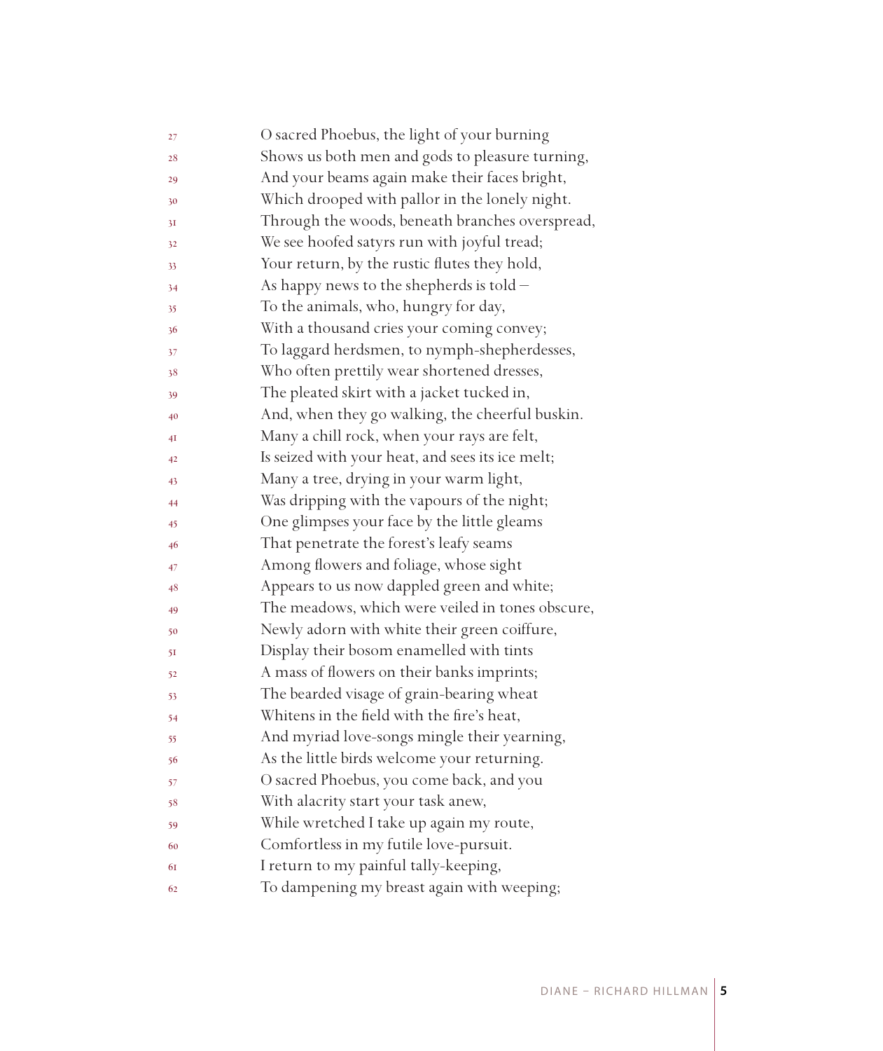O sacred Phoebus, the light of your burning
Shows us both men and gods to pleasure turning,
And your beams again make their faces bright,
Which drooped with pallor in the lonely night.
Through the woods, beneath branches overspread,
We see hoofed satyrs run with joyful tread;
Your return, by the rustic flutes they hold,
As happy news to the shepherds is told –
To the animals, who, hungry for day,
With a thousand cries your coming convey;
To laggard herdsmen, to nymph-shepherdesses,
Who often prettily wear shortened dresses,
The pleated skirt with a jacket tucked in,
And, when they go walking, the cheerful buskin.
Many a chill rock, when your rays are felt,
Is seized with your heat, and sees its ice melt;
Many a tree, drying in your warm light,
Was dripping with the vapours of the night;
One glimpses your face by the little gleams
That penetrate the forest's leafy seams
Among flowers and foliage, whose sight
Appears to us now dappled green and white;
The meadows, which were veiled in tones obscure,
Newly adorn with white their green coiffure,
Display their bosom enamelled with tints
A mass of flowers on their banks imprints;
The bearded visage of grain-bearing wheat
Whitens in the field with the fire's heat,
And myriad love-songs mingle their yearning,
As the little birds welcome your returning.
O sacred Phoebus, you come back, and you
With alacrity start your task anew,
While wretched I take up again my route,
Comfortless in my futile love-pursuit.
I return to my painful tally-keeping,
To dampening my breast again with weeping;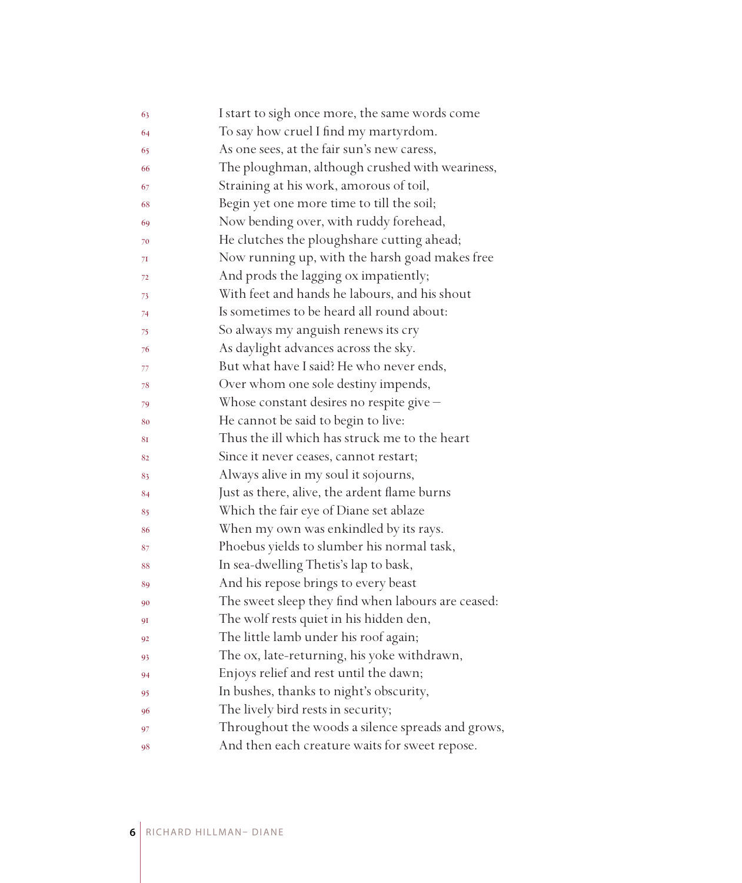63 I start to sigh once more, the same words come
64 To say how cruel I find my martyrdom.
65 As one sees, at the fair sun's new caress,
66 The ploughman, although crushed with weariness,
67 Straining at his work, amorous of toil,
68 Begin yet one more time to till the soil;
69 Now bending over, with ruddy forehead,
70 He clutches the ploughshare cutting ahead;
71 Now running up, with the harsh goad makes free
72 And prods the lagging ox impatiently;
73 With feet and hands he labours, and his shout
74 Is sometimes to be heard all round about:
75 So always my anguish renews its cry
76 As daylight advances across the sky.
77 But what have I said? He who never ends,
78 Over whom one sole destiny impends,
79 Whose constant desires no respite give –
80 He cannot be said to begin to live:
81 Thus the ill which has struck me to the heart
82 Since it never ceases, cannot restart;
83 Always alive in my soul it sojourns,
84 Just as there, alive, the ardent flame burns
85 Which the fair eye of Diane set ablaze
86 When my own was enkindled by its rays.
87 Phoebus yields to slumber his normal task,
88 In sea-dwelling Thetis's lap to bask,
89 And his repose brings to every beast
90 The sweet sleep they find when labours are ceased:
91 The wolf rests quiet in his hidden den,
92 The little lamb under his roof again;
93 The ox, late-returning, his yoke withdrawn,
94 Enjoys relief and rest until the dawn;
95 In bushes, thanks to night's obscurity,
96 The lively bird rests in security;
97 Throughout the woods a silence spreads and grows,
98 And then each creature waits for sweet repose.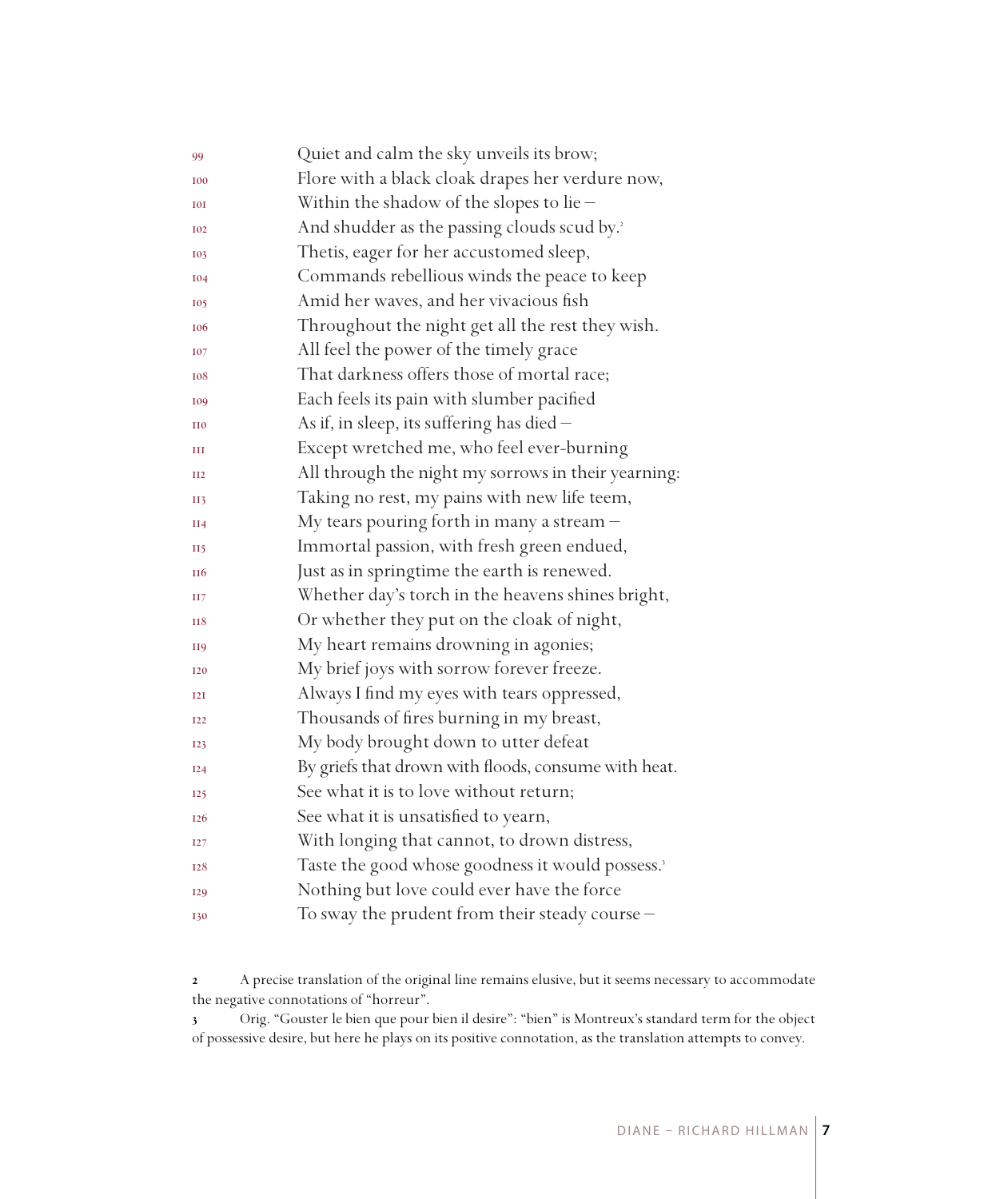99 Quiet and calm the sky unveils its brow;
100 Flore with a black cloak drapes her verdure now,
101 Within the shadow of the slopes to lie –
102 And shudder as the passing clouds scud by.[2]
103 Thetis, eager for her accustomed sleep,
104 Commands rebellious winds the peace to keep
105 Amid her waves, and her vivacious fish
106 Throughout the night get all the rest they wish.
107 All feel the power of the timely grace
108 That darkness offers those of mortal race;
109 Each feels its pain with slumber pacified
110 As if, in sleep, its suffering has died –
111 Except wretched me, who feel ever-burning
112 All through the night my sorrows in their yearning:
113 Taking no rest, my pains with new life teem,
114 My tears pouring forth in many a stream –
115 Immortal passion, with fresh green endued,
116 Just as in springtime the earth is renewed.
117 Whether day's torch in the heavens shines bright,
118 Or whether they put on the cloak of night,
119 My heart remains drowning in agonies;
120 My brief joys with sorrow forever freeze.
121 Always I find my eyes with tears oppressed,
122 Thousands of fires burning in my breast,
123 My body brought down to utter defeat
124 By griefs that drown with floods, consume with heat.
125 See what it is to love without return;
126 See what it is unsatisfied to yearn,
127 With longing that cannot, to drown distress,
128 Taste the good whose goodness it would possess.[3]
129 Nothing but love could ever have the force
130 To sway the prudent from their steady course –

2 A precise translation of the original line remains elusive, but it seems necessary to accommodate the negative connotations of "horreur".

3 Orig. "Gouster le bien que pour bien il desire": "bien" is Montreux's standard term for the object of possessive desire, but here he plays on its positive connotation, as the translation attempts to convey.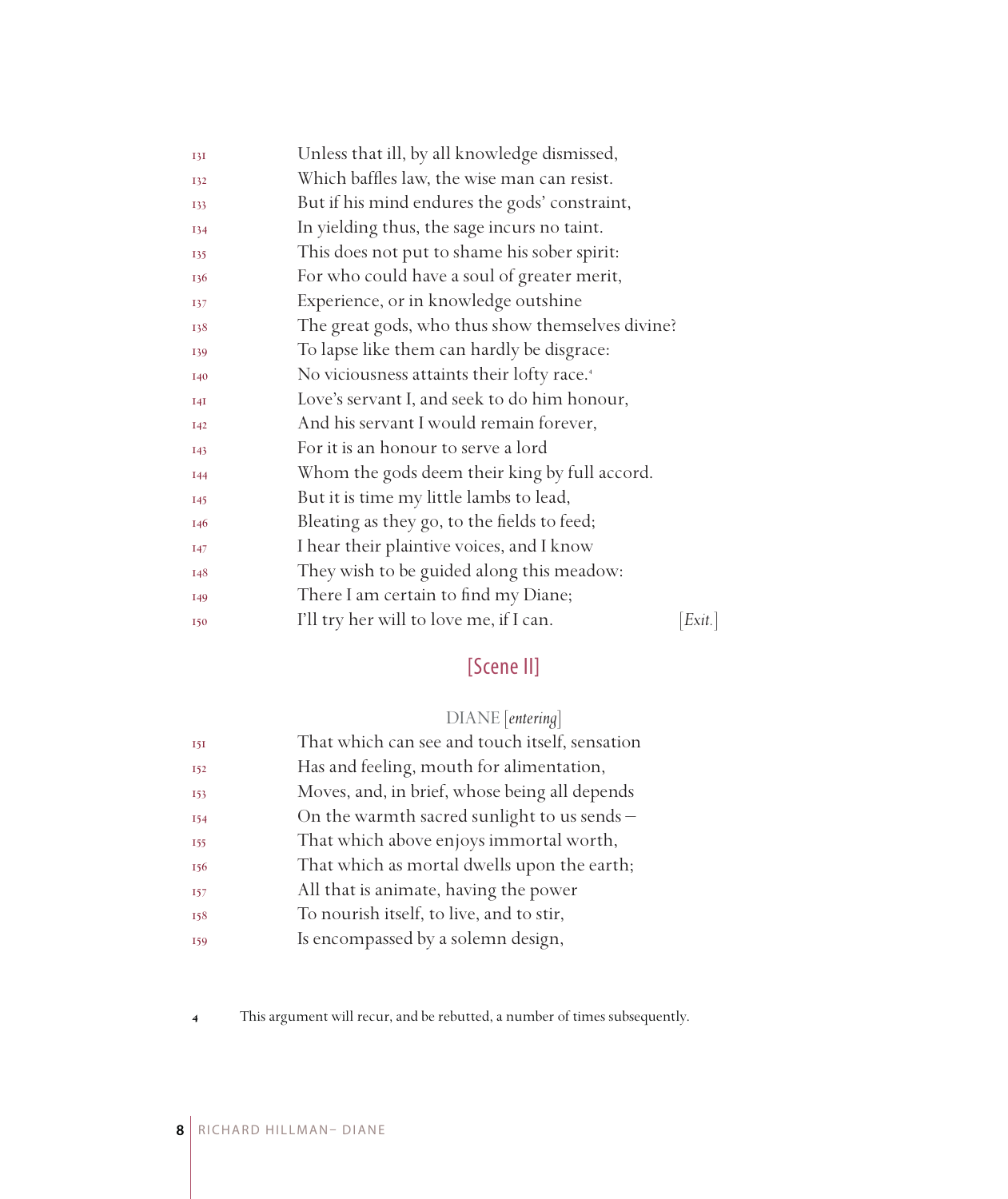131 Unless that ill, by all knowledge dismissed,
132 Which baffles law, the wise man can resist.
133 But if his mind endures the gods' constraint,
134 In yielding thus, the sage incurs no taint.
135 This does not put to shame his sober spirit:
136 For who could have a soul of greater merit,
137 Experience, or in knowledge outshine
138 The great gods, who thus show themselves divine?
139 To lapse like them can hardly be disgrace:
140 No viciousness attaints their lofty race.[4]
141 Love's servant I, and seek to do him honour,
142 And his servant I would remain forever,
143 For it is an honour to serve a lord
144 Whom the gods deem their king by full accord.
145 But it is time my little lambs to lead,
146 Bleating as they go, to the fields to feed;
147 I hear their plaintive voices, and I know
148 They wish to be guided along this meadow:
149 There I am certain to find my Diane;
150 I'll try her will to love me, if I can. [*Exit.*]

## [Scene II]

DIANE [*entering*]

151 That which can see and touch itself, sensation
152 Has and feeling, mouth for alimentation,
153 Moves, and, in brief, whose being all depends
154 On the warmth sacred sunlight to us sends –
155 That which above enjoys immortal worth,
156 That which as mortal dwells upon the earth;
157 All that is animate, having the power
158 To nourish itself, to live, and to stir,
159 Is encompassed by a solemn design,

4 This argument will recur, and be rebutted, a number of times subsequently.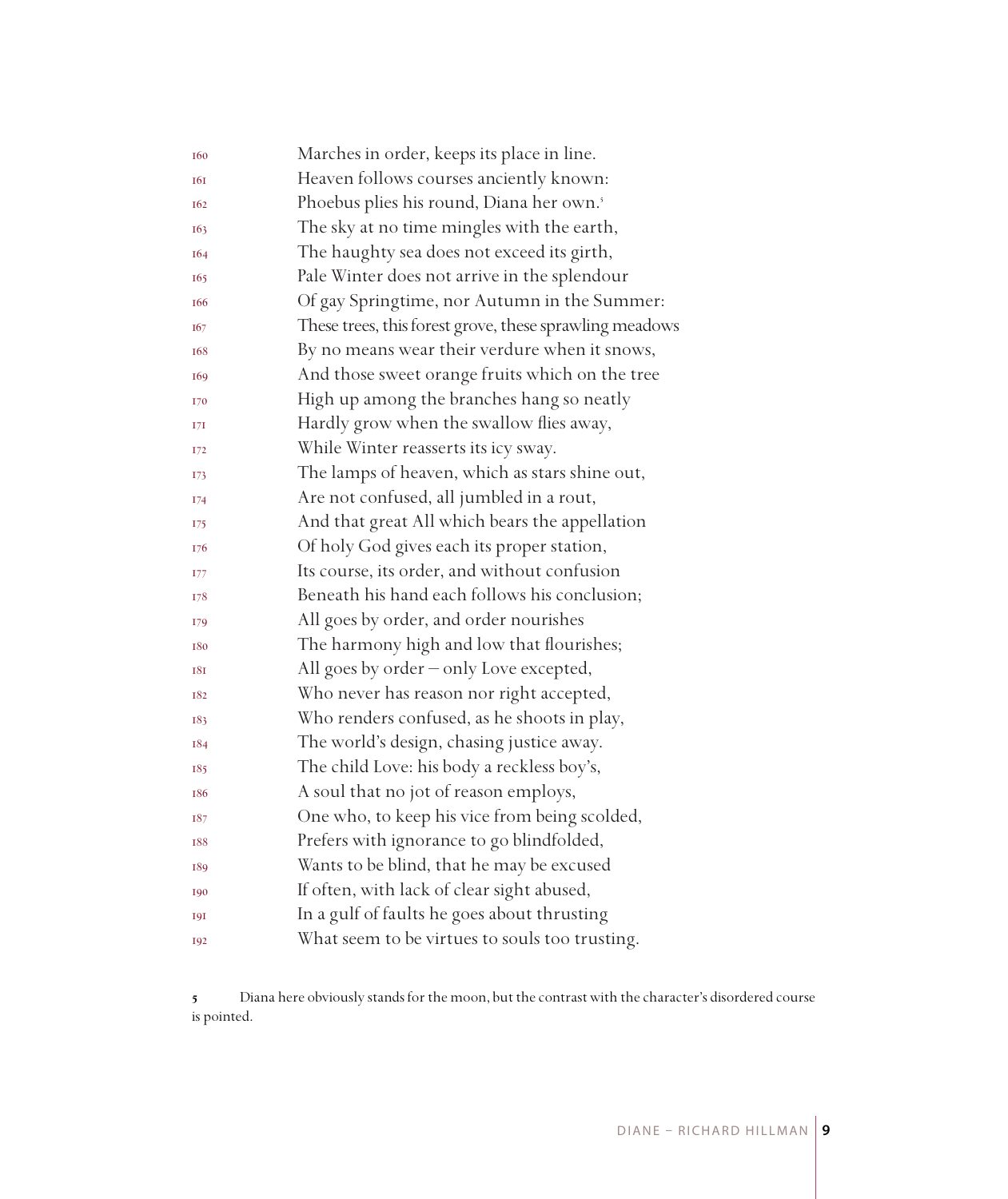160 Marches in order, keeps its place in line.
161 Heaven follows courses anciently known:
162 Phoebus plies his round, Diana her own.[5]
163 The sky at no time mingles with the earth,
164 The haughty sea does not exceed its girth,
165 Pale Winter does not arrive in the splendour
166 Of gay Springtime, nor Autumn in the Summer:
167 These trees, this forest grove, these sprawling meadows
168 By no means wear their verdure when it snows,
169 And those sweet orange fruits which on the tree
170 High up among the branches hang so neatly
171 Hardly grow when the swallow flies away,
172 While Winter reasserts its icy sway.
173 The lamps of heaven, which as stars shine out,
174 Are not confused, all jumbled in a rout,
175 And that great All which bears the appellation
176 Of holy God gives each its proper station,
177 Its course, its order, and without confusion
178 Beneath his hand each follows his conclusion;
179 All goes by order, and order nourishes
180 The harmony high and low that flourishes;
181 All goes by order – only Love excepted,
182 Who never has reason nor right accepted,
183 Who renders confused, as he shoots in play,
184 The world's design, chasing justice away.
185 The child Love: his body a reckless boy's,
186 A soul that no jot of reason employs,
187 One who, to keep his vice from being scolded,
188 Prefers with ignorance to go blindfolded,
189 Wants to be blind, that he may be excused
190 If often, with lack of clear sight abused,
191 In a gulf of faults he goes about thrusting
192 What seem to be virtues to souls too trusting.

5 Diana here obviously stands for the moon, but the contrast with the character's disordered course is pointed.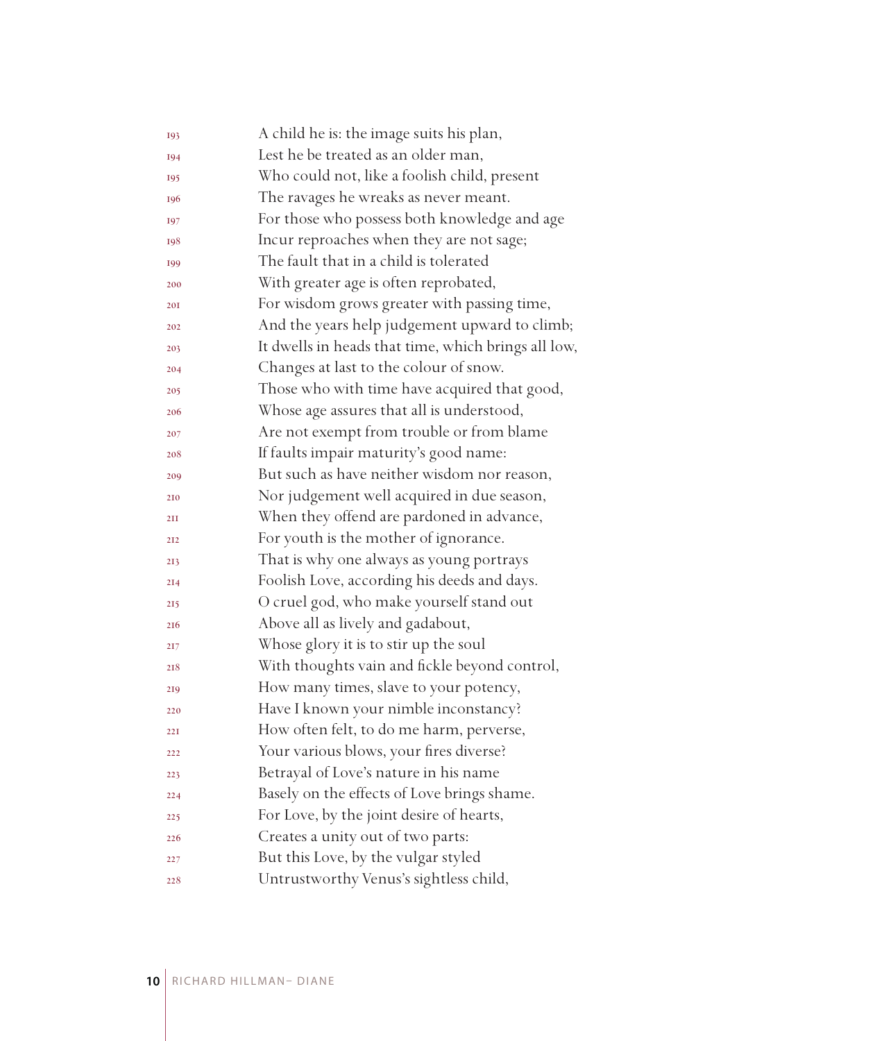A child he is: the image suits his plan,  
Lest he be treated as an older man,  
Who could not, like a foolish child, present  
The ravages he wreaks as never meant.  
For those who possess both knowledge and age  
Incur reproaches when they are not sage;  
The fault that in a child is tolerated  
With greater age is often reprobated,  
For wisdom grows greater with passing time,  
And the years help judgement upward to climb;  
It dwells in heads that time, which brings all low,  
Changes at last to the colour of snow.  
Those who with time have acquired that good,  
Whose age assures that all is understood,  
Are not exempt from trouble or from blame  
If faults impair maturity's good name:  
But such as have neither wisdom nor reason,  
Nor judgement well acquired in due season,  
When they offend are pardoned in advance,  
For youth is the mother of ignorance.  
That is why one always as young portrays  
Foolish Love, according his deeds and days.  
O cruel god, who make yourself stand out  
Above all as lively and gadabout,  
Whose glory it is to stir up the soul  
With thoughts vain and fickle beyond control,  
How many times, slave to your potency,  
Have I known your nimble inconstancy?  
How often felt, to do me harm, perverse,  
Your various blows, your fires diverse?  
Betrayal of Love's nature in his name  
Basely on the effects of Love brings shame.  
For Love, by the joint desire of hearts,  
Creates a unity out of two parts:  
But this Love, by the vulgar styled  
Untrustworthy Venus's sightless child,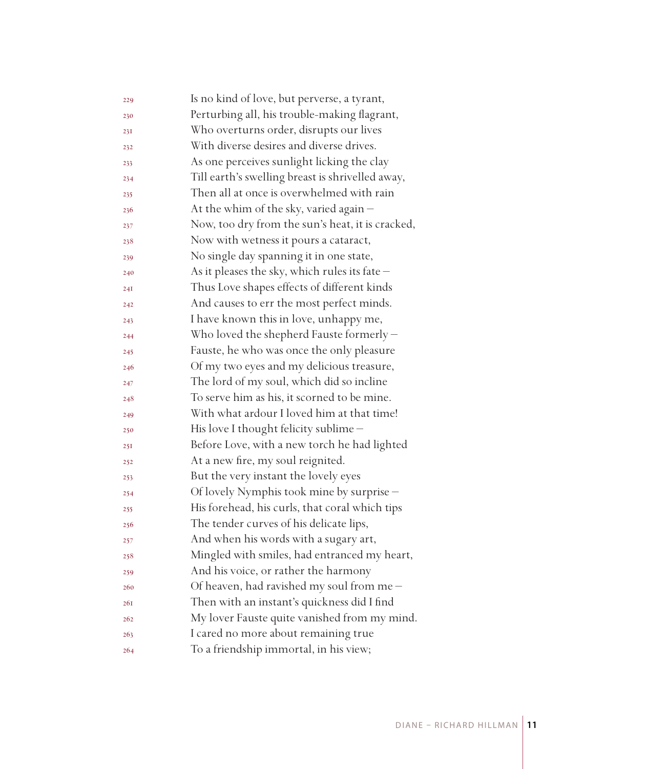Is no kind of love, but perverse, a tyrant,
Perturbing all, his trouble-making flagrant,
Who overturns order, disrupts our lives
With diverse desires and diverse drives.
As one perceives sunlight licking the clay
Till earth's swelling breast is shrivelled away,
Then all at once is overwhelmed with rain
At the whim of the sky, varied again –
Now, too dry from the sun's heat, it is cracked,
Now with wetness it pours a cataract,
No single day spanning it in one state,
As it pleases the sky, which rules its fate –
Thus Love shapes effects of different kinds
And causes to err the most perfect minds.
I have known this in love, unhappy me,
Who loved the shepherd Fauste formerly –
Fauste, he who was once the only pleasure
Of my two eyes and my delicious treasure,
The lord of my soul, which did so incline
To serve him as his, it scorned to be mine.
With what ardour I loved him at that time!
His love I thought felicity sublime –
Before Love, with a new torch he had lighted
At a new fire, my soul reignited.
But the very instant the lovely eyes
Of lovely Nymphis took mine by surprise –
His forehead, his curls, that coral which tips
The tender curves of his delicate lips,
And when his words with a sugary art,
Mingled with smiles, had entranced my heart,
And his voice, or rather the harmony
Of heaven, had ravished my soul from me –
Then with an instant's quickness did I find
My lover Fauste quite vanished from my mind.
I cared no more about remaining true
To a friendship immortal, in his view;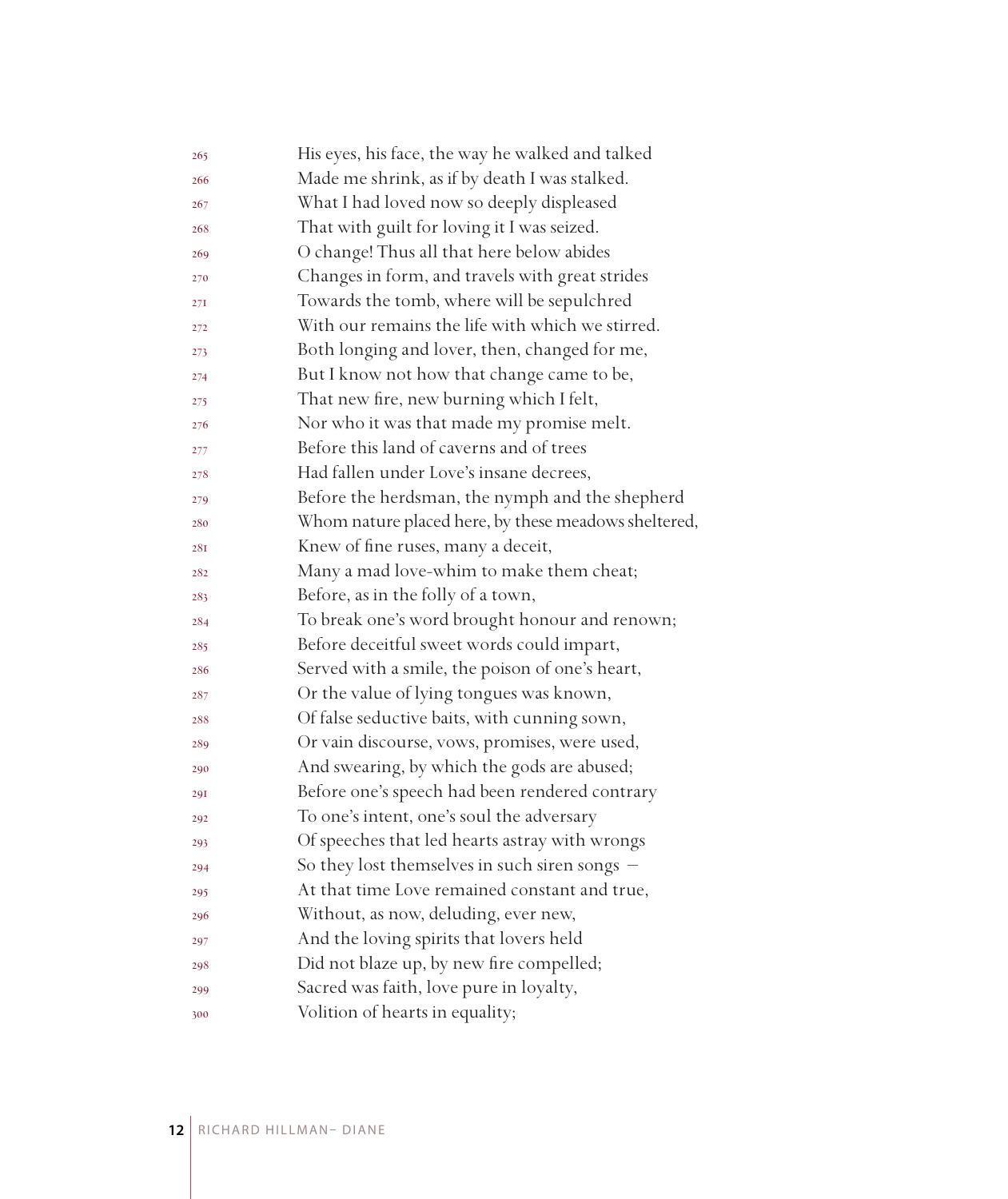265 His eyes, his face, the way he walked and talked
266 Made me shrink, as if by death I was stalked.
267 What I had loved now so deeply displeased
268 That with guilt for loving it I was seized.
269 O change! Thus all that here below abides
270 Changes in form, and travels with great strides
271 Towards the tomb, where will be sepulchred
272 With our remains the life with which we stirred.
273 Both longing and lover, then, changed for me,
274 But I know not how that change came to be,
275 That new fire, new burning which I felt,
276 Nor who it was that made my promise melt.
277 Before this land of caverns and of trees
278 Had fallen under Love's insane decrees,
279 Before the herdsman, the nymph and the shepherd
280 Whom nature placed here, by these meadows sheltered,
281 Knew of fine ruses, many a deceit,
282 Many a mad love-whim to make them cheat;
283 Before, as in the folly of a town,
284 To break one's word brought honour and renown;
285 Before deceitful sweet words could impart,
286 Served with a smile, the poison of one's heart,
287 Or the value of lying tongues was known,
288 Of false seductive baits, with cunning sown,
289 Or vain discourse, vows, promises, were used,
290 And swearing, by which the gods are abused;
291 Before one's speech had been rendered contrary
292 To one's intent, one's soul the adversary
293 Of speeches that led hearts astray with wrongs
294 So they lost themselves in such siren songs –
295 At that time Love remained constant and true,
296 Without, as now, deluding, ever new,
297 And the loving spirits that lovers held
298 Did not blaze up, by new fire compelled;
299 Sacred was faith, love pure in loyalty,
300 Volition of hearts in equality;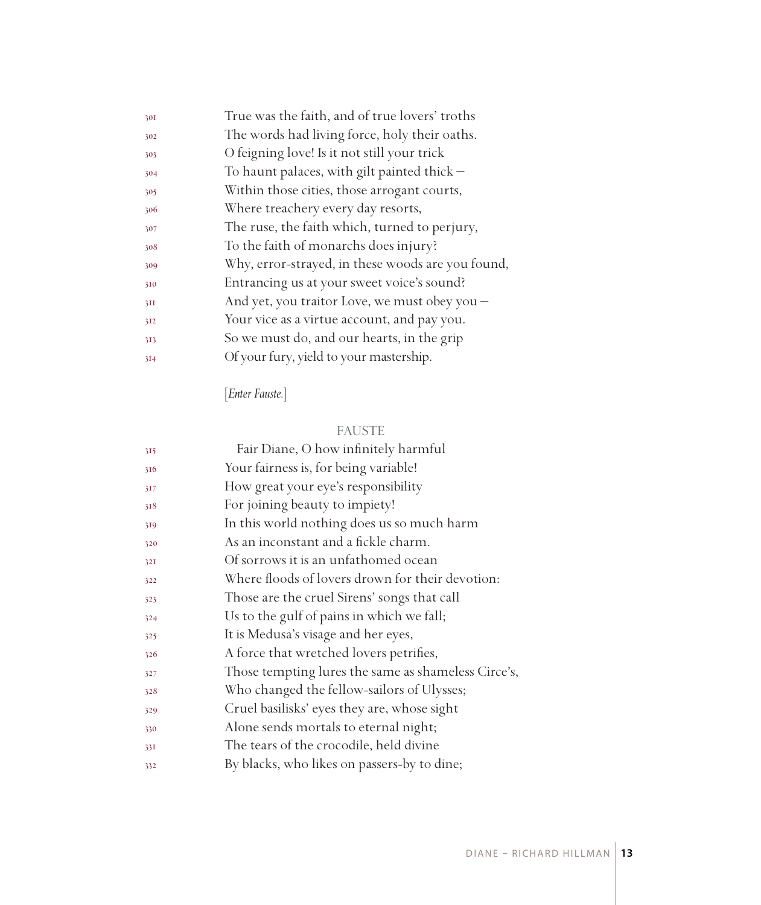True was the faith, and of true lovers' troths
The words had living force, holy their oaths.
O feigning love! Is it not still your trick
To haunt palaces, with gilt painted thick –
Within those cities, those arrogant courts,
Where treachery every day resorts,
The ruse, the faith which, turned to perjury,
To the faith of monarchs does injury?
Why, error-strayed, in these woods are you found,
Entrancing us at your sweet voice's sound?
And yet, you traitor Love, we must obey you –
Your vice as a virtue account, and pay you.
So we must do, and our hearts, in the grip
Of your fury, yield to your mastership.

[*Enter Fauste.*]

FAUSTE

Fair Diane, O how infinitely harmful
Your fairness is, for being variable!
How great your eye's responsibility
For joining beauty to impiety!
In this world nothing does us so much harm
As an inconstant and a fickle charm.
Of sorrows it is an unfathomed ocean
Where floods of lovers drown for their devotion:
Those are the cruel Sirens' songs that call
Us to the gulf of pains in which we fall;
It is Medusa's visage and her eyes,
A force that wretched lovers petrifies,
Those tempting lures the same as shameless Circe's,
Who changed the fellow-sailors of Ulysses;
Cruel basilisks' eyes they are, whose sight
Alone sends mortals to eternal night;
The tears of the crocodile, held divine
By blacks, who likes on passers-by to dine;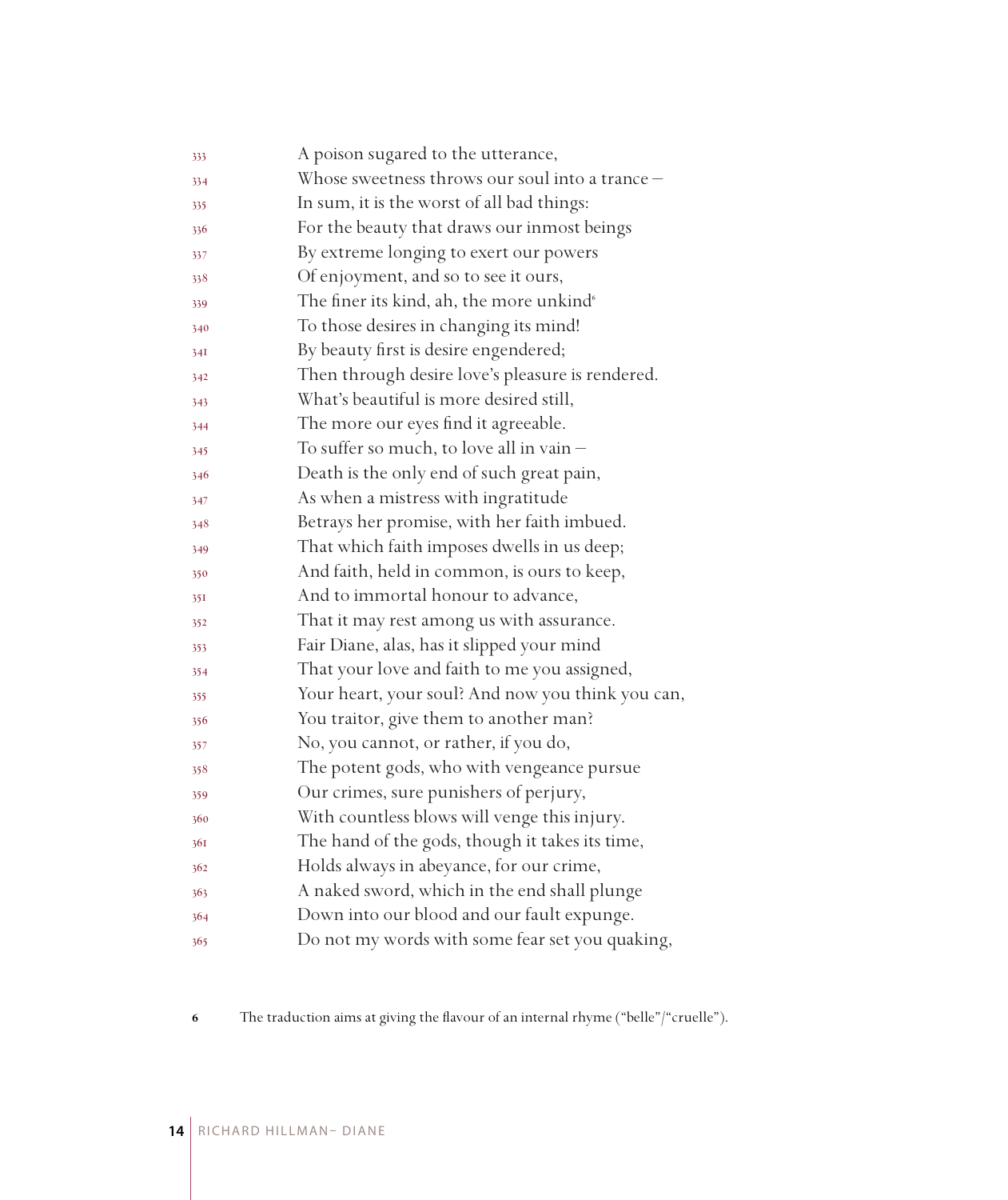333 A poison sugared to the utterance,
334 Whose sweetness throws our soul into a trance –
335 In sum, it is the worst of all bad things:
336 For the beauty that draws our inmost beings
337 By extreme longing to exert our powers
338 Of enjoyment, and so to see it ours,
339 The finer its kind, ah, the more unkind[6]
340 To those desires in changing its mind!
341 By beauty first is desire engendered;
342 Then through desire love's pleasure is rendered.
343 What's beautiful is more desired still,
344 The more our eyes find it agreeable.
345 To suffer so much, to love all in vain –
346 Death is the only end of such great pain,
347 As when a mistress with ingratitude
348 Betrays her promise, with her faith imbued.
349 That which faith imposes dwells in us deep;
350 And faith, held in common, is ours to keep,
351 And to immortal honour to advance,
352 That it may rest among us with assurance.
353 Fair Diane, alas, has it slipped your mind
354 That your love and faith to me you assigned,
355 Your heart, your soul? And now you think you can,
356 You traitor, give them to another man?
357 No, you cannot, or rather, if you do,
358 The potent gods, who with vengeance pursue
359 Our crimes, sure punishers of perjury,
360 With countless blows will venge this injury.
361 The hand of the gods, though it takes its time,
362 Holds always in abeyance, for our crime,
363 A naked sword, which in the end shall plunge
364 Down into our blood and our fault expunge.
365 Do not my words with some fear set you quaking,

6 The traduction aims at giving the flavour of an internal rhyme ("belle"/"cruelle").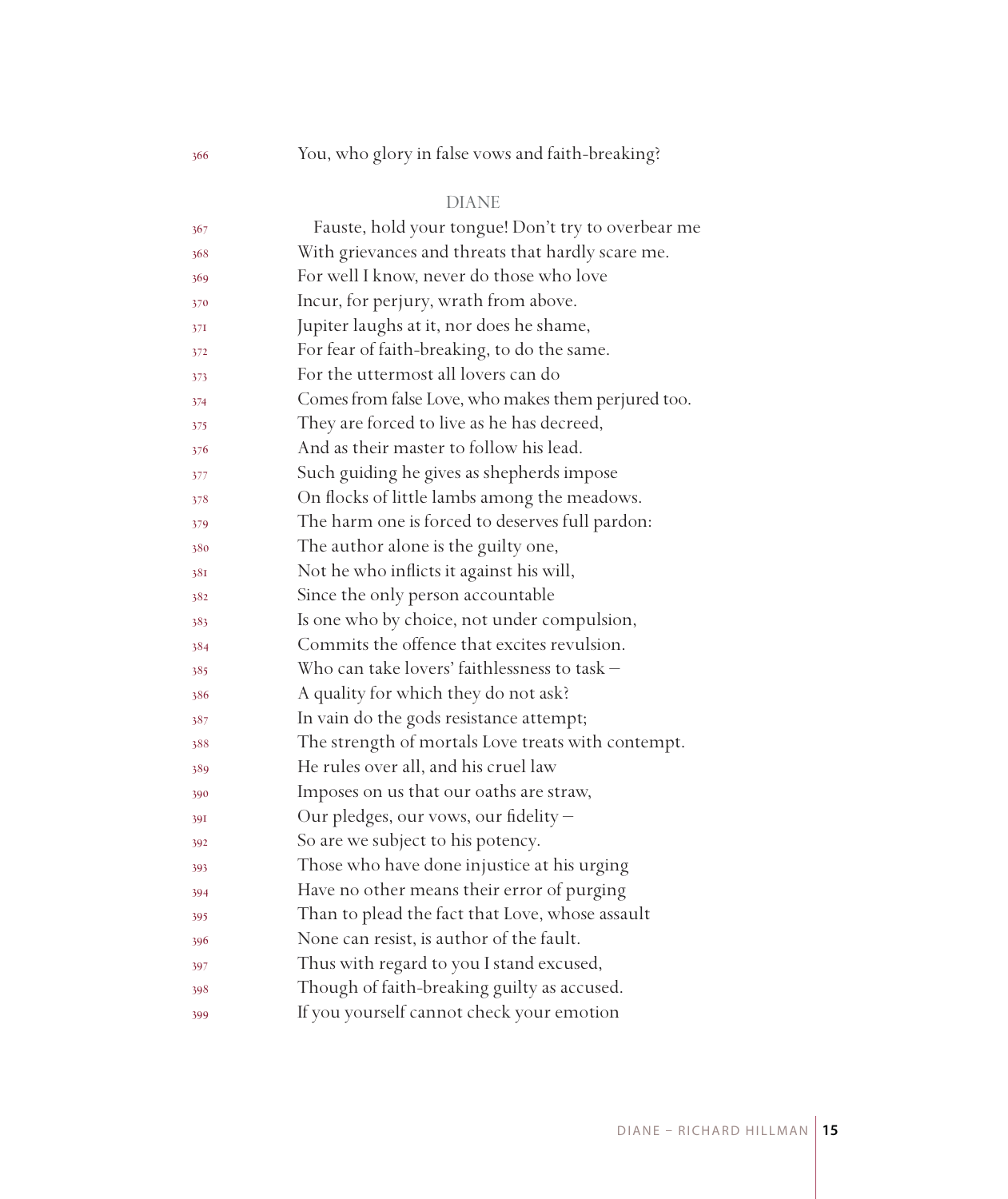366 You, who glory in false vows and faith-breaking?

DIANE

367 Fauste, hold your tongue! Don't try to overbear me
368 With grievances and threats that hardly scare me.
369 For well I know, never do those who love
370 Incur, for perjury, wrath from above.
371 Jupiter laughs at it, nor does he shame,
372 For fear of faith-breaking, to do the same.
373 For the uttermost all lovers can do
374 Comes from false Love, who makes them perjured too.
375 They are forced to live as he has decreed,
376 And as their master to follow his lead.
377 Such guiding he gives as shepherds impose
378 On flocks of little lambs among the meadows.
379 The harm one is forced to deserves full pardon:
380 The author alone is the guilty one,
381 Not he who inflicts it against his will,
382 Since the only person accountable
383 Is one who by choice, not under compulsion,
384 Commits the offence that excites revulsion.
385 Who can take lovers' faithlessness to task –
386 A quality for which they do not ask?
387 In vain do the gods resistance attempt;
388 The strength of mortals Love treats with contempt.
389 He rules over all, and his cruel law
390 Imposes on us that our oaths are straw,
391 Our pledges, our vows, our fidelity –
392 So are we subject to his potency.
393 Those who have done injustice at his urging
394 Have no other means their error of purging
395 Than to plead the fact that Love, whose assault
396 None can resist, is author of the fault.
397 Thus with regard to you I stand excused,
398 Though of faith-breaking guilty as accused.
399 If you yourself cannot check your emotion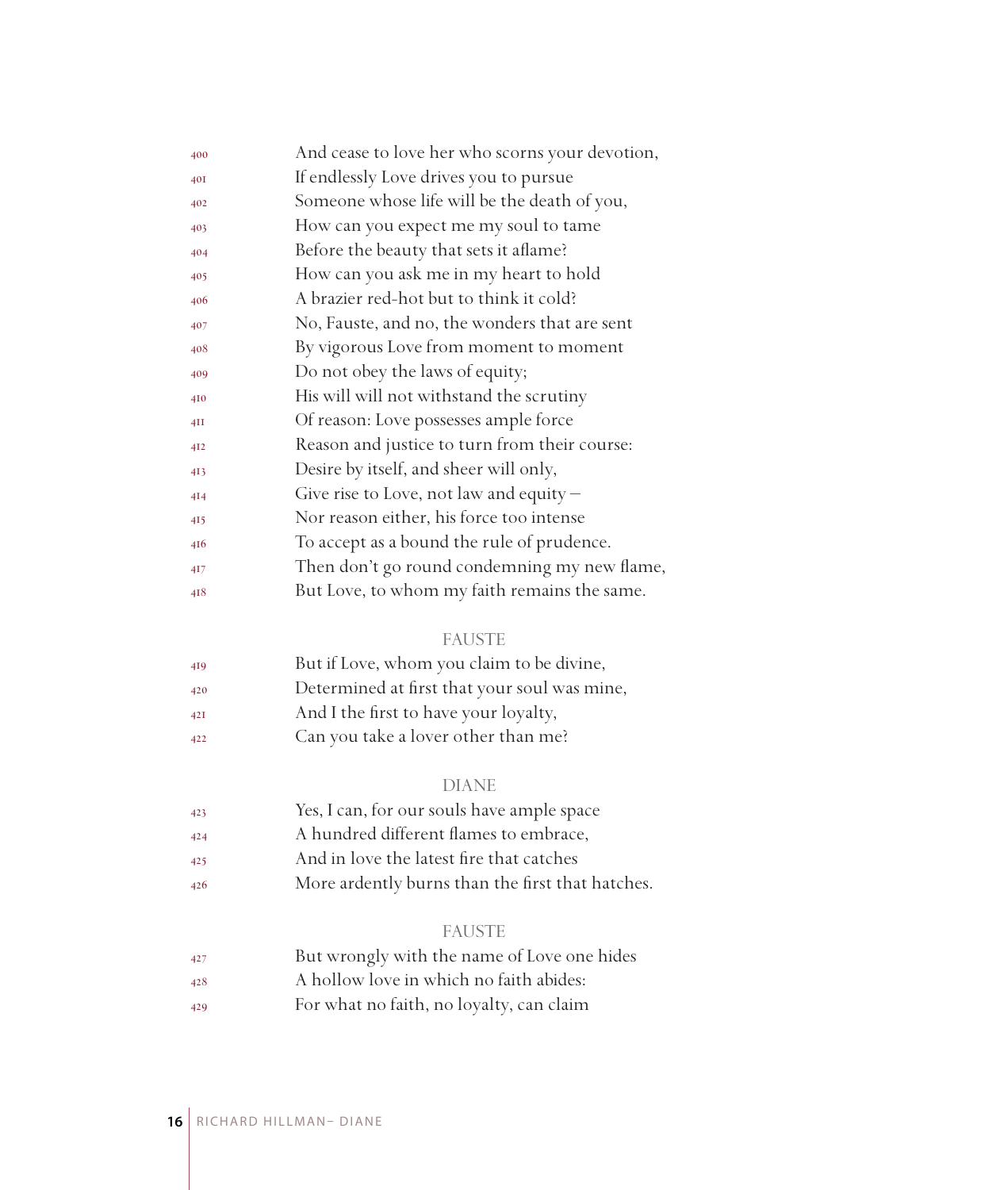400 And cease to love her who scorns your devotion,
401 If endlessly Love drives you to pursue
402 Someone whose life will be the death of you,
403 How can you expect me my soul to tame
404 Before the beauty that sets it aflame?
405 How can you ask me in my heart to hold
406 A brazier red-hot but to think it cold?
407 No, Fauste, and no, the wonders that are sent
408 By vigorous Love from moment to moment
409 Do not obey the laws of equity;
410 His will will not withstand the scrutiny
411 Of reason: Love possesses ample force
412 Reason and justice to turn from their course:
413 Desire by itself, and sheer will only,
414 Give rise to Love, not law and equity –
415 Nor reason either, his force too intense
416 To accept as a bound the rule of prudence.
417 Then don't go round condemning my new flame,
418 But Love, to whom my faith remains the same.

FAUSTE

419 But if Love, whom you claim to be divine,
420 Determined at first that your soul was mine,
421 And I the first to have your loyalty,
422 Can you take a lover other than me?

DIANE

423 Yes, I can, for our souls have ample space
424 A hundred different flames to embrace,
425 And in love the latest fire that catches
426 More ardently burns than the first that hatches.

FAUSTE

427 But wrongly with the name of Love one hides
428 A hollow love in which no faith abides:
429 For what no faith, no loyalty, can claim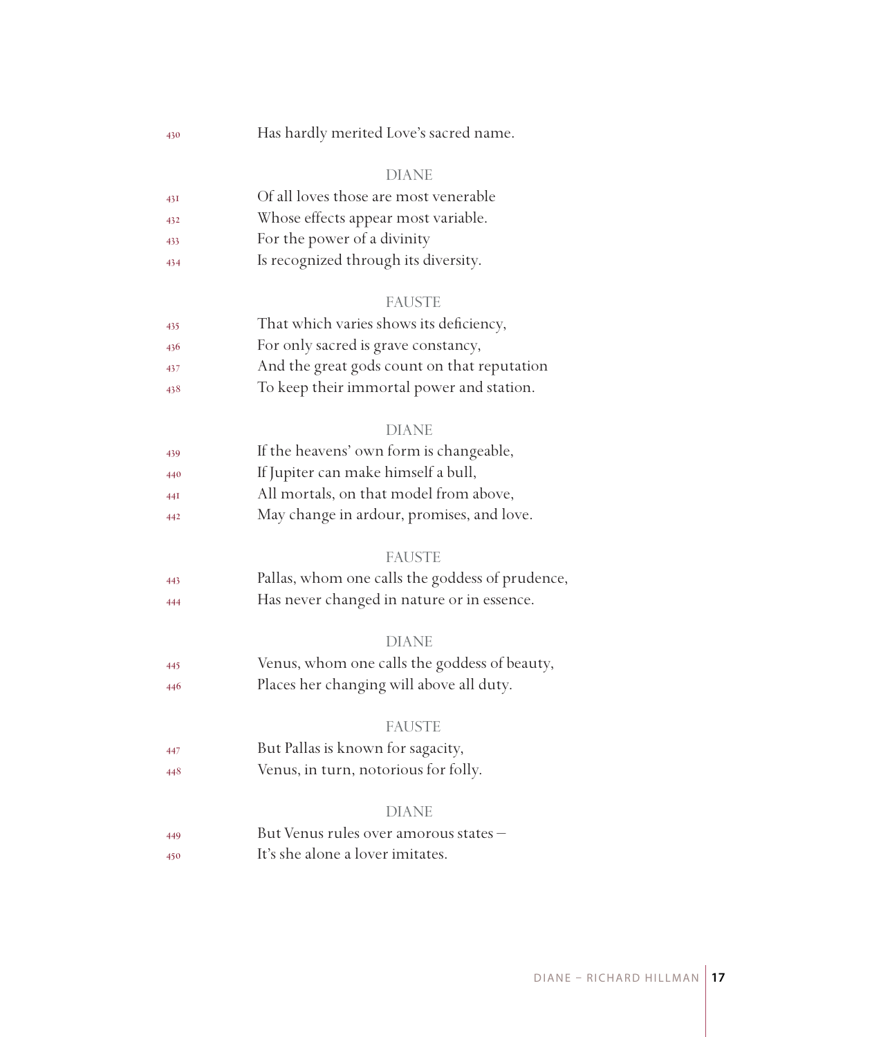430 Has hardly merited Love's sacred name.

DIANE

431 Of all loves those are most venerable
432 Whose effects appear most variable.
433 For the power of a divinity
434 Is recognized through its diversity.

FAUSTE

435 That which varies shows its deficiency,
436 For only sacred is grave constancy,
437 And the great gods count on that reputation
438 To keep their immortal power and station.

DIANE

439 If the heavens' own form is changeable,
440 If Jupiter can make himself a bull,
441 All mortals, on that model from above,
442 May change in ardour, promises, and love.

FAUSTE

443 Pallas, whom one calls the goddess of prudence,
444 Has never changed in nature or in essence.

DIANE

445 Venus, whom one calls the goddess of beauty,
446 Places her changing will above all duty.

FAUSTE

447 But Pallas is known for sagacity,
448 Venus, in turn, notorious for folly.

DIANE

449 But Venus rules over amorous states –
450 It's she alone a lover imitates.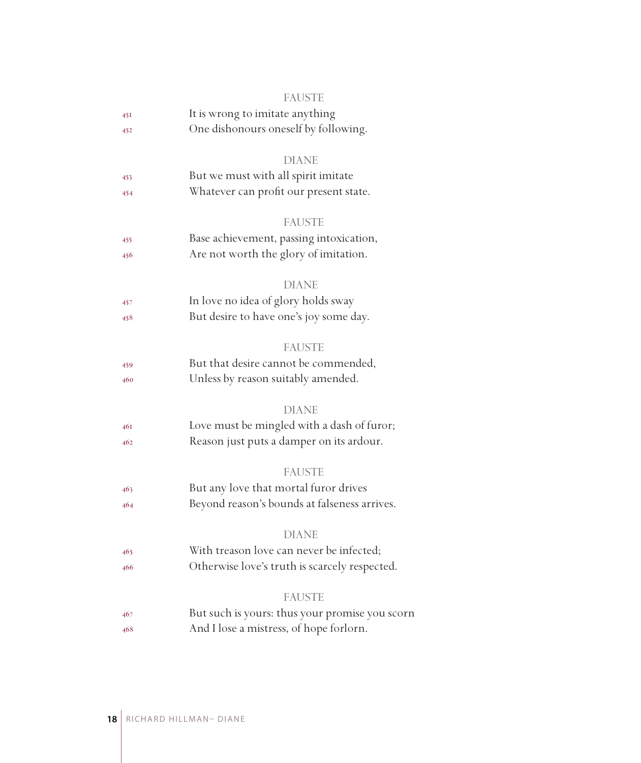FAUSTE

451 It is wrong to imitate anything
452 One dishonours oneself by following.

DIANE

453 But we must with all spirit imitate
454 Whatever can profit our present state.

FAUSTE

455 Base achievement, passing intoxication,
456 Are not worth the glory of imitation.

DIANE

457 In love no idea of glory holds sway
458 But desire to have one's joy some day.

FAUSTE

459 But that desire cannot be commended,
460 Unless by reason suitably amended.

DIANE

461 Love must be mingled with a dash of furor;
462 Reason just puts a damper on its ardour.

FAUSTE

463 But any love that mortal furor drives
464 Beyond reason's bounds at falseness arrives.

DIANE

465 With treason love can never be infected;
466 Otherwise love's truth is scarcely respected.

FAUSTE

467 But such is yours: thus your promise you scorn
468 And I lose a mistress, of hope forlorn.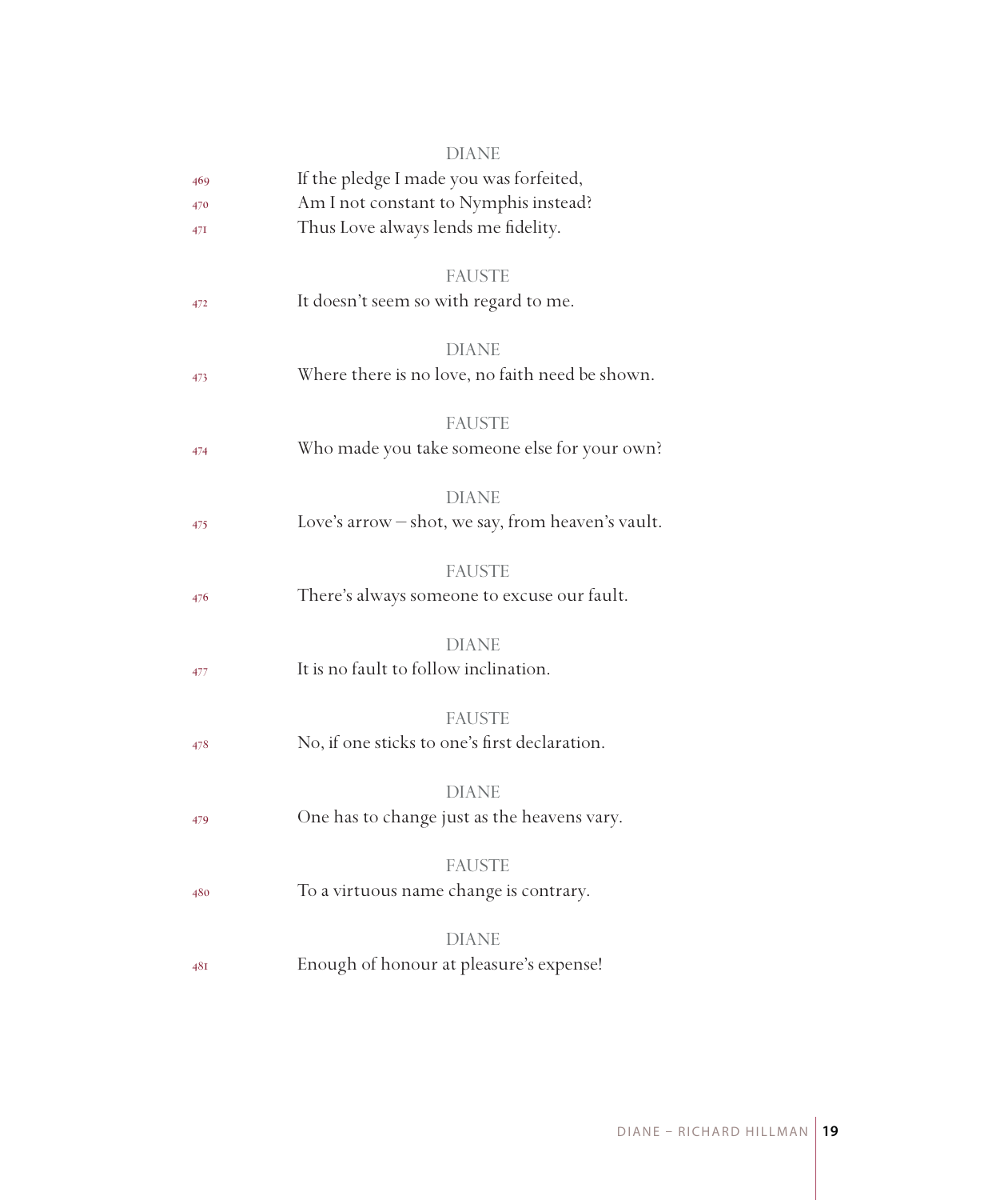DIANE

469 If the pledge I made you was forfeited,
470 Am I not constant to Nymphis instead?
471 Thus Love always lends me fidelity.

FAUSTE

472 It doesn't seem so with regard to me.

DIANE

473 Where there is no love, no faith need be shown.

FAUSTE

474 Who made you take someone else for your own?

DIANE

475 Love's arrow – shot, we say, from heaven's vault.

FAUSTE

476 There's always someone to excuse our fault.

DIANE

477 It is no fault to follow inclination.

FAUSTE

478 No, if one sticks to one's first declaration.

DIANE

479 One has to change just as the heavens vary.

FAUSTE

480 To a virtuous name change is contrary.

DIANE

481 Enough of honour at pleasure's expense!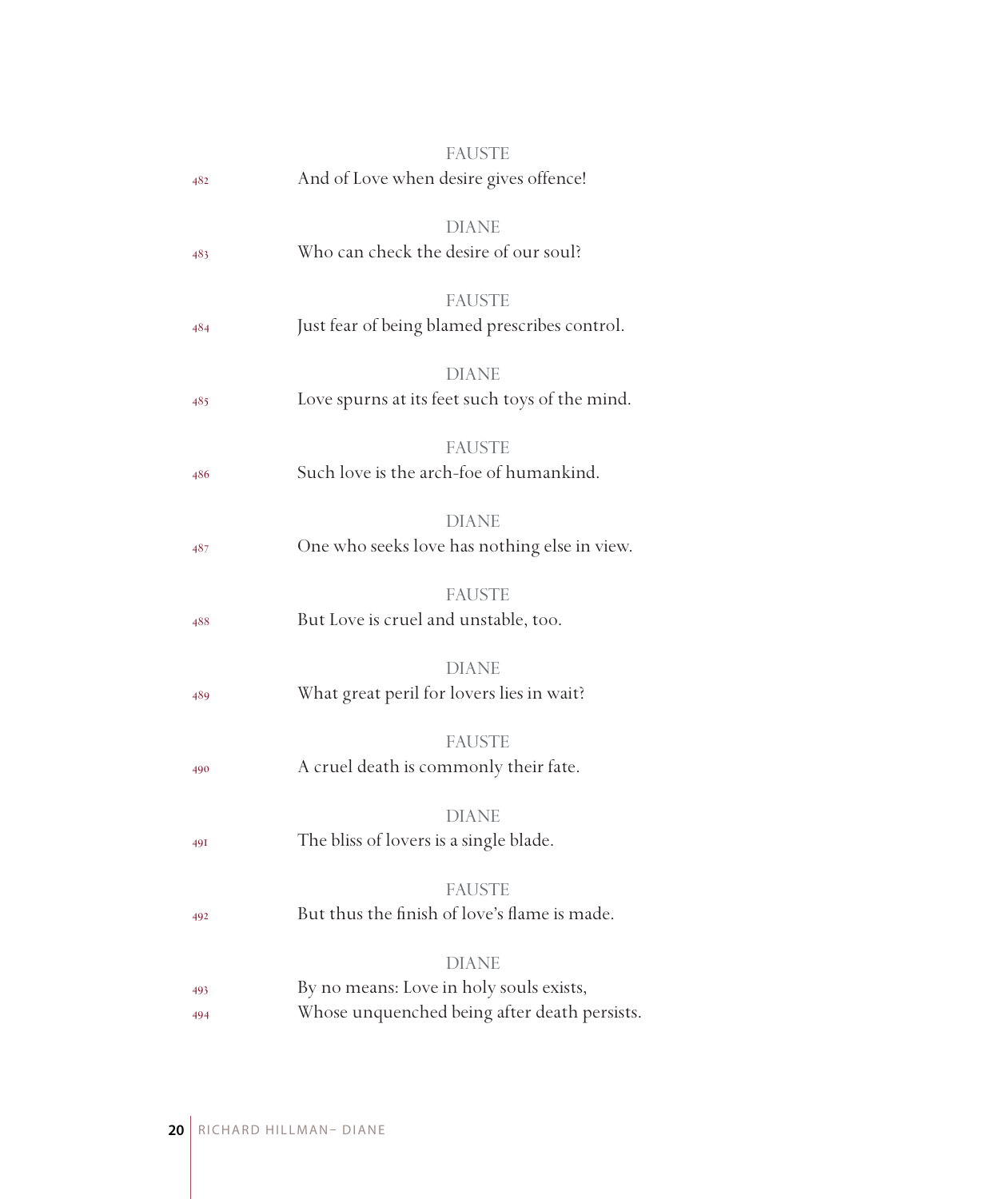FAUSTE

482 And of Love when desire gives offence!

DIANE

483 Who can check the desire of our soul?

FAUSTE

484 Just fear of being blamed prescribes control.

DIANE

485 Love spurns at its feet such toys of the mind.

FAUSTE

486 Such love is the arch-foe of humankind.

DIANE

487 One who seeks love has nothing else in view.

FAUSTE

488 But Love is cruel and unstable, too.

DIANE

489 What great peril for lovers lies in wait?

FAUSTE

490 A cruel death is commonly their fate.

DIANE

491 The bliss of lovers is a single blade.

FAUSTE

492 But thus the finish of love's flame is made.

DIANE

493 By no means: Love in holy souls exists,
494 Whose unquenched being after death persists.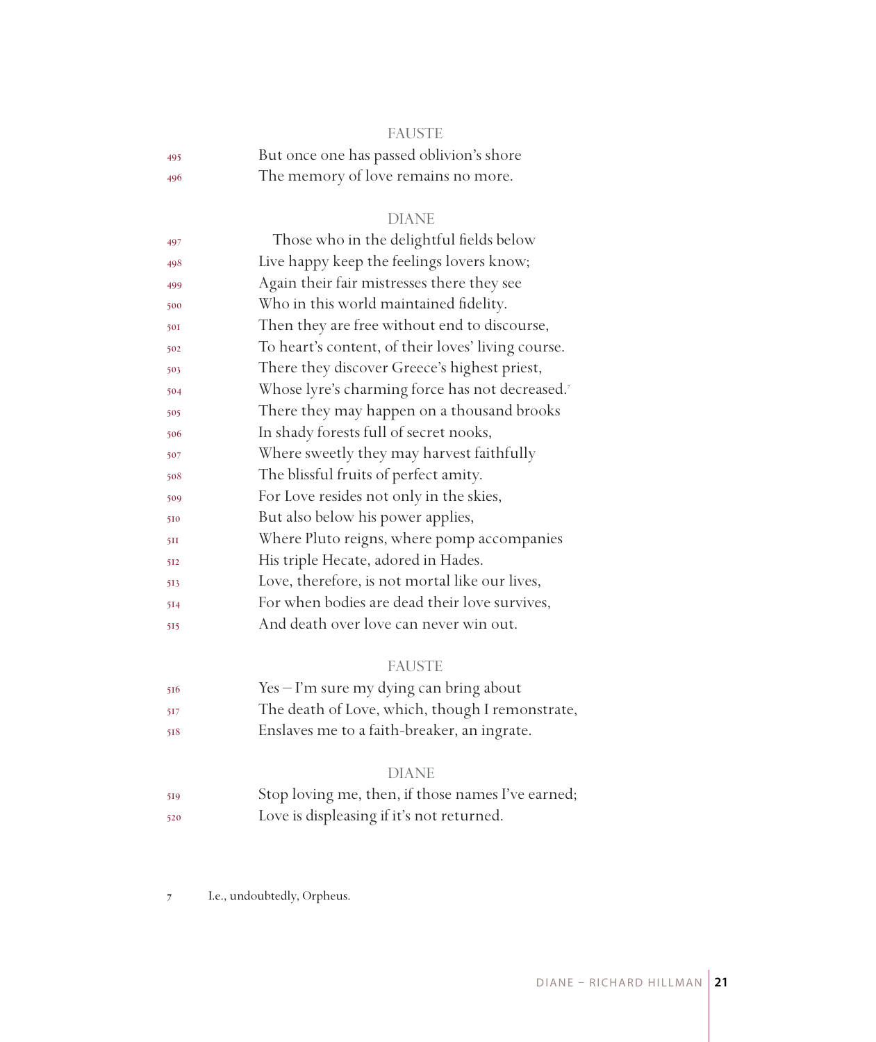FAUSTE

495 But once one has passed oblivion's shore
496 The memory of love remains no more.

DIANE

497 Those who in the delightful fields below
498 Live happy keep the feelings lovers know;
499 Again their fair mistresses there they see
500 Who in this world maintained fidelity.
501 Then they are free without end to discourse,
502 To heart's content, of their loves' living course.
503 There they discover Greece's highest priest,
504 Whose lyre's charming force has not decreased.[7]
505 There they may happen on a thousand brooks
506 In shady forests full of secret nooks,
507 Where sweetly they may harvest faithfully
508 The blissful fruits of perfect amity.
509 For Love resides not only in the skies,
510 But also below his power applies,
511 Where Pluto reigns, where pomp accompanies
512 His triple Hecate, adored in Hades.
513 Love, therefore, is not mortal like our lives,
514 For when bodies are dead their love survives,
515 And death over love can never win out.

FAUSTE

516 Yes – I'm sure my dying can bring about
517 The death of Love, which, though I remonstrate,
518 Enslaves me to a faith-breaker, an ingrate.

DIANE

519 Stop loving me, then, if those names I've earned;
520 Love is displeasing if it's not returned.

7 I.e., undoubtedly, Orpheus.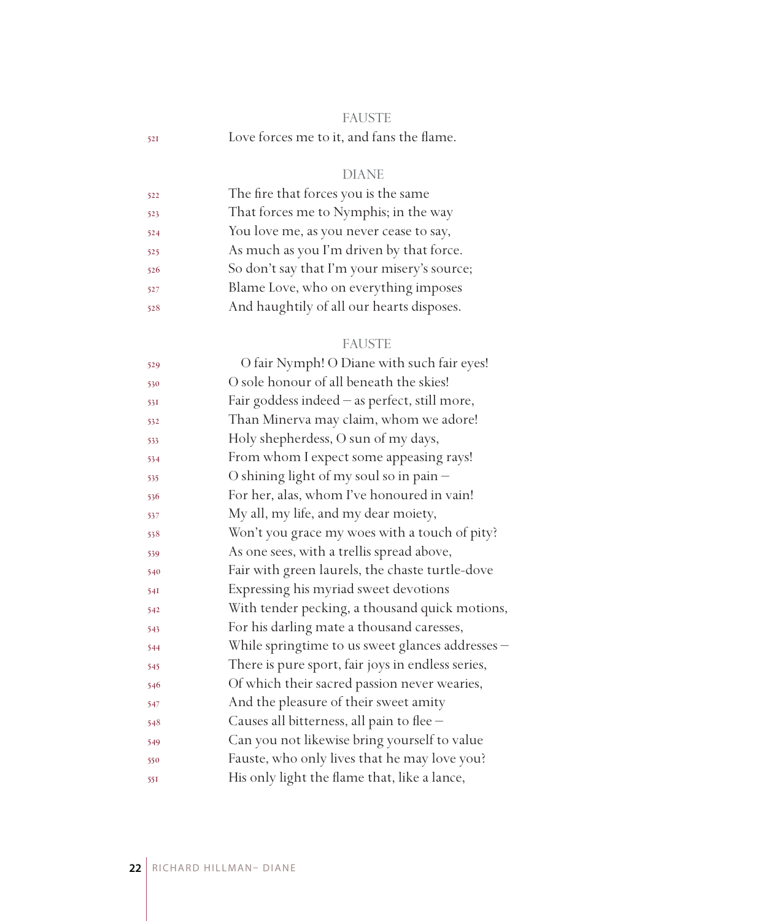FAUSTE

521 Love forces me to it, and fans the flame.

DIANE

522 The fire that forces you is the same
523 That forces me to Nymphis; in the way
524 You love me, as you never cease to say,
525 As much as you I'm driven by that force.
526 So don't say that I'm your misery's source;
527 Blame Love, who on everything imposes
528 And haughtily of all our hearts disposes.

FAUSTE

529 O fair Nymph! O Diane with such fair eyes!
530 O sole honour of all beneath the skies!
531 Fair goddess indeed – as perfect, still more,
532 Than Minerva may claim, whom we adore!
533 Holy shepherdess, O sun of my days,
534 From whom I expect some appeasing rays!
535 O shining light of my soul so in pain –
536 For her, alas, whom I've honoured in vain!
537 My all, my life, and my dear moiety,
538 Won't you grace my woes with a touch of pity?
539 As one sees, with a trellis spread above,
540 Fair with green laurels, the chaste turtle-dove
541 Expressing his myriad sweet devotions
542 With tender pecking, a thousand quick motions,
543 For his darling mate a thousand caresses,
544 While springtime to us sweet glances addresses –
545 There is pure sport, fair joys in endless series,
546 Of which their sacred passion never wearies,
547 And the pleasure of their sweet amity
548 Causes all bitterness, all pain to flee –
549 Can you not likewise bring yourself to value
550 Fauste, who only lives that he may love you?
551 His only light the flame that, like a lance,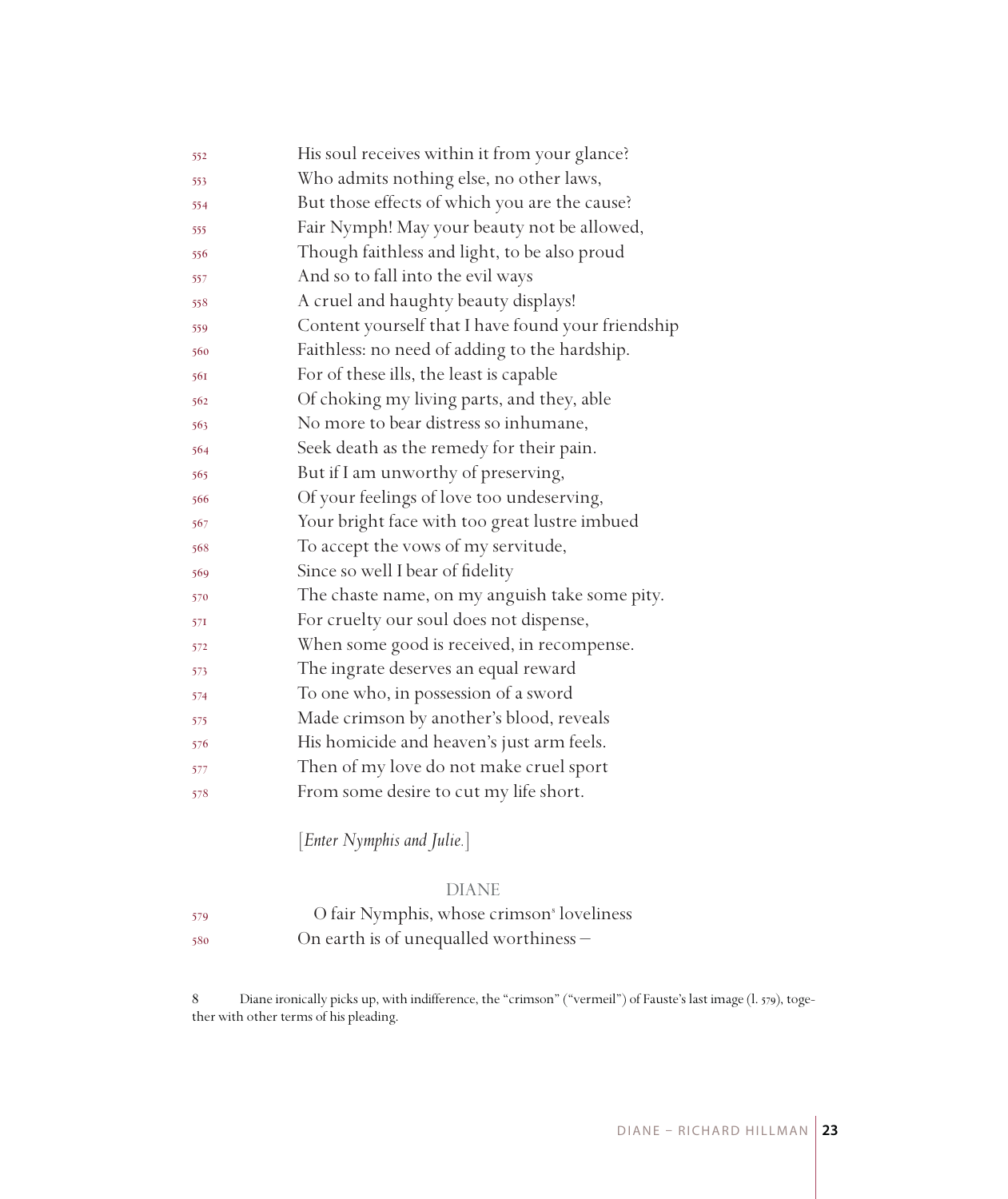552 His soul receives within it from your glance?
553 Who admits nothing else, no other laws,
554 But those effects of which you are the cause?
555 Fair Nymph! May your beauty not be allowed,
556 Though faithless and light, to be also proud
557 And so to fall into the evil ways
558 A cruel and haughty beauty displays!
559 Content yourself that I have found your friendship
560 Faithless: no need of adding to the hardship.
561 For of these ills, the least is capable
562 Of choking my living parts, and they, able
563 No more to bear distress so inhumane,
564 Seek death as the remedy for their pain.
565 But if I am unworthy of preserving,
566 Of your feelings of love too undeserving,
567 Your bright face with too great lustre imbued
568 To accept the vows of my servitude,
569 Since so well I bear of fidelity
570 The chaste name, on my anguish take some pity.
571 For cruelty our soul does not dispense,
572 When some good is received, in recompense.
573 The ingrate deserves an equal reward
574 To one who, in possession of a sword
575 Made crimson by another's blood, reveals
576 His homicide and heaven's just arm feels.
577 Then of my love do not make cruel sport
578 From some desire to cut my life short.

[*Enter Nymphis and Julie.*]

DIANE

579 O fair Nymphis, whose crimson[8] loveliness
580 On earth is of unequalled worthiness –

8 Diane ironically picks up, with indifference, the "crimson" ("vermeil") of Fauste's last image (l. 579), together with other terms of his pleading.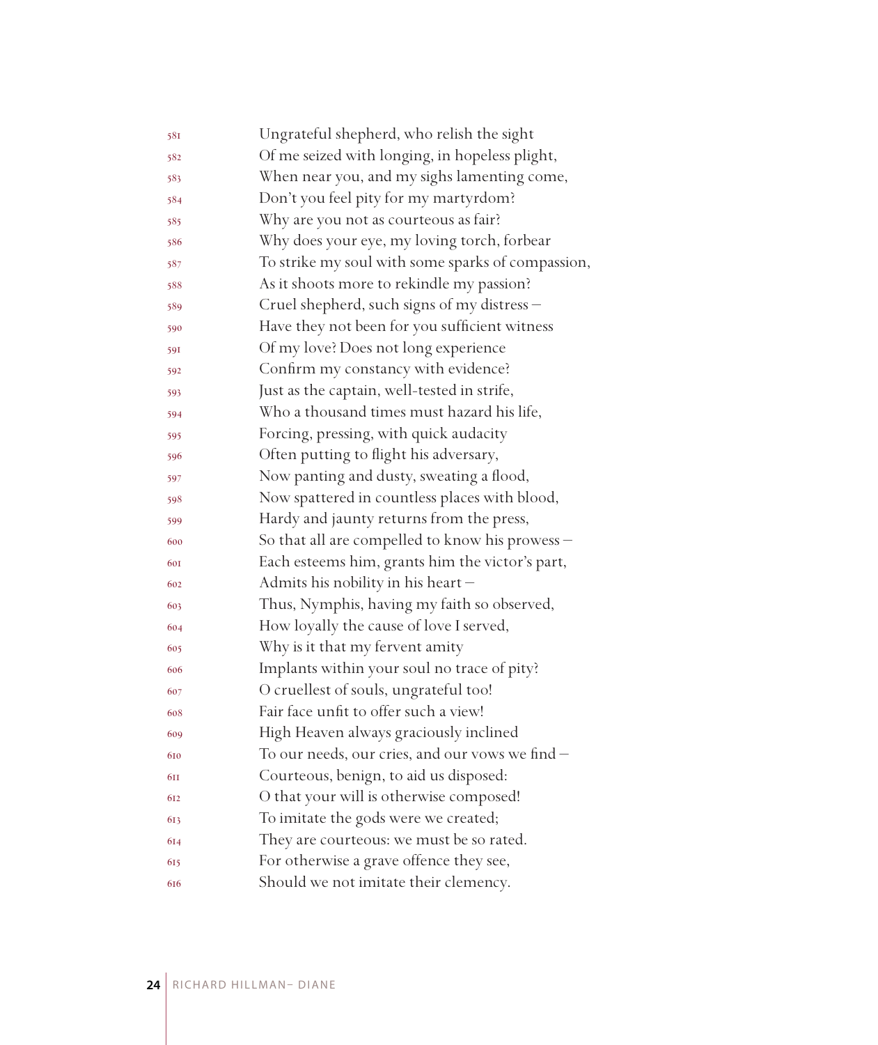581 Ungrateful shepherd, who relish the sight
582 Of me seized with longing, in hopeless plight,
583 When near you, and my sighs lamenting come,
584 Don't you feel pity for my martyrdom?
585 Why are you not as courteous as fair?
586 Why does your eye, my loving torch, forbear
587 To strike my soul with some sparks of compassion,
588 As it shoots more to rekindle my passion?
589 Cruel shepherd, such signs of my distress –
590 Have they not been for you sufficient witness
591 Of my love? Does not long experience
592 Confirm my constancy with evidence?
593 Just as the captain, well-tested in strife,
594 Who a thousand times must hazard his life,
595 Forcing, pressing, with quick audacity
596 Often putting to flight his adversary,
597 Now panting and dusty, sweating a flood,
598 Now spattered in countless places with blood,
599 Hardy and jaunty returns from the press,
600 So that all are compelled to know his prowess –
601 Each esteems him, grants him the victor's part,
602 Admits his nobility in his heart –
603 Thus, Nymphis, having my faith so observed,
604 How loyally the cause of love I served,
605 Why is it that my fervent amity
606 Implants within your soul no trace of pity?
607 O cruellest of souls, ungrateful too!
608 Fair face unfit to offer such a view!
609 High Heaven always graciously inclined
610 To our needs, our cries, and our vows we find –
611 Courteous, benign, to aid us disposed:
612 O that your will is otherwise composed!
613 To imitate the gods were we created;
614 They are courteous: we must be so rated.
615 For otherwise a grave offence they see,
616 Should we not imitate their clemency.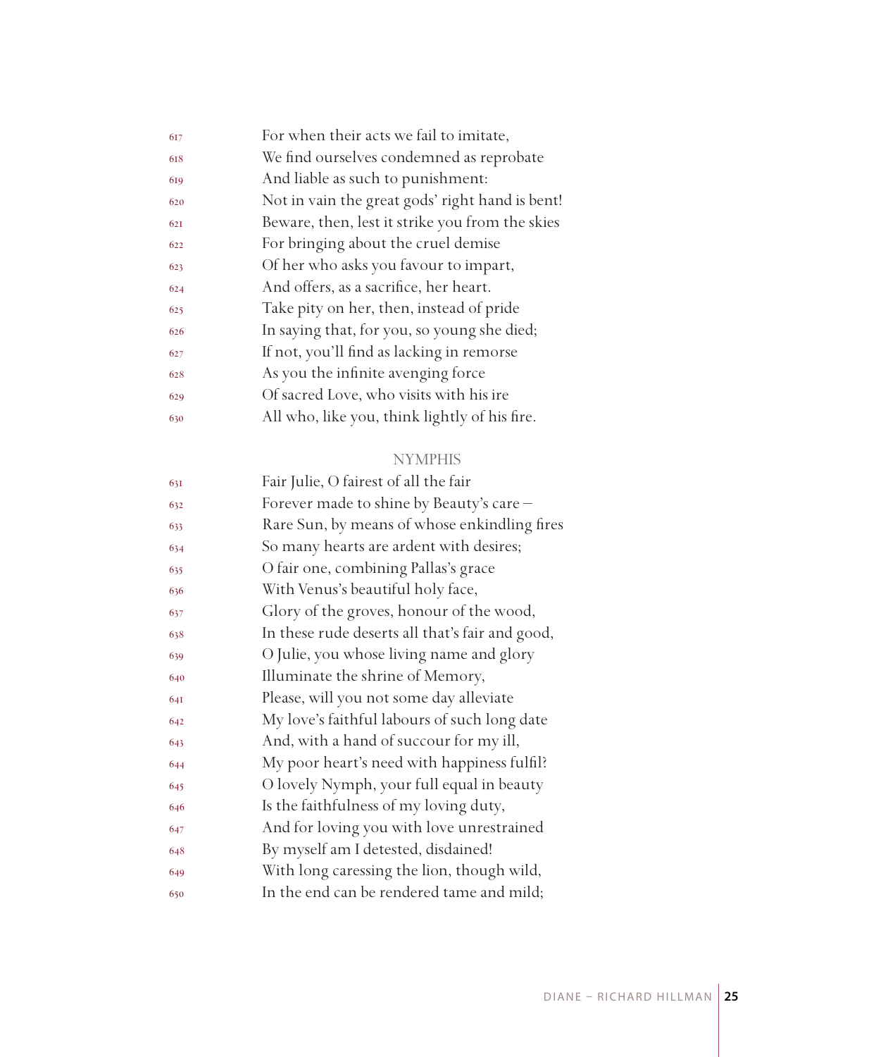617 For when their acts we fail to imitate,
618 We find ourselves condemned as reprobate
619 And liable as such to punishment:
620 Not in vain the great gods' right hand is bent!
621 Beware, then, lest it strike you from the skies
622 For bringing about the cruel demise
623 Of her who asks you favour to impart,
624 And offers, as a sacrifice, her heart.
625 Take pity on her, then, instead of pride
626 In saying that, for you, so young she died;
627 If not, you'll find as lacking in remorse
628 As you the infinite avenging force
629 Of sacred Love, who visits with his ire
630 All who, like you, think lightly of his fire.

NYMPHIS

631 Fair Julie, O fairest of all the fair
632 Forever made to shine by Beauty's care –
633 Rare Sun, by means of whose enkindling fires
634 So many hearts are ardent with desires;
635 O fair one, combining Pallas's grace
636 With Venus's beautiful holy face,
637 Glory of the groves, honour of the wood,
638 In these rude deserts all that's fair and good,
639 O Julie, you whose living name and glory
640 Illuminate the shrine of Memory,
641 Please, will you not some day alleviate
642 My love's faithful labours of such long date
643 And, with a hand of succour for my ill,
644 My poor heart's need with happiness fulfil?
645 O lovely Nymph, your full equal in beauty
646 Is the faithfulness of my loving duty,
647 And for loving you with love unrestrained
648 By myself am I detested, disdained!
649 With long caressing the lion, though wild,
650 In the end can be rendered tame and mild;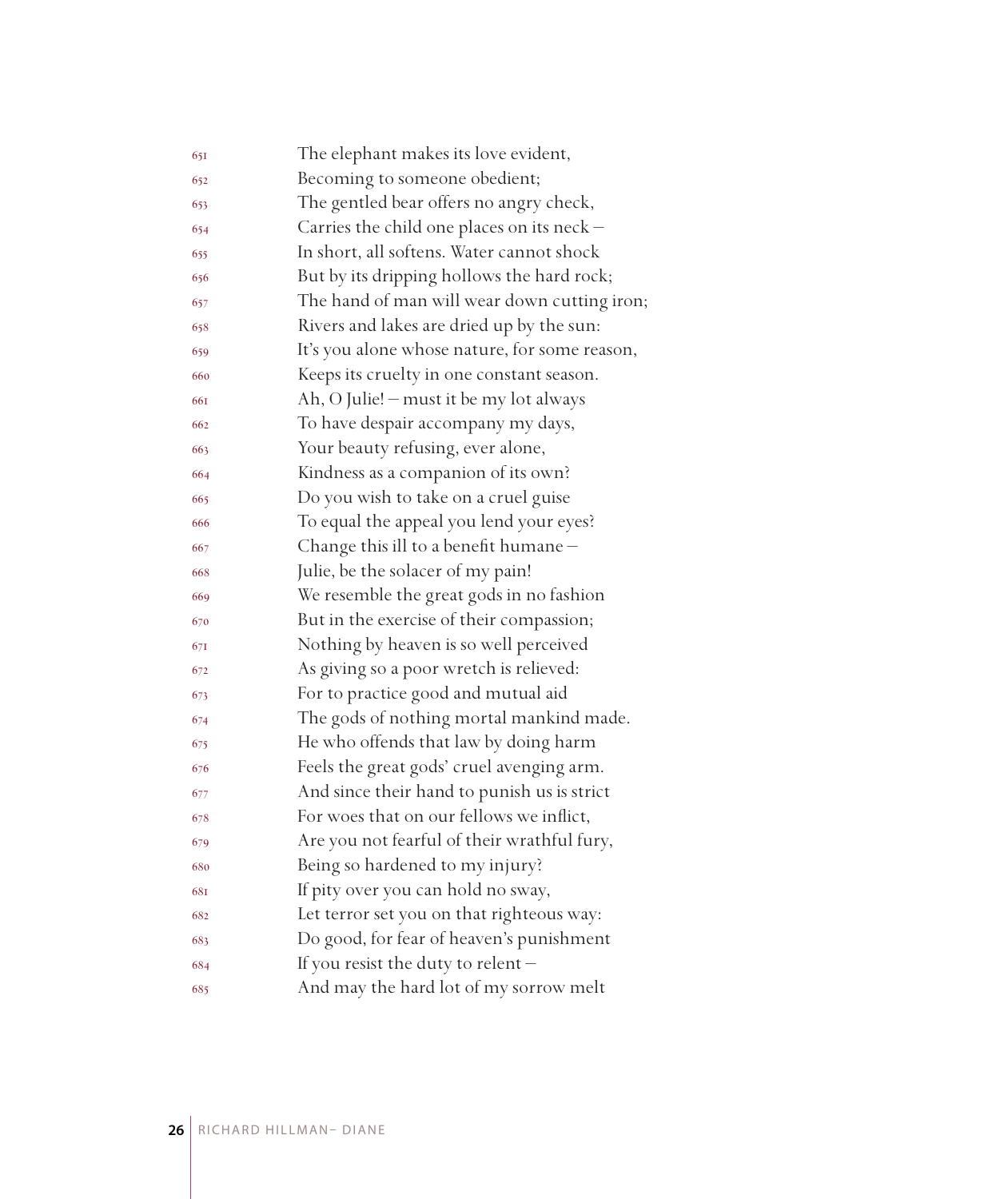651 The elephant makes its love evident,  
652 Becoming to someone obedient;  
653 The gentled bear offers no angry check,  
654 Carries the child one places on its neck –  
655 In short, all softens. Water cannot shock  
656 But by its dripping hollows the hard rock;  
657 The hand of man will wear down cutting iron;  
658 Rivers and lakes are dried up by the sun:  
659 It's you alone whose nature, for some reason,  
660 Keeps its cruelty in one constant season.  
661 Ah, O Julie! – must it be my lot always  
662 To have despair accompany my days,  
663 Your beauty refusing, ever alone,  
664 Kindness as a companion of its own?  
665 Do you wish to take on a cruel guise  
666 To equal the appeal you lend your eyes?  
667 Change this ill to a benefit humane –  
668 Julie, be the solacer of my pain!  
669 We resemble the great gods in no fashion  
670 But in the exercise of their compassion;  
671 Nothing by heaven is so well perceived  
672 As giving so a poor wretch is relieved:  
673 For to practice good and mutual aid  
674 The gods of nothing mortal mankind made.  
675 He who offends that law by doing harm  
676 Feels the great gods' cruel avenging arm.  
677 And since their hand to punish us is strict  
678 For woes that on our fellows we inflict,  
679 Are you not fearful of their wrathful fury,  
680 Being so hardened to my injury?  
681 If pity over you can hold no sway,  
682 Let terror set you on that righteous way:  
683 Do good, for fear of heaven's punishment  
684 If you resist the duty to relent –  
685 And may the hard lot of my sorrow melt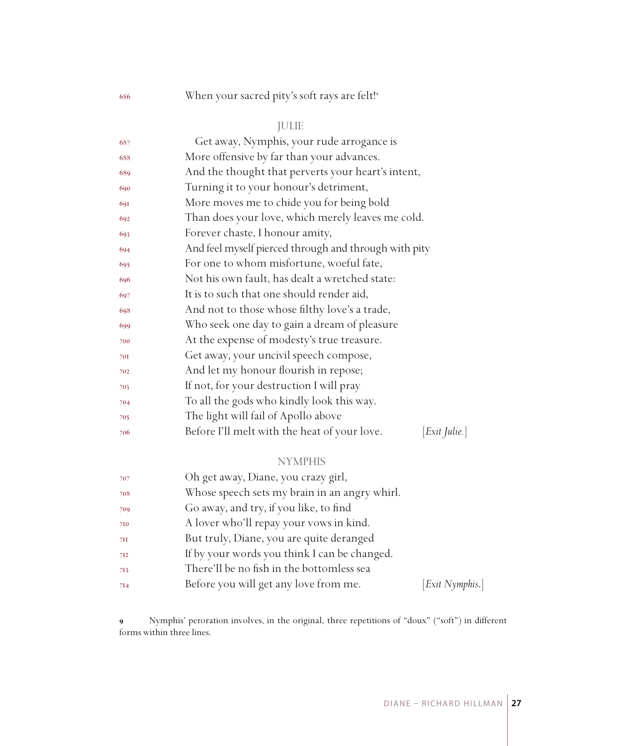686 When your sacred pity's soft rays are felt![9]

JULIE

687 Get away, Nymphis, your rude arrogance is
688 More offensive by far than your advances.
689 And the thought that perverts your heart's intent,
690 Turning it to your honour's detriment,
691 More moves me to chide you for being bold
692 Than does your love, which merely leaves me cold.
693 Forever chaste, I honour amity,
694 And feel myself pierced through and through with pity
695 For one to whom misfortune, woeful fate,
696 Not his own fault, has dealt a wretched state:
697 It is to such that one should render aid,
698 And not to those whose filthy love's a trade,
699 Who seek one day to gain a dream of pleasure
700 At the expense of modesty's true treasure.
701 Get away, your uncivil speech compose,
702 And let my honour flourish in repose;
703 If not, for your destruction I will pray
704 To all the gods who kindly look this way.
705 The light will fail of Apollo above
706 Before I'll melt with the heat of your love. [*Exit Julie.*]

NYMPHIS

707 Oh get away, Diane, you crazy girl,
708 Whose speech sets my brain in an angry whirl.
709 Go away, and try, if you like, to find
710 A lover who'll repay your vows in kind.
711 But truly, Diane, you are quite deranged
712 If by your words you think I can be changed.
713 There'll be no fish in the bottomless sea
714 Before you will get any love from me. [*Exit Nymphis.*]

**9** Nymphis' peroration involves, in the original, three repetitions of "doux" ("soft") in different forms within three lines.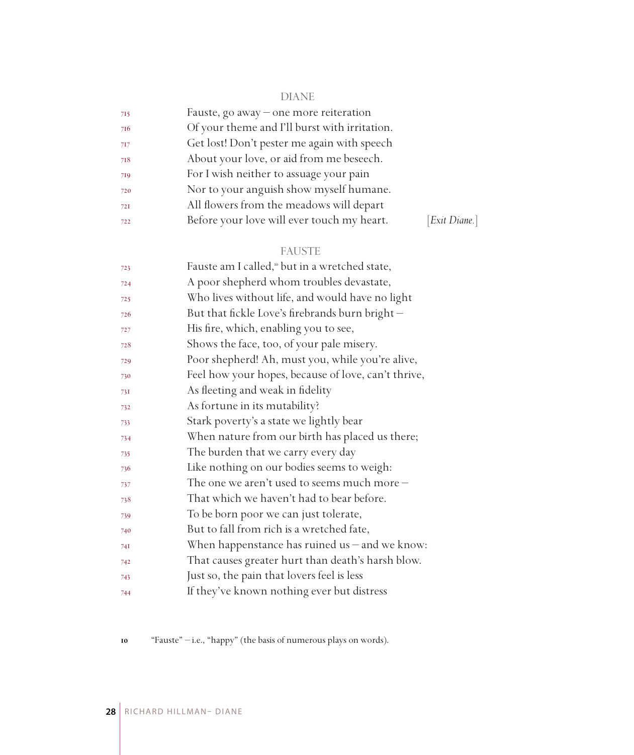DIANE

715 Fauste, go away – one more reiteration
716 Of your theme and I'll burst with irritation.
717 Get lost! Don't pester me again with speech
718 About your love, or aid from me beseech.
719 For I wish neither to assuage your pain
720 Nor to your anguish show myself humane.
721 All flowers from the meadows will depart
722 Before your love will ever touch my heart. [*Exit Diane.*]

FAUSTE

723 Fauste am I called,[10] but in a wretched state,
724 A poor shepherd whom troubles devastate,
725 Who lives without life, and would have no light
726 But that fickle Love's firebrands burn bright –
727 His fire, which, enabling you to see,
728 Shows the face, too, of your pale misery.
729 Poor shepherd! Ah, must you, while you're alive,
730 Feel how your hopes, because of love, can't thrive,
731 As fleeting and weak in fidelity
732 As fortune in its mutability?
733 Stark poverty's a state we lightly bear
734 When nature from our birth has placed us there;
735 The burden that we carry every day
736 Like nothing on our bodies seems to weigh:
737 The one we aren't used to seems much more –
738 That which we haven't had to bear before.
739 To be born poor we can just tolerate,
740 But to fall from rich is a wretched fate,
741 When happenstance has ruined us – and we know:
742 That causes greater hurt than death's harsh blow.
743 Just so, the pain that lovers feel is less
744 If they've known nothing ever but distress

10 "Fauste" – i.e., "happy" (the basis of numerous plays on words).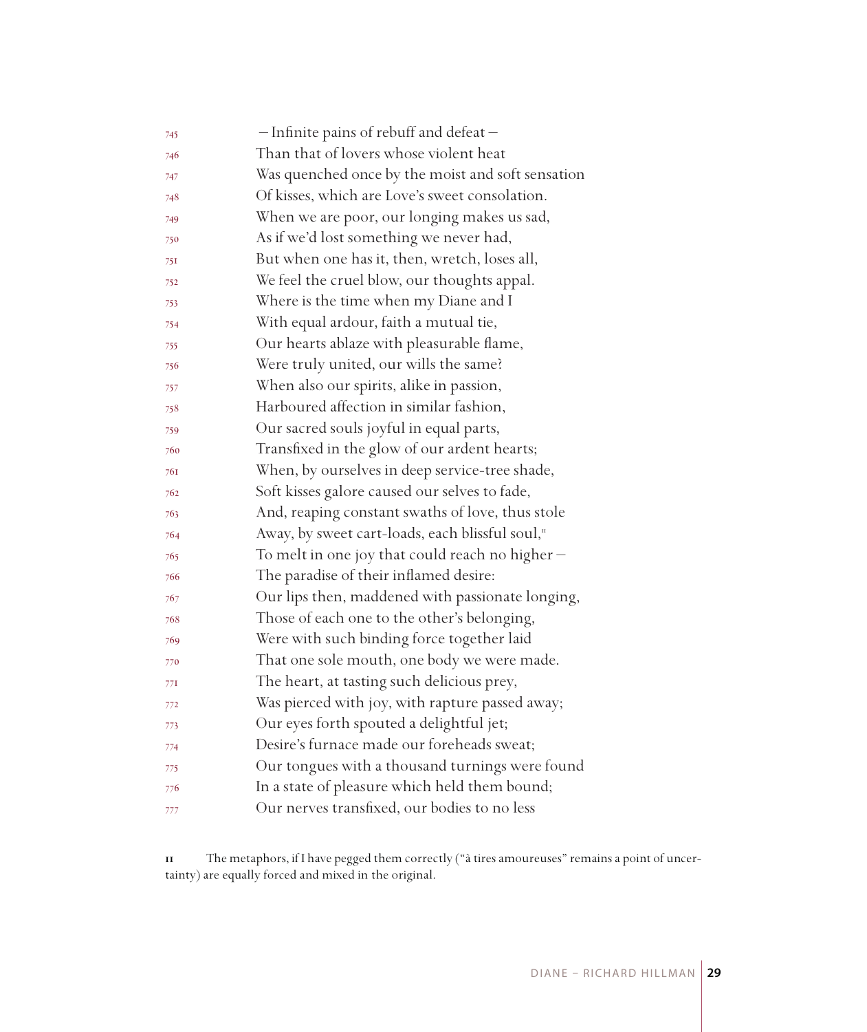745 —Infinite pains of rebuff and defeat—  
746 Than that of lovers whose violent heat  
747 Was quenched once by the moist and soft sensation  
748 Of kisses, which are Love's sweet consolation.  
749 When we are poor, our longing makes us sad,  
750 As if we'd lost something we never had,  
751 But when one has it, then, wretch, loses all,  
752 We feel the cruel blow, our thoughts appal.  
753 Where is the time when my Diane and I  
754 With equal ardour, faith a mutual tie,  
755 Our hearts ablaze with pleasurable flame,  
756 Were truly united, our wills the same?  
757 When also our spirits, alike in passion,  
758 Harboured affection in similar fashion,  
759 Our sacred souls joyful in equal parts,  
760 Transfixed in the glow of our ardent hearts;  
761 When, by ourselves in deep service-tree shade,  
762 Soft kisses galore caused our selves to fade,  
763 And, reaping constant swaths of love, thus stole  
764 Away, by sweet cart-loads, each blissful soul,[11]  
765 To melt in one joy that could reach no higher—  
766 The paradise of their inflamed desire:  
767 Our lips then, maddened with passionate longing,  
768 Those of each one to the other's belonging,  
769 Were with such binding force together laid  
770 That one sole mouth, one body we were made.  
771 The heart, at tasting such delicious prey,  
772 Was pierced with joy, with rapture passed away;  
773 Our eyes forth spouted a delightful jet;  
774 Desire's furnace made our foreheads sweat;  
775 Our tongues with a thousand turnings were found  
776 In a state of pleasure which held them bound;  
777 Our nerves transfixed, our bodies to no less

11 The metaphors, if I have pegged them correctly ("à tires amoureuses" remains a point of uncertainty) are equally forced and mixed in the original.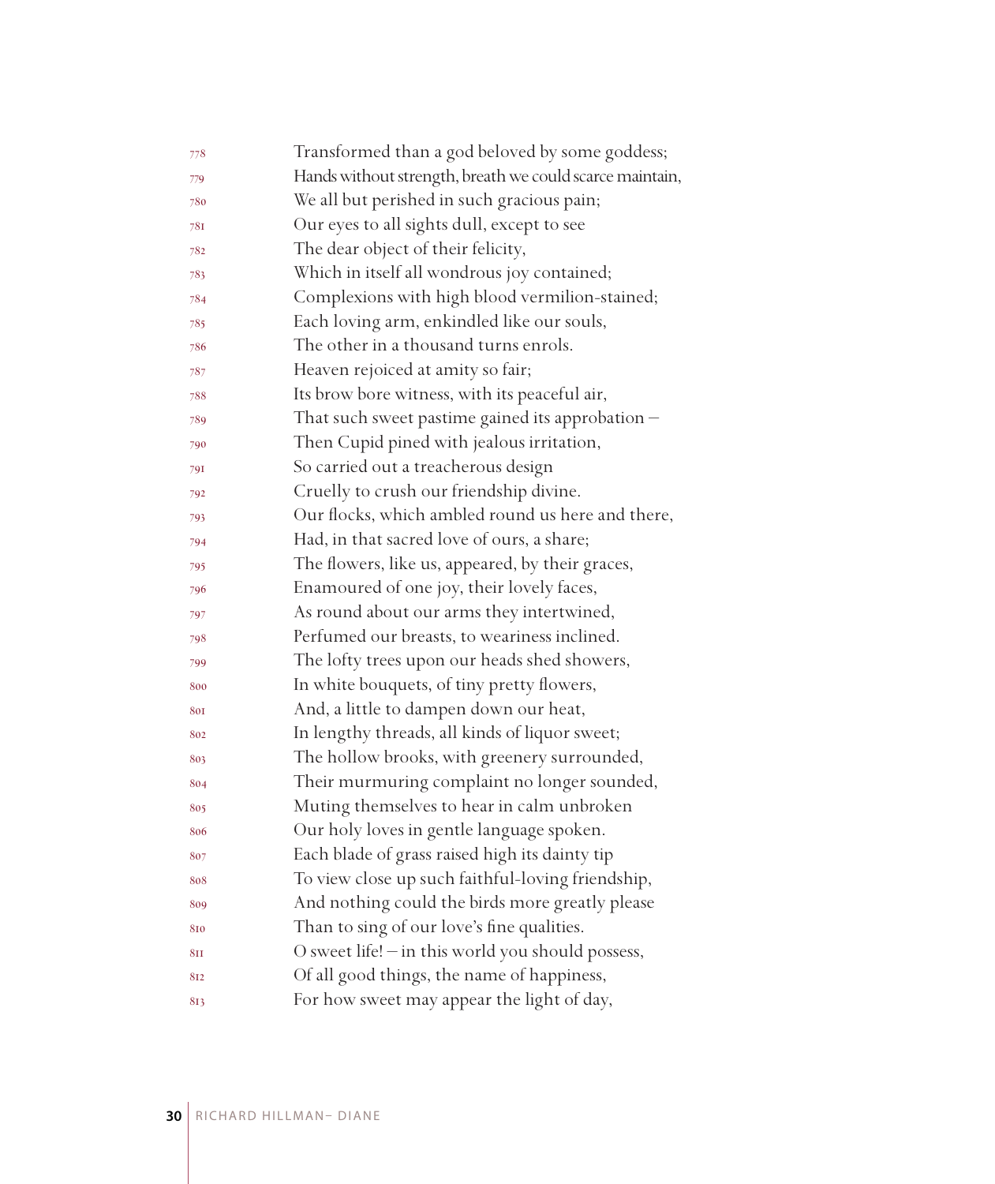778 Transformed than a god beloved by some goddess;
779 Hands without strength, breath we could scarce maintain,
780 We all but perished in such gracious pain;
781 Our eyes to all sights dull, except to see
782 The dear object of their felicity,
783 Which in itself all wondrous joy contained;
784 Complexions with high blood vermilion-stained;
785 Each loving arm, enkindled like our souls,
786 The other in a thousand turns enrols.
787 Heaven rejoiced at amity so fair;
788 Its brow bore witness, with its peaceful air,
789 That such sweet pastime gained its approbation –
790 Then Cupid pined with jealous irritation,
791 So carried out a treacherous design
792 Cruelly to crush our friendship divine.
793 Our flocks, which ambled round us here and there,
794 Had, in that sacred love of ours, a share;
795 The flowers, like us, appeared, by their graces,
796 Enamoured of one joy, their lovely faces,
797 As round about our arms they intertwined,
798 Perfumed our breasts, to weariness inclined.
799 The lofty trees upon our heads shed showers,
800 In white bouquets, of tiny pretty flowers,
801 And, a little to dampen down our heat,
802 In lengthy threads, all kinds of liquor sweet;
803 The hollow brooks, with greenery surrounded,
804 Their murmuring complaint no longer sounded,
805 Muting themselves to hear in calm unbroken
806 Our holy loves in gentle language spoken.
807 Each blade of grass raised high its dainty tip
808 To view close up such faithful-loving friendship,
809 And nothing could the birds more greatly please
810 Than to sing of our love's fine qualities.
811 O sweet life! – in this world you should possess,
812 Of all good things, the name of happiness,
813 For how sweet may appear the light of day,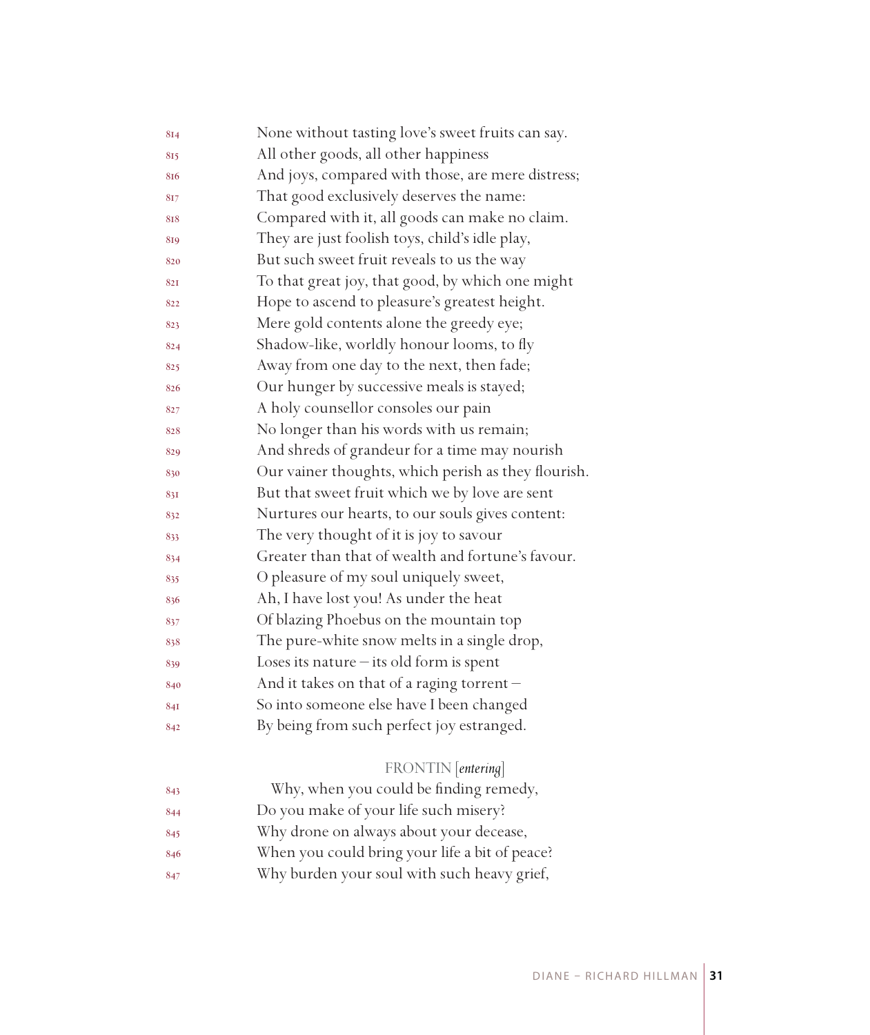814 None without tasting love's sweet fruits can say.
815 All other goods, all other happiness
816 And joys, compared with those, are mere distress;
817 That good exclusively deserves the name:
818 Compared with it, all goods can make no claim.
819 They are just foolish toys, child's idle play,
820 But such sweet fruit reveals to us the way
821 To that great joy, that good, by which one might
822 Hope to ascend to pleasure's greatest height.
823 Mere gold contents alone the greedy eye;
824 Shadow-like, worldly honour looms, to fly
825 Away from one day to the next, then fade;
826 Our hunger by successive meals is stayed;
827 A holy counsellor consoles our pain
828 No longer than his words with us remain;
829 And shreds of grandeur for a time may nourish
830 Our vainer thoughts, which perish as they flourish.
831 But that sweet fruit which we by love are sent
832 Nurtures our hearts, to our souls gives content:
833 The very thought of it is joy to savour
834 Greater than that of wealth and fortune's favour.
835 O pleasure of my soul uniquely sweet,
836 Ah, I have lost you! As under the heat
837 Of blazing Phoebus on the mountain top
838 The pure-white snow melts in a single drop,
839 Loses its nature – its old form is spent
840 And it takes on that of a raging torrent –
841 So into someone else have I been changed
842 By being from such perfect joy estranged.

FRONTIN [*entering*]

843 Why, when you could be finding remedy,
844 Do you make of your life such misery?
845 Why drone on always about your decease,
846 When you could bring your life a bit of peace?
847 Why burden your soul with such heavy grief,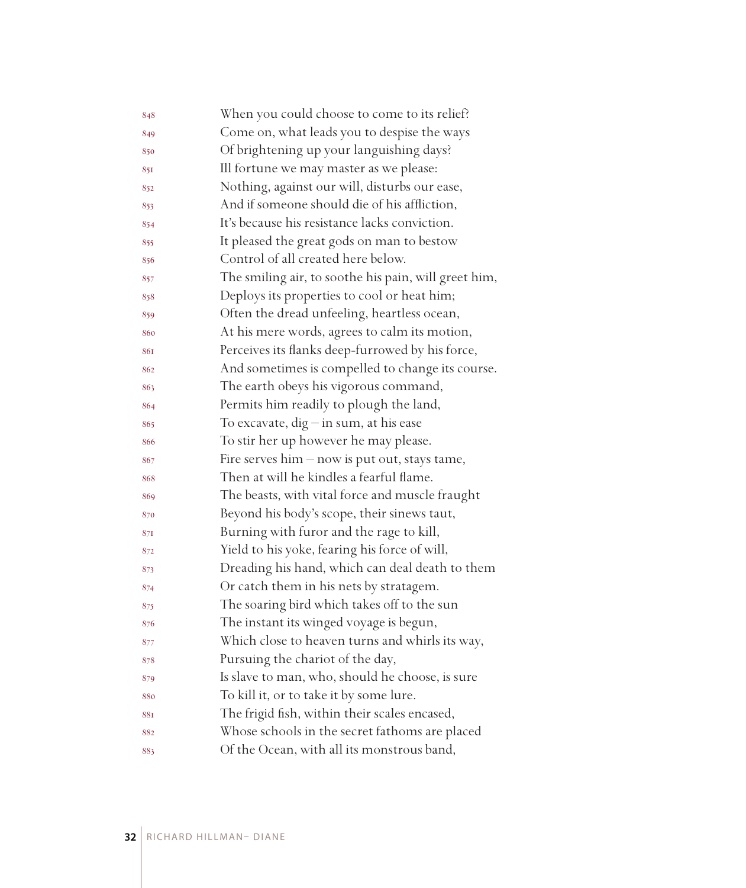848 When you could choose to come to its relief?
849 Come on, what leads you to despise the ways
850 Of brightening up your languishing days?
851 Ill fortune we may master as we please:
852 Nothing, against our will, disturbs our ease,
853 And if someone should die of his affliction,
854 It's because his resistance lacks conviction.
855 It pleased the great gods on man to bestow
856 Control of all created here below.
857 The smiling air, to soothe his pain, will greet him,
858 Deploys its properties to cool or heat him;
859 Often the dread unfeeling, heartless ocean,
860 At his mere words, agrees to calm its motion,
861 Perceives its flanks deep-furrowed by his force,
862 And sometimes is compelled to change its course.
863 The earth obeys his vigorous command,
864 Permits him readily to plough the land,
865 To excavate, dig – in sum, at his ease
866 To stir her up however he may please.
867 Fire serves him – now is put out, stays tame,
868 Then at will he kindles a fearful flame.
869 The beasts, with vital force and muscle fraught
870 Beyond his body's scope, their sinews taut,
871 Burning with furor and the rage to kill,
872 Yield to his yoke, fearing his force of will,
873 Dreading his hand, which can deal death to them
874 Or catch them in his nets by stratagem.
875 The soaring bird which takes off to the sun
876 The instant its winged voyage is begun,
877 Which close to heaven turns and whirls its way,
878 Pursuing the chariot of the day,
879 Is slave to man, who, should he choose, is sure
880 To kill it, or to take it by some lure.
881 The frigid fish, within their scales encased,
882 Whose schools in the secret fathoms are placed
883 Of the Ocean, with all its monstrous band,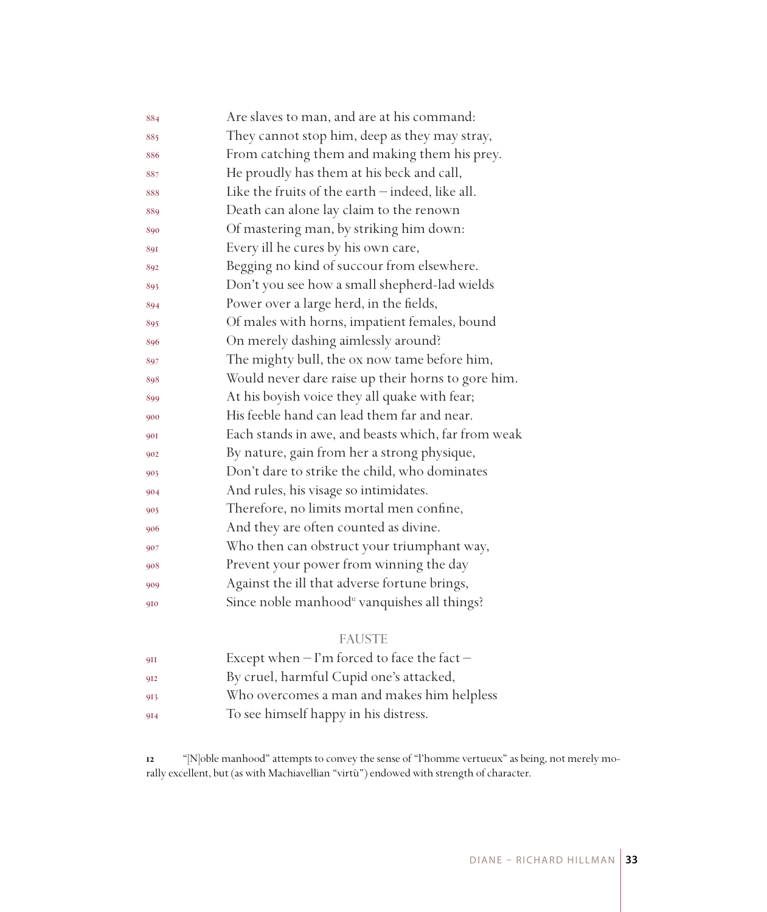884 Are slaves to man, and are at his command:
885 They cannot stop him, deep as they may stray,
886 From catching them and making them his prey.
887 He proudly has them at his beck and call,
888 Like the fruits of the earth – indeed, like all.
889 Death can alone lay claim to the renown
890 Of mastering man, by striking him down:
891 Every ill he cures by his own care,
892 Begging no kind of succour from elsewhere.
893 Don't you see how a small shepherd-lad wields
894 Power over a large herd, in the fields,
895 Of males with horns, impatient females, bound
896 On merely dashing aimlessly around?
897 The mighty bull, the ox now tame before him,
898 Would never dare raise up their horns to gore him.
899 At his boyish voice they all quake with fear;
900 His feeble hand can lead them far and near.
901 Each stands in awe, and beasts which, far from weak
902 By nature, gain from her a strong physique,
903 Don't dare to strike the child, who dominates
904 And rules, his visage so intimidates.
905 Therefore, no limits mortal men confine,
906 And they are often counted as divine.
907 Who then can obstruct your triumphant way,
908 Prevent your power from winning the day
909 Against the ill that adverse fortune brings,
910 Since noble manhood[12] vanquishes all things?

FAUSTE

911 Except when – I'm forced to face the fact –
912 By cruel, harmful Cupid one's attacked,
913 Who overcomes a man and makes him helpless
914 To see himself happy in his distress.

12 "[N]oble manhood" attempts to convey the sense of "l'homme vertueux" as being, not merely morally excellent, but (as with Machiavellian "virtù") endowed with strength of character.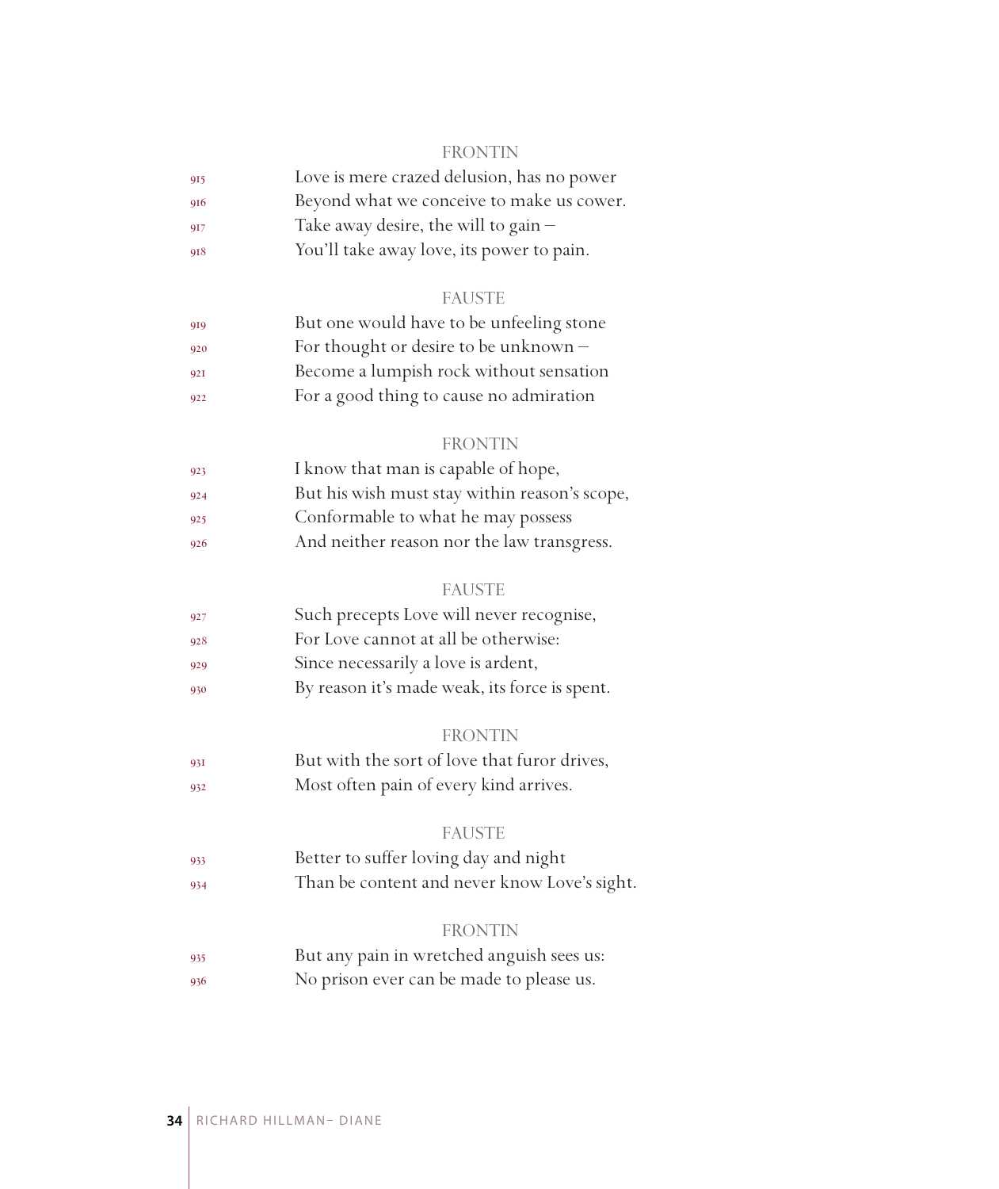FRONTIN

915 Love is mere crazed delusion, has no power
916 Beyond what we conceive to make us cower.
917 Take away desire, the will to gain –
918 You'll take away love, its power to pain.

FAUSTE

919 But one would have to be unfeeling stone
920 For thought or desire to be unknown –
921 Become a lumpish rock without sensation
922 For a good thing to cause no admiration

FRONTIN

923 I know that man is capable of hope,
924 But his wish must stay within reason's scope,
925 Conformable to what he may possess
926 And neither reason nor the law transgress.

FAUSTE

927 Such precepts Love will never recognise,
928 For Love cannot at all be otherwise:
929 Since necessarily a love is ardent,
930 By reason it's made weak, its force is spent.

FRONTIN

931 But with the sort of love that furor drives,
932 Most often pain of every kind arrives.

FAUSTE

933 Better to suffer loving day and night
934 Than be content and never know Love's sight.

FRONTIN

935 But any pain in wretched anguish sees us:
936 No prison ever can be made to please us.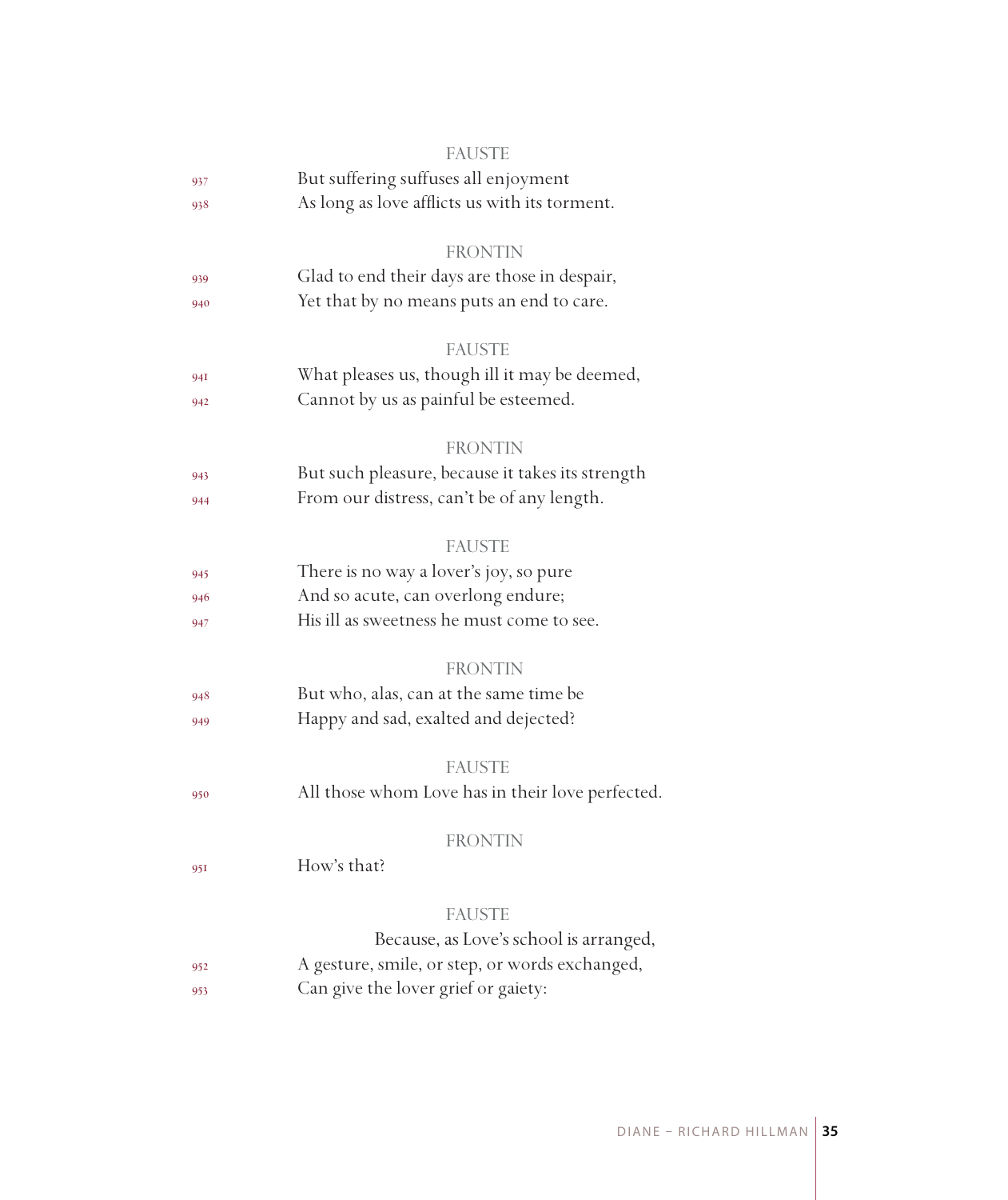FAUSTE

937 But suffering suffuses all enjoyment
938 As long as love afflicts us with its torment.

FRONTIN

939 Glad to end their days are those in despair,
940 Yet that by no means puts an end to care.

FAUSTE

941 What pleases us, though ill it may be deemed,
942 Cannot by us as painful be esteemed.

FRONTIN

943 But such pleasure, because it takes its strength
944 From our distress, can't be of any length.

FAUSTE

945 There is no way a lover's joy, so pure
946 And so acute, can overlong endure;
947 His ill as sweetness he must come to see.

FRONTIN

948 But who, alas, can at the same time be
949 Happy and sad, exalted and dejected?

FAUSTE

950 All those whom Love has in their love perfected.

FRONTIN

951 How's that?

FAUSTE

Because, as Love's school is arranged,
952 A gesture, smile, or step, or words exchanged,
953 Can give the lover grief or gaiety: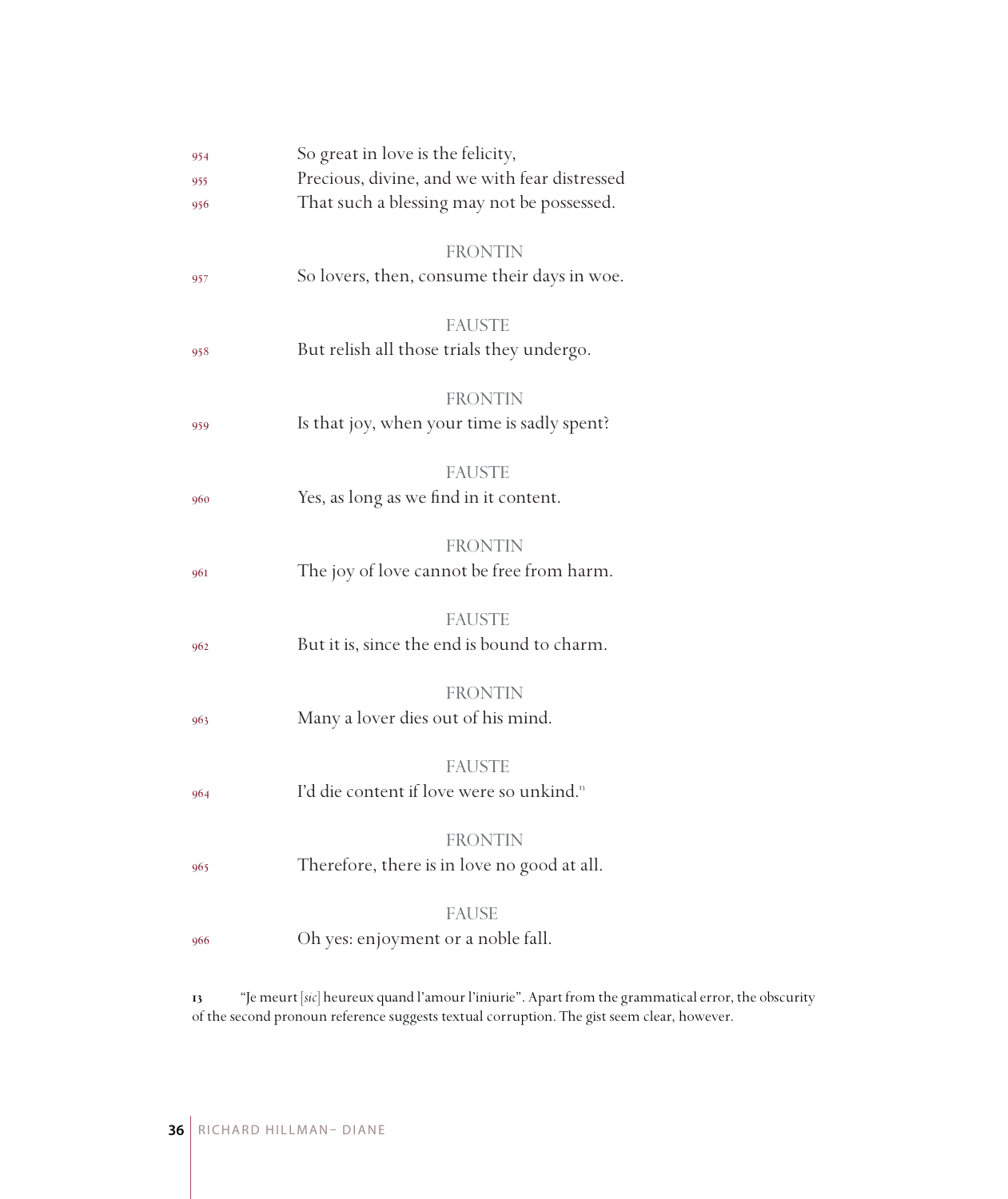954 So great in love is the felicity,
955 Precious, divine, and we with fear distressed
956 That such a blessing may not be possessed.

FRONTIN

957 So lovers, then, consume their days in woe.

FAUSTE

958 But relish all those trials they undergo.

FRONTIN

959 Is that joy, when your time is sadly spent?

FAUSTE

960 Yes, as long as we find in it content.

FRONTIN

961 The joy of love cannot be free from harm.

FAUSTE

962 But it is, since the end is bound to charm.

FRONTIN

963 Many a lover dies out of his mind.

FAUSTE

964 I'd die content if love were so unkind.[13]

FRONTIN

965 Therefore, there is in love no good at all.

FAUSE

966 Oh yes: enjoyment or a noble fall.

13 "Je meurt [*sic*] heureux quand l'amour l'iniurie". Apart from the grammatical error, the obscurity of the second pronoun reference suggests textual corruption. The gist seem clear, however.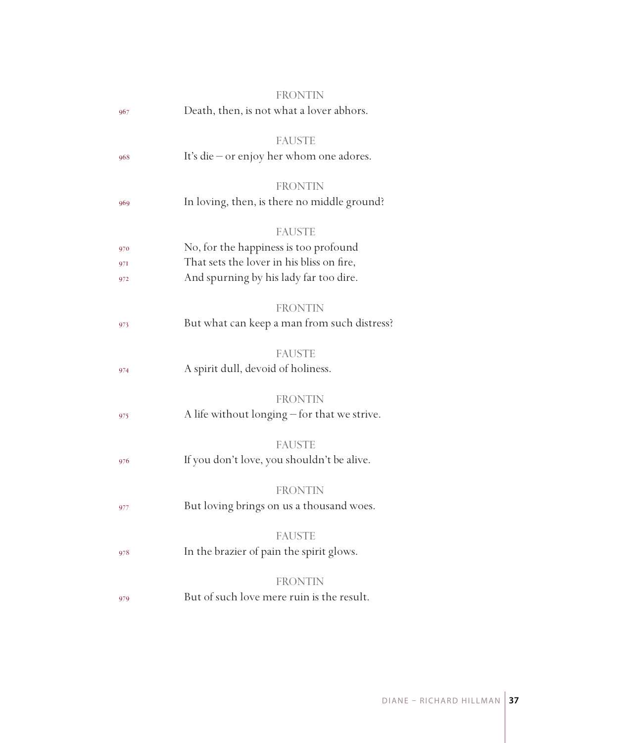FRONTIN

967 Death, then, is not what a lover abhors.

FAUSTE

968 It's die – or enjoy her whom one adores.

FRONTIN

969 In loving, then, is there no middle ground?

FAUSTE

970 No, for the happiness is too profound
971 That sets the lover in his bliss on fire,
972 And spurning by his lady far too dire.

FRONTIN

973 But what can keep a man from such distress?

FAUSTE

974 A spirit dull, devoid of holiness.

FRONTIN

975 A life without longing – for that we strive.

FAUSTE

976 If you don't love, you shouldn't be alive.

FRONTIN

977 But loving brings on us a thousand woes.

FAUSTE

978 In the brazier of pain the spirit glows.

FRONTIN

979 But of such love mere ruin is the result.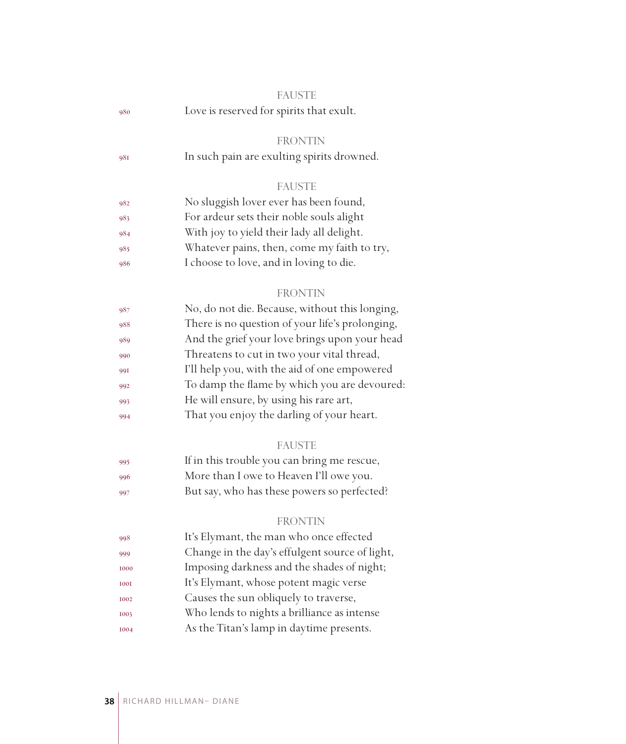FAUSTE

980 Love is reserved for spirits that exult.

FRONTIN

981 In such pain are exulting spirits drowned.

FAUSTE

982 No sluggish lover ever has been found,
983 For ardeur sets their noble souls alight
984 With joy to yield their lady all delight.
985 Whatever pains, then, come my faith to try,
986 I choose to love, and in loving to die.

FRONTIN

987 No, do not die. Because, without this longing,
988 There is no question of your life's prolonging,
989 And the grief your love brings upon your head
990 Threatens to cut in two your vital thread,
991 I'll help you, with the aid of one empowered
992 To damp the flame by which you are devoured:
993 He will ensure, by using his rare art,
994 That you enjoy the darling of your heart.

FAUSTE

995 If in this trouble you can bring me rescue,
996 More than I owe to Heaven I'll owe you.
997 But say, who has these powers so perfected?

FRONTIN

998 It's Elymant, the man who once effected
999 Change in the day's effulgent source of light,
1000 Imposing darkness and the shades of night;
1001 It's Elymant, whose potent magic verse
1002 Causes the sun obliquely to traverse,
1003 Who lends to nights a brilliance as intense
1004 As the Titan's lamp in daytime presents.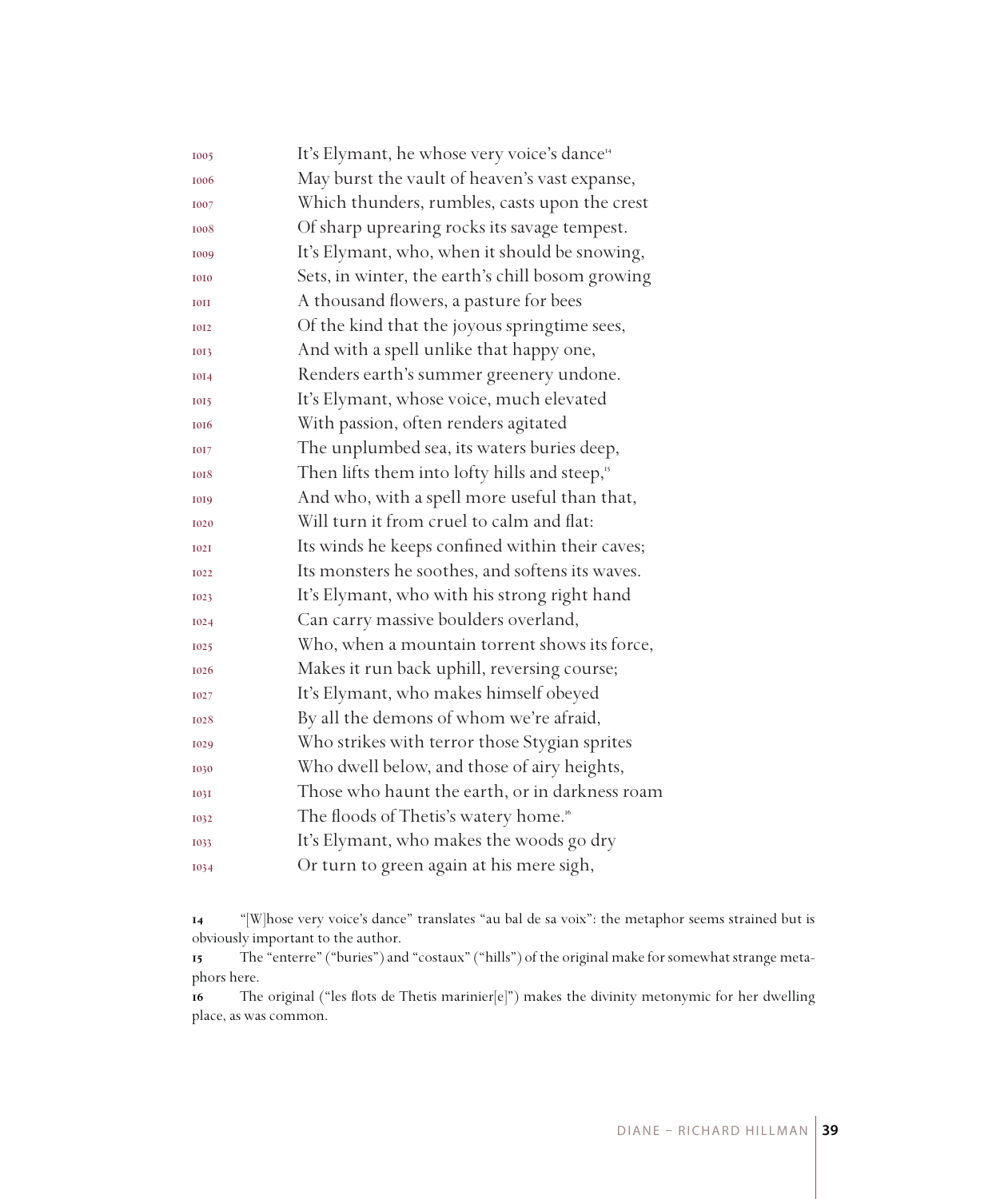1005 It's Elymant, he whose very voice's dance[14]
1006 May burst the vault of heaven's vast expanse,
1007 Which thunders, rumbles, casts upon the crest
1008 Of sharp uprearing rocks its savage tempest.
1009 It's Elymant, who, when it should be snowing,
1010 Sets, in winter, the earth's chill bosom growing
1011 A thousand flowers, a pasture for bees
1012 Of the kind that the joyous springtime sees,
1013 And with a spell unlike that happy one,
1014 Renders earth's summer greenery undone.
1015 It's Elymant, whose voice, much elevated
1016 With passion, often renders agitated
1017 The unplumbed sea, its waters buries deep,
1018 Then lifts them into lofty hills and steep,[15]
1019 And who, with a spell more useful than that,
1020 Will turn it from cruel to calm and flat:
1021 Its winds he keeps confined within their caves;
1022 Its monsters he soothes, and softens its waves.
1023 It's Elymant, who with his strong right hand
1024 Can carry massive boulders overland,
1025 Who, when a mountain torrent shows its force,
1026 Makes it run back uphill, reversing course;
1027 It's Elymant, who makes himself obeyed
1028 By all the demons of whom we're afraid,
1029 Who strikes with terror those Stygian sprites
1030 Who dwell below, and those of airy heights,
1031 Those who haunt the earth, or in darkness roam
1032 The floods of Thetis's watery home.[16]
1033 It's Elymant, who makes the woods go dry
1034 Or turn to green again at his mere sigh,

14 "[W]hose very voice's dance" translates "au bal de sa voix": the metaphor seems strained but is obviously important to the author.

15 The "enterre" ("buries") and "costaux" ("hills") of the original make for somewhat strange metaphors here.

16 The original ("les flots de Thetis marinier[e]") makes the divinity metonymic for her dwelling place, as was common.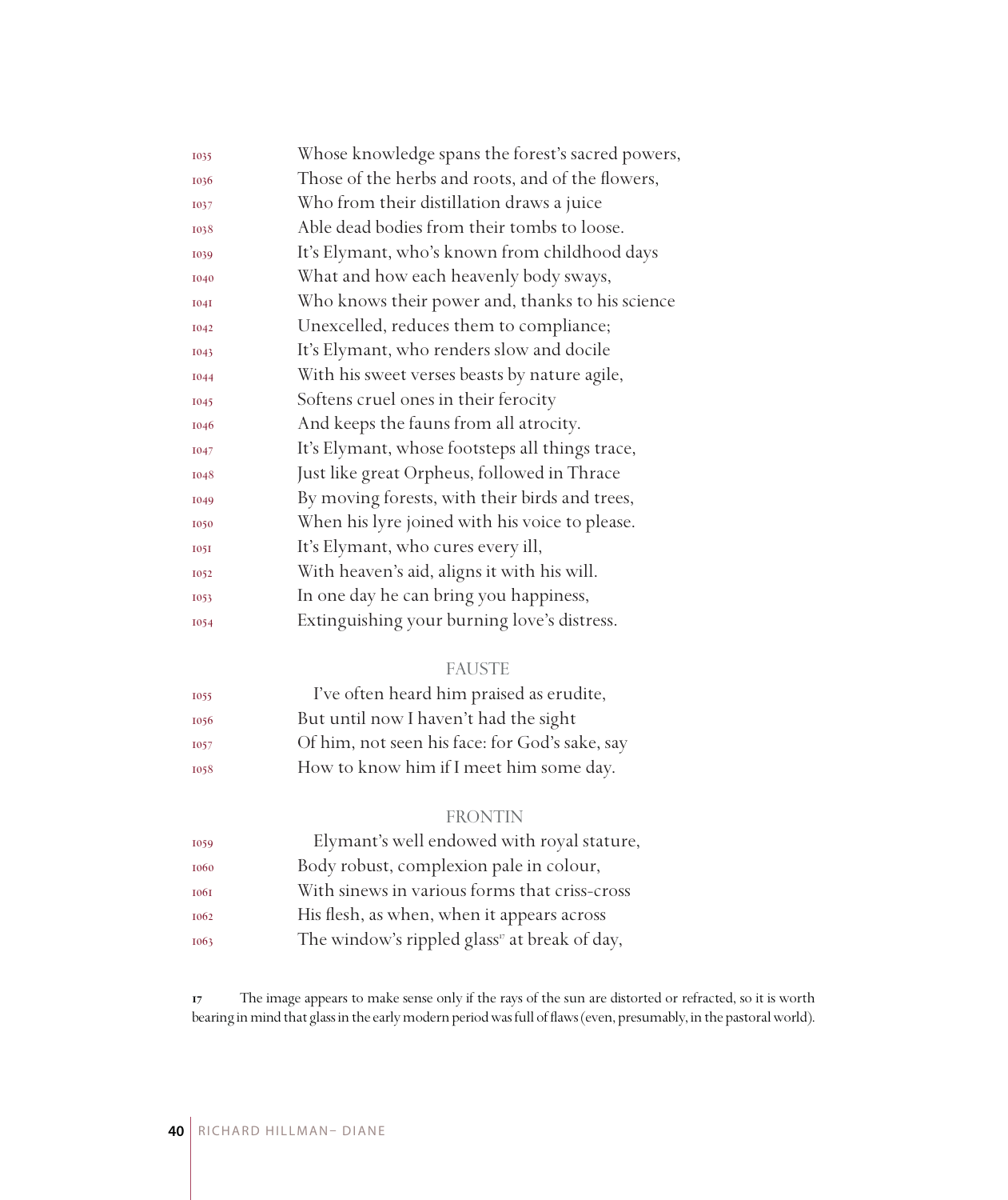1035 Whose knowledge spans the forest's sacred powers,
1036 Those of the herbs and roots, and of the flowers,
1037 Who from their distillation draws a juice
1038 Able dead bodies from their tombs to loose.
1039 It's Elymant, who's known from childhood days
1040 What and how each heavenly body sways,
1041 Who knows their power and, thanks to his science
1042 Unexcelled, reduces them to compliance;
1043 It's Elymant, who renders slow and docile
1044 With his sweet verses beasts by nature agile,
1045 Softens cruel ones in their ferocity
1046 And keeps the fauns from all atrocity.
1047 It's Elymant, whose footsteps all things trace,
1048 Just like great Orpheus, followed in Thrace
1049 By moving forests, with their birds and trees,
1050 When his lyre joined with his voice to please.
1051 It's Elymant, who cures every ill,
1052 With heaven's aid, aligns it with his will.
1053 In one day he can bring you happiness,
1054 Extinguishing your burning love's distress.

FAUSTE

1055 I've often heard him praised as erudite,
1056 But until now I haven't had the sight
1057 Of him, not seen his face: for God's sake, say
1058 How to know him if I meet him some day.

FRONTIN

1059 Elymant's well endowed with royal stature,
1060 Body robust, complexion pale in colour,
1061 With sinews in various forms that criss-cross
1062 His flesh, as when, when it appears across
1063 The window's rippled glass[17] at break of day,

17 The image appears to make sense only if the rays of the sun are distorted or refracted, so it is worth bearing in mind that glass in the early modern period was full of flaws (even, presumably, in the pastoral world).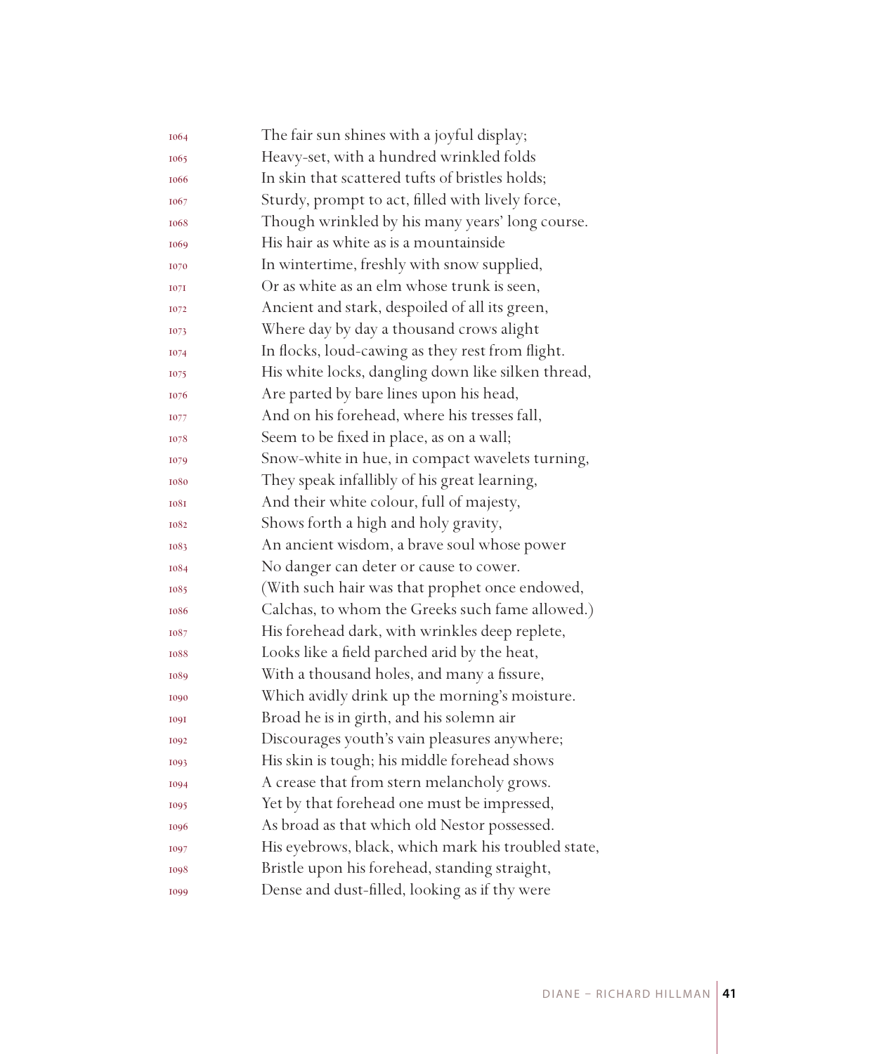1064 The fair sun shines with a joyful display;
1065 Heavy-set, with a hundred wrinkled folds
1066 In skin that scattered tufts of bristles holds;
1067 Sturdy, prompt to act, filled with lively force,
1068 Though wrinkled by his many years' long course.
1069 His hair as white as is a mountainside
1070 In wintertime, freshly with snow supplied,
1071 Or as white as an elm whose trunk is seen,
1072 Ancient and stark, despoiled of all its green,
1073 Where day by day a thousand crows alight
1074 In flocks, loud-cawing as they rest from flight.
1075 His white locks, dangling down like silken thread,
1076 Are parted by bare lines upon his head,
1077 And on his forehead, where his tresses fall,
1078 Seem to be fixed in place, as on a wall;
1079 Snow-white in hue, in compact wavelets turning,
1080 They speak infallibly of his great learning,
1081 And their white colour, full of majesty,
1082 Shows forth a high and holy gravity,
1083 An ancient wisdom, a brave soul whose power
1084 No danger can deter or cause to cower.
1085 (With such hair was that prophet once endowed,
1086 Calchas, to whom the Greeks such fame allowed.)
1087 His forehead dark, with wrinkles deep replete,
1088 Looks like a field parched arid by the heat,
1089 With a thousand holes, and many a fissure,
1090 Which avidly drink up the morning's moisture.
1091 Broad he is in girth, and his solemn air
1092 Discourages youth's vain pleasures anywhere;
1093 His skin is tough; his middle forehead shows
1094 A crease that from stern melancholy grows.
1095 Yet by that forehead one must be impressed,
1096 As broad as that which old Nestor possessed.
1097 His eyebrows, black, which mark his troubled state,
1098 Bristle upon his forehead, standing straight,
1099 Dense and dust-filled, looking as if thy were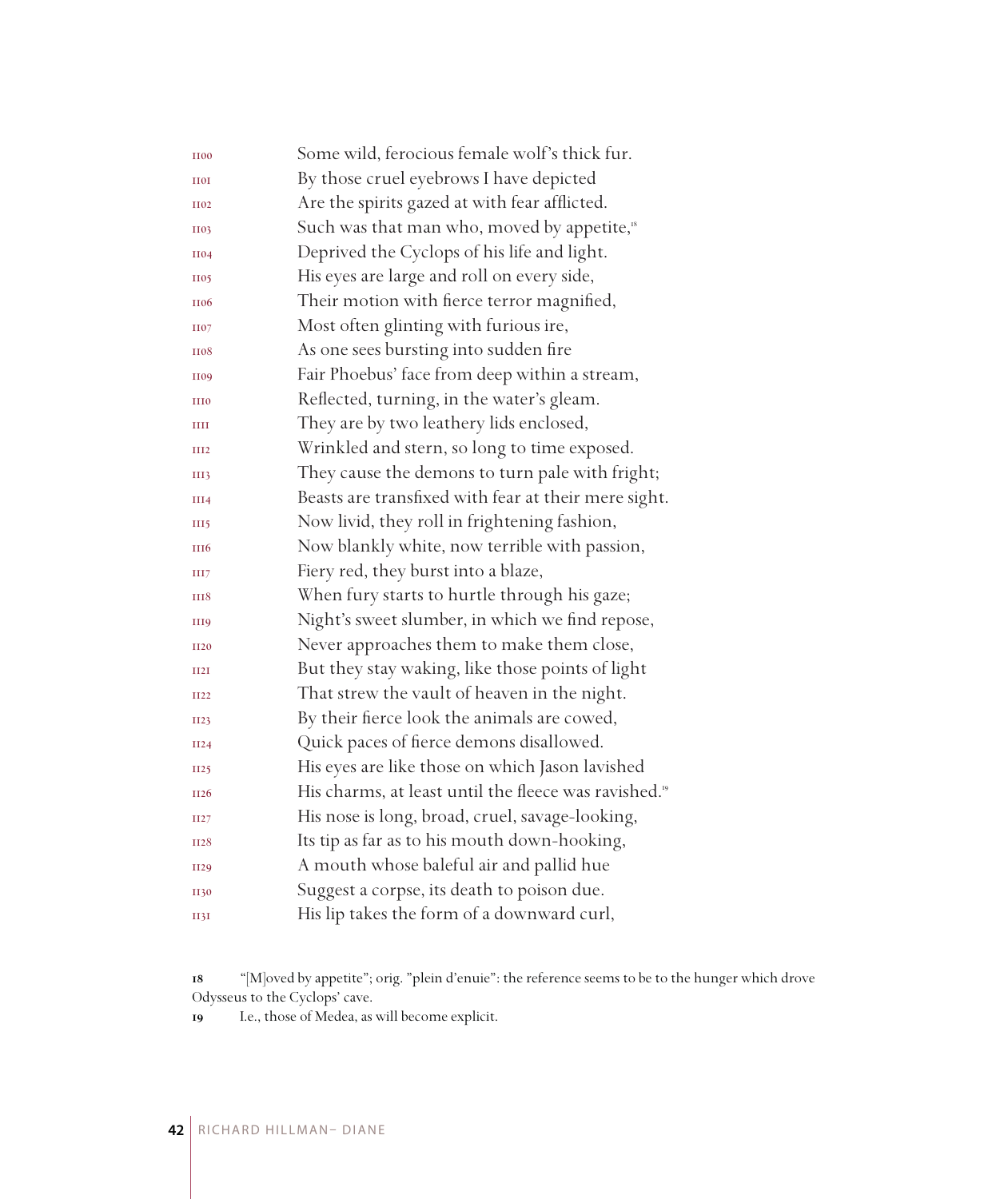1100 Some wild, ferocious female wolf's thick fur.
1101 By those cruel eyebrows I have depicted
1102 Are the spirits gazed at with fear afflicted.
1103 Such was that man who, moved by appetite,[18]
1104 Deprived the Cyclops of his life and light.
1105 His eyes are large and roll on every side,
1106 Their motion with fierce terror magnified,
1107 Most often glinting with furious ire,
1108 As one sees bursting into sudden fire
1109 Fair Phoebus' face from deep within a stream,
1110 Reflected, turning, in the water's gleam.
1111 They are by two leathery lids enclosed,
1112 Wrinkled and stern, so long to time exposed.
1113 They cause the demons to turn pale with fright;
1114 Beasts are transfixed with fear at their mere sight.
1115 Now livid, they roll in frightening fashion,
1116 Now blankly white, now terrible with passion,
1117 Fiery red, they burst into a blaze,
1118 When fury starts to hurtle through his gaze;
1119 Night's sweet slumber, in which we find repose,
1120 Never approaches them to make them close,
1121 But they stay waking, like those points of light
1122 That strew the vault of heaven in the night.
1123 By their fierce look the animals are cowed,
1124 Quick paces of fierce demons disallowed.
1125 His eyes are like those on which Jason lavished
1126 His charms, at least until the fleece was ravished.[19]
1127 His nose is long, broad, cruel, savage-looking,
1128 Its tip as far as to his mouth down-hooking,
1129 A mouth whose baleful air and pallid hue
1130 Suggest a corpse, its death to poison due.
1131 His lip takes the form of a downward curl,

**18** "[M]oved by appetite"; orig. "plein d'enuie": the reference seems to be to the hunger which drove Odysseus to the Cyclops' cave.

**19** I.e., those of Medea, as will become explicit.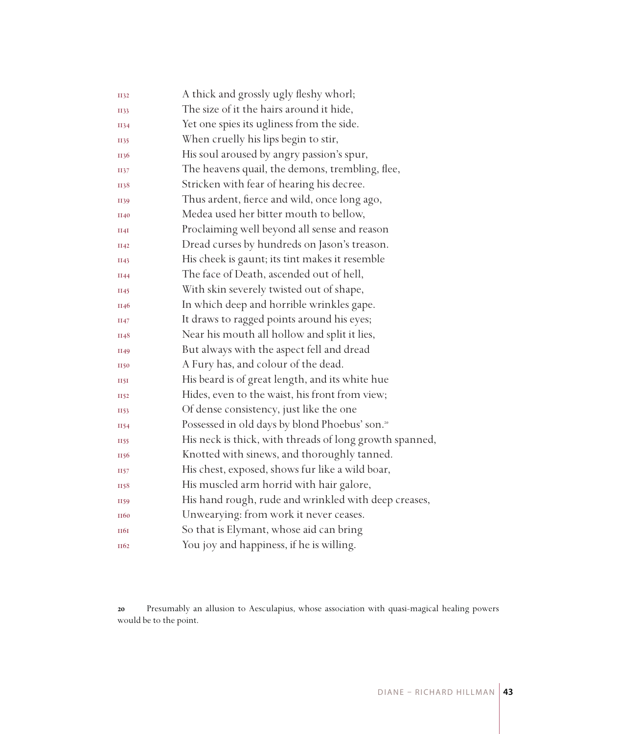1132 A thick and grossly ugly fleshy whorl;
1133 The size of it the hairs around it hide,
1134 Yet one spies its ugliness from the side.
1135 When cruelly his lips begin to stir,
1136 His soul aroused by angry passion's spur,
1137 The heavens quail, the demons, trembling, flee,
1138 Stricken with fear of hearing his decree.
1139 Thus ardent, fierce and wild, once long ago,
1140 Medea used her bitter mouth to bellow,
1141 Proclaiming well beyond all sense and reason
1142 Dread curses by hundreds on Jason's treason.
1143 His cheek is gaunt; its tint makes it resemble
1144 The face of Death, ascended out of hell,
1145 With skin severely twisted out of shape,
1146 In which deep and horrible wrinkles gape.
1147 It draws to ragged points around his eyes;
1148 Near his mouth all hollow and split it lies,
1149 But always with the aspect fell and dread
1150 A Fury has, and colour of the dead.
1151 His beard is of great length, and its white hue
1152 Hides, even to the waist, his front from view;
1153 Of dense consistency, just like the one
1154 Possessed in old days by blond Phoebus' son.[20]
1155 His neck is thick, with threads of long growth spanned,
1156 Knotted with sinews, and thoroughly tanned.
1157 His chest, exposed, shows fur like a wild boar,
1158 His muscled arm horrid with hair galore,
1159 His hand rough, rude and wrinkled with deep creases,
1160 Unwearying: from work it never ceases.
1161 So that is Elymant, whose aid can bring
1162 You joy and happiness, if he is willing.

**20** Presumably an allusion to Aesculapius, whose association with quasi-magical healing powers would be to the point.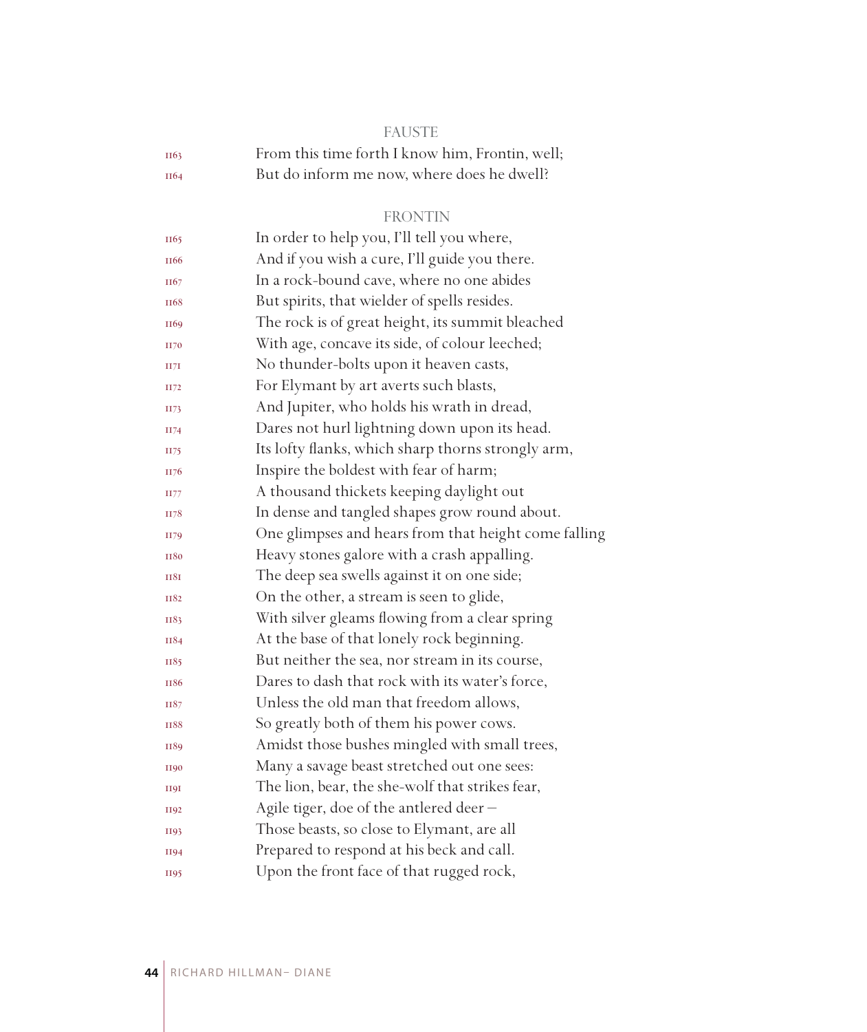FAUSTE

1163 From this time forth I know him, Frontin, well;
1164 But do inform me now, where does he dwell?

FRONTIN

1165 In order to help you, I'll tell you where,
1166 And if you wish a cure, I'll guide you there.
1167 In a rock-bound cave, where no one abides
1168 But spirits, that wielder of spells resides.
1169 The rock is of great height, its summit bleached
1170 With age, concave its side, of colour leeched;
1171 No thunder-bolts upon it heaven casts,
1172 For Elymant by art averts such blasts,
1173 And Jupiter, who holds his wrath in dread,
1174 Dares not hurl lightning down upon its head.
1175 Its lofty flanks, which sharp thorns strongly arm,
1176 Inspire the boldest with fear of harm;
1177 A thousand thickets keeping daylight out
1178 In dense and tangled shapes grow round about.
1179 One glimpses and hears from that height come falling
1180 Heavy stones galore with a crash appalling.
1181 The deep sea swells against it on one side;
1182 On the other, a stream is seen to glide,
1183 With silver gleams flowing from a clear spring
1184 At the base of that lonely rock beginning.
1185 But neither the sea, nor stream in its course,
1186 Dares to dash that rock with its water's force,
1187 Unless the old man that freedom allows,
1188 So greatly both of them his power cows.
1189 Amidst those bushes mingled with small trees,
1190 Many a savage beast stretched out one sees:
1191 The lion, bear, the she-wolf that strikes fear,
1192 Agile tiger, doe of the antlered deer –
1193 Those beasts, so close to Elymant, are all
1194 Prepared to respond at his beck and call.
1195 Upon the front face of that rugged rock,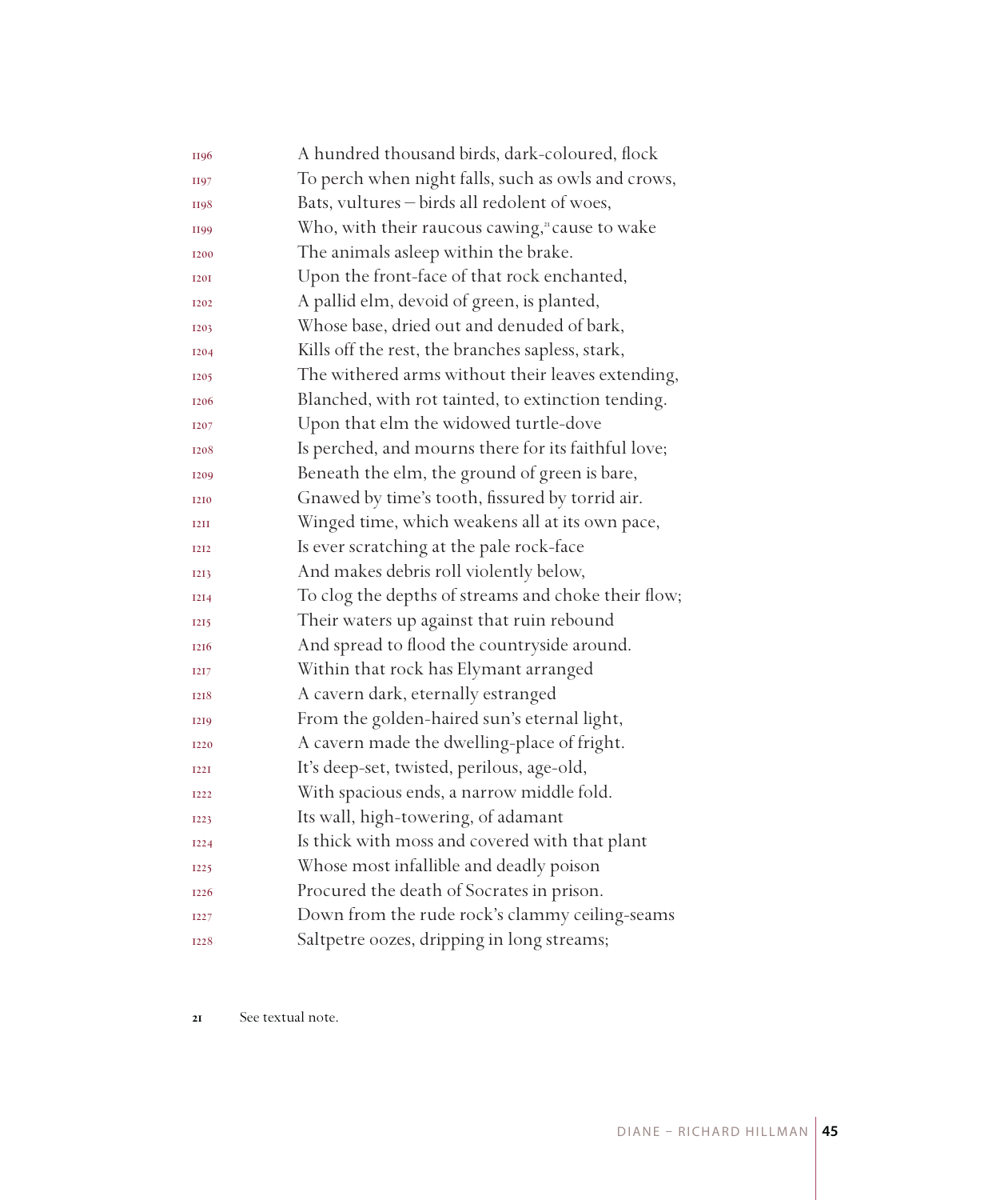1196 A hundred thousand birds, dark-coloured, flock
1197 To perch when night falls, such as owls and crows,
1198 Bats, vultures – birds all redolent of woes,
1199 Who, with their raucous cawing,[21] cause to wake
1200 The animals asleep within the brake.
1201 Upon the front-face of that rock enchanted,
1202 A pallid elm, devoid of green, is planted,
1203 Whose base, dried out and denuded of bark,
1204 Kills off the rest, the branches sapless, stark,
1205 The withered arms without their leaves extending,
1206 Blanched, with rot tainted, to extinction tending.
1207 Upon that elm the widowed turtle-dove
1208 Is perched, and mourns there for its faithful love;
1209 Beneath the elm, the ground of green is bare,
1210 Gnawed by time's tooth, fissured by torrid air.
1211 Winged time, which weakens all at its own pace,
1212 Is ever scratching at the pale rock-face
1213 And makes debris roll violently below,
1214 To clog the depths of streams and choke their flow;
1215 Their waters up against that ruin rebound
1216 And spread to flood the countryside around.
1217 Within that rock has Elymant arranged
1218 A cavern dark, eternally estranged
1219 From the golden-haired sun's eternal light,
1220 A cavern made the dwelling-place of fright.
1221 It's deep-set, twisted, perilous, age-old,
1222 With spacious ends, a narrow middle fold.
1223 Its wall, high-towering, of adamant
1224 Is thick with moss and covered with that plant
1225 Whose most infallible and deadly poison
1226 Procured the death of Socrates in prison.
1227 Down from the rude rock's clammy ceiling-seams
1228 Saltpetre oozes, dripping in long streams;

21 See textual note.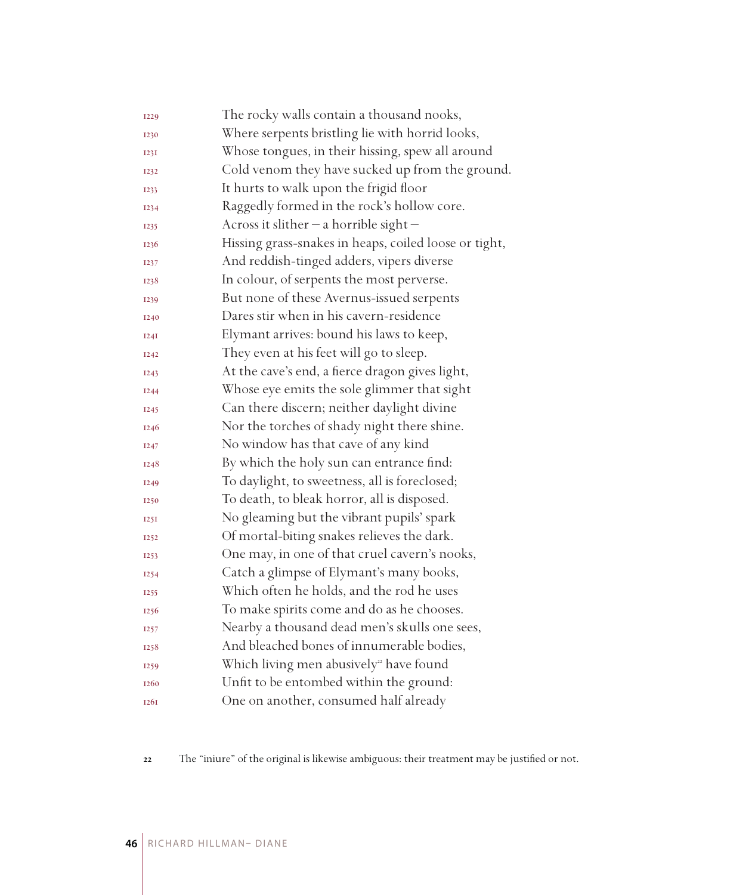1229 The rocky walls contain a thousand nooks,
1230 Where serpents bristling lie with horrid looks,
1231 Whose tongues, in their hissing, spew all around
1232 Cold venom they have sucked up from the ground.
1233 It hurts to walk upon the frigid floor
1234 Raggedly formed in the rock's hollow core.
1235 Across it slither – a horrible sight –
1236 Hissing grass-snakes in heaps, coiled loose or tight,
1237 And reddish-tinged adders, vipers diverse
1238 In colour, of serpents the most perverse.
1239 But none of these Avernus-issued serpents
1240 Dares stir when in his cavern-residence
1241 Elymant arrives: bound his laws to keep,
1242 They even at his feet will go to sleep.
1243 At the cave's end, a fierce dragon gives light,
1244 Whose eye emits the sole glimmer that sight
1245 Can there discern; neither daylight divine
1246 Nor the torches of shady night there shine.
1247 No window has that cave of any kind
1248 By which the holy sun can entrance find:
1249 To daylight, to sweetness, all is foreclosed;
1250 To death, to bleak horror, all is disposed.
1251 No gleaming but the vibrant pupils' spark
1252 Of mortal-biting snakes relieves the dark.
1253 One may, in one of that cruel cavern's nooks,
1254 Catch a glimpse of Elymant's many books,
1255 Which often he holds, and the rod he uses
1256 To make spirits come and do as he chooses.
1257 Nearby a thousand dead men's skulls one sees,
1258 And bleached bones of innumerable bodies,
1259 Which living men abusively[22] have found
1260 Unfit to be entombed within the ground:
1261 One on another, consumed half already

22 The "iniure" of the original is likewise ambiguous: their treatment may be justified or not.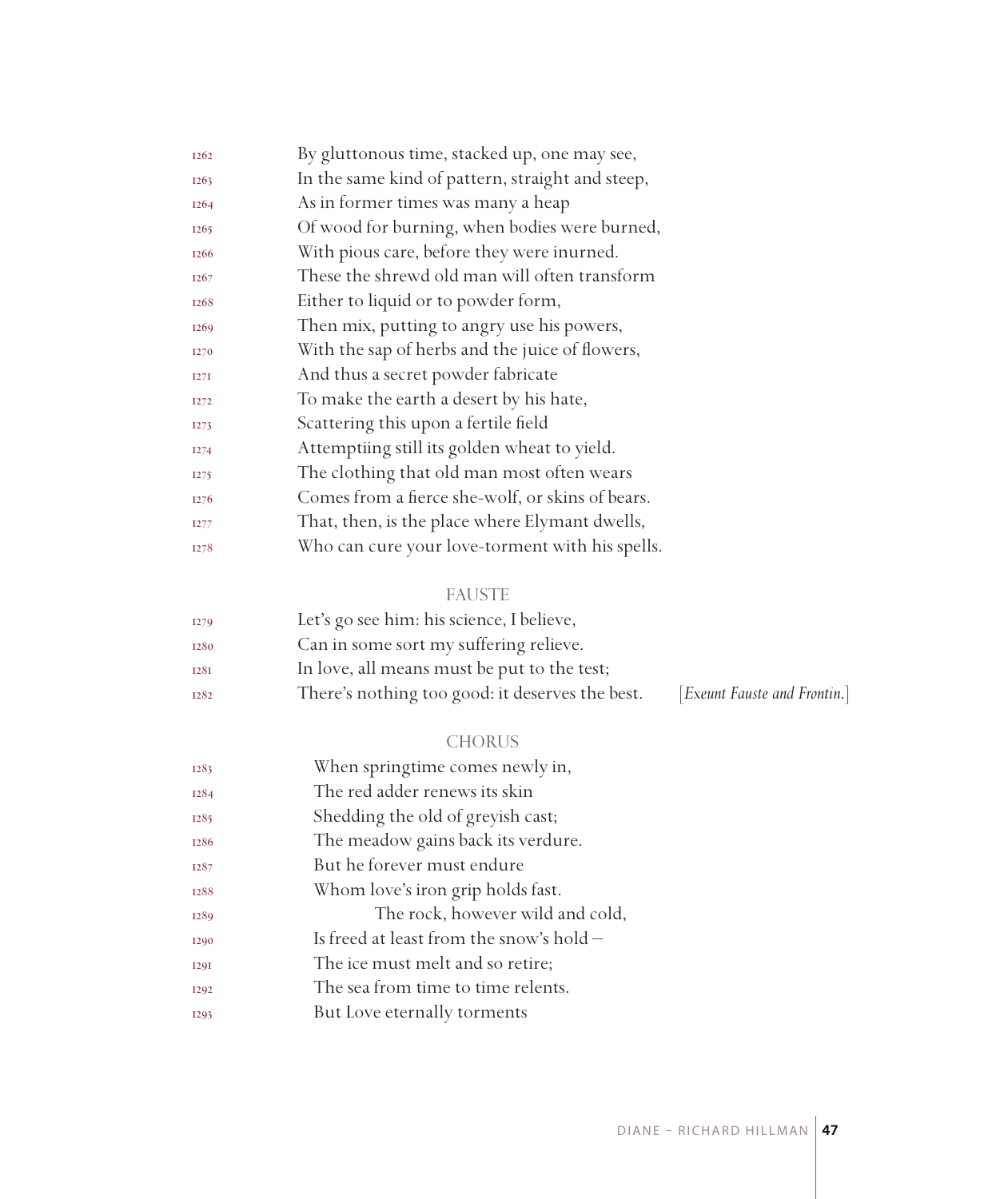1262 By gluttonous time, stacked up, one may see,
1263 In the same kind of pattern, straight and steep,
1264 As in former times was many a heap
1265 Of wood for burning, when bodies were burned,
1266 With pious care, before they were inurned.
1267 These the shrewd old man will often transform
1268 Either to liquid or to powder form,
1269 Then mix, putting to angry use his powers,
1270 With the sap of herbs and the juice of flowers,
1271 And thus a secret powder fabricate
1272 To make the earth a desert by his hate,
1273 Scattering this upon a fertile field
1274 Attemptiing still its golden wheat to yield.
1275 The clothing that old man most often wears
1276 Comes from a fierce she-wolf, or skins of bears.
1277 That, then, is the place where Elymant dwells,
1278 Who can cure your love-torment with his spells.

FAUSTE

1279 Let's go see him: his science, I believe,
1280 Can in some sort my suffering relieve.
1281 In love, all means must be put to the test;
1282 There's nothing too good: it deserves the best. [*Exeunt Fauste and Frontin.*]

CHORUS

1283 When springtime comes newly in,
1284 The red adder renews its skin
1285 Shedding the old of greyish cast;
1286 The meadow gains back its verdure.
1287 But he forever must endure
1288 Whom love's iron grip holds fast.
1289 The rock, however wild and cold,
1290 Is freed at least from the snow's hold –
1291 The ice must melt and so retire;
1292 The sea from time to time relents.
1293 But Love eternally torments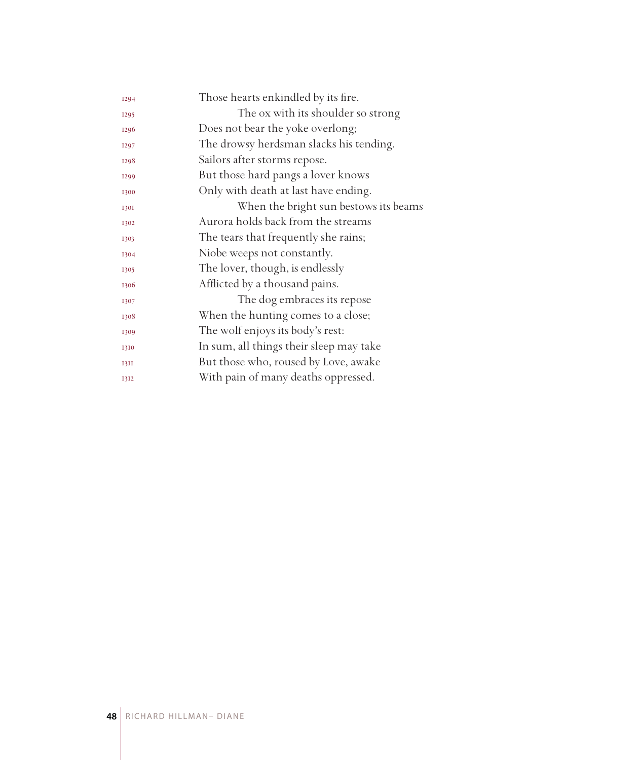1294 Those hearts enkindled by its fire.
1295 The ox with its shoulder so strong
1296 Does not bear the yoke overlong;
1297 The drowsy herdsman slacks his tending.
1298 Sailors after storms repose.
1299 But those hard pangs a lover knows
1300 Only with death at last have ending.
1301 When the bright sun bestows its beams
1302 Aurora holds back from the streams
1303 The tears that frequently she rains;
1304 Niobe weeps not constantly.
1305 The lover, though, is endlessly
1306 Afflicted by a thousand pains.
1307 The dog embraces its repose
1308 When the hunting comes to a close;
1309 The wolf enjoys its body's rest:
1310 In sum, all things their sleep may take
1311 But those who, roused by Love, awake
1312 With pain of many deaths oppressed.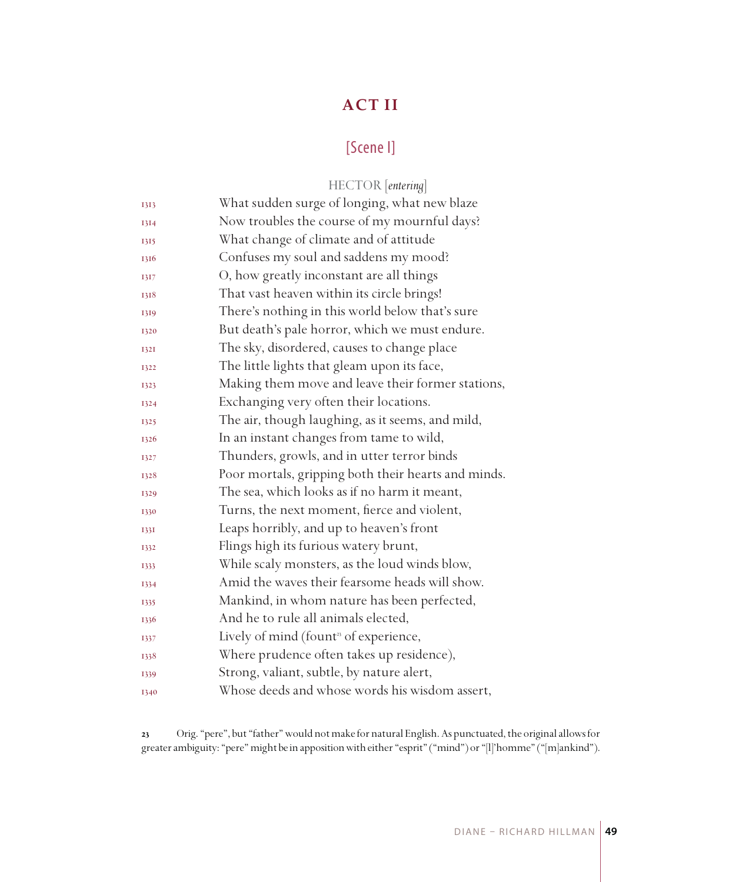# ACT II

## [Scene I]

HECTOR [*entering*]

1313 What sudden surge of longing, what new blaze
1314 Now troubles the course of my mournful days?
1315 What change of climate and of attitude
1316 Confuses my soul and saddens my mood?
1317 O, how greatly inconstant are all things
1318 That vast heaven within its circle brings!
1319 There's nothing in this world below that's sure
1320 But death's pale horror, which we must endure.
1321 The sky, disordered, causes to change place
1322 The little lights that gleam upon its face,
1323 Making them move and leave their former stations,
1324 Exchanging very often their locations.
1325 The air, though laughing, as it seems, and mild,
1326 In an instant changes from tame to wild,
1327 Thunders, growls, and in utter terror binds
1328 Poor mortals, gripping both their hearts and minds.
1329 The sea, which looks as if no harm it meant,
1330 Turns, the next moment, fierce and violent,
1331 Leaps horribly, and up to heaven's front
1332 Flings high its furious watery brunt,
1333 While scaly monsters, as the loud winds blow,
1334 Amid the waves their fearsome heads will show.
1335 Mankind, in whom nature has been perfected,
1336 And he to rule all animals elected,
1337 Lively of mind (fount[23] of experience,
1338 Where prudence often takes up residence),
1339 Strong, valiant, subtle, by nature alert,
1340 Whose deeds and whose words his wisdom assert,

23 Orig. "pere", but "father" would not make for natural English. As punctuated, the original allows for greater ambiguity: "pere" might be in apposition with either "esprit" ("mind") or "[l]'homme" ("[m]ankind").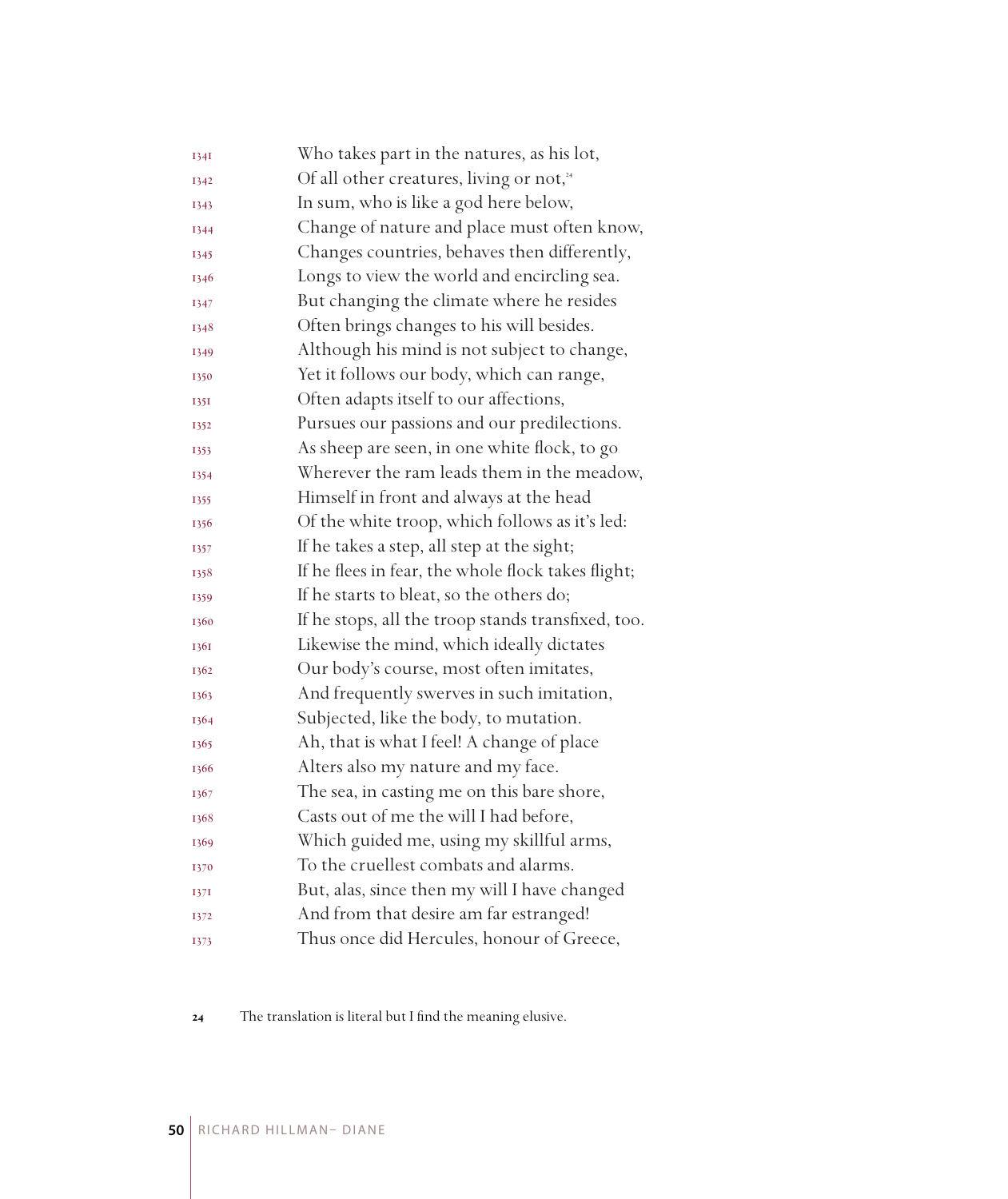1341 Who takes part in the natures, as his lot,
1342 Of all other creatures, living or not,[24]
1343 In sum, who is like a god here below,
1344 Change of nature and place must often know,
1345 Changes countries, behaves then differently,
1346 Longs to view the world and encircling sea.
1347 But changing the climate where he resides
1348 Often brings changes to his will besides.
1349 Although his mind is not subject to change,
1350 Yet it follows our body, which can range,
1351 Often adapts itself to our affections,
1352 Pursues our passions and our predilections.
1353 As sheep are seen, in one white flock, to go
1354 Wherever the ram leads them in the meadow,
1355 Himself in front and always at the head
1356 Of the white troop, which follows as it's led:
1357 If he takes a step, all step at the sight;
1358 If he flees in fear, the whole flock takes flight;
1359 If he starts to bleat, so the others do;
1360 If he stops, all the troop stands transfixed, too.
1361 Likewise the mind, which ideally dictates
1362 Our body's course, most often imitates,
1363 And frequently swerves in such imitation,
1364 Subjected, like the body, to mutation.
1365 Ah, that is what I feel! A change of place
1366 Alters also my nature and my face.
1367 The sea, in casting me on this bare shore,
1368 Casts out of me the will I had before,
1369 Which guided me, using my skillful arms,
1370 To the cruellest combats and alarms.
1371 But, alas, since then my will I have changed
1372 And from that desire am far estranged!
1373 Thus once did Hercules, honour of Greece,

24 The translation is literal but I find the meaning elusive.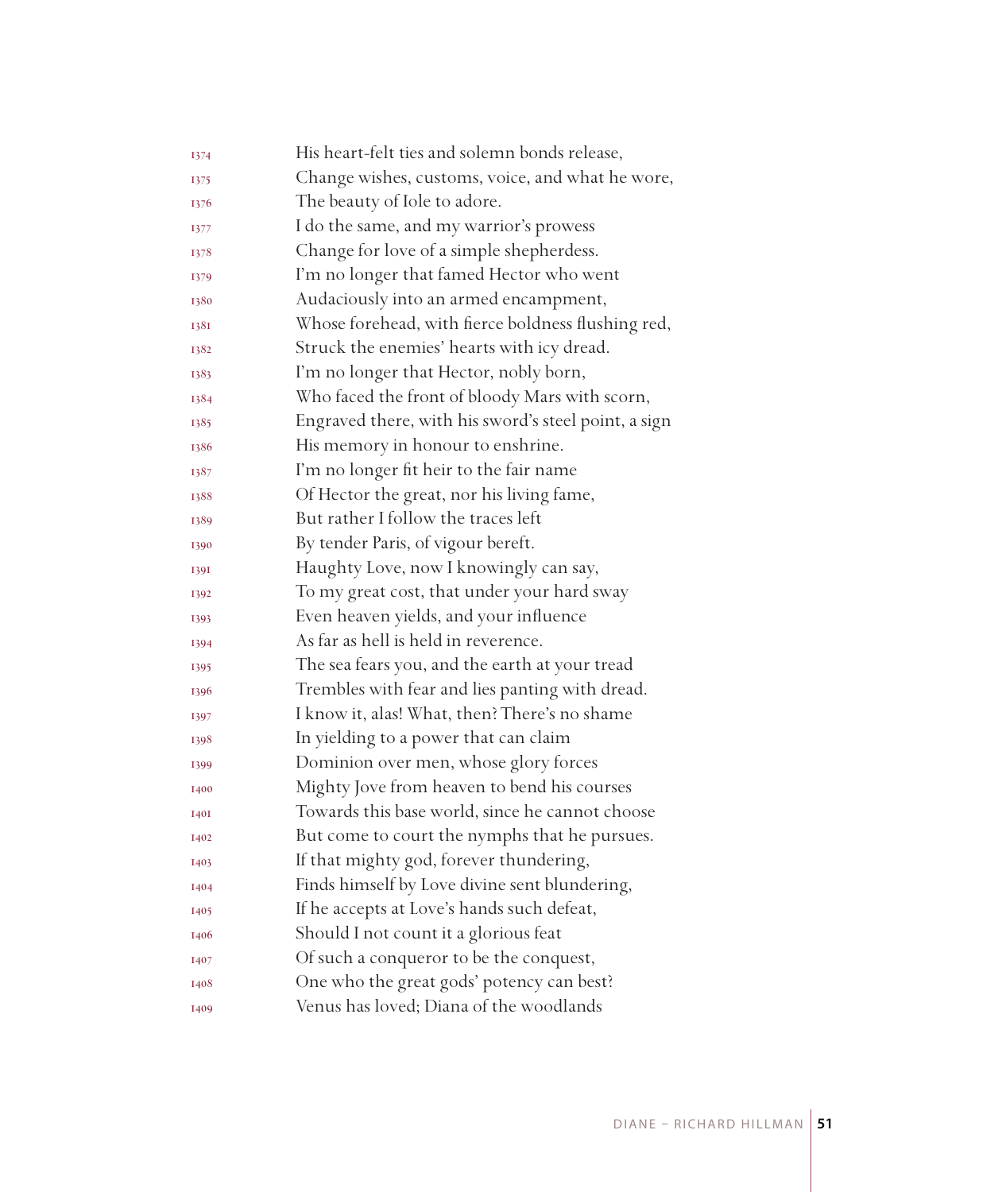1374 His heart-felt ties and solemn bonds release,
1375 Change wishes, customs, voice, and what he wore,
1376 The beauty of Iole to adore.
1377 I do the same, and my warrior's prowess
1378 Change for love of a simple shepherdess.
1379 I'm no longer that famed Hector who went
1380 Audaciously into an armed encampment,
1381 Whose forehead, with fierce boldness flushing red,
1382 Struck the enemies' hearts with icy dread.
1383 I'm no longer that Hector, nobly born,
1384 Who faced the front of bloody Mars with scorn,
1385 Engraved there, with his sword's steel point, a sign
1386 His memory in honour to enshrine.
1387 I'm no longer fit heir to the fair name
1388 Of Hector the great, nor his living fame,
1389 But rather I follow the traces left
1390 By tender Paris, of vigour bereft.
1391 Haughty Love, now I knowingly can say,
1392 To my great cost, that under your hard sway
1393 Even heaven yields, and your influence
1394 As far as hell is held in reverence.
1395 The sea fears you, and the earth at your tread
1396 Trembles with fear and lies panting with dread.
1397 I know it, alas! What, then? There's no shame
1398 In yielding to a power that can claim
1399 Dominion over men, whose glory forces
1400 Mighty Jove from heaven to bend his courses
1401 Towards this base world, since he cannot choose
1402 But come to court the nymphs that he pursues.
1403 If that mighty god, forever thundering,
1404 Finds himself by Love divine sent blundering,
1405 If he accepts at Love's hands such defeat,
1406 Should I not count it a glorious feat
1407 Of such a conqueror to be the conquest,
1408 One who the great gods' potency can best?
1409 Venus has loved; Diana of the woodlands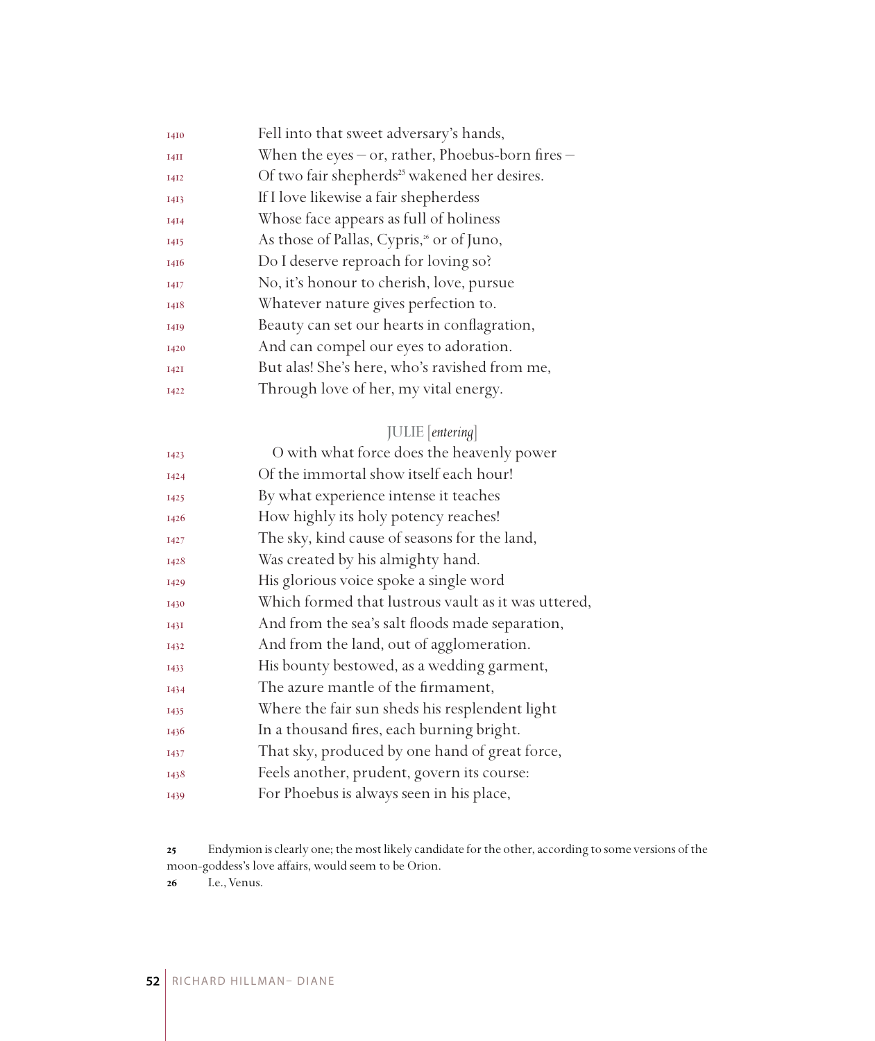1410 Fell into that sweet adversary's hands,
1411 When the eyes – or, rather, Phoebus-born fires –
1412 Of two fair shepherds[25] wakened her desires.
1413 If I love likewise a fair shepherdess
1414 Whose face appears as full of holiness
1415 As those of Pallas, Cypris,[26] or of Juno,
1416 Do I deserve reproach for loving so?
1417 No, it's honour to cherish, love, pursue
1418 Whatever nature gives perfection to.
1419 Beauty can set our hearts in conflagration,
1420 And can compel our eyes to adoration.
1421 But alas! She's here, who's ravished from me,
1422 Through love of her, my vital energy.

JULIE [*entering*]

1423 O with what force does the heavenly power
1424 Of the immortal show itself each hour!
1425 By what experience intense it teaches
1426 How highly its holy potency reaches!
1427 The sky, kind cause of seasons for the land,
1428 Was created by his almighty hand.
1429 His glorious voice spoke a single word
1430 Which formed that lustrous vault as it was uttered,
1431 And from the sea's salt floods made separation,
1432 And from the land, out of agglomeration.
1433 His bounty bestowed, as a wedding garment,
1434 The azure mantle of the firmament,
1435 Where the fair sun sheds his resplendent light
1436 In a thousand fires, each burning bright.
1437 That sky, produced by one hand of great force,
1438 Feels another, prudent, govern its course:
1439 For Phoebus is always seen in his place,

---

**25** Endymion is clearly one; the most likely candidate for the other, according to some versions of the moon-goddess's love affairs, would seem to be Orion.

**26** I.e., Venus.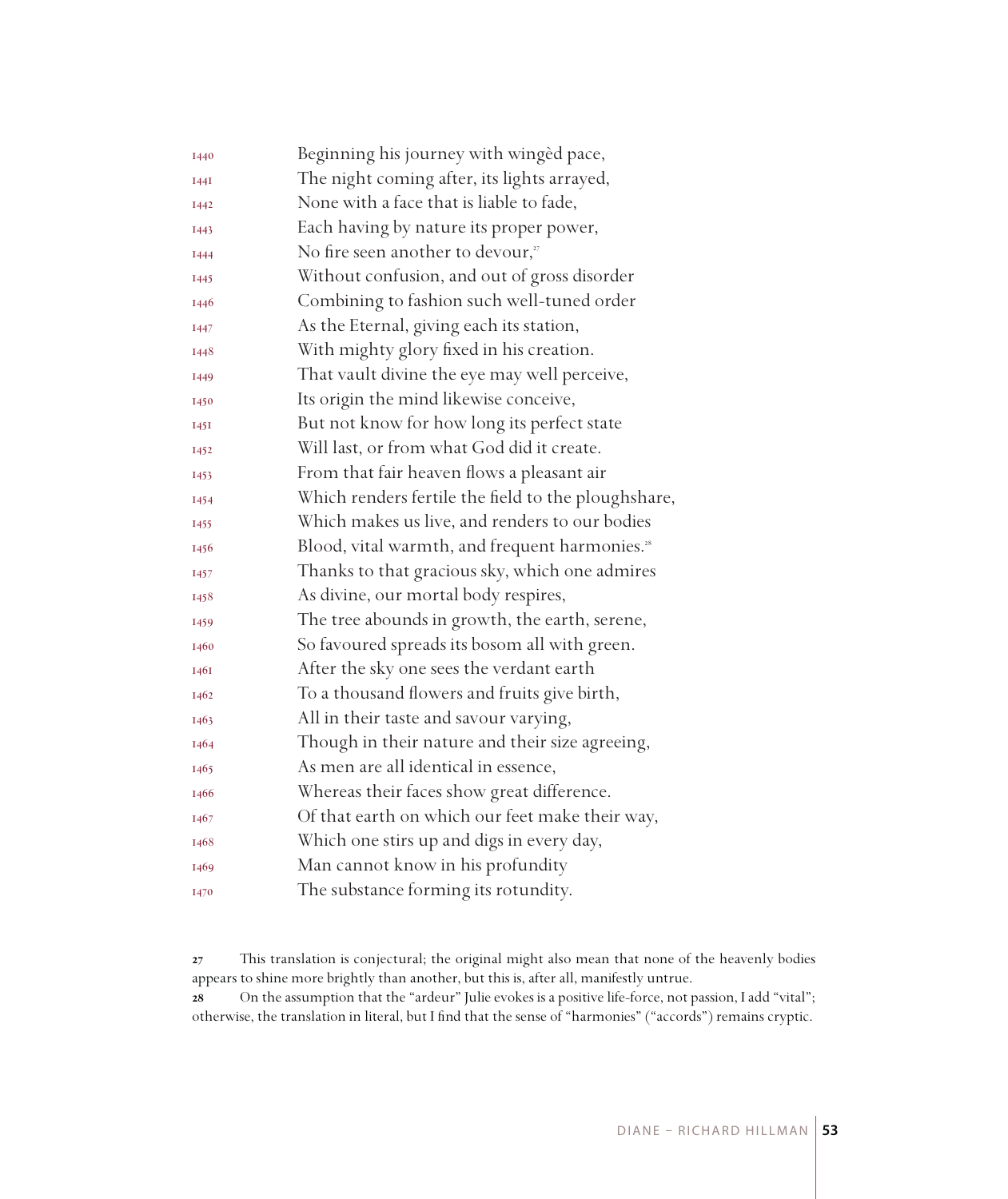1440 Beginning his journey with wingèd pace,
1441 The night coming after, its lights arrayed,
1442 None with a face that is liable to fade,
1443 Each having by nature its proper power,
1444 No fire seen another to devour,[27]
1445 Without confusion, and out of gross disorder
1446 Combining to fashion such well-tuned order
1447 As the Eternal, giving each its station,
1448 With mighty glory fixed in his creation.
1449 That vault divine the eye may well perceive,
1450 Its origin the mind likewise conceive,
1451 But not know for how long its perfect state
1452 Will last, or from what God did it create.
1453 From that fair heaven flows a pleasant air
1454 Which renders fertile the field to the ploughshare,
1455 Which makes us live, and renders to our bodies
1456 Blood, vital warmth, and frequent harmonies.[28]
1457 Thanks to that gracious sky, which one admires
1458 As divine, our mortal body respires,
1459 The tree abounds in growth, the earth, serene,
1460 So favoured spreads its bosom all with green.
1461 After the sky one sees the verdant earth
1462 To a thousand flowers and fruits give birth,
1463 All in their taste and savour varying,
1464 Though in their nature and their size agreeing,
1465 As men are all identical in essence,
1466 Whereas their faces show great difference.
1467 Of that earth on which our feet make their way,
1468 Which one stirs up and digs in every day,
1469 Man cannot know in his profundity
1470 The substance forming its rotundity.

27 This translation is conjectural; the original might also mean that none of the heavenly bodies appears to shine more brightly than another, but this is, after all, manifestly untrue.

28 On the assumption that the "ardeur" Julie evokes is a positive life-force, not passion, I add "vital"; otherwise, the translation in literal, but I find that the sense of "harmonies" ("accords") remains cryptic.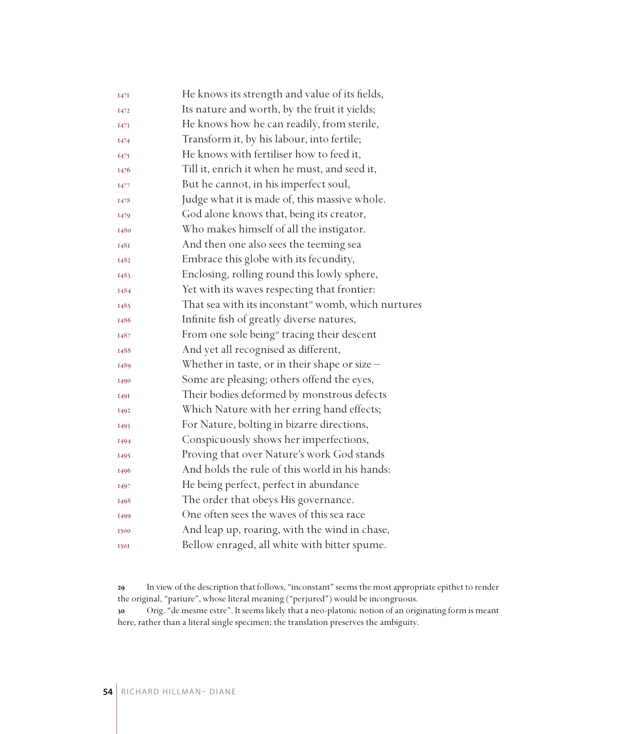1471 He knows its strength and value of its fields,
1472 Its nature and worth, by the fruit it yields;
1473 He knows how he can readily, from sterile,
1474 Transform it, by his labour, into fertile;
1475 He knows with fertiliser how to feed it,
1476 Till it, enrich it when he must, and seed it,
1477 But he cannot, in his imperfect soul,
1478 Judge what it is made of, this massive whole.
1479 God alone knows that, being its creator,
1480 Who makes himself of all the instigator.
1481 And then one also sees the teeming sea
1482 Embrace this globe with its fecundity,
1483 Enclosing, rolling round this lowly sphere,
1484 Yet with its waves respecting that frontier:
1485 That sea with its inconstant[29] womb, which nurtures
1486 Infinite fish of greatly diverse natures,
1487 From one sole being[30] tracing their descent
1488 And yet all recognised as different,
1489 Whether in taste, or in their shape or size –
1490 Some are pleasing; others offend the eyes,
1491 Their bodies deformed by monstrous defects
1492 Which Nature with her erring hand effects;
1493 For Nature, bolting in bizarre directions,
1494 Conspicuously shows her imperfections,
1495 Proving that over Nature's work God stands
1496 And holds the rule of this world in his hands:
1497 He being perfect, perfect in abundance
1498 The order that obeys His governance.
1499 One often sees the waves of this sea race
1500 And leap up, roaring, with the wind in chase,
1501 Bellow enraged, all white with bitter spume.

**29** In view of the description that follows, "inconstant" seems the most appropriate epithet to render the original, "pariure", whose literal meaning ("perjured") would be incongruous.

**30** Orig. "de mesme estre". It seems likely that a neo-platonic notion of an originating form is meant here, rather than a literal single specimen; the translation preserves the ambiguity.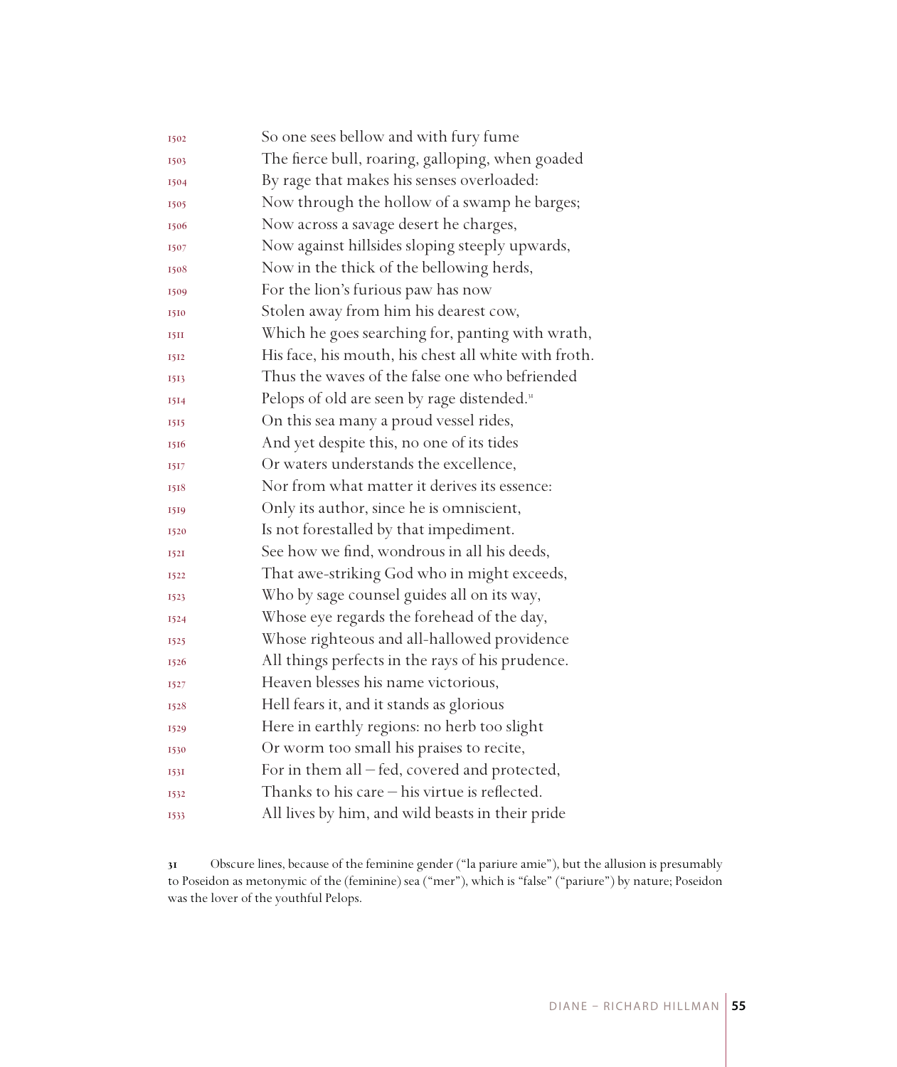1502 So one sees bellow and with fury fume
1503 The fierce bull, roaring, galloping, when goaded
1504 By rage that makes his senses overloaded:
1505 Now through the hollow of a swamp he barges;
1506 Now across a savage desert he charges,
1507 Now against hillsides sloping steeply upwards,
1508 Now in the thick of the bellowing herds,
1509 For the lion's furious paw has now
1510 Stolen away from him his dearest cow,
1511 Which he goes searching for, panting with wrath,
1512 His face, his mouth, his chest all white with froth.
1513 Thus the waves of the false one who befriended
1514 Pelops of old are seen by rage distended.[31]
1515 On this sea many a proud vessel rides,
1516 And yet despite this, no one of its tides
1517 Or waters understands the excellence,
1518 Nor from what matter it derives its essence:
1519 Only its author, since he is omniscient,
1520 Is not forestalled by that impediment.
1521 See how we find, wondrous in all his deeds,
1522 That awe-striking God who in might exceeds,
1523 Who by sage counsel guides all on its way,
1524 Whose eye regards the forehead of the day,
1525 Whose righteous and all-hallowed providence
1526 All things perfects in the rays of his prudence.
1527 Heaven blesses his name victorious,
1528 Hell fears it, and it stands as glorious
1529 Here in earthly regions: no herb too slight
1530 Or worm too small his praises to recite,
1531 For in them all – fed, covered and protected,
1532 Thanks to his care – his virtue is reflected.
1533 All lives by him, and wild beasts in their pride

31 Obscure lines, because of the feminine gender ("la pariure amie"), but the allusion is presumably to Poseidon as metonymic of the (feminine) sea ("mer"), which is "false" ("pariure") by nature; Poseidon was the lover of the youthful Pelops.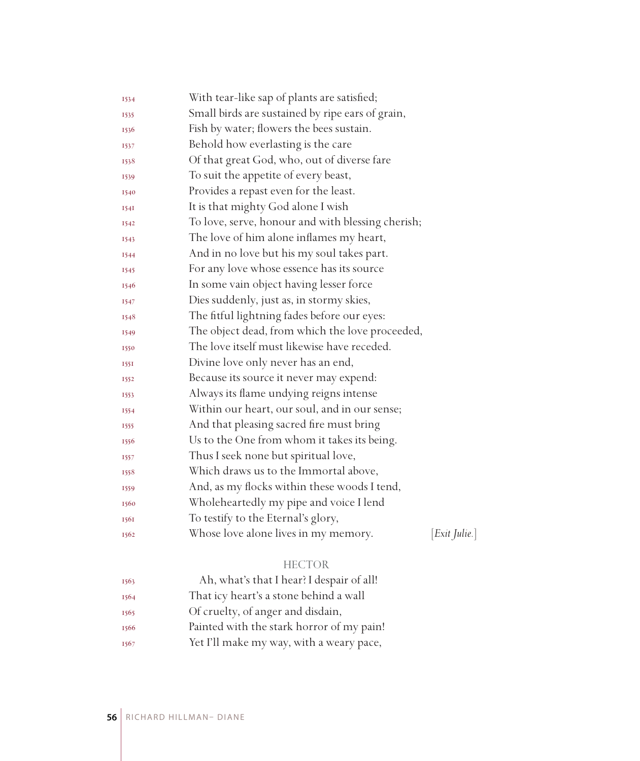With tear-like sap of plants are satisfied;  
Small birds are sustained by ripe ears of grain,  
Fish by water; flowers the bees sustain.  
Behold how everlasting is the care  
Of that great God, who, out of diverse fare  
To suit the appetite of every beast,  
Provides a repast even for the least.  
It is that mighty God alone I wish  
To love, serve, honour and with blessing cherish;  
The love of him alone inflames my heart,  
And in no love but his my soul takes part.  
For any love whose essence has its source  
In some vain object having lesser force  
Dies suddenly, just as, in stormy skies,  
The fitful lightning fades before our eyes:  
The object dead, from which the love proceeded,  
The love itself must likewise have receded.  
Divine love only never has an end,  
Because its source it never may expend:  
Always its flame undying reigns intense  
Within our heart, our soul, and in our sense;  
And that pleasing sacred fire must bring  
Us to the One from whom it takes its being.  
Thus I seek none but spiritual love,  
Which draws us to the Immortal above,  
And, as my flocks within these woods I tend,  
Wholeheartedly my pipe and voice I lend  
To testify to the Eternal's glory,  
Whose love alone lives in my memory. [*Exit Julie.*]

HECTOR

Ah, what's that I hear? I despair of all!  
That icy heart's a stone behind a wall  
Of cruelty, of anger and disdain,  
Painted with the stark horror of my pain!  
Yet I'll make my way, with a weary pace,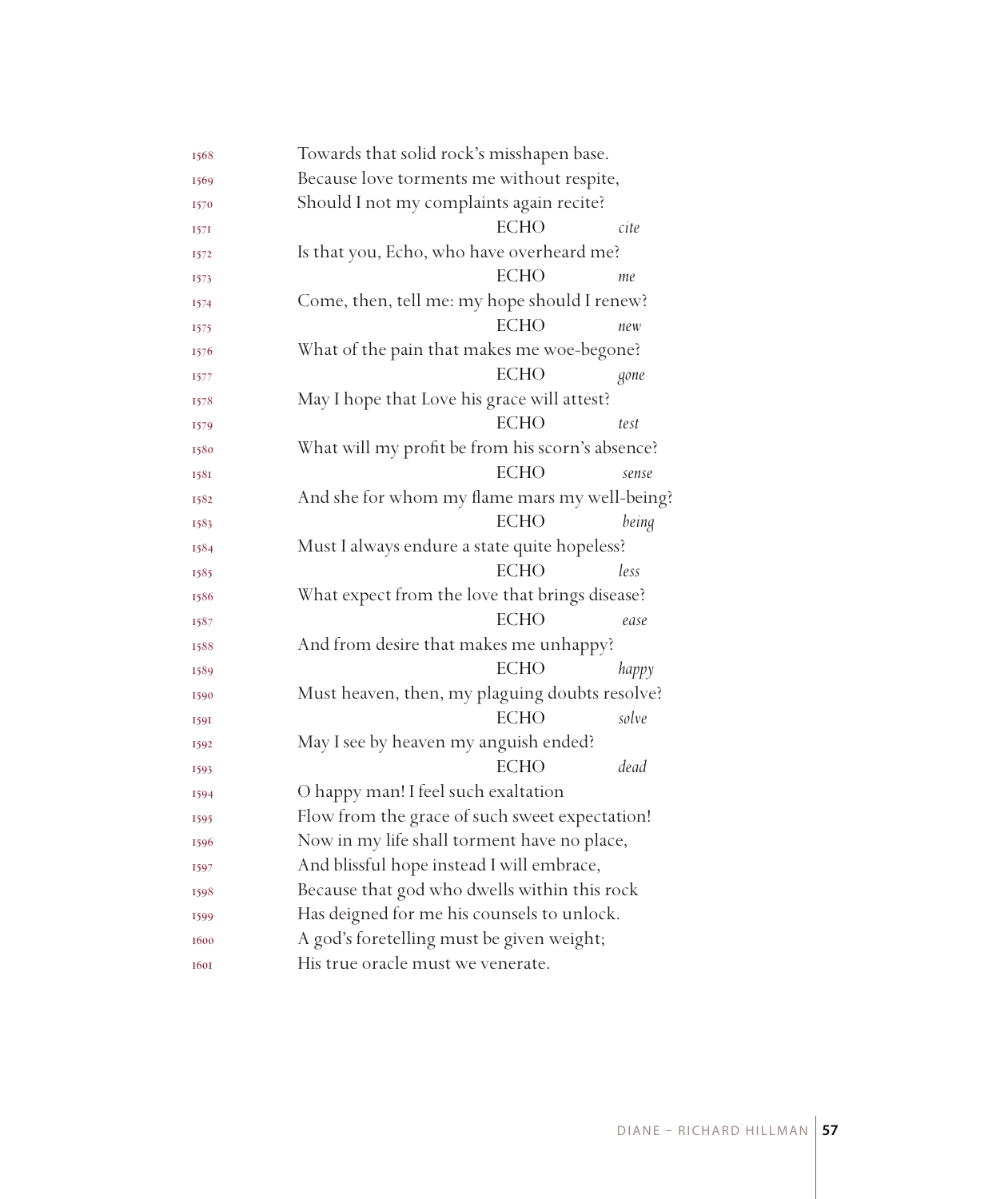Towards that solid rock's misshapen base.
Because love torments me without respite,
Should I not my complaints again recite?

ECHO *cite*

Is that you, Echo, who have overheard me?

ECHO *me*

Come, then, tell me: my hope should I renew?

ECHO *new*

What of the pain that makes me woe-begone?

ECHO *gone*

May I hope that Love his grace will attest?

ECHO *test*

What will my profit be from his scorn's absence?

ECHO *sense*

And she for whom my flame mars my well-being?

ECHO *being*

Must I always endure a state quite hopeless?

ECHO *less*

What expect from the love that brings disease?

ECHO *ease*

And from desire that makes me unhappy?

ECHO *happy*

Must heaven, then, my plaguing doubts resolve?

ECHO *solve*

May I see by heaven my anguish ended?

ECHO *dead*

O happy man! I feel such exaltation
Flow from the grace of such sweet expectation!
Now in my life shall torment have no place,
And blissful hope instead I will embrace,
Because that god who dwells within this rock
Has deigned for me his counsels to unlock.
A god's foretelling must be given weight;
His true oracle must we venerate.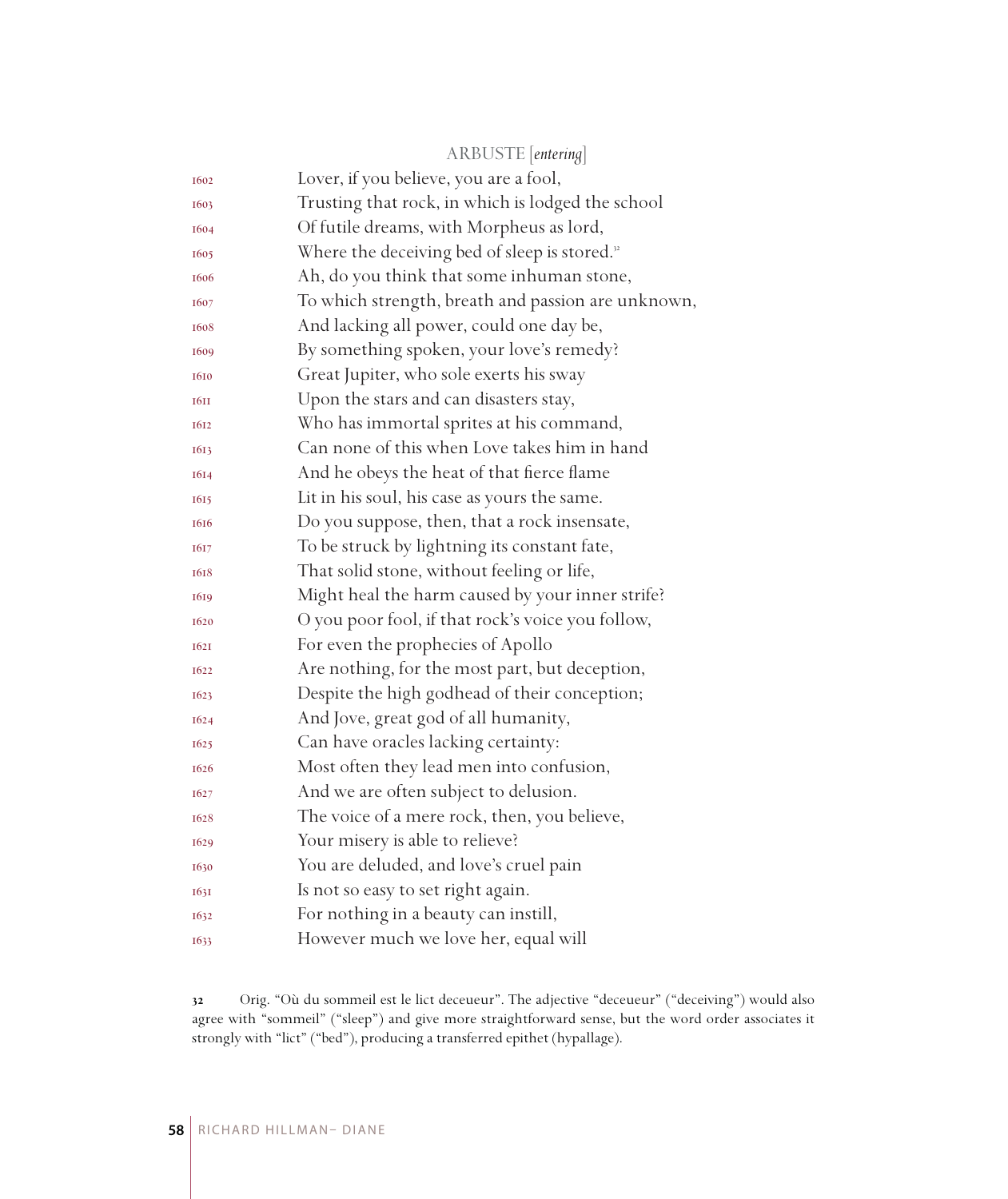ARBUSTE [*entering*]

1602 Lover, if you believe, you are a fool,
1603 Trusting that rock, in which is lodged the school
1604 Of futile dreams, with Morpheus as lord,
1605 Where the deceiving bed of sleep is stored.[32]
1606 Ah, do you think that some inhuman stone,
1607 To which strength, breath and passion are unknown,
1608 And lacking all power, could one day be,
1609 By something spoken, your love's remedy?
1610 Great Jupiter, who sole exerts his sway
1611 Upon the stars and can disasters stay,
1612 Who has immortal sprites at his command,
1613 Can none of this when Love takes him in hand
1614 And he obeys the heat of that fierce flame
1615 Lit in his soul, his case as yours the same.
1616 Do you suppose, then, that a rock insensate,
1617 To be struck by lightning its constant fate,
1618 That solid stone, without feeling or life,
1619 Might heal the harm caused by your inner strife?
1620 O you poor fool, if that rock's voice you follow,
1621 For even the prophecies of Apollo
1622 Are nothing, for the most part, but deception,
1623 Despite the high godhead of their conception;
1624 And Jove, great god of all humanity,
1625 Can have oracles lacking certainty:
1626 Most often they lead men into confusion,
1627 And we are often subject to delusion.
1628 The voice of a mere rock, then, you believe,
1629 Your misery is able to relieve?
1630 You are deluded, and love's cruel pain
1631 Is not so easy to set right again.
1632 For nothing in a beauty can instill,
1633 However much we love her, equal will

32 Orig. "Où du sommeil est le lict deceueur". The adjective "deceueur" ("deceiving") would also agree with "sommeil" ("sleep") and give more straightforward sense, but the word order associates it strongly with "lict" ("bed"), producing a transferred epithet (hypallage).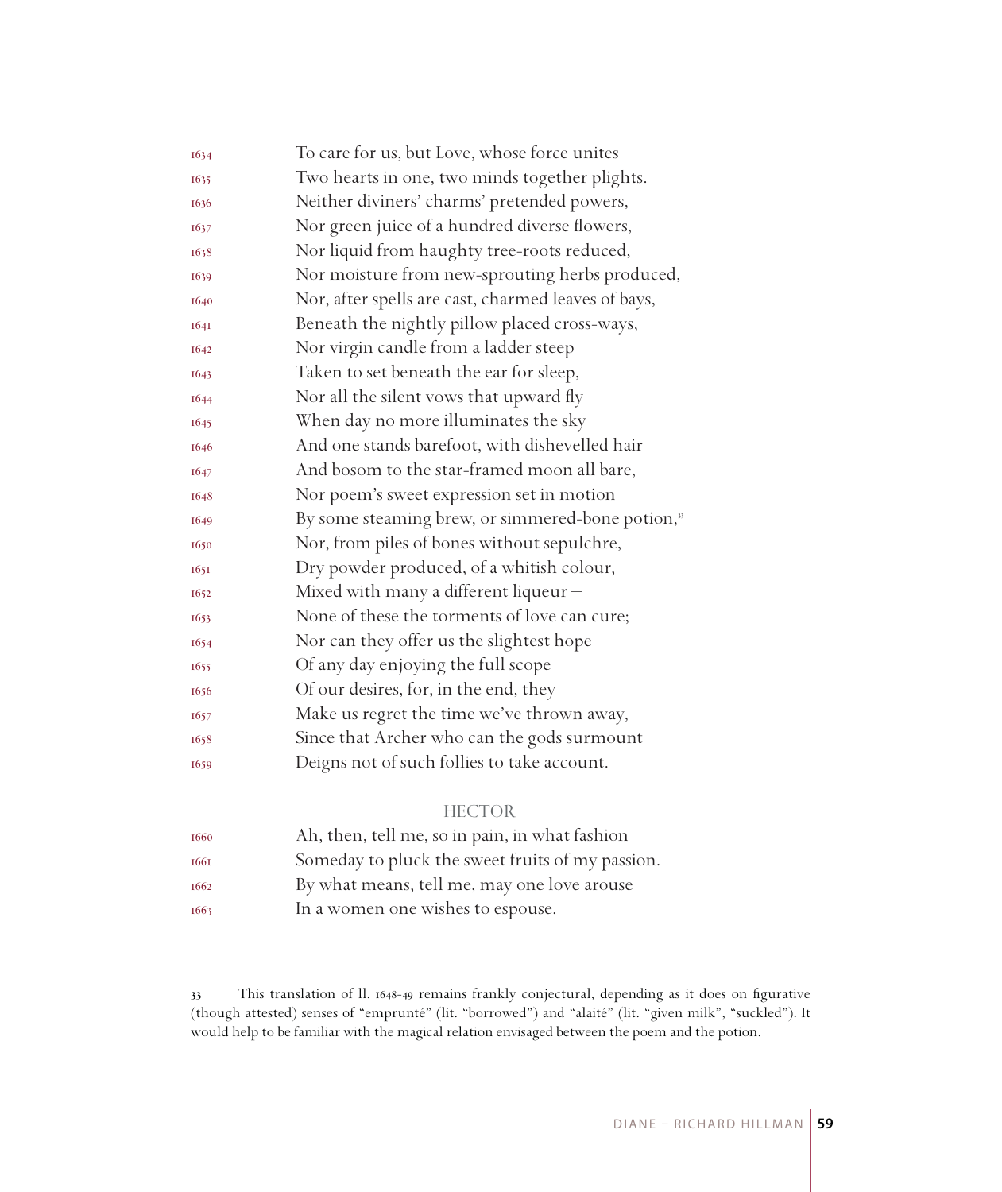1634 To care for us, but Love, whose force unites
1635 Two hearts in one, two minds together plights.
1636 Neither diviners' charms' pretended powers,
1637 Nor green juice of a hundred diverse flowers,
1638 Nor liquid from haughty tree-roots reduced,
1639 Nor moisture from new-sprouting herbs produced,
1640 Nor, after spells are cast, charmed leaves of bays,
1641 Beneath the nightly pillow placed cross-ways,
1642 Nor virgin candle from a ladder steep
1643 Taken to set beneath the ear for sleep,
1644 Nor all the silent vows that upward fly
1645 When day no more illuminates the sky
1646 And one stands barefoot, with dishevelled hair
1647 And bosom to the star-framed moon all bare,
1648 Nor poem's sweet expression set in motion
1649 By some steaming brew, or simmered-bone potion,[33]
1650 Nor, from piles of bones without sepulchre,
1651 Dry powder produced, of a whitish colour,
1652 Mixed with many a different liqueur –
1653 None of these the torments of love can cure;
1654 Nor can they offer us the slightest hope
1655 Of any day enjoying the full scope
1656 Of our desires, for, in the end, they
1657 Make us regret the time we've thrown away,
1658 Since that Archer who can the gods surmount
1659 Deigns not of such follies to take account.

HECTOR

1660 Ah, then, tell me, so in pain, in what fashion
1661 Someday to pluck the sweet fruits of my passion.
1662 By what means, tell me, may one love arouse
1663 In a women one wishes to espouse.

33 This translation of ll. 1648-49 remains frankly conjectural, depending as it does on figurative (though attested) senses of "emprunté" (lit. "borrowed") and "alaité" (lit. "given milk", "suckled"). It would help to be familiar with the magical relation envisaged between the poem and the potion.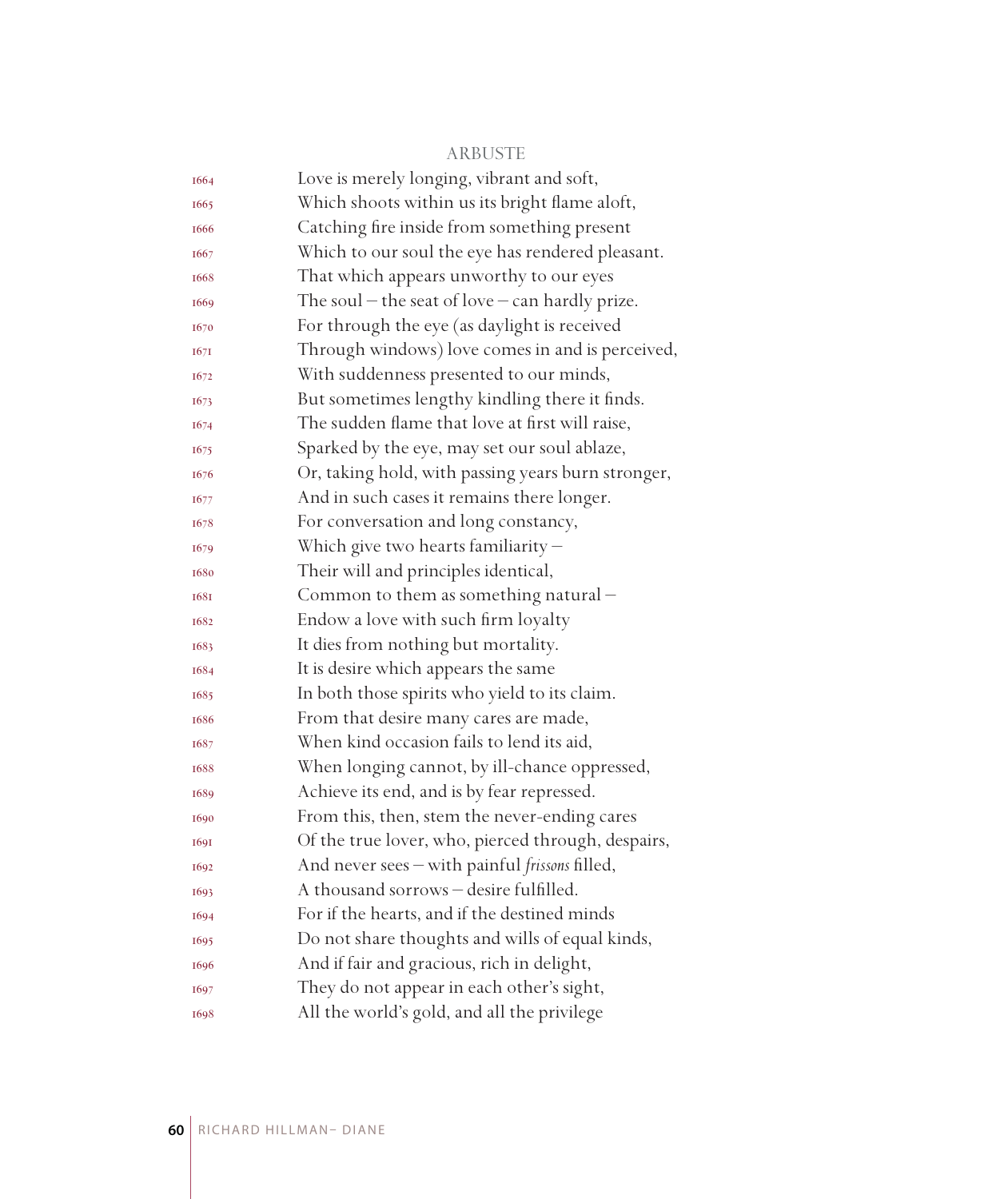ARBUSTE

1664 Love is merely longing, vibrant and soft,
1665 Which shoots within us its bright flame aloft,
1666 Catching fire inside from something present
1667 Which to our soul the eye has rendered pleasant.
1668 That which appears unworthy to our eyes
1669 The soul – the seat of love – can hardly prize.
1670 For through the eye (as daylight is received
1671 Through windows) love comes in and is perceived,
1672 With suddenness presented to our minds,
1673 But sometimes lengthy kindling there it finds.
1674 The sudden flame that love at first will raise,
1675 Sparked by the eye, may set our soul ablaze,
1676 Or, taking hold, with passing years burn stronger,
1677 And in such cases it remains there longer.
1678 For conversation and long constancy,
1679 Which give two hearts familiarity –
1680 Their will and principles identical,
1681 Common to them as something natural –
1682 Endow a love with such firm loyalty
1683 It dies from nothing but mortality.
1684 It is desire which appears the same
1685 In both those spirits who yield to its claim.
1686 From that desire many cares are made,
1687 When kind occasion fails to lend its aid,
1688 When longing cannot, by ill-chance oppressed,
1689 Achieve its end, and is by fear repressed.
1690 From this, then, stem the never-ending cares
1691 Of the true lover, who, pierced through, despairs,
1692 And never sees – with painful *frissons* filled,
1693 A thousand sorrows – desire fulfilled.
1694 For if the hearts, and if the destined minds
1695 Do not share thoughts and wills of equal kinds,
1696 And if fair and gracious, rich in delight,
1697 They do not appear in each other's sight,
1698 All the world's gold, and all the privilege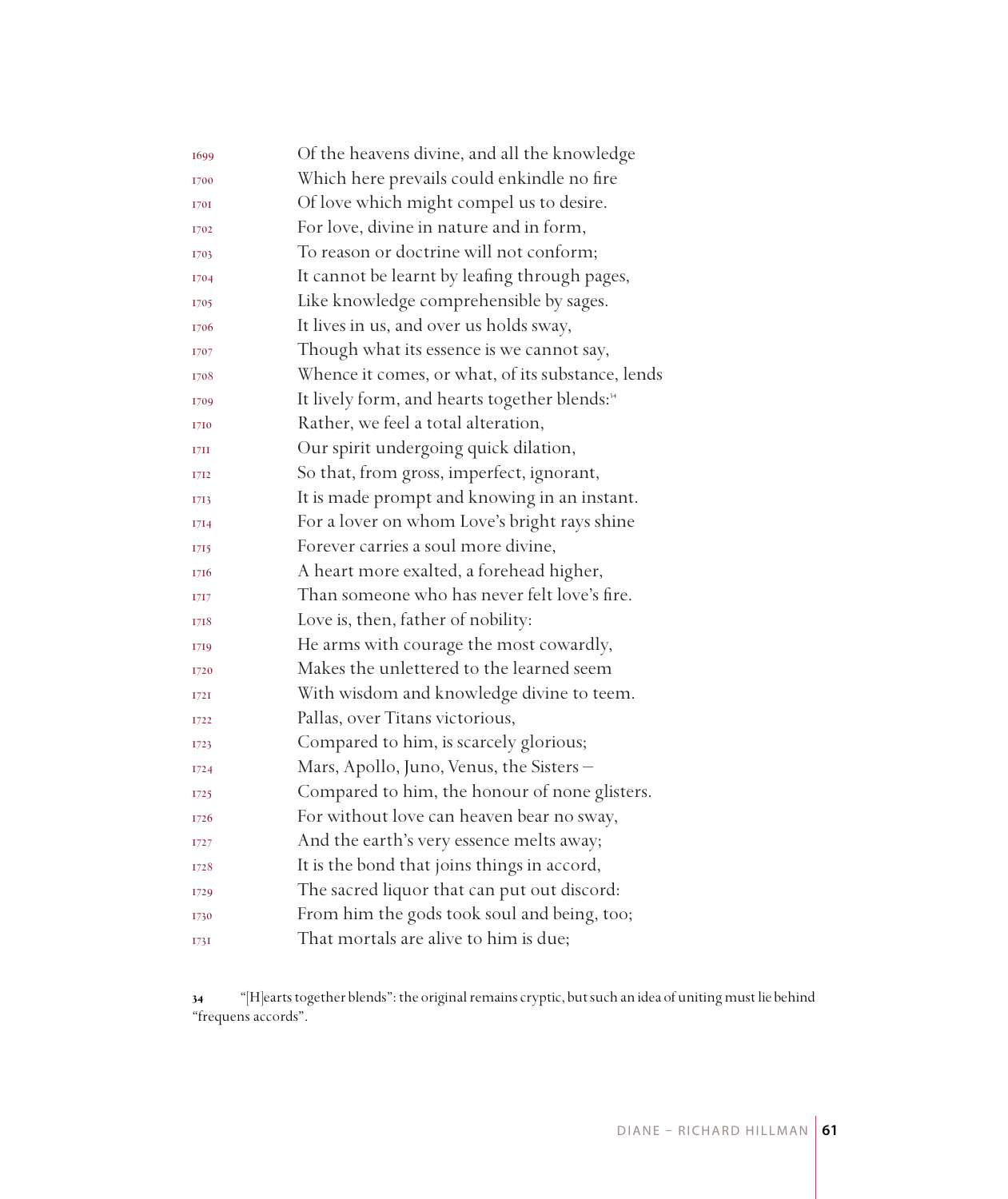1699 Of the heavens divine, and all the knowledge
1700 Which here prevails could enkindle no fire
1701 Of love which might compel us to desire.
1702 For love, divine in nature and in form,
1703 To reason or doctrine will not conform;
1704 It cannot be learnt by leafing through pages,
1705 Like knowledge comprehensible by sages.
1706 It lives in us, and over us holds sway,
1707 Though what its essence is we cannot say,
1708 Whence it comes, or what, of its substance, lends
1709 It lively form, and hearts together blends:[34]
1710 Rather, we feel a total alteration,
1711 Our spirit undergoing quick dilation,
1712 So that, from gross, imperfect, ignorant,
1713 It is made prompt and knowing in an instant.
1714 For a lover on whom Love's bright rays shine
1715 Forever carries a soul more divine,
1716 A heart more exalted, a forehead higher,
1717 Than someone who has never felt love's fire.
1718 Love is, then, father of nobility:
1719 He arms with courage the most cowardly,
1720 Makes the unlettered to the learned seem
1721 With wisdom and knowledge divine to teem.
1722 Pallas, over Titans victorious,
1723 Compared to him, is scarcely glorious;
1724 Mars, Apollo, Juno, Venus, the Sisters –
1725 Compared to him, the honour of none glisters.
1726 For without love can heaven bear no sway,
1727 And the earth's very essence melts away;
1728 It is the bond that joins things in accord,
1729 The sacred liquor that can put out discord:
1730 From him the gods took soul and being, too;
1731 That mortals are alive to him is due;

34 "[H]earts together blends": the original remains cryptic, but such an idea of uniting must lie behind "frequens accords".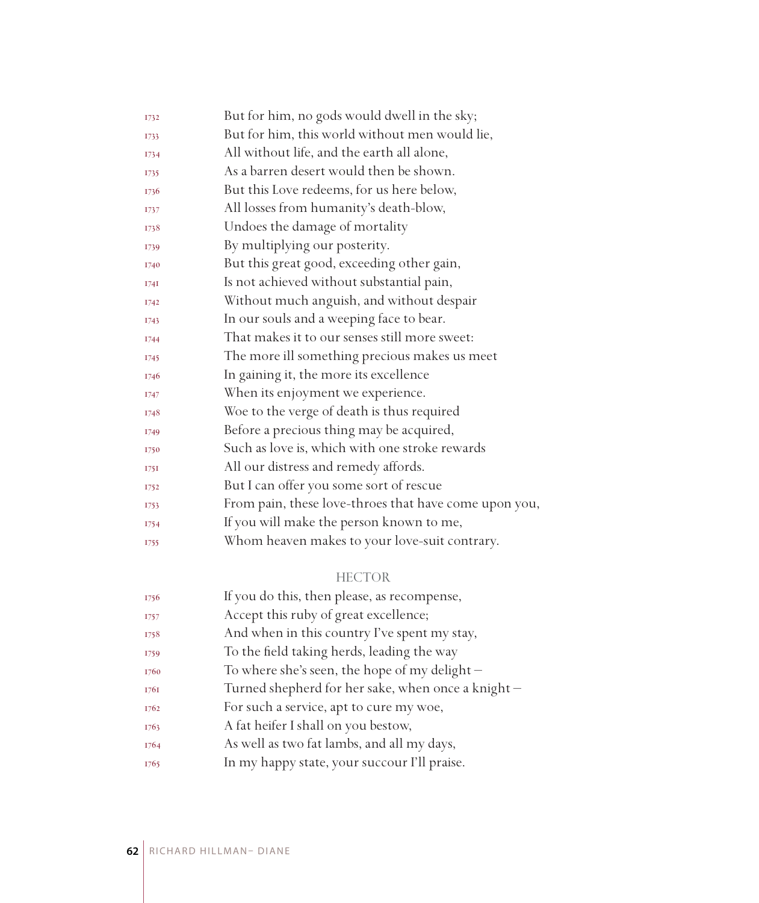1732 But for him, no gods would dwell in the sky;
1733 But for him, this world without men would lie,
1734 All without life, and the earth all alone,
1735 As a barren desert would then be shown.
1736 But this Love redeems, for us here below,
1737 All losses from humanity's death-blow,
1738 Undoes the damage of mortality
1739 By multiplying our posterity.
1740 But this great good, exceeding other gain,
1741 Is not achieved without substantial pain,
1742 Without much anguish, and without despair
1743 In our souls and a weeping face to bear.
1744 That makes it to our senses still more sweet:
1745 The more ill something precious makes us meet
1746 In gaining it, the more its excellence
1747 When its enjoyment we experience.
1748 Woe to the verge of death is thus required
1749 Before a precious thing may be acquired,
1750 Such as love is, which with one stroke rewards
1751 All our distress and remedy affords.
1752 But I can offer you some sort of rescue
1753 From pain, these love-throes that have come upon you,
1754 If you will make the person known to me,
1755 Whom heaven makes to your love-suit contrary.

HECTOR

1756 If you do this, then please, as recompense,
1757 Accept this ruby of great excellence;
1758 And when in this country I've spent my stay,
1759 To the field taking herds, leading the way
1760 To where she's seen, the hope of my delight –
1761 Turned shepherd for her sake, when once a knight –
1762 For such a service, apt to cure my woe,
1763 A fat heifer I shall on you bestow,
1764 As well as two fat lambs, and all my days,
1765 In my happy state, your succour I'll praise.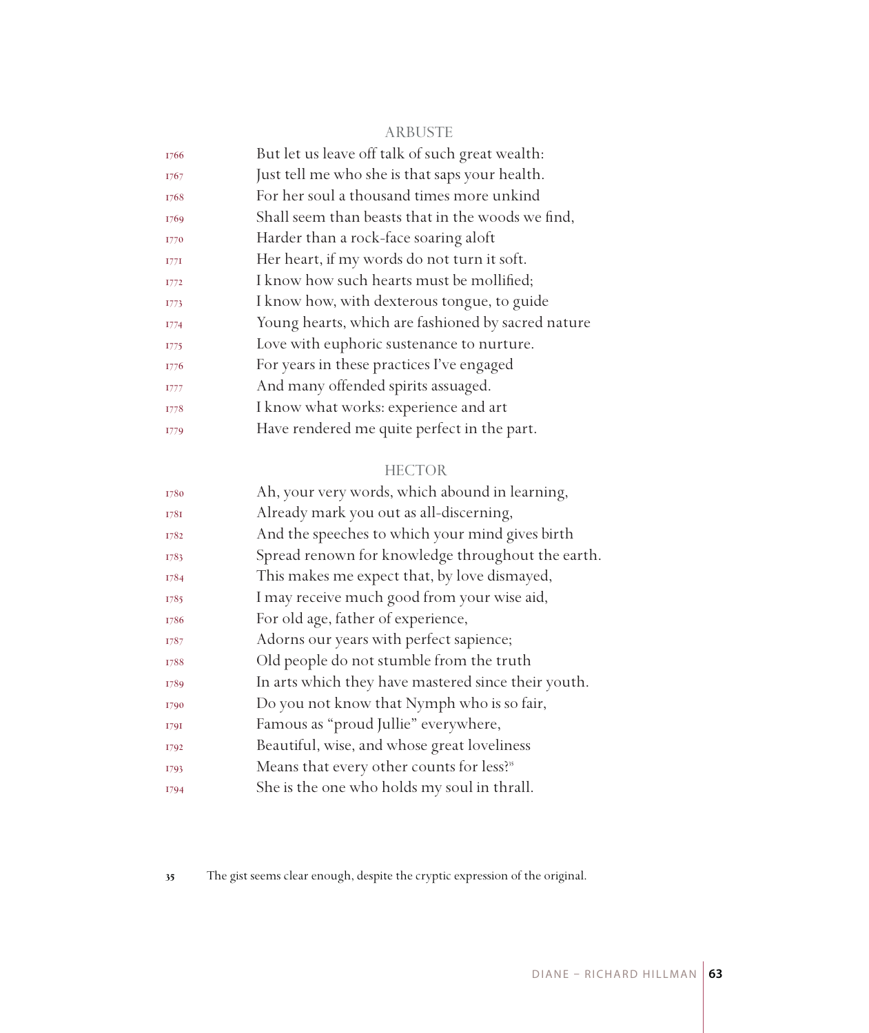ARBUSTE

1766 But let us leave off talk of such great wealth:
1767 Just tell me who she is that saps your health.
1768 For her soul a thousand times more unkind
1769 Shall seem than beasts that in the woods we find,
1770 Harder than a rock-face soaring aloft
1771 Her heart, if my words do not turn it soft.
1772 I know how such hearts must be mollified;
1773 I know how, with dexterous tongue, to guide
1774 Young hearts, which are fashioned by sacred nature
1775 Love with euphoric sustenance to nurture.
1776 For years in these practices I've engaged
1777 And many offended spirits assuaged.
1778 I know what works: experience and art
1779 Have rendered me quite perfect in the part.

HECTOR

1780 Ah, your very words, which abound in learning,
1781 Already mark you out as all-discerning,
1782 And the speeches to which your mind gives birth
1783 Spread renown for knowledge throughout the earth.
1784 This makes me expect that, by love dismayed,
1785 I may receive much good from your wise aid,
1786 For old age, father of experience,
1787 Adorns our years with perfect sapience;
1788 Old people do not stumble from the truth
1789 In arts which they have mastered since their youth.
1790 Do you not know that Nymph who is so fair,
1791 Famous as "proud Jullie" everywhere,
1792 Beautiful, wise, and whose great loveliness
1793 Means that every other counts for less?[35]
1794 She is the one who holds my soul in thrall.

35 The gist seems clear enough, despite the cryptic expression of the original.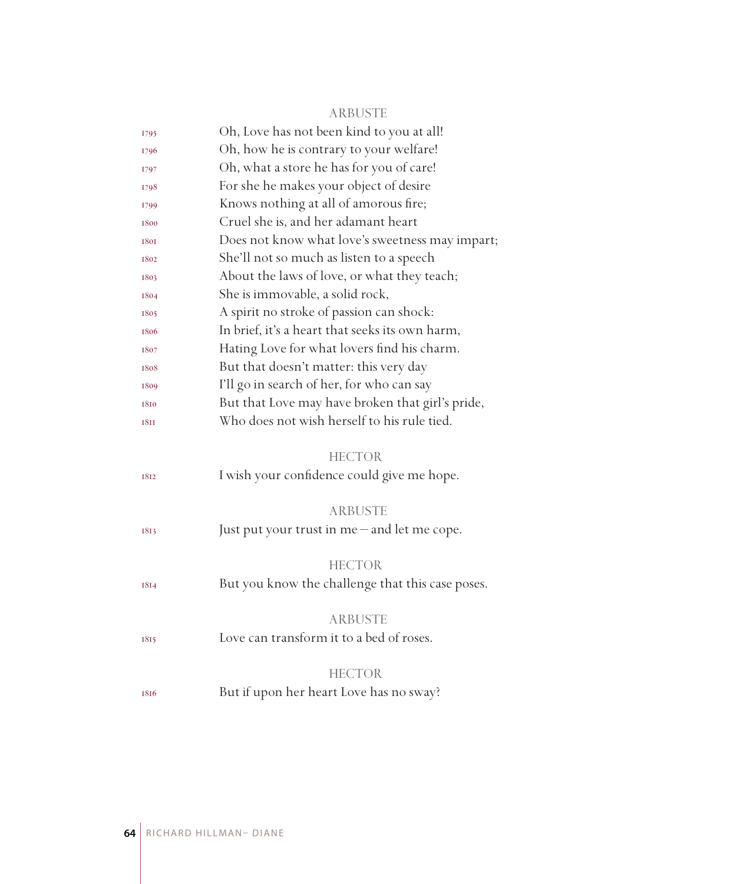ARBUSTE

1795 Oh, Love has not been kind to you at all!
1796 Oh, how he is contrary to your welfare!
1797 Oh, what a store he has for you of care!
1798 For she he makes your object of desire
1799 Knows nothing at all of amorous fire;
1800 Cruel she is, and her adamant heart
1801 Does not know what love's sweetness may impart;
1802 She'll not so much as listen to a speech
1803 About the laws of love, or what they teach;
1804 She is immovable, a solid rock,
1805 A spirit no stroke of passion can shock:
1806 In brief, it's a heart that seeks its own harm,
1807 Hating Love for what lovers find his charm.
1808 But that doesn't matter: this very day
1809 I'll go in search of her, for who can say
1810 But that Love may have broken that girl's pride,
1811 Who does not wish herself to his rule tied.

HECTOR

1812 I wish your confidence could give me hope.

ARBUSTE

1813 Just put your trust in me – and let me cope.

HECTOR

1814 But you know the challenge that this case poses.

ARBUSTE

1815 Love can transform it to a bed of roses.

HECTOR

1816 But if upon her heart Love has no sway?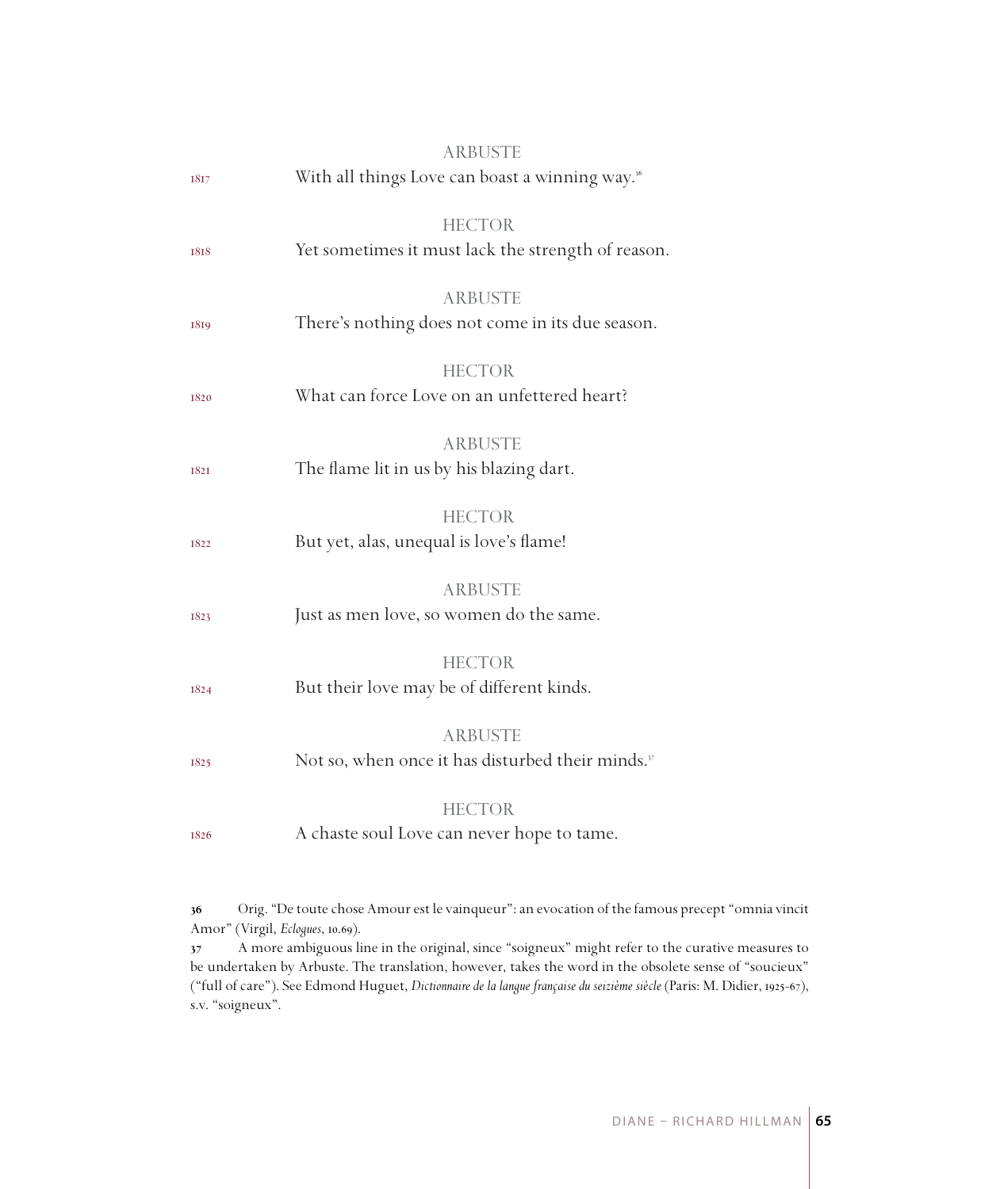ARBUSTE

1817 With all things Love can boast a winning way.[36]

HECTOR

1818 Yet sometimes it must lack the strength of reason.

ARBUSTE

1819 There's nothing does not come in its due season.

HECTOR

1820 What can force Love on an unfettered heart?

ARBUSTE

1821 The flame lit in us by his blazing dart.

HECTOR

1822 But yet, alas, unequal is love's flame!

ARBUSTE

1823 Just as men love, so women do the same.

HECTOR

1824 But their love may be of different kinds.

ARBUSTE

1825 Not so, when once it has disturbed their minds.[37]

HECTOR

1826 A chaste soul Love can never hope to tame.

---

**36** Orig. "De toute chose Amour est le vainqueur": an evocation of the famous precept "omnia vincit Amor" (Virgil, *Eclogues*, 10.69).

**37** A more ambiguous line in the original, since "soigneux" might refer to the curative measures to be undertaken by Arbuste. The translation, however, takes the word in the obsolete sense of "soucieux" ("full of care"). See Edmond Huguet, *Dictionnaire de la langue française du seizième siècle* (Paris: M. Didier, 1925-67), s.v. "soigneux".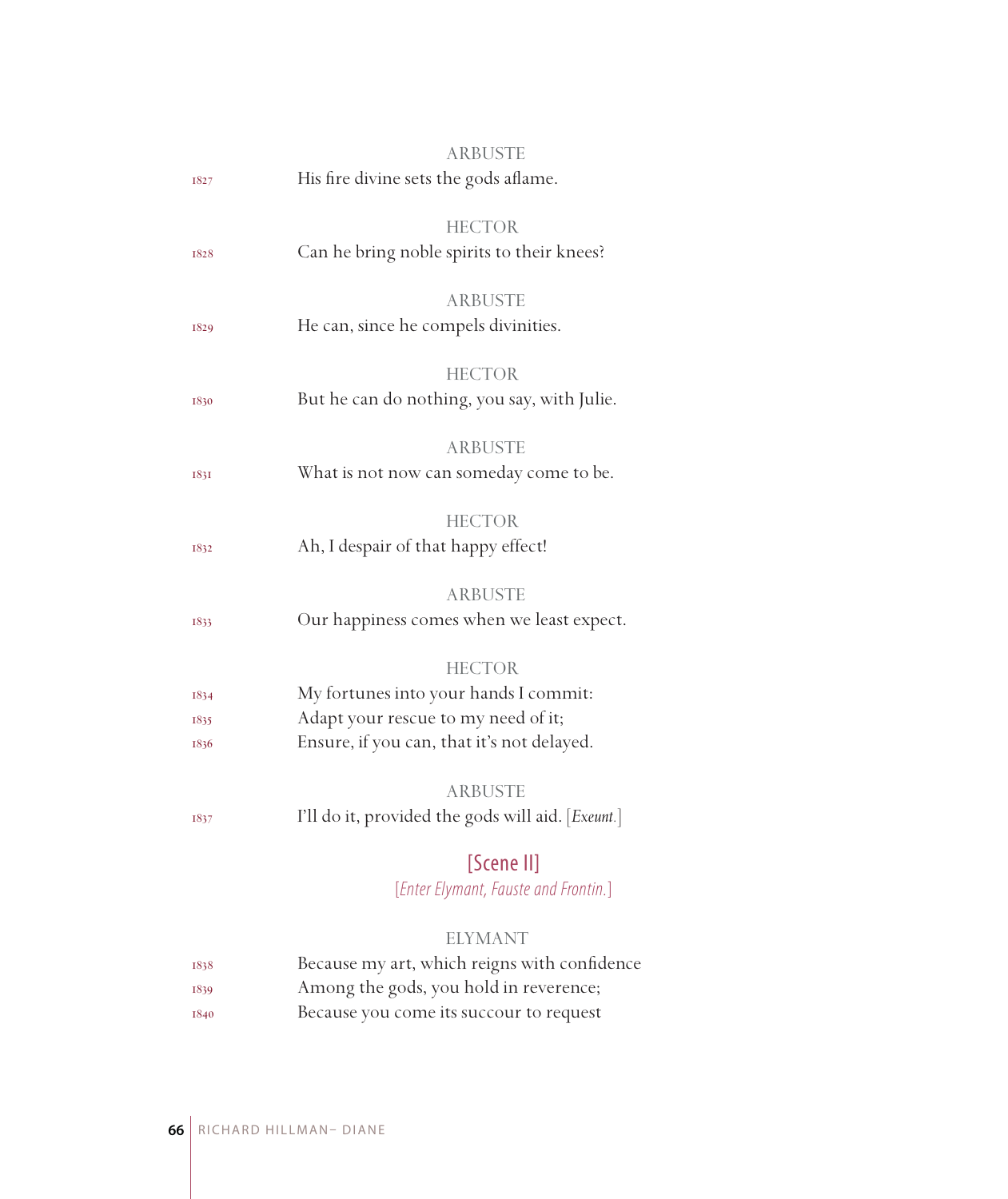ARBUSTE

1827 His fire divine sets the gods aflame.

HECTOR

1828 Can he bring noble spirits to their knees?

ARBUSTE

1829 He can, since he compels divinities.

HECTOR

1830 But he can do nothing, you say, with Julie.

ARBUSTE

1831 What is not now can someday come to be.

HECTOR

1832 Ah, I despair of that happy effect!

ARBUSTE

1833 Our happiness comes when we least expect.

HECTOR

1834 My fortunes into your hands I commit:
1835 Adapt your rescue to my need of it;
1836 Ensure, if you can, that it's not delayed.

ARBUSTE

1837 I'll do it, provided the gods will aid. [*Exeunt.*]

## [Scene II]

[*Enter Elymant, Fauste and Frontin.*]

ELYMANT

1838 Because my art, which reigns with confidence
1839 Among the gods, you hold in reverence;
1840 Because you come its succour to request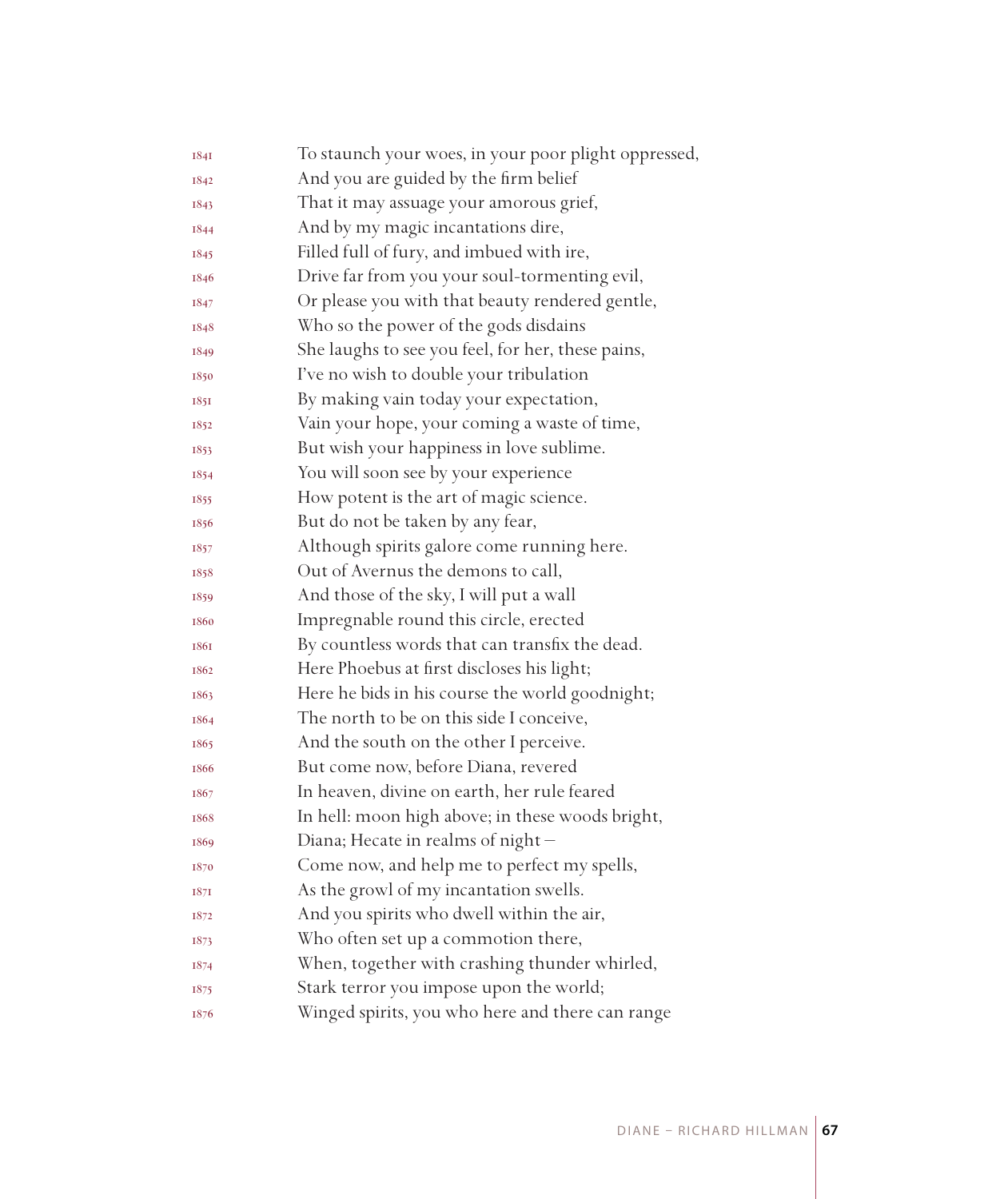1841 To staunch your woes, in your poor plight oppressed,
1842 And you are guided by the firm belief
1843 That it may assuage your amorous grief,
1844 And by my magic incantations dire,
1845 Filled full of fury, and imbued with ire,
1846 Drive far from you your soul-tormenting evil,
1847 Or please you with that beauty rendered gentle,
1848 Who so the power of the gods disdains
1849 She laughs to see you feel, for her, these pains,
1850 I've no wish to double your tribulation
1851 By making vain today your expectation,
1852 Vain your hope, your coming a waste of time,
1853 But wish your happiness in love sublime.
1854 You will soon see by your experience
1855 How potent is the art of magic science.
1856 But do not be taken by any fear,
1857 Although spirits galore come running here.
1858 Out of Avernus the demons to call,
1859 And those of the sky, I will put a wall
1860 Impregnable round this circle, erected
1861 By countless words that can transfix the dead.
1862 Here Phoebus at first discloses his light;
1863 Here he bids in his course the world goodnight;
1864 The north to be on this side I conceive,
1865 And the south on the other I perceive.
1866 But come now, before Diana, revered
1867 In heaven, divine on earth, her rule feared
1868 In hell: moon high above; in these woods bright,
1869 Diana; Hecate in realms of night –
1870 Come now, and help me to perfect my spells,
1871 As the growl of my incantation swells.
1872 And you spirits who dwell within the air,
1873 Who often set up a commotion there,
1874 When, together with crashing thunder whirled,
1875 Stark terror you impose upon the world;
1876 Winged spirits, you who here and there can range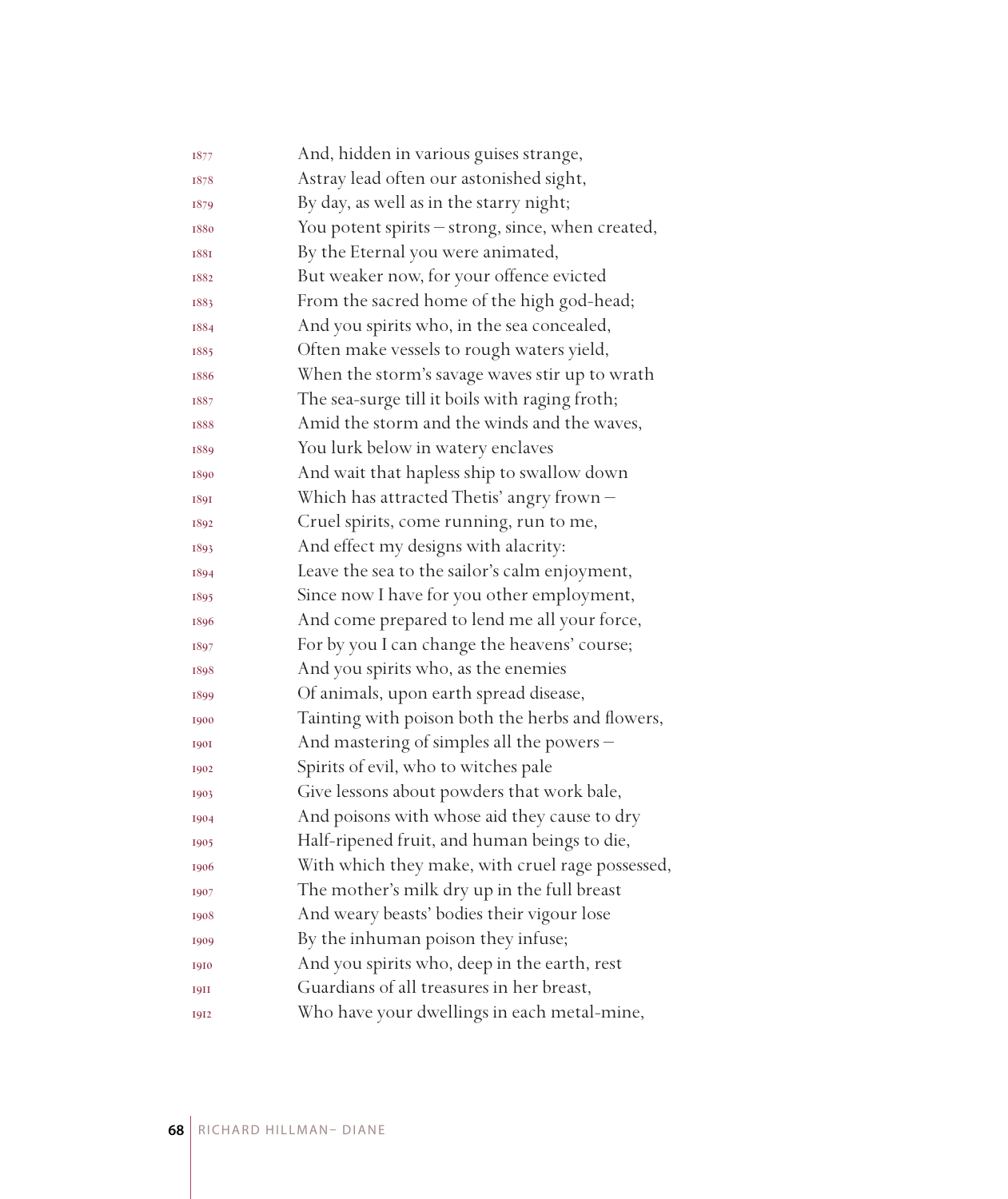1877 And, hidden in various guises strange,
1878 Astray lead often our astonished sight,
1879 By day, as well as in the starry night;
1880 You potent spirits – strong, since, when created,
1881 By the Eternal you were animated,
1882 But weaker now, for your offence evicted
1883 From the sacred home of the high god-head;
1884 And you spirits who, in the sea concealed,
1885 Often make vessels to rough waters yield,
1886 When the storm's savage waves stir up to wrath
1887 The sea-surge till it boils with raging froth;
1888 Amid the storm and the winds and the waves,
1889 You lurk below in watery enclaves
1890 And wait that hapless ship to swallow down
1891 Which has attracted Thetis' angry frown –
1892 Cruel spirits, come running, run to me,
1893 And effect my designs with alacrity:
1894 Leave the sea to the sailor's calm enjoyment,
1895 Since now I have for you other employment,
1896 And come prepared to lend me all your force,
1897 For by you I can change the heavens' course;
1898 And you spirits who, as the enemies
1899 Of animals, upon earth spread disease,
1900 Tainting with poison both the herbs and flowers,
1901 And mastering of simples all the powers –
1902 Spirits of evil, who to witches pale
1903 Give lessons about powders that work bale,
1904 And poisons with whose aid they cause to dry
1905 Half-ripened fruit, and human beings to die,
1906 With which they make, with cruel rage possessed,
1907 The mother's milk dry up in the full breast
1908 And weary beasts' bodies their vigour lose
1909 By the inhuman poison they infuse;
1910 And you spirits who, deep in the earth, rest
1911 Guardians of all treasures in her breast,
1912 Who have your dwellings in each metal-mine,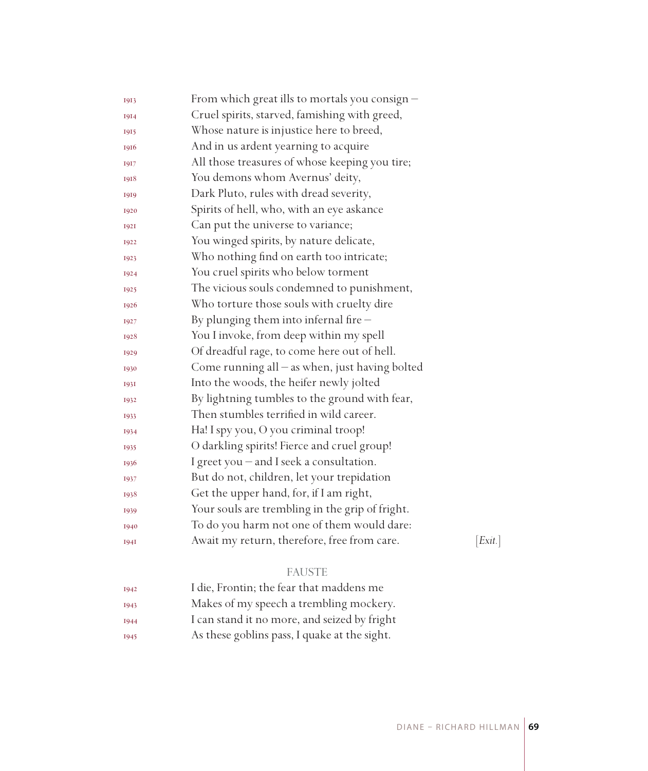1913 From which great ills to mortals you consign –
1914 Cruel spirits, starved, famishing with greed,
1915 Whose nature is injustice here to breed,
1916 And in us ardent yearning to acquire
1917 All those treasures of whose keeping you tire;
1918 You demons whom Avernus' deity,
1919 Dark Pluto, rules with dread severity,
1920 Spirits of hell, who, with an eye askance
1921 Can put the universe to variance;
1922 You winged spirits, by nature delicate,
1923 Who nothing find on earth too intricate;
1924 You cruel spirits who below torment
1925 The vicious souls condemned to punishment,
1926 Who torture those souls with cruelty dire
1927 By plunging them into infernal fire –
1928 You I invoke, from deep within my spell
1929 Of dreadful rage, to come here out of hell.
1930 Come running all – as when, just having bolted
1931 Into the woods, the heifer newly jolted
1932 By lightning tumbles to the ground with fear,
1933 Then stumbles terrified in wild career.
1934 Ha! I spy you, O you criminal troop!
1935 O darkling spirits! Fierce and cruel group!
1936 I greet you – and I seek a consultation.
1937 But do not, children, let your trepidation
1938 Get the upper hand, for, if I am right,
1939 Your souls are trembling in the grip of fright.
1940 To do you harm not one of them would dare:
1941 Await my return, therefore, free from care. [*Exit.*]

FAUSTE

1942 I die, Frontin; the fear that maddens me
1943 Makes of my speech a trembling mockery.
1944 I can stand it no more, and seized by fright
1945 As these goblins pass, I quake at the sight.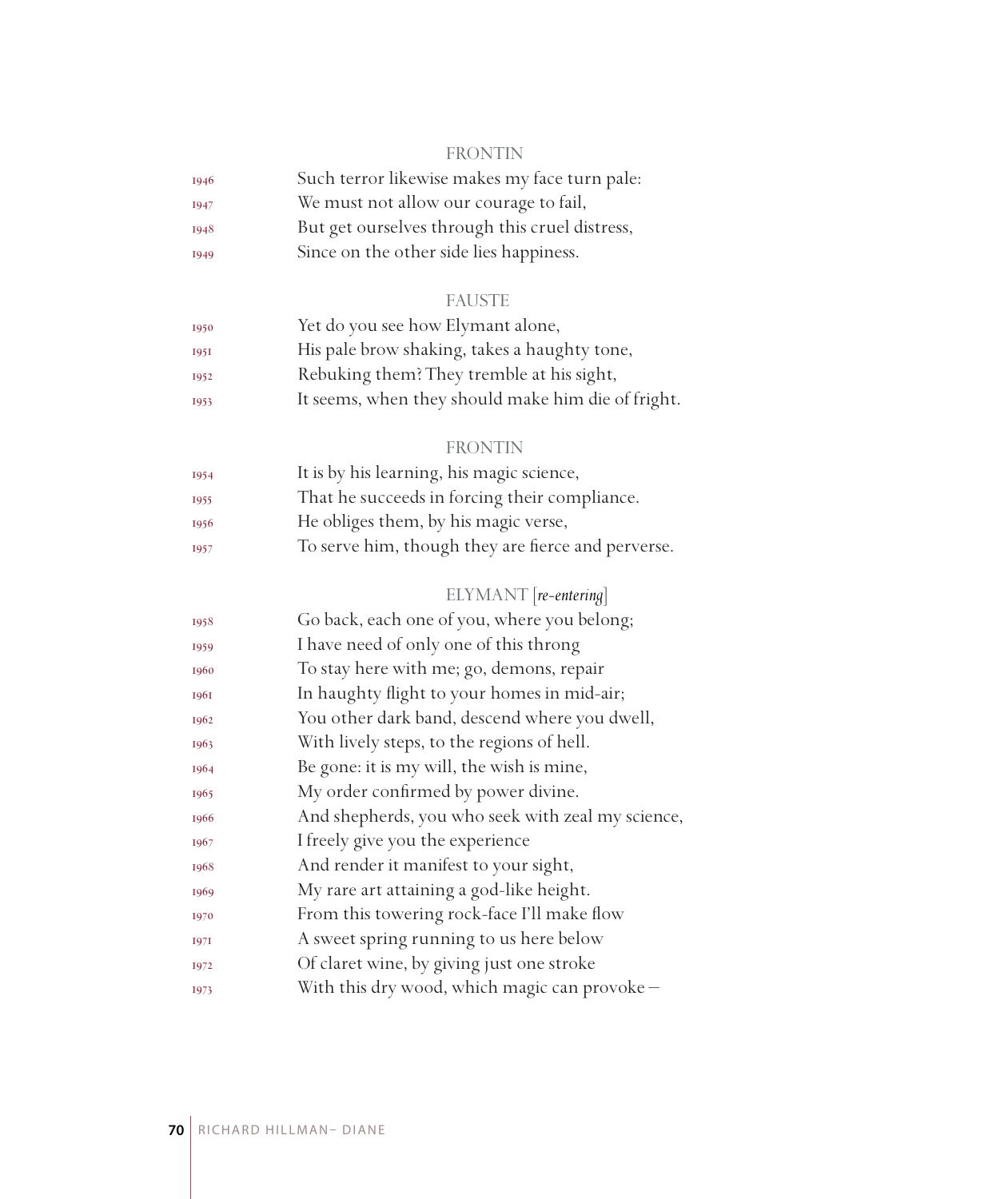FRONTIN

1946 Such terror likewise makes my face turn pale:
1947 We must not allow our courage to fail,
1948 But get ourselves through this cruel distress,
1949 Since on the other side lies happiness.

FAUSTE

1950 Yet do you see how Elymant alone,
1951 His pale brow shaking, takes a haughty tone,
1952 Rebuking them? They tremble at his sight,
1953 It seems, when they should make him die of fright.

FRONTIN

1954 It is by his learning, his magic science,
1955 That he succeeds in forcing their compliance.
1956 He obliges them, by his magic verse,
1957 To serve him, though they are fierce and perverse.

ELYMANT [*re-entering*]

1958 Go back, each one of you, where you belong;
1959 I have need of only one of this throng
1960 To stay here with me; go, demons, repair
1961 In haughty flight to your homes in mid-air;
1962 You other dark band, descend where you dwell,
1963 With lively steps, to the regions of hell.
1964 Be gone: it is my will, the wish is mine,
1965 My order confirmed by power divine.
1966 And shepherds, you who seek with zeal my science,
1967 I freely give you the experience
1968 And render it manifest to your sight,
1969 My rare art attaining a god-like height.
1970 From this towering rock-face I'll make flow
1971 A sweet spring running to us here below
1972 Of claret wine, by giving just one stroke
1973 With this dry wood, which magic can provoke –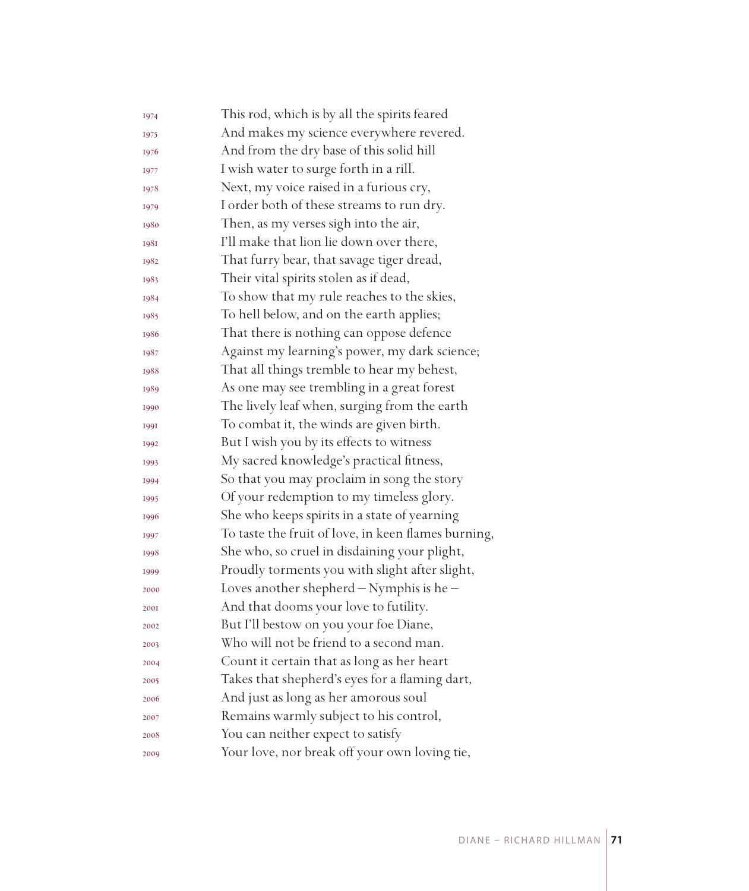1974 This rod, which is by all the spirits feared
1975 And makes my science everywhere revered.
1976 And from the dry base of this solid hill
1977 I wish water to surge forth in a rill.
1978 Next, my voice raised in a furious cry,
1979 I order both of these streams to run dry.
1980 Then, as my verses sigh into the air,
1981 I'll make that lion lie down over there,
1982 That furry bear, that savage tiger dread,
1983 Their vital spirits stolen as if dead,
1984 To show that my rule reaches to the skies,
1985 To hell below, and on the earth applies;
1986 That there is nothing can oppose defence
1987 Against my learning's power, my dark science;
1988 That all things tremble to hear my behest,
1989 As one may see trembling in a great forest
1990 The lively leaf when, surging from the earth
1991 To combat it, the winds are given birth.
1992 But I wish you by its effects to witness
1993 My sacred knowledge's practical fitness,
1994 So that you may proclaim in song the story
1995 Of your redemption to my timeless glory.
1996 She who keeps spirits in a state of yearning
1997 To taste the fruit of love, in keen flames burning,
1998 She who, so cruel in disdaining your plight,
1999 Proudly torments you with slight after slight,
2000 Loves another shepherd – Nymphis is he –
2001 And that dooms your love to futility.
2002 But I'll bestow on you your foe Diane,
2003 Who will not be friend to a second man.
2004 Count it certain that as long as her heart
2005 Takes that shepherd's eyes for a flaming dart,
2006 And just as long as her amorous soul
2007 Remains warmly subject to his control,
2008 You can neither expect to satisfy
2009 Your love, nor break off your own loving tie,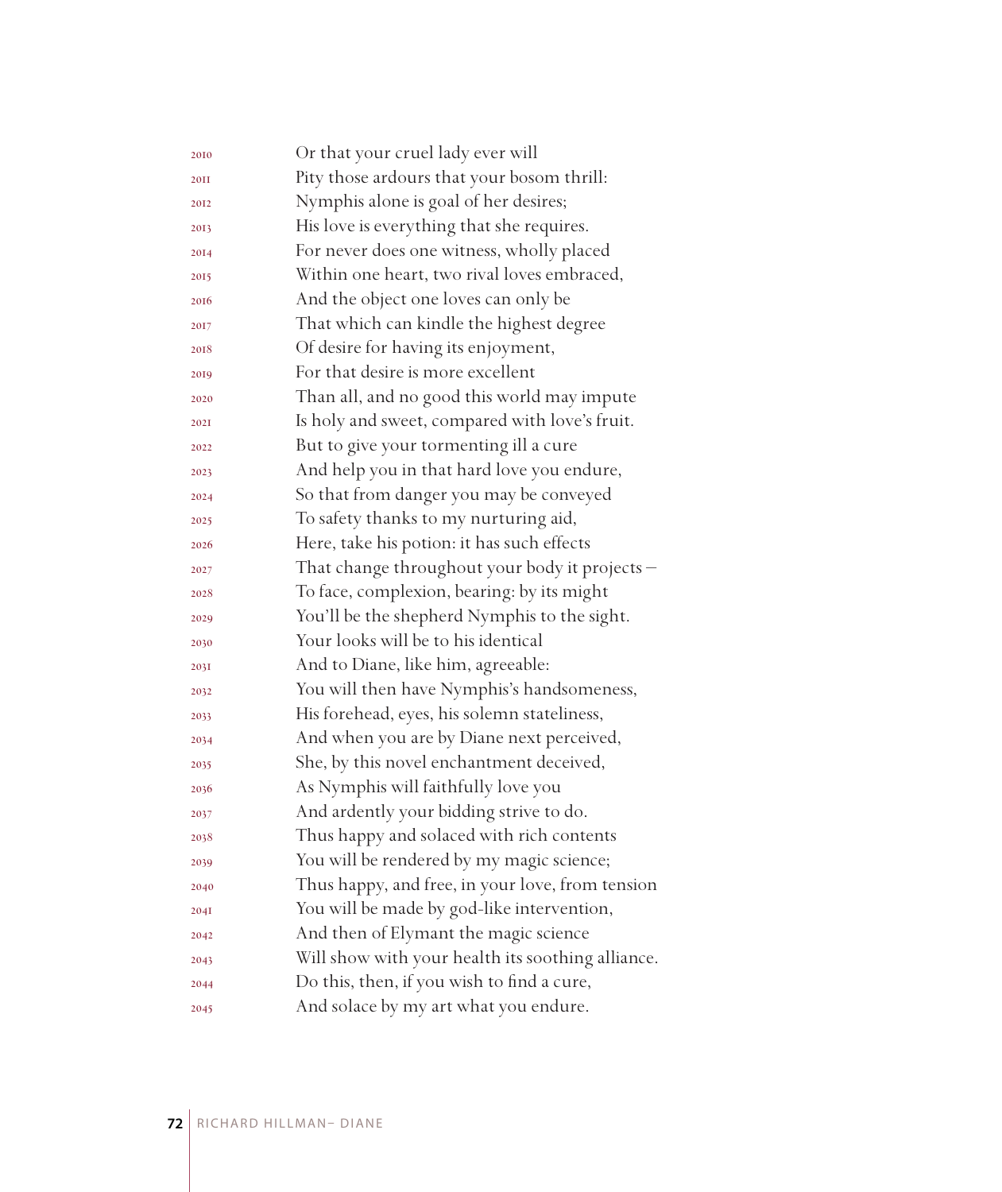2010 Or that your cruel lady ever will
2011 Pity those ardours that your bosom thrill:
2012 Nymphis alone is goal of her desires;
2013 His love is everything that she requires.
2014 For never does one witness, wholly placed
2015 Within one heart, two rival loves embraced,
2016 And the object one loves can only be
2017 That which can kindle the highest degree
2018 Of desire for having its enjoyment,
2019 For that desire is more excellent
2020 Than all, and no good this world may impute
2021 Is holy and sweet, compared with love's fruit.
2022 But to give your tormenting ill a cure
2023 And help you in that hard love you endure,
2024 So that from danger you may be conveyed
2025 To safety thanks to my nurturing aid,
2026 Here, take his potion: it has such effects
2027 That change throughout your body it projects –
2028 To face, complexion, bearing: by its might
2029 You'll be the shepherd Nymphis to the sight.
2030 Your looks will be to his identical
2031 And to Diane, like him, agreeable:
2032 You will then have Nymphis's handsomeness,
2033 His forehead, eyes, his solemn stateliness,
2034 And when you are by Diane next perceived,
2035 She, by this novel enchantment deceived,
2036 As Nymphis will faithfully love you
2037 And ardently your bidding strive to do.
2038 Thus happy and solaced with rich contents
2039 You will be rendered by my magic science;
2040 Thus happy, and free, in your love, from tension
2041 You will be made by god-like intervention,
2042 And then of Elymant the magic science
2043 Will show with your health its soothing alliance.
2044 Do this, then, if you wish to find a cure,
2045 And solace by my art what you endure.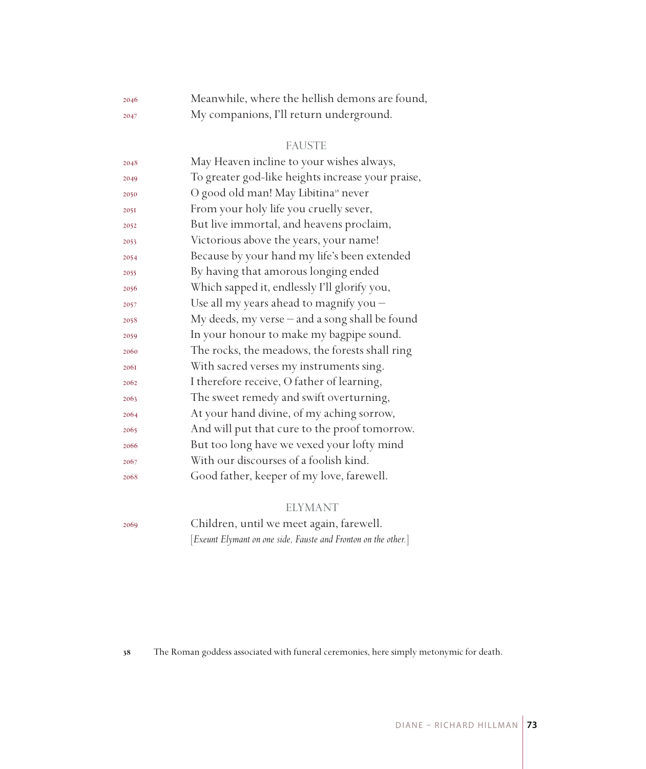2046 Meanwhile, where the hellish demons are found,
2047 My companions, I'll return underground.

FAUSTE

2048 May Heaven incline to your wishes always,
2049 To greater god-like heights increase your praise,
2050 O good old man! May Libitina[38] never
2051 From your holy life you cruelly sever,
2052 But live immortal, and heavens proclaim,
2053 Victorious above the years, your name!
2054 Because by your hand my life's been extended
2055 By having that amorous longing ended
2056 Which sapped it, endlessly I'll glorify you,
2057 Use all my years ahead to magnify you –
2058 My deeds, my verse – and a song shall be found
2059 In your honour to make my bagpipe sound.
2060 The rocks, the meadows, the forests shall ring
2061 With sacred verses my instruments sing.
2062 I therefore receive, O father of learning,
2063 The sweet remedy and swift overturning,
2064 At your hand divine, of my aching sorrow,
2065 And will put that cure to the proof tomorrow.
2066 But too long have we vexed your lofty mind
2067 With our discourses of a foolish kind.
2068 Good father, keeper of my love, farewell.

ELYMANT

2069 Children, until we meet again, farewell.

[*Exeunt Elymant on one side, Fauste and Fronton on the other.*]

38 The Roman goddess associated with funeral ceremonies, here simply metonymic for death.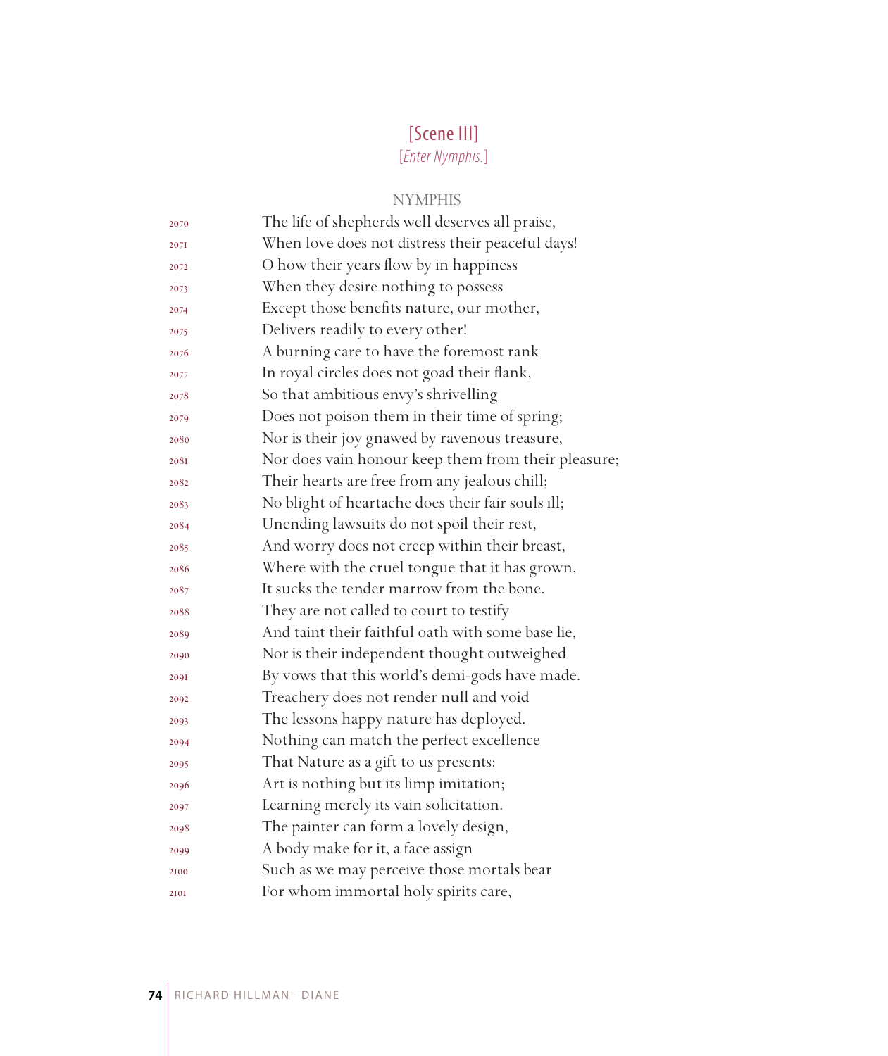## [Scene III]

[*Enter Nymphis.*]

NYMPHIS

2070 The life of shepherds well deserves all praise,
2071 When love does not distress their peaceful days!
2072 O how their years flow by in happiness
2073 When they desire nothing to possess
2074 Except those benefits nature, our mother,
2075 Delivers readily to every other!
2076 A burning care to have the foremost rank
2077 In royal circles does not goad their flank,
2078 So that ambitious envy's shrivelling
2079 Does not poison them in their time of spring;
2080 Nor is their joy gnawed by ravenous treasure,
2081 Nor does vain honour keep them from their pleasure;
2082 Their hearts are free from any jealous chill;
2083 No blight of heartache does their fair souls ill;
2084 Unending lawsuits do not spoil their rest,
2085 And worry does not creep within their breast,
2086 Where with the cruel tongue that it has grown,
2087 It sucks the tender marrow from the bone.
2088 They are not called to court to testify
2089 And taint their faithful oath with some base lie,
2090 Nor is their independent thought outweighed
2091 By vows that this world's demi-gods have made.
2092 Treachery does not render null and void
2093 The lessons happy nature has deployed.
2094 Nothing can match the perfect excellence
2095 That Nature as a gift to us presents:
2096 Art is nothing but its limp imitation;
2097 Learning merely its vain solicitation.
2098 The painter can form a lovely design,
2099 A body make for it, a face assign
2100 Such as we may perceive those mortals bear
2101 For whom immortal holy spirits care,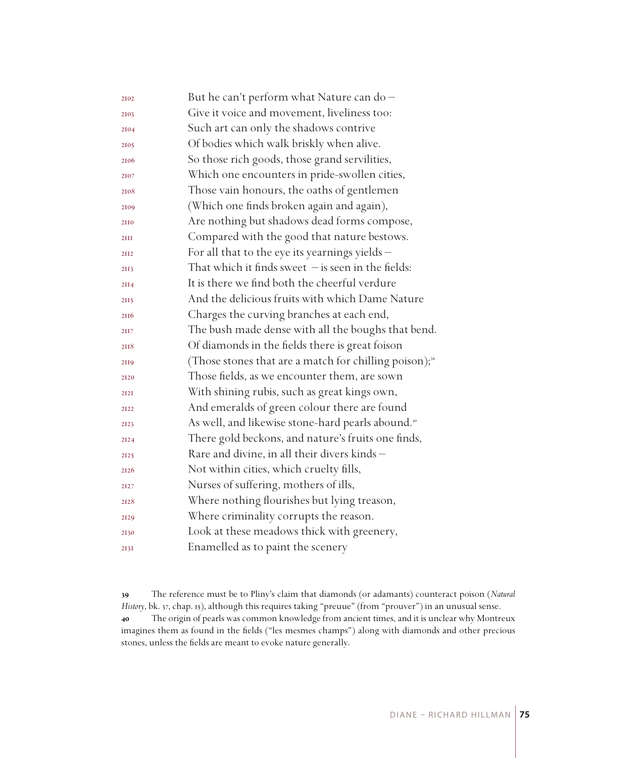2102 But he can't perform what Nature can do –
2103 Give it voice and movement, liveliness too:
2104 Such art can only the shadows contrive
2105 Of bodies which walk briskly when alive.
2106 So those rich goods, those grand servilities,
2107 Which one encounters in pride-swollen cities,
2108 Those vain honours, the oaths of gentlemen
2109 (Which one finds broken again and again),
2110 Are nothing but shadows dead forms compose,
2111 Compared with the good that nature bestows.
2112 For all that to the eye its yearnings yields –
2113 That which it finds sweet – is seen in the fields:
2114 It is there we find both the cheerful verdure
2115 And the delicious fruits with which Dame Nature
2116 Charges the curving branches at each end,
2117 The bush made dense with all the boughs that bend.
2118 Of diamonds in the fields there is great foison
2119 (Those stones that are a match for chilling poison);[39]
2120 Those fields, as we encounter them, are sown
2121 With shining rubis, such as great kings own,
2122 And emeralds of green colour there are found
2123 As well, and likewise stone-hard pearls abound.[40]
2124 There gold beckons, and nature's fruits one finds,
2125 Rare and divine, in all their divers kinds –
2126 Not within cities, which cruelty fills,
2127 Nurses of suffering, mothers of ills,
2128 Where nothing flourishes but lying treason,
2129 Where criminality corrupts the reason.
2130 Look at these meadows thick with greenery,
2131 Enamelled as to paint the scenery

**39** The reference must be to Pliny's claim that diamonds (or adamants) counteract poison (*Natural History*, bk. 37, chap. 15), although this requires taking "preuue" (from "prouver") in an unusual sense.

**40** The origin of pearls was common knowledge from ancient times, and it is unclear why Montreux imagines them as found in the fields ("les mesmes champs") along with diamonds and other precious stones, unless the fields are meant to evoke nature generally.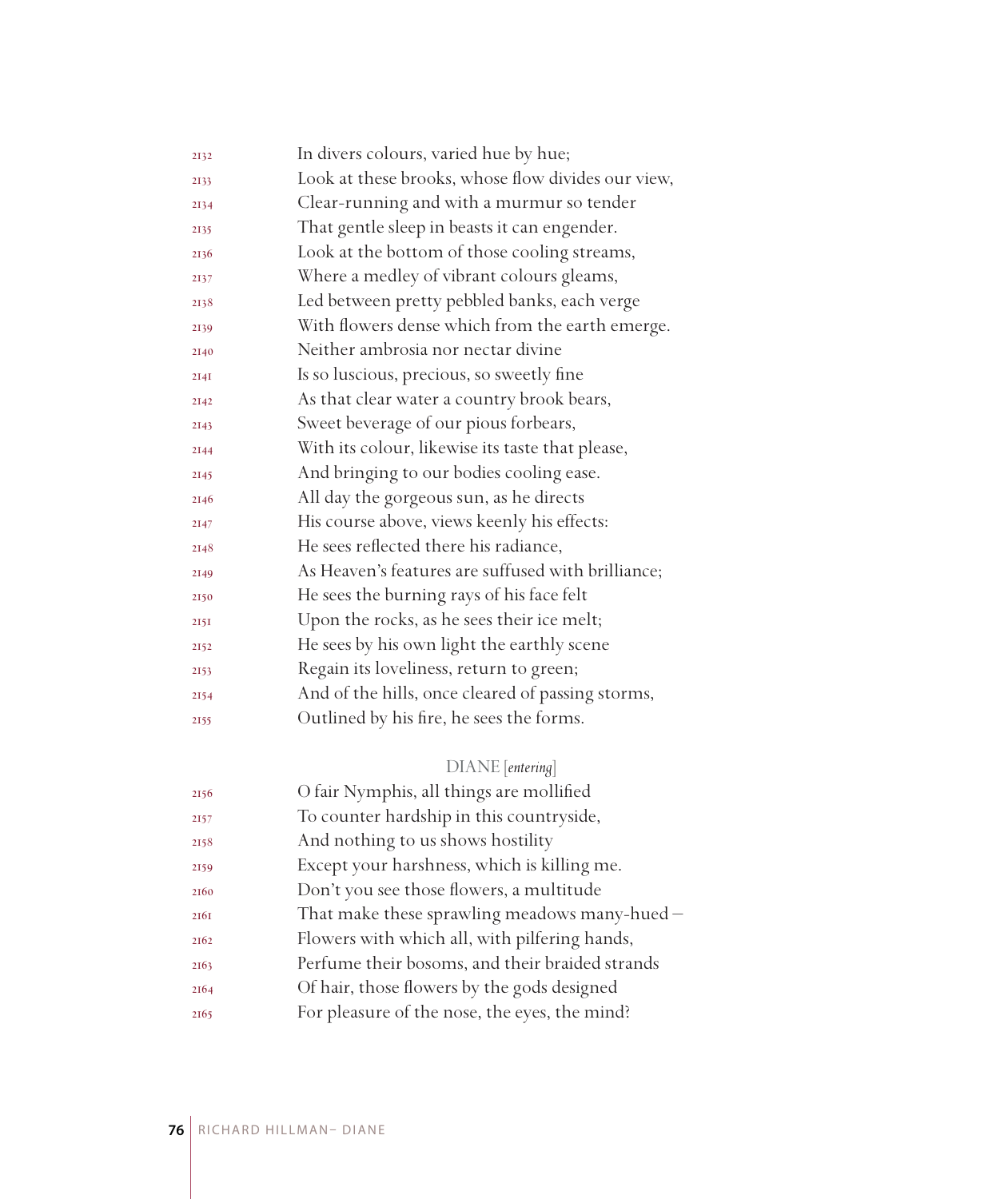2132 In divers colours, varied hue by hue;
2133 Look at these brooks, whose flow divides our view,
2134 Clear-running and with a murmur so tender
2135 That gentle sleep in beasts it can engender.
2136 Look at the bottom of those cooling streams,
2137 Where a medley of vibrant colours gleams,
2138 Led between pretty pebbled banks, each verge
2139 With flowers dense which from the earth emerge.
2140 Neither ambrosia nor nectar divine
2141 Is so luscious, precious, so sweetly fine
2142 As that clear water a country brook bears,
2143 Sweet beverage of our pious forbears,
2144 With its colour, likewise its taste that please,
2145 And bringing to our bodies cooling ease.
2146 All day the gorgeous sun, as he directs
2147 His course above, views keenly his effects:
2148 He sees reflected there his radiance,
2149 As Heaven's features are suffused with brilliance;
2150 He sees the burning rays of his face felt
2151 Upon the rocks, as he sees their ice melt;
2152 He sees by his own light the earthly scene
2153 Regain its loveliness, return to green;
2154 And of the hills, once cleared of passing storms,
2155 Outlined by his fire, he sees the forms.

DIANE [*entering*]

2156 O fair Nymphis, all things are mollified
2157 To counter hardship in this countryside,
2158 And nothing to us shows hostility
2159 Except your harshness, which is killing me.
2160 Don't you see those flowers, a multitude
2161 That make these sprawling meadows many-hued –
2162 Flowers with which all, with pilfering hands,
2163 Perfume their bosoms, and their braided strands
2164 Of hair, those flowers by the gods designed
2165 For pleasure of the nose, the eyes, the mind?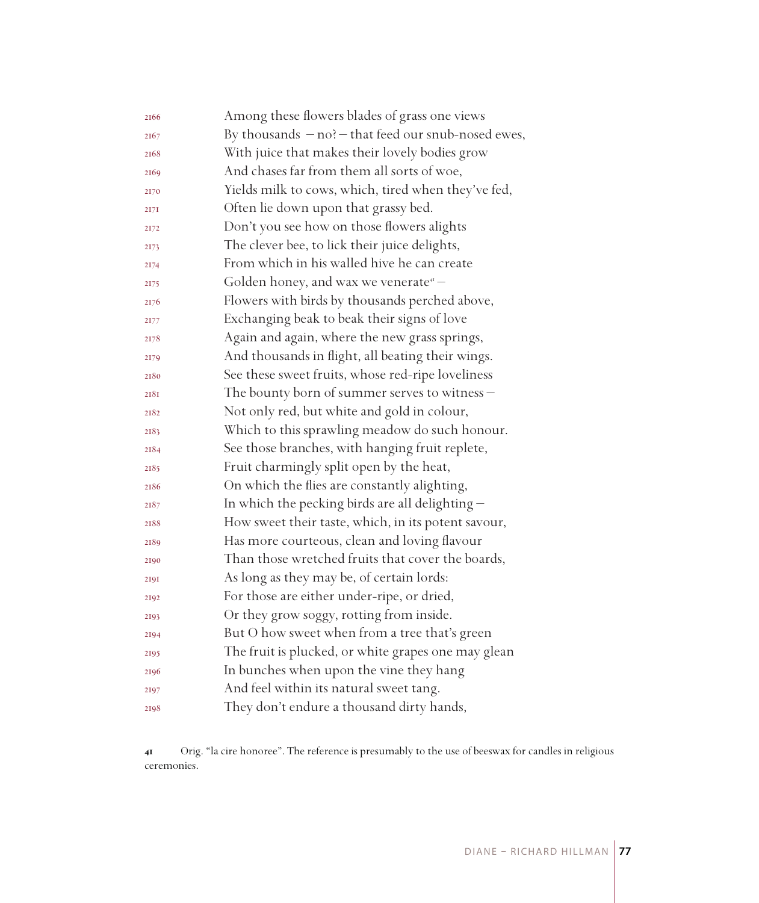2166 Among these flowers blades of grass one views
2167 By thousands – no? – that feed our snub-nosed ewes,
2168 With juice that makes their lovely bodies grow
2169 And chases far from them all sorts of woe,
2170 Yields milk to cows, which, tired when they've fed,
2171 Often lie down upon that grassy bed.
2172 Don't you see how on those flowers alights
2173 The clever bee, to lick their juice delights,
2174 From which in his walled hive he can create
2175 Golden honey, and wax we venerate[41] –
2176 Flowers with birds by thousands perched above,
2177 Exchanging beak to beak their signs of love
2178 Again and again, where the new grass springs,
2179 And thousands in flight, all beating their wings.
2180 See these sweet fruits, whose red-ripe loveliness
2181 The bounty born of summer serves to witness –
2182 Not only red, but white and gold in colour,
2183 Which to this sprawling meadow do such honour.
2184 See those branches, with hanging fruit replete,
2185 Fruit charmingly split open by the heat,
2186 On which the flies are constantly alighting,
2187 In which the pecking birds are all delighting –
2188 How sweet their taste, which, in its potent savour,
2189 Has more courteous, clean and loving flavour
2190 Than those wretched fruits that cover the boards,
2191 As long as they may be, of certain lords:
2192 For those are either under-ripe, or dried,
2193 Or they grow soggy, rotting from inside.
2194 But O how sweet when from a tree that's green
2195 The fruit is plucked, or white grapes one may glean
2196 In bunches when upon the vine they hang
2197 And feel within its natural sweet tang.
2198 They don't endure a thousand dirty hands,

41 Orig. "la cire honoree". The reference is presumably to the use of beeswax for candles in religious ceremonies.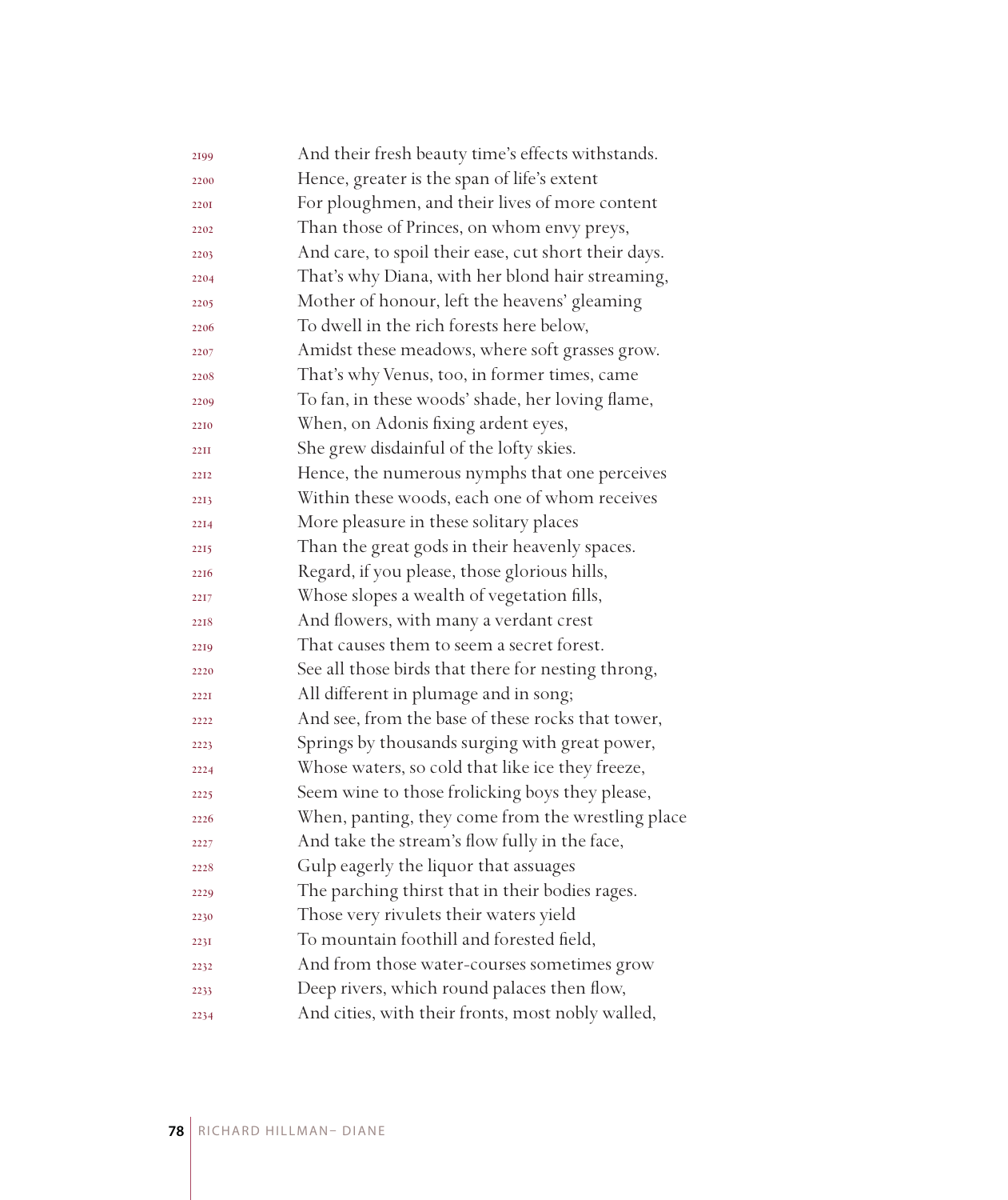2199 And their fresh beauty time's effects withstands.
2200 Hence, greater is the span of life's extent
2201 For ploughmen, and their lives of more content
2202 Than those of Princes, on whom envy preys,
2203 And care, to spoil their ease, cut short their days.
2204 That's why Diana, with her blond hair streaming,
2205 Mother of honour, left the heavens' gleaming
2206 To dwell in the rich forests here below,
2207 Amidst these meadows, where soft grasses grow.
2208 That's why Venus, too, in former times, came
2209 To fan, in these woods' shade, her loving flame,
2210 When, on Adonis fixing ardent eyes,
2211 She grew disdainful of the lofty skies.
2212 Hence, the numerous nymphs that one perceives
2213 Within these woods, each one of whom receives
2214 More pleasure in these solitary places
2215 Than the great gods in their heavenly spaces.
2216 Regard, if you please, those glorious hills,
2217 Whose slopes a wealth of vegetation fills,
2218 And flowers, with many a verdant crest
2219 That causes them to seem a secret forest.
2220 See all those birds that there for nesting throng,
2221 All different in plumage and in song;
2222 And see, from the base of these rocks that tower,
2223 Springs by thousands surging with great power,
2224 Whose waters, so cold that like ice they freeze,
2225 Seem wine to those frolicking boys they please,
2226 When, panting, they come from the wrestling place
2227 And take the stream's flow fully in the face,
2228 Gulp eagerly the liquor that assuages
2229 The parching thirst that in their bodies rages.
2230 Those very rivulets their waters yield
2231 To mountain foothill and forested field,
2232 And from those water-courses sometimes grow
2233 Deep rivers, which round palaces then flow,
2234 And cities, with their fronts, most nobly walled,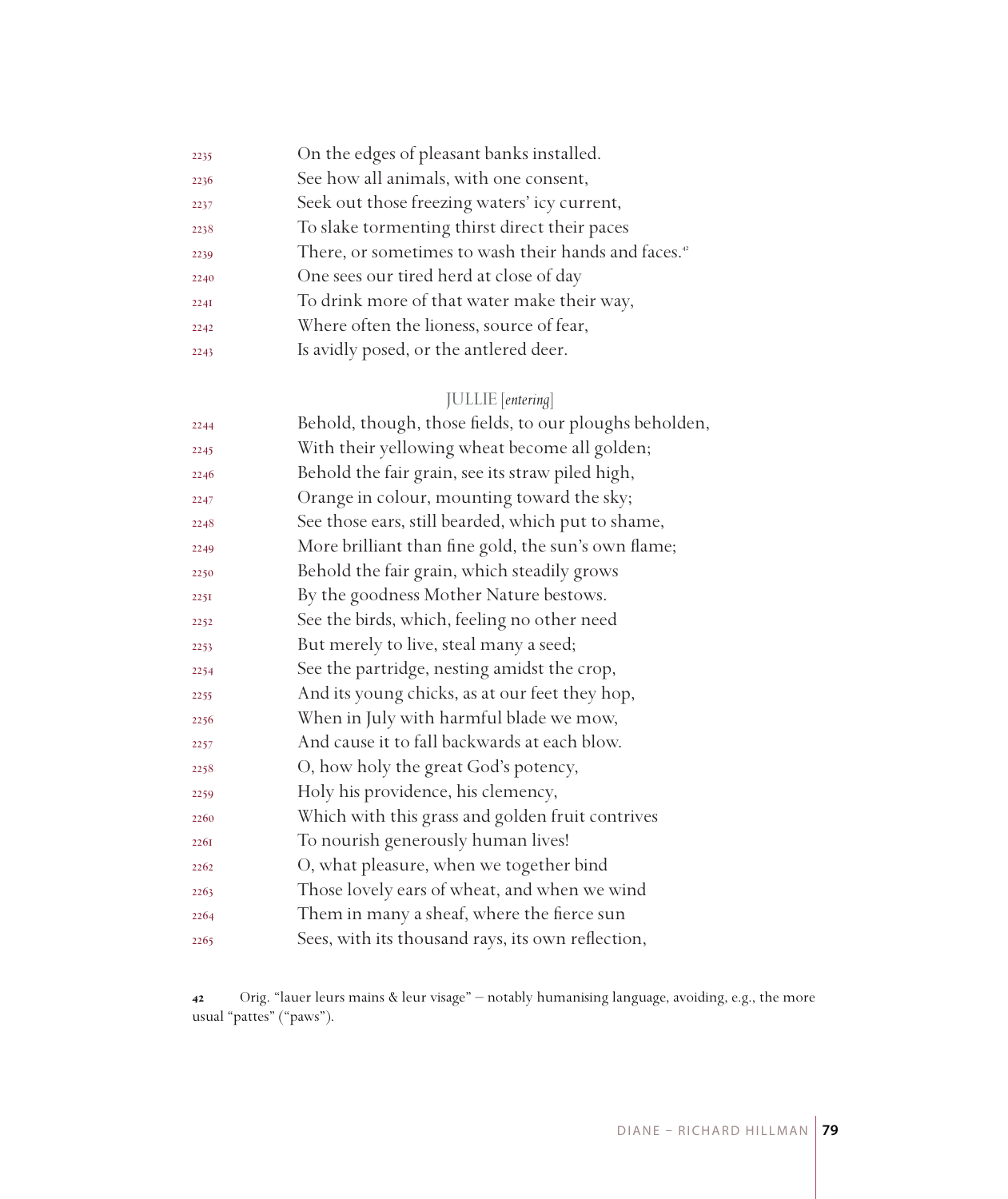2235 On the edges of pleasant banks installed.
2236 See how all animals, with one consent,
2237 Seek out those freezing waters' icy current,
2238 To slake tormenting thirst direct their paces
2239 There, or sometimes to wash their hands and faces.[42]
2240 One sees our tired herd at close of day
2241 To drink more of that water make their way,
2242 Where often the lioness, source of fear,
2243 Is avidly posed, or the antlered deer.

JULLIE [*entering*]

2244 Behold, though, those fields, to our ploughs beholden,
2245 With their yellowing wheat become all golden;
2246 Behold the fair grain, see its straw piled high,
2247 Orange in colour, mounting toward the sky;
2248 See those ears, still bearded, which put to shame,
2249 More brilliant than fine gold, the sun's own flame;
2250 Behold the fair grain, which steadily grows
2251 By the goodness Mother Nature bestows.
2252 See the birds, which, feeling no other need
2253 But merely to live, steal many a seed;
2254 See the partridge, nesting amidst the crop,
2255 And its young chicks, as at our feet they hop,
2256 When in July with harmful blade we mow,
2257 And cause it to fall backwards at each blow.
2258 O, how holy the great God's potency,
2259 Holy his providence, his clemency,
2260 Which with this grass and golden fruit contrives
2261 To nourish generously human lives!
2262 O, what pleasure, when we together bind
2263 Those lovely ears of wheat, and when we wind
2264 Them in many a sheaf, where the fierce sun
2265 Sees, with its thousand rays, its own reflection,

**42** Orig. "lauer leurs mains & leur visage" – notably humanising language, avoiding, e.g., the more usual "pattes" ("paws").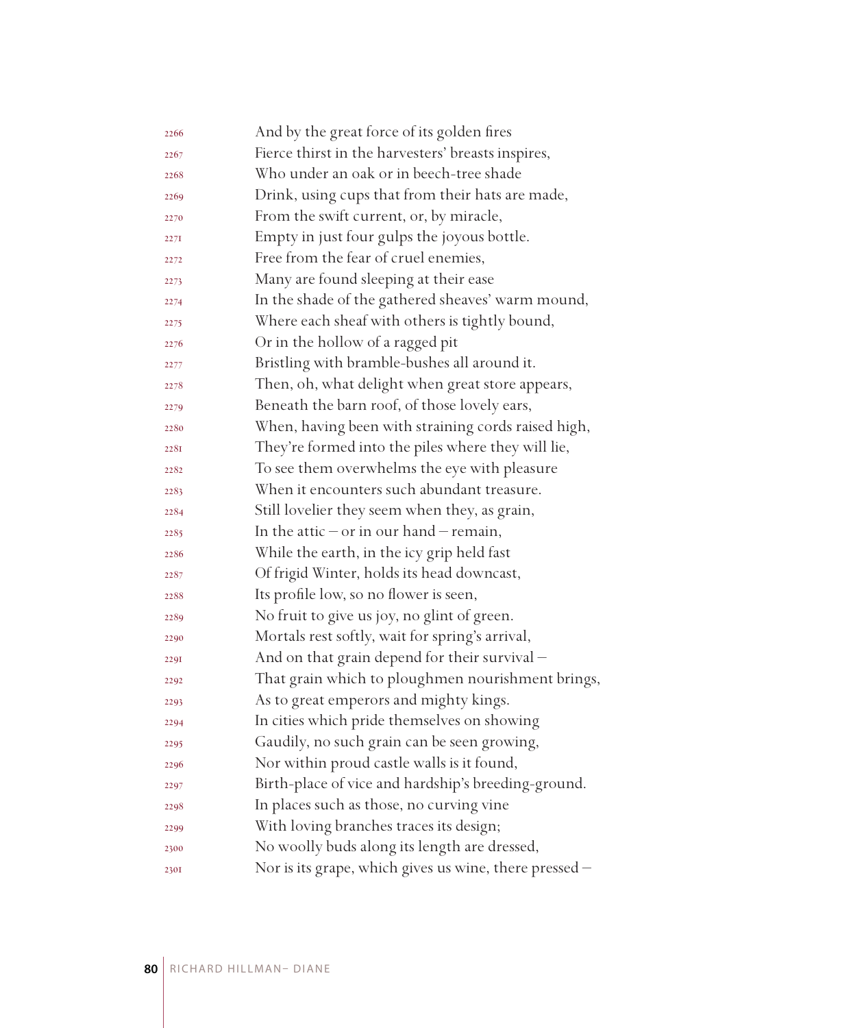2266 And by the great force of its golden fires
2267 Fierce thirst in the harvesters' breasts inspires,
2268 Who under an oak or in beech-tree shade
2269 Drink, using cups that from their hats are made,
2270 From the swift current, or, by miracle,
2271 Empty in just four gulps the joyous bottle.
2272 Free from the fear of cruel enemies,
2273 Many are found sleeping at their ease
2274 In the shade of the gathered sheaves' warm mound,
2275 Where each sheaf with others is tightly bound,
2276 Or in the hollow of a ragged pit
2277 Bristling with bramble-bushes all around it.
2278 Then, oh, what delight when great store appears,
2279 Beneath the barn roof, of those lovely ears,
2280 When, having been with straining cords raised high,
2281 They're formed into the piles where they will lie,
2282 To see them overwhelms the eye with pleasure
2283 When it encounters such abundant treasure.
2284 Still lovelier they seem when they, as grain,
2285 In the attic – or in our hand – remain,
2286 While the earth, in the icy grip held fast
2287 Of frigid Winter, holds its head downcast,
2288 Its profile low, so no flower is seen,
2289 No fruit to give us joy, no glint of green.
2290 Mortals rest softly, wait for spring's arrival,
2291 And on that grain depend for their survival –
2292 That grain which to ploughmen nourishment brings,
2293 As to great emperors and mighty kings.
2294 In cities which pride themselves on showing
2295 Gaudily, no such grain can be seen growing,
2296 Nor within proud castle walls is it found,
2297 Birth-place of vice and hardship's breeding-ground.
2298 In places such as those, no curving vine
2299 With loving branches traces its design;
2300 No woolly buds along its length are dressed,
2301 Nor is its grape, which gives us wine, there pressed –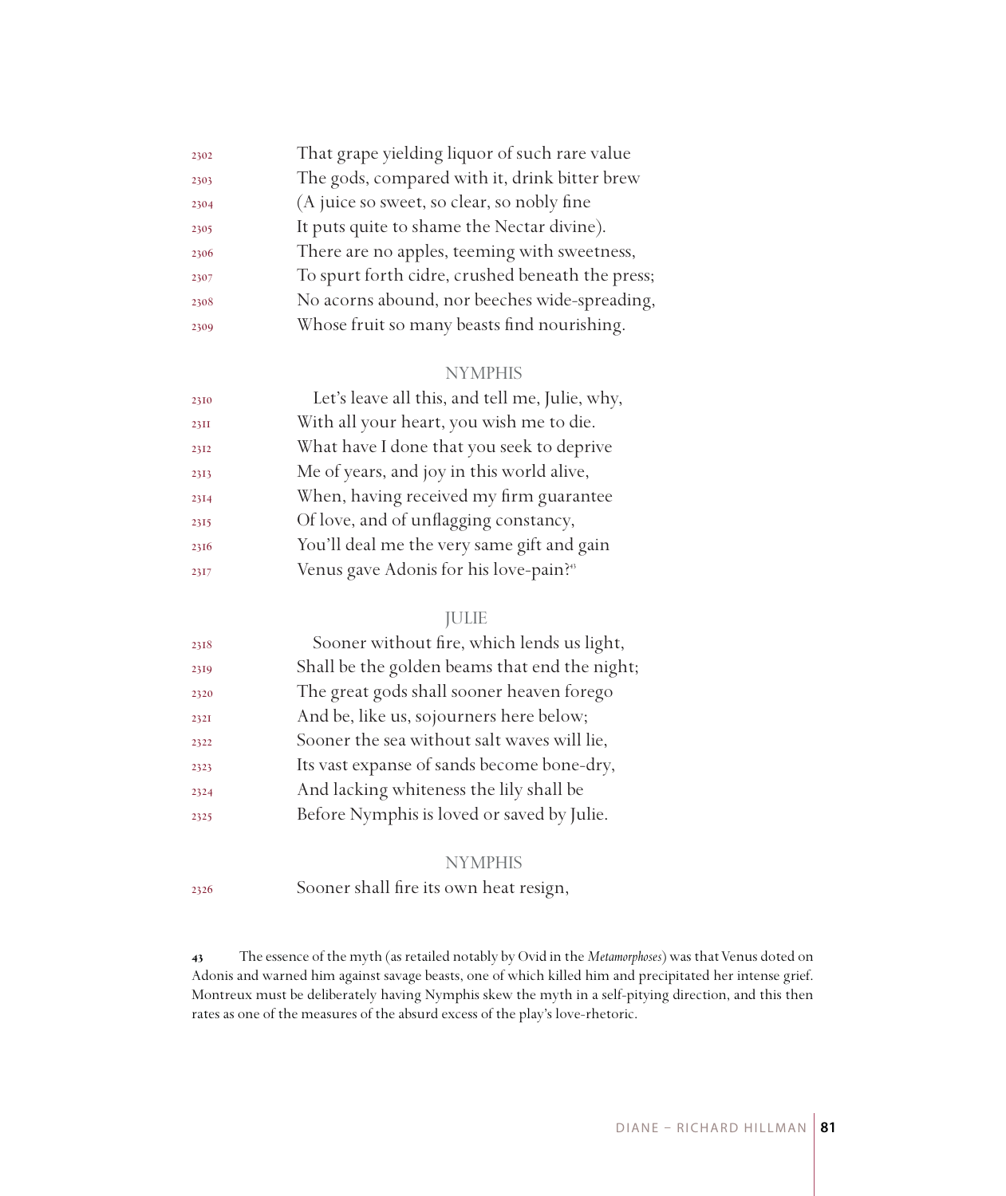2302 That grape yielding liquor of such rare value
2303 The gods, compared with it, drink bitter brew
2304 (A juice so sweet, so clear, so nobly fine
2305 It puts quite to shame the Nectar divine).
2306 There are no apples, teeming with sweetness,
2307 To spurt forth cidre, crushed beneath the press;
2308 No acorns abound, nor beeches wide-spreading,
2309 Whose fruit so many beasts find nourishing.

NYMPHIS

2310 Let's leave all this, and tell me, Julie, why,
2311 With all your heart, you wish me to die.
2312 What have I done that you seek to deprive
2313 Me of years, and joy in this world alive,
2314 When, having received my firm guarantee
2315 Of love, and of unflagging constancy,
2316 You'll deal me the very same gift and gain
2317 Venus gave Adonis for his love-pain?[43]

JULIE

2318 Sooner without fire, which lends us light,
2319 Shall be the golden beams that end the night;
2320 The great gods shall sooner heaven forego
2321 And be, like us, sojourners here below;
2322 Sooner the sea without salt waves will lie,
2323 Its vast expanse of sands become bone-dry,
2324 And lacking whiteness the lily shall be
2325 Before Nymphis is loved or saved by Julie.

NYMPHIS

2326 Sooner shall fire its own heat resign,

---

43 The essence of the myth (as retailed notably by Ovid in the *Metamorphoses*) was that Venus doted on Adonis and warned him against savage beasts, one of which killed him and precipitated her intense grief. Montreux must be deliberately having Nymphis skew the myth in a self-pitying direction, and this then rates as one of the measures of the absurd excess of the play's love-rhetoric.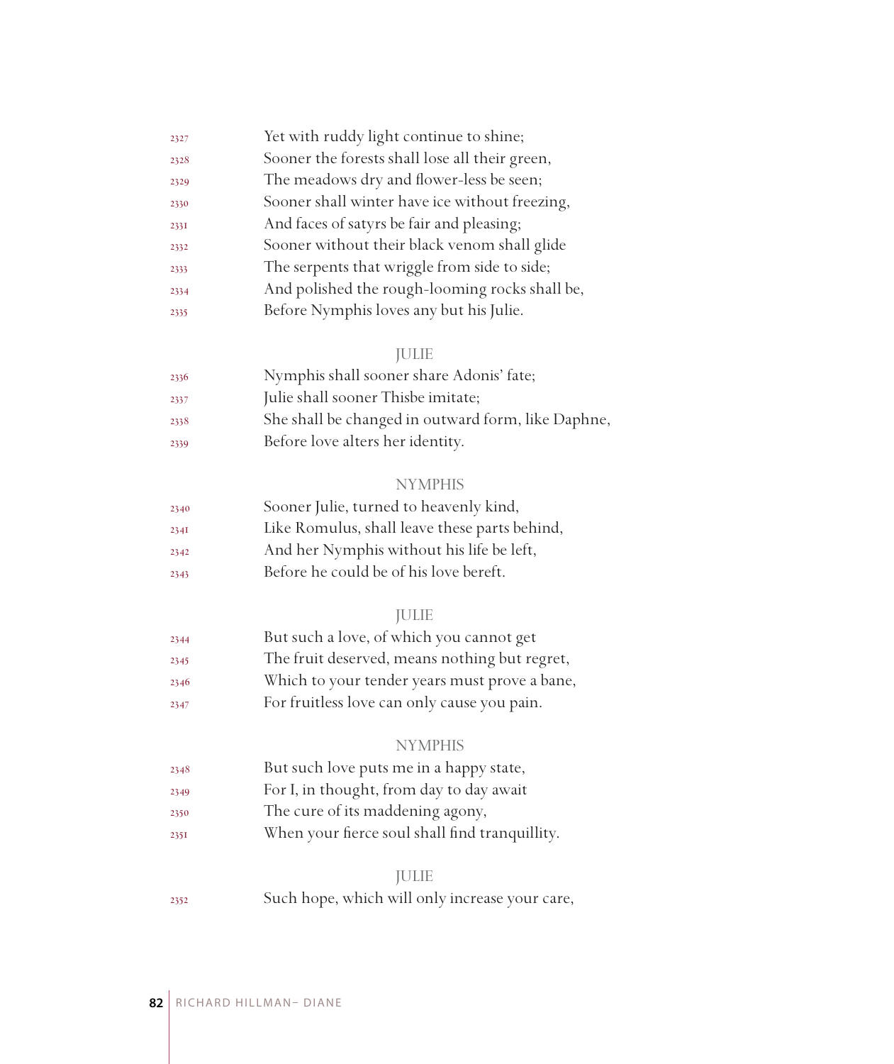2327 Yet with ruddy light continue to shine;
2328 Sooner the forests shall lose all their green,
2329 The meadows dry and flower-less be seen;
2330 Sooner shall winter have ice without freezing,
2331 And faces of satyrs be fair and pleasing;
2332 Sooner without their black venom shall glide
2333 The serpents that wriggle from side to side;
2334 And polished the rough-looming rocks shall be,
2335 Before Nymphis loves any but his Julie.

JULIE

2336 Nymphis shall sooner share Adonis' fate;
2337 Julie shall sooner Thisbe imitate;
2338 She shall be changed in outward form, like Daphne,
2339 Before love alters her identity.

NYMPHIS

2340 Sooner Julie, turned to heavenly kind,
2341 Like Romulus, shall leave these parts behind,
2342 And her Nymphis without his life be left,
2343 Before he could be of his love bereft.

JULIE

2344 But such a love, of which you cannot get
2345 The fruit deserved, means nothing but regret,
2346 Which to your tender years must prove a bane,
2347 For fruitless love can only cause you pain.

NYMPHIS

2348 But such love puts me in a happy state,
2349 For I, in thought, from day to day await
2350 The cure of its maddening agony,
2351 When your fierce soul shall find tranquillity.

JULIE

2352 Such hope, which will only increase your care,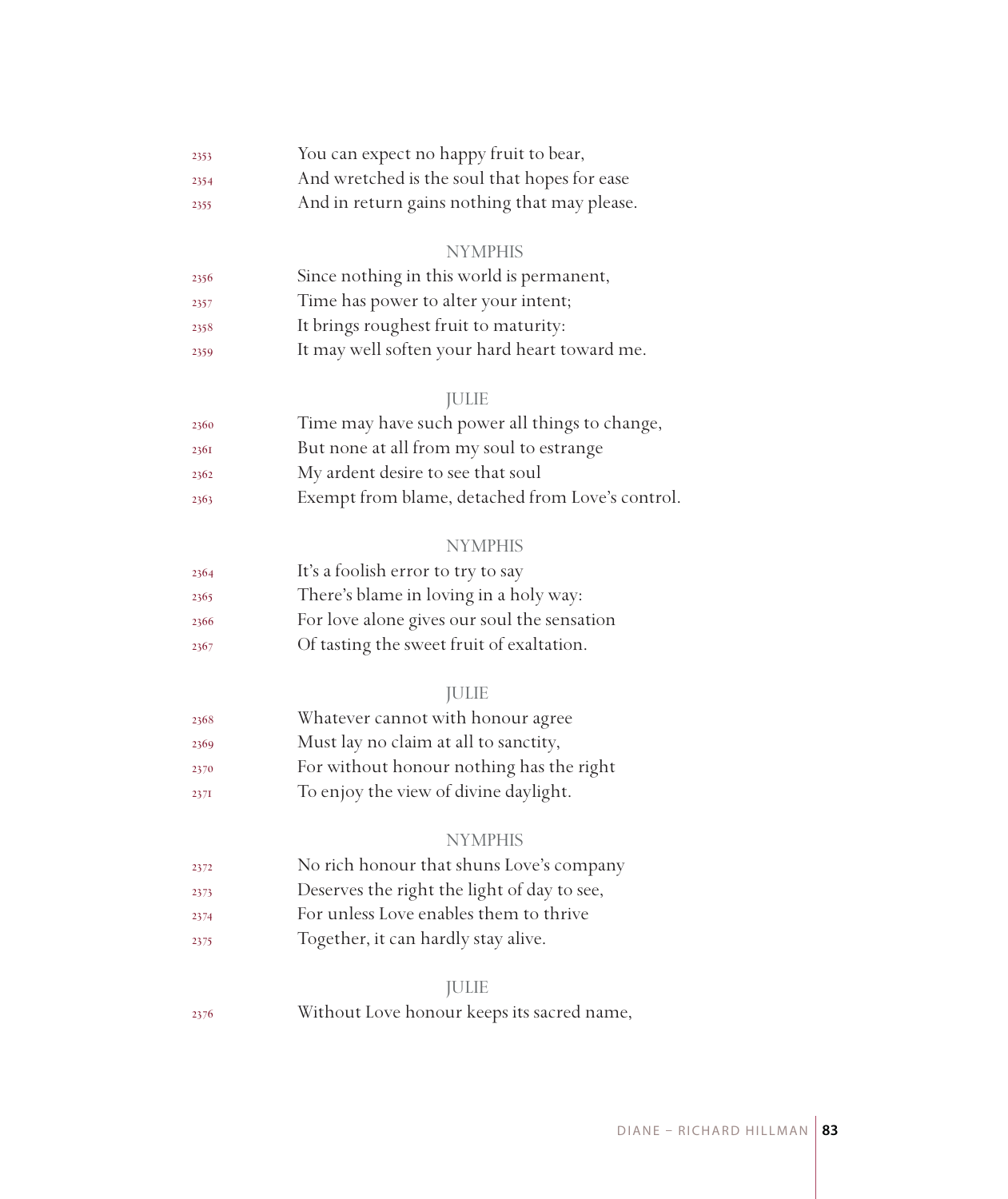2353 You can expect no happy fruit to bear,
2354 And wretched is the soul that hopes for ease
2355 And in return gains nothing that may please.

NYMPHIS

2356 Since nothing in this world is permanent,
2357 Time has power to alter your intent;
2358 It brings roughest fruit to maturity:
2359 It may well soften your hard heart toward me.

JULIE

2360 Time may have such power all things to change,
2361 But none at all from my soul to estrange
2362 My ardent desire to see that soul
2363 Exempt from blame, detached from Love's control.

NYMPHIS

2364 It's a foolish error to try to say
2365 There's blame in loving in a holy way:
2366 For love alone gives our soul the sensation
2367 Of tasting the sweet fruit of exaltation.

JULIE

2368 Whatever cannot with honour agree
2369 Must lay no claim at all to sanctity,
2370 For without honour nothing has the right
2371 To enjoy the view of divine daylight.

NYMPHIS

2372 No rich honour that shuns Love's company
2373 Deserves the right the light of day to see,
2374 For unless Love enables them to thrive
2375 Together, it can hardly stay alive.

JULIE

2376 Without Love honour keeps its sacred name,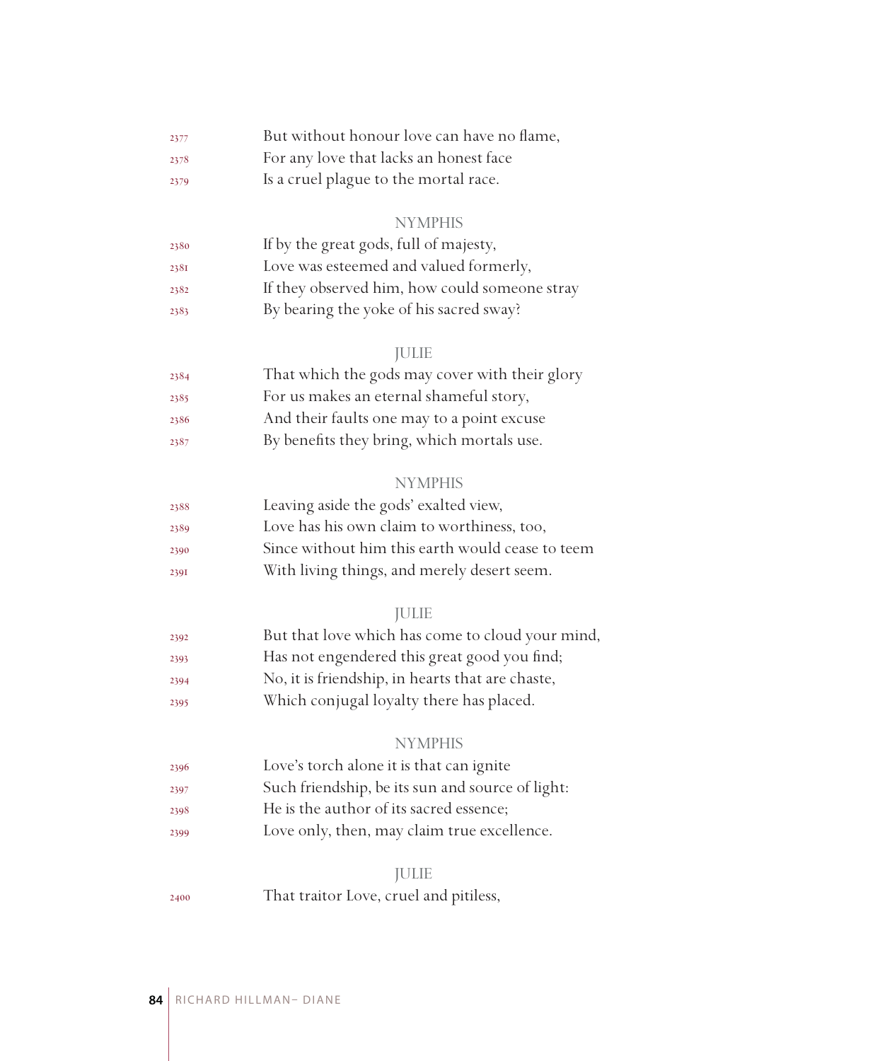2377 But without honour love can have no flame,
2378 For any love that lacks an honest face
2379 Is a cruel plague to the mortal race.

NYMPHIS

2380 If by the great gods, full of majesty,
2381 Love was esteemed and valued formerly,
2382 If they observed him, how could someone stray
2383 By bearing the yoke of his sacred sway?

JULIE

2384 That which the gods may cover with their glory
2385 For us makes an eternal shameful story,
2386 And their faults one may to a point excuse
2387 By benefits they bring, which mortals use.

NYMPHIS

2388 Leaving aside the gods' exalted view,
2389 Love has his own claim to worthiness, too,
2390 Since without him this earth would cease to teem
2391 With living things, and merely desert seem.

JULIE

2392 But that love which has come to cloud your mind,
2393 Has not engendered this great good you find;
2394 No, it is friendship, in hearts that are chaste,
2395 Which conjugal loyalty there has placed.

NYMPHIS

2396 Love's torch alone it is that can ignite
2397 Such friendship, be its sun and source of light:
2398 He is the author of its sacred essence;
2399 Love only, then, may claim true excellence.

JULIE

2400 That traitor Love, cruel and pitiless,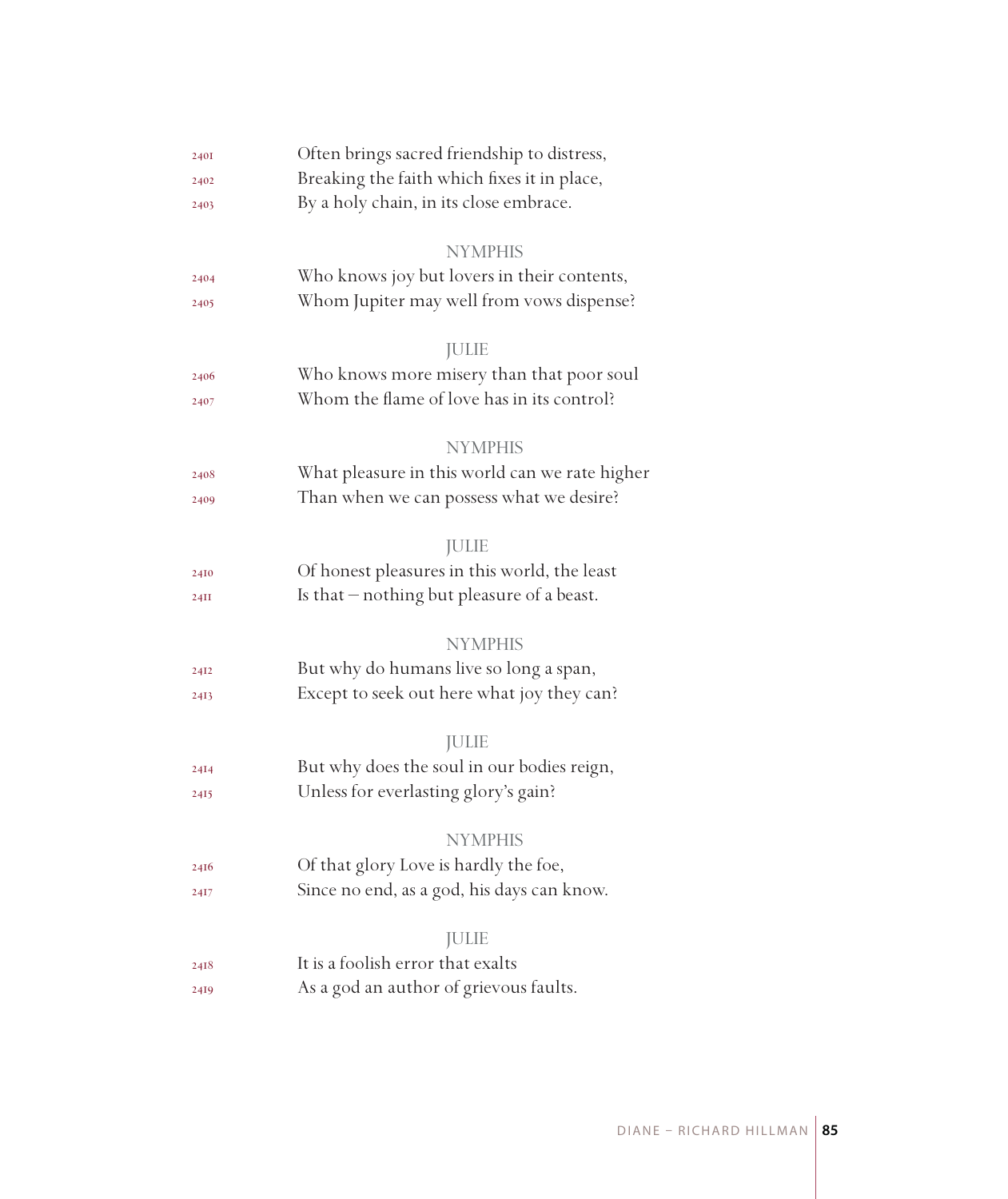2401 Often brings sacred friendship to distress,
2402 Breaking the faith which fixes it in place,
2403 By a holy chain, in its close embrace.

NYMPHIS

2404 Who knows joy but lovers in their contents,
2405 Whom Jupiter may well from vows dispense?

JULIE

2406 Who knows more misery than that poor soul
2407 Whom the flame of love has in its control?

NYMPHIS

2408 What pleasure in this world can we rate higher
2409 Than when we can possess what we desire?

JULIE

2410 Of honest pleasures in this world, the least
2411 Is that – nothing but pleasure of a beast.

NYMPHIS

2412 But why do humans live so long a span,
2413 Except to seek out here what joy they can?

JULIE

2414 But why does the soul in our bodies reign,
2415 Unless for everlasting glory's gain?

NYMPHIS

2416 Of that glory Love is hardly the foe,
2417 Since no end, as a god, his days can know.

JULIE

2418 It is a foolish error that exalts
2419 As a god an author of grievous faults.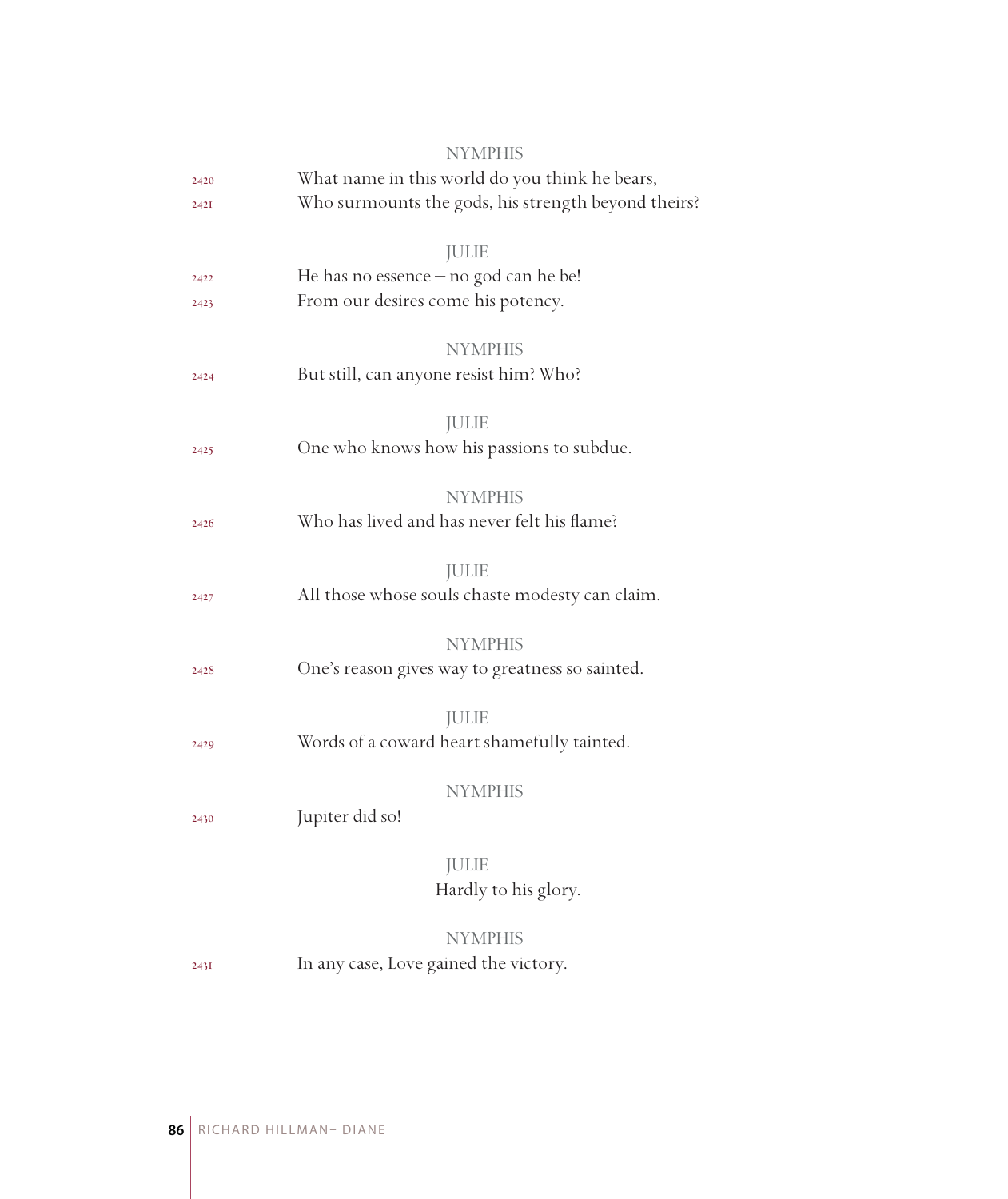NYMPHIS

2420 What name in this world do you think he bears,
2421 Who surmounts the gods, his strength beyond theirs?

JULIE

2422 He has no essence – no god can he be!
2423 From our desires come his potency.

NYMPHIS

2424 But still, can anyone resist him? Who?

JULIE

2425 One who knows how his passions to subdue.

NYMPHIS

2426 Who has lived and has never felt his flame?

JULIE

2427 All those whose souls chaste modesty can claim.

NYMPHIS

2428 One's reason gives way to greatness so sainted.

JULIE

2429 Words of a coward heart shamefully tainted.

NYMPHIS

2430 Jupiter did so!

JULIE

Hardly to his glory.

NYMPHIS

2431 In any case, Love gained the victory.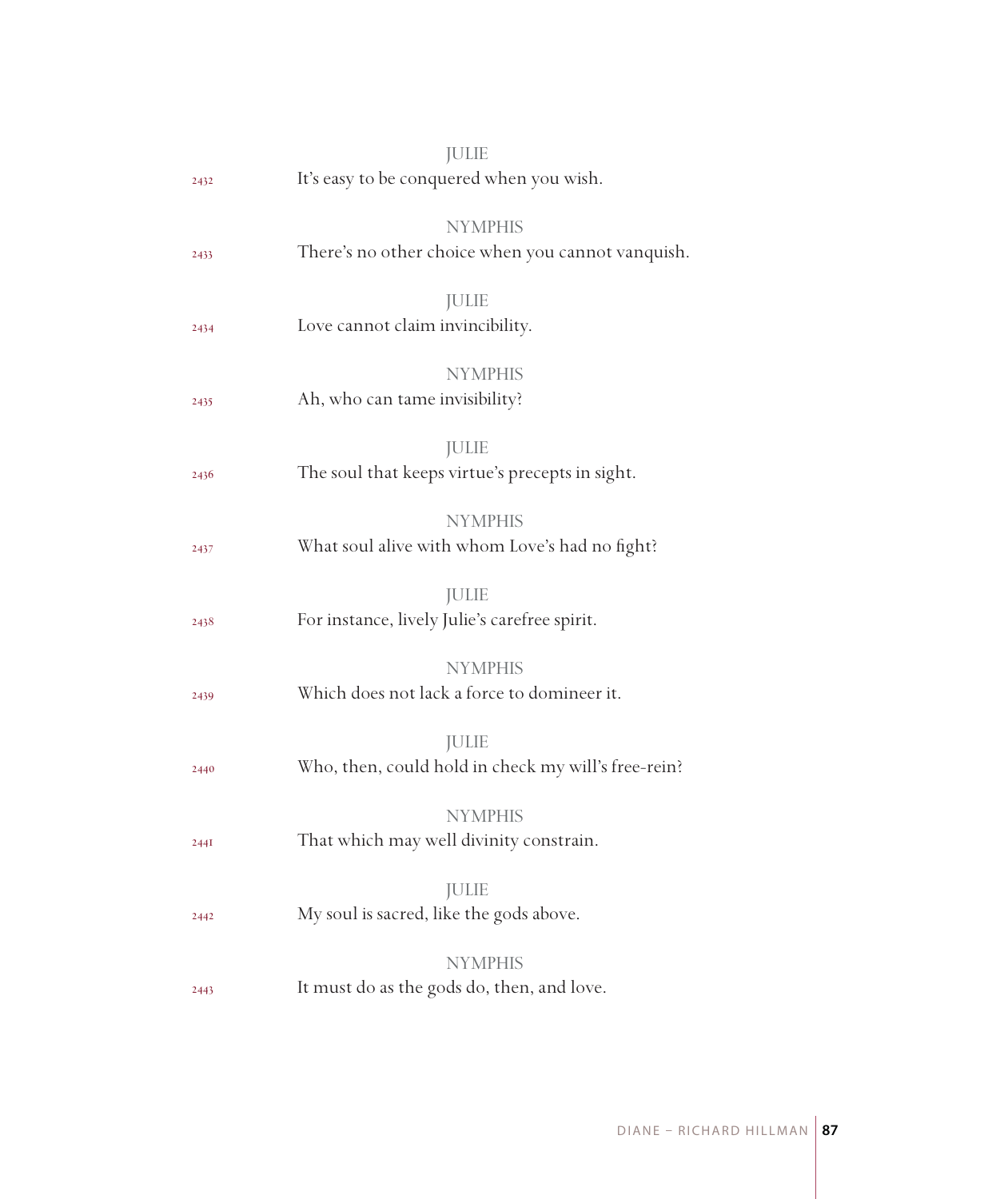JULIE

2432 It's easy to be conquered when you wish.

NYMPHIS

2433 There's no other choice when you cannot vanquish.

JULIE

2434 Love cannot claim invincibility.

NYMPHIS

2435 Ah, who can tame invisibility?

JULIE

2436 The soul that keeps virtue's precepts in sight.

NYMPHIS

2437 What soul alive with whom Love's had no fight?

JULIE

2438 For instance, lively Julie's carefree spirit.

NYMPHIS

2439 Which does not lack a force to domineer it.

JULIE

2440 Who, then, could hold in check my will's free-rein?

NYMPHIS

2441 That which may well divinity constrain.

JULIE

2442 My soul is sacred, like the gods above.

NYMPHIS

2443 It must do as the gods do, then, and love.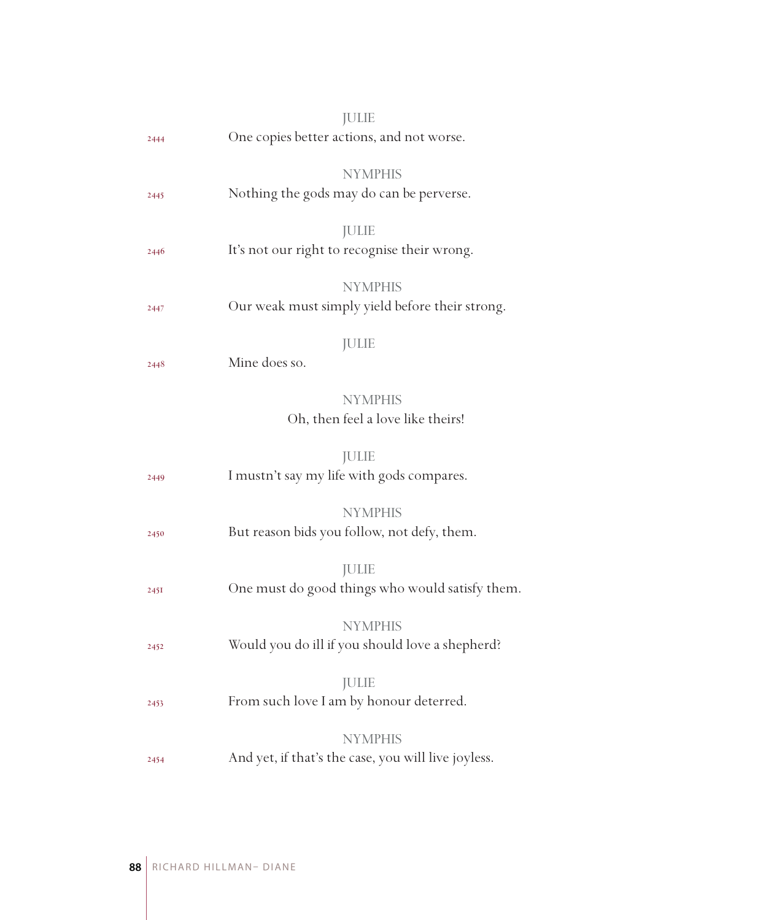JULIE

2444 One copies better actions, and not worse.

NYMPHIS

2445 Nothing the gods may do can be perverse.

JULIE

2446 It's not our right to recognise their wrong.

NYMPHIS

2447 Our weak must simply yield before their strong.

JULIE

2448 Mine does so.

NYMPHIS

Oh, then feel a love like theirs!

JULIE

2449 I mustn't say my life with gods compares.

NYMPHIS

2450 But reason bids you follow, not defy, them.

JULIE

2451 One must do good things who would satisfy them.

NYMPHIS

2452 Would you do ill if you should love a shepherd?

JULIE

2453 From such love I am by honour deterred.

NYMPHIS

2454 And yet, if that's the case, you will live joyless.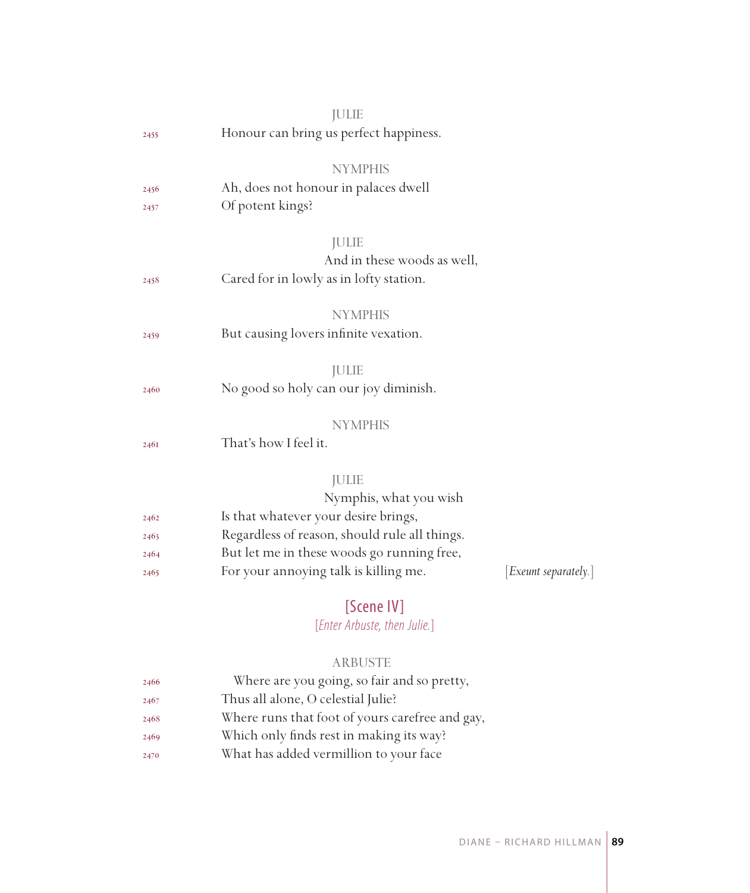JULIE

2455 Honour can bring us perfect happiness.

NYMPHIS

2456 Ah, does not honour in palaces dwell
2457 Of potent kings?

JULIE

And in these woods as well,
2458 Cared for in lowly as in lofty station.

NYMPHIS

2459 But causing lovers infinite vexation.

JULIE

2460 No good so holy can our joy diminish.

NYMPHIS

2461 That's how I feel it.

JULIE

Nymphis, what you wish
2462 Is that whatever your desire brings,
2463 Regardless of reason, should rule all things.
2464 But let me in these woods go running free,
2465 For your annoying talk is killing me. [*Exeunt separately.*]

## [Scene IV]

[*Enter Arbuste, then Julie.*]

ARBUSTE

2466 Where are you going, so fair and so pretty,
2467 Thus all alone, O celestial Julie?
2468 Where runs that foot of yours carefree and gay,
2469 Which only finds rest in making its way?
2470 What has added vermillion to your face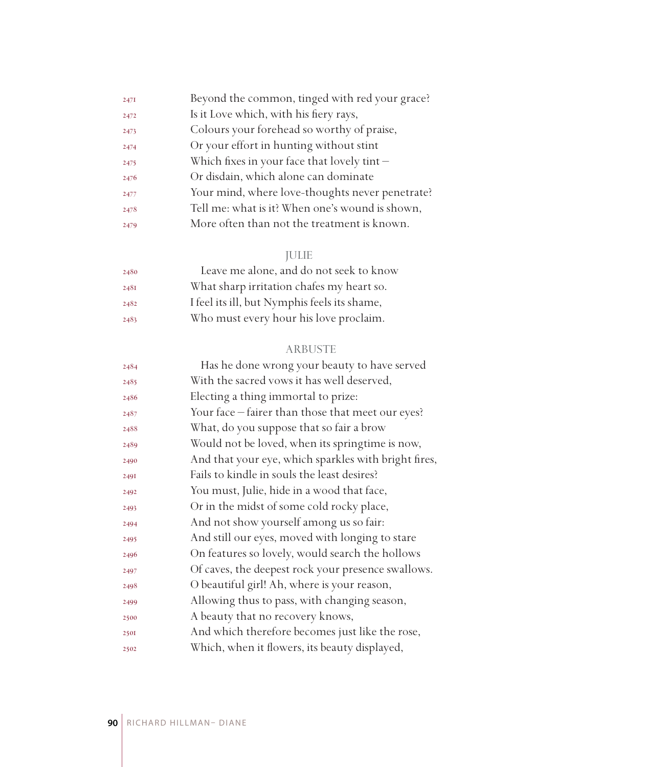2471 Beyond the common, tinged with red your grace?
2472 Is it Love which, with his fiery rays,
2473 Colours your forehead so worthy of praise,
2474 Or your effort in hunting without stint
2475 Which fixes in your face that lovely tint –
2476 Or disdain, which alone can dominate
2477 Your mind, where love-thoughts never penetrate?
2478 Tell me: what is it? When one's wound is shown,
2479 More often than not the treatment is known.

JULIE

2480 Leave me alone, and do not seek to know
2481 What sharp irritation chafes my heart so.
2482 I feel its ill, but Nymphis feels its shame,
2483 Who must every hour his love proclaim.

ARBUSTE

2484 Has he done wrong your beauty to have served
2485 With the sacred vows it has well deserved,
2486 Electing a thing immortal to prize:
2487 Your face – fairer than those that meet our eyes?
2488 What, do you suppose that so fair a brow
2489 Would not be loved, when its springtime is now,
2490 And that your eye, which sparkles with bright fires,
2491 Fails to kindle in souls the least desires?
2492 You must, Julie, hide in a wood that face,
2493 Or in the midst of some cold rocky place,
2494 And not show yourself among us so fair:
2495 And still our eyes, moved with longing to stare
2496 On features so lovely, would search the hollows
2497 Of caves, the deepest rock your presence swallows.
2498 O beautiful girl! Ah, where is your reason,
2499 Allowing thus to pass, with changing season,
2500 A beauty that no recovery knows,
2501 And which therefore becomes just like the rose,
2502 Which, when it flowers, its beauty displayed,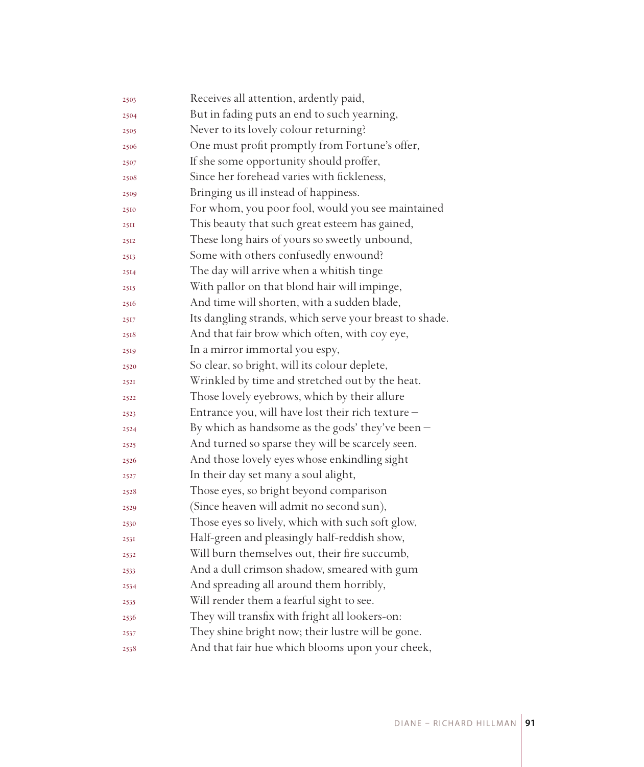2503 Receives all attention, ardently paid,
2504 But in fading puts an end to such yearning,
2505 Never to its lovely colour returning?
2506 One must profit promptly from Fortune's offer,
2507 If she some opportunity should proffer,
2508 Since her forehead varies with fickleness,
2509 Bringing us ill instead of happiness.
2510 For whom, you poor fool, would you see maintained
2511 This beauty that such great esteem has gained,
2512 These long hairs of yours so sweetly unbound,
2513 Some with others confusedly enwound?
2514 The day will arrive when a whitish tinge
2515 With pallor on that blond hair will impinge,
2516 And time will shorten, with a sudden blade,
2517 Its dangling strands, which serve your breast to shade.
2518 And that fair brow which often, with coy eye,
2519 In a mirror immortal you espy,
2520 So clear, so bright, will its colour deplete,
2521 Wrinkled by time and stretched out by the heat.
2522 Those lovely eyebrows, which by their allure
2523 Entrance you, will have lost their rich texture –
2524 By which as handsome as the gods' they've been –
2525 And turned so sparse they will be scarcely seen.
2526 And those lovely eyes whose enkindling sight
2527 In their day set many a soul alight,
2528 Those eyes, so bright beyond comparison
2529 (Since heaven will admit no second sun),
2530 Those eyes so lively, which with such soft glow,
2531 Half-green and pleasingly half-reddish show,
2532 Will burn themselves out, their fire succumb,
2533 And a dull crimson shadow, smeared with gum
2534 And spreading all around them horribly,
2535 Will render them a fearful sight to see.
2536 They will transfix with fright all lookers-on:
2537 They shine bright now; their lustre will be gone.
2538 And that fair hue which blooms upon your cheek,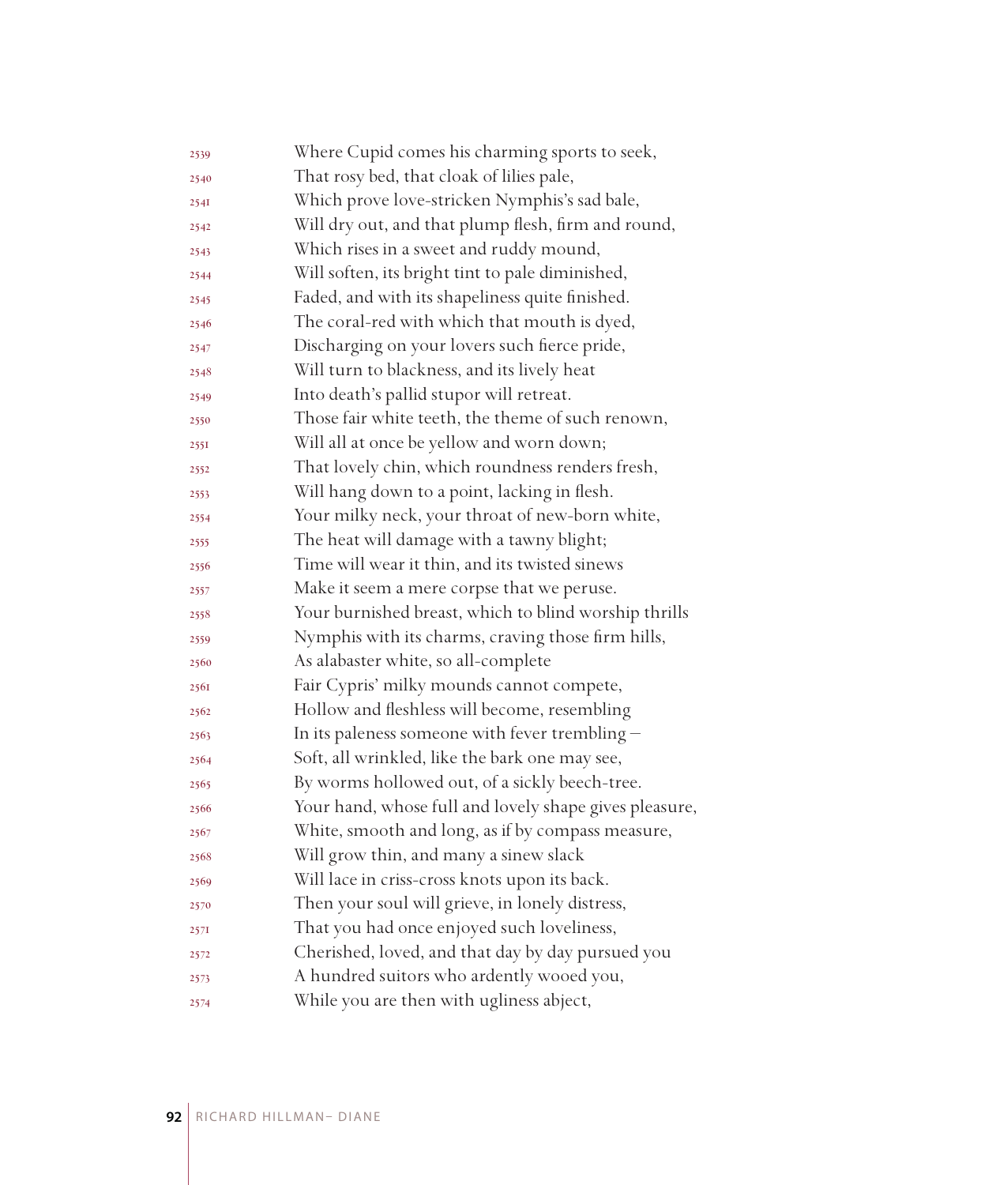Where Cupid comes his charming sports to seek,
That rosy bed, that cloak of lilies pale,
Which prove love-stricken Nymphis's sad bale,
Will dry out, and that plump flesh, firm and round,
Which rises in a sweet and ruddy mound,
Will soften, its bright tint to pale diminished,
Faded, and with its shapeliness quite finished.
The coral-red with which that mouth is dyed,
Discharging on your lovers such fierce pride,
Will turn to blackness, and its lively heat
Into death's pallid stupor will retreat.
Those fair white teeth, the theme of such renown,
Will all at once be yellow and worn down;
That lovely chin, which roundness renders fresh,
Will hang down to a point, lacking in flesh.
Your milky neck, your throat of new-born white,
The heat will damage with a tawny blight;
Time will wear it thin, and its twisted sinews
Make it seem a mere corpse that we peruse.
Your burnished breast, which to blind worship thrills
Nymphis with its charms, craving those firm hills,
As alabaster white, so all-complete
Fair Cypris' milky mounds cannot compete,
Hollow and fleshless will become, resembling
In its paleness someone with fever trembling –
Soft, all wrinkled, like the bark one may see,
By worms hollowed out, of a sickly beech-tree.
Your hand, whose full and lovely shape gives pleasure,
White, smooth and long, as if by compass measure,
Will grow thin, and many a sinew slack
Will lace in criss-cross knots upon its back.
Then your soul will grieve, in lonely distress,
That you had once enjoyed such loveliness,
Cherished, loved, and that day by day pursued you
A hundred suitors who ardently wooed you,
While you are then with ugliness abject,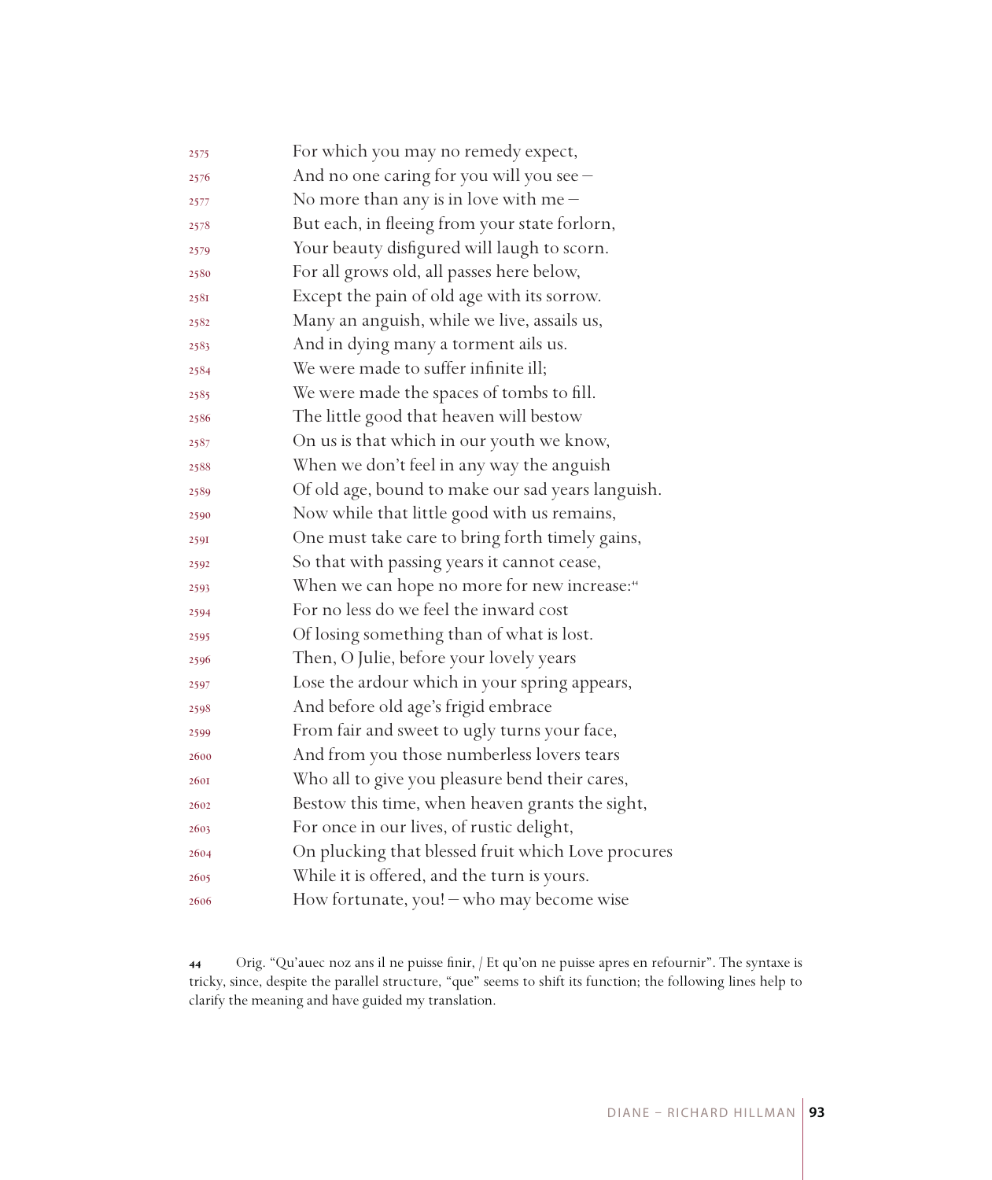2575 For which you may no remedy expect,
2576 And no one caring for you will you see –
2577 No more than any is in love with me –
2578 But each, in fleeing from your state forlorn,
2579 Your beauty disfigured will laugh to scorn.
2580 For all grows old, all passes here below,
2581 Except the pain of old age with its sorrow.
2582 Many an anguish, while we live, assails us,
2583 And in dying many a torment ails us.
2584 We were made to suffer infinite ill;
2585 We were made the spaces of tombs to fill.
2586 The little good that heaven will bestow
2587 On us is that which in our youth we know,
2588 When we don't feel in any way the anguish
2589 Of old age, bound to make our sad years languish.
2590 Now while that little good with us remains,
2591 One must take care to bring forth timely gains,
2592 So that with passing years it cannot cease,
2593 When we can hope no more for new increase:[44]
2594 For no less do we feel the inward cost
2595 Of losing something than of what is lost.
2596 Then, O Julie, before your lovely years
2597 Lose the ardour which in your spring appears,
2598 And before old age's frigid embrace
2599 From fair and sweet to ugly turns your face,
2600 And from you those numberless lovers tears
2601 Who all to give you pleasure bend their cares,
2602 Bestow this time, when heaven grants the sight,
2603 For once in our lives, of rustic delight,
2604 On plucking that blessed fruit which Love procures
2605 While it is offered, and the turn is yours.
2606 How fortunate, you! – who may become wise

**44** Orig. "Qu'auec noz ans il ne puisse finir, / Et qu'on ne puisse apres en refournir". The syntaxe is tricky, since, despite the parallel structure, "que" seems to shift its function; the following lines help to clarify the meaning and have guided my translation.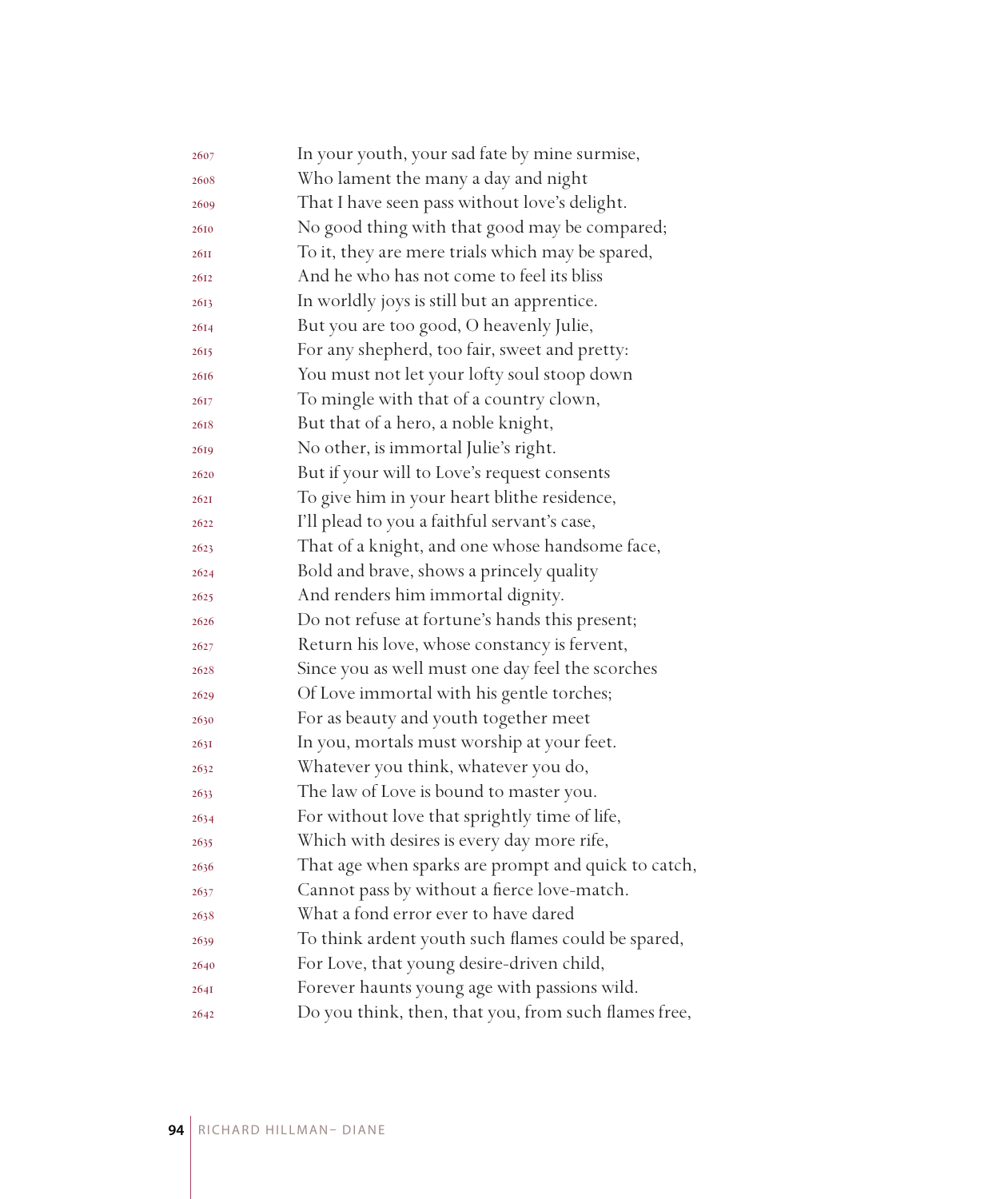2607 In your youth, your sad fate by mine surmise,
2608 Who lament the many a day and night
2609 That I have seen pass without love's delight.
2610 No good thing with that good may be compared;
2611 To it, they are mere trials which may be spared,
2612 And he who has not come to feel its bliss
2613 In worldly joys is still but an apprentice.
2614 But you are too good, O heavenly Julie,
2615 For any shepherd, too fair, sweet and pretty:
2616 You must not let your lofty soul stoop down
2617 To mingle with that of a country clown,
2618 But that of a hero, a noble knight,
2619 No other, is immortal Julie's right.
2620 But if your will to Love's request consents
2621 To give him in your heart blithe residence,
2622 I'll plead to you a faithful servant's case,
2623 That of a knight, and one whose handsome face,
2624 Bold and brave, shows a princely quality
2625 And renders him immortal dignity.
2626 Do not refuse at fortune's hands this present;
2627 Return his love, whose constancy is fervent,
2628 Since you as well must one day feel the scorches
2629 Of Love immortal with his gentle torches;
2630 For as beauty and youth together meet
2631 In you, mortals must worship at your feet.
2632 Whatever you think, whatever you do,
2633 The law of Love is bound to master you.
2634 For without love that sprightly time of life,
2635 Which with desires is every day more rife,
2636 That age when sparks are prompt and quick to catch,
2637 Cannot pass by without a fierce love-match.
2638 What a fond error ever to have dared
2639 To think ardent youth such flames could be spared,
2640 For Love, that young desire-driven child,
2641 Forever haunts young age with passions wild.
2642 Do you think, then, that you, from such flames free,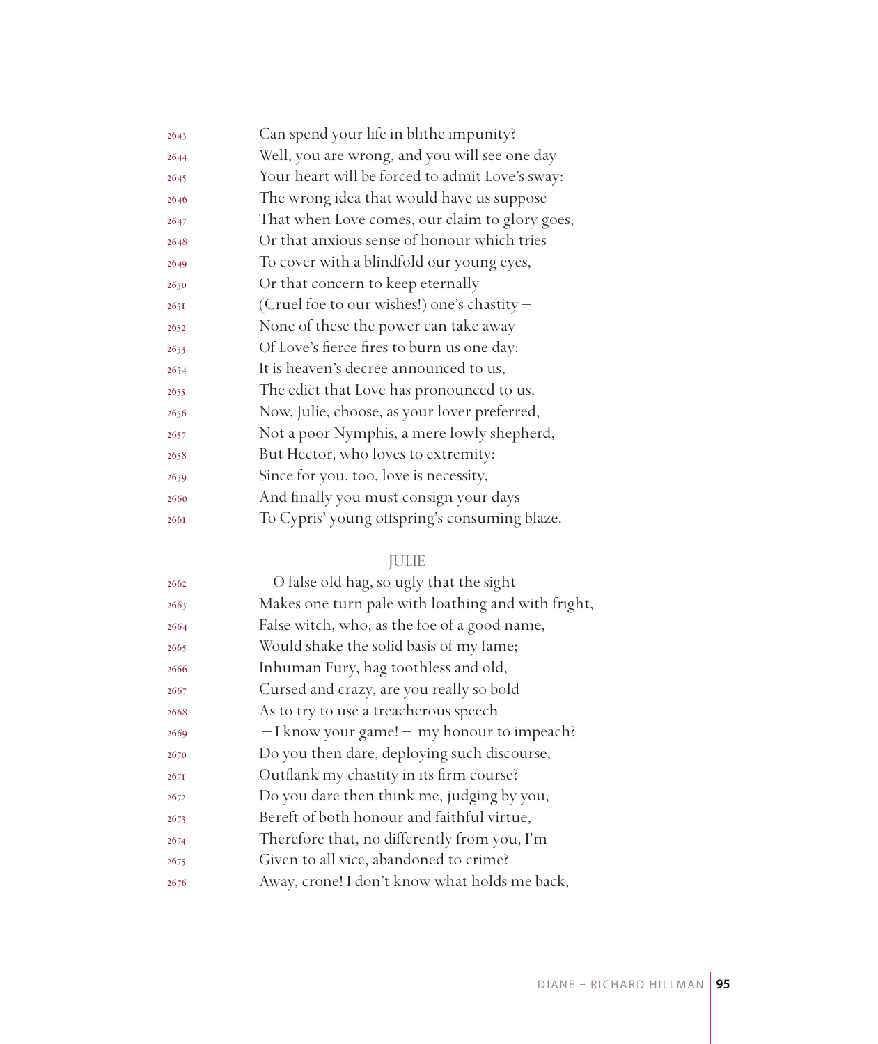2643 Can spend your life in blithe impunity?
2644 Well, you are wrong, and you will see one day
2645 Your heart will be forced to admit Love's sway:
2646 The wrong idea that would have us suppose
2647 That when Love comes, our claim to glory goes,
2648 Or that anxious sense of honour which tries
2649 To cover with a blindfold our young eyes,
2650 Or that concern to keep eternally
2651 (Cruel foe to our wishes!) one's chastity –
2652 None of these the power can take away
2653 Of Love's fierce fires to burn us one day:
2654 It is heaven's decree announced to us,
2655 The edict that Love has pronounced to us.
2656 Now, Julie, choose, as your lover preferred,
2657 Not a poor Nymphis, a mere lowly shepherd,
2658 But Hector, who loves to extremity:
2659 Since for you, too, love is necessity,
2660 And finally you must consign your days
2661 To Cypris' young offspring's consuming blaze.

JULIE

2662 O false old hag, so ugly that the sight
2663 Makes one turn pale with loathing and with fright,
2664 False witch, who, as the foe of a good name,
2665 Would shake the solid basis of my fame;
2666 Inhuman Fury, hag toothless and old,
2667 Cursed and crazy, are you really so bold
2668 As to try to use a treacherous speech
2669 – I know your game! – my honour to impeach?
2670 Do you then dare, deploying such discourse,
2671 Outflank my chastity in its firm course?
2672 Do you dare then think me, judging by you,
2673 Bereft of both honour and faithful virtue,
2674 Therefore that, no differently from you, I'm
2675 Given to all vice, abandoned to crime?
2676 Away, crone! I don't know what holds me back,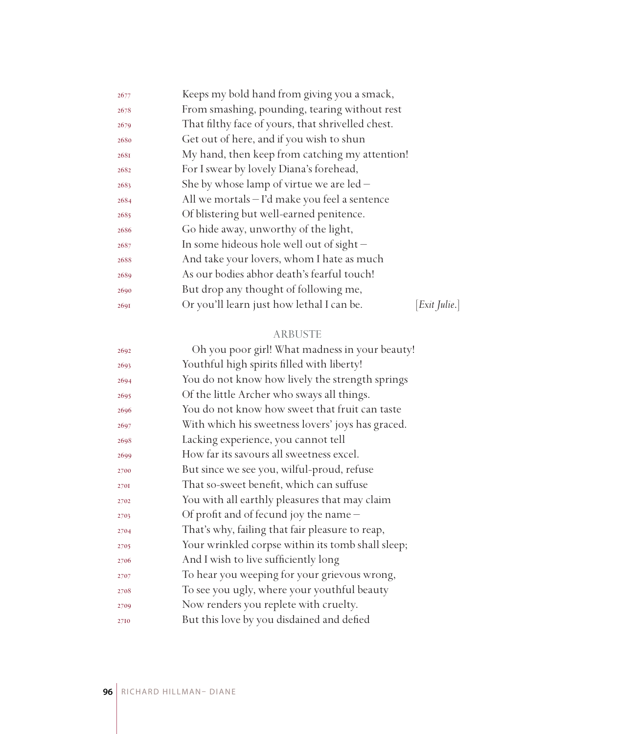2677 Keeps my bold hand from giving you a smack,
2678 From smashing, pounding, tearing without rest
2679 That filthy face of yours, that shrivelled chest.
2680 Get out of here, and if you wish to shun
2681 My hand, then keep from catching my attention!
2682 For I swear by lovely Diana's forehead,
2683 She by whose lamp of virtue we are led –
2684 All we mortals – I'd make you feel a sentence
2685 Of blistering but well-earned penitence.
2686 Go hide away, unworthy of the light,
2687 In some hideous hole well out of sight –
2688 And take your lovers, whom I hate as much
2689 As our bodies abhor death's fearful touch!
2690 But drop any thought of following me,
2691 Or you'll learn just how lethal I can be. [*Exit Julie.*]

ARBUSTE

2692 Oh you poor girl! What madness in your beauty!
2693 Youthful high spirits filled with liberty!
2694 You do not know how lively the strength springs
2695 Of the little Archer who sways all things.
2696 You do not know how sweet that fruit can taste
2697 With which his sweetness lovers' joys has graced.
2698 Lacking experience, you cannot tell
2699 How far its savours all sweetness excel.
2700 But since we see you, wilful-proud, refuse
2701 That so-sweet benefit, which can suffuse
2702 You with all earthly pleasures that may claim
2703 Of profit and of fecund joy the name –
2704 That's why, failing that fair pleasure to reap,
2705 Your wrinkled corpse within its tomb shall sleep;
2706 And I wish to live sufficiently long
2707 To hear you weeping for your grievous wrong,
2708 To see you ugly, where your youthful beauty
2709 Now renders you replete with cruelty.
2710 But this love by you disdained and defied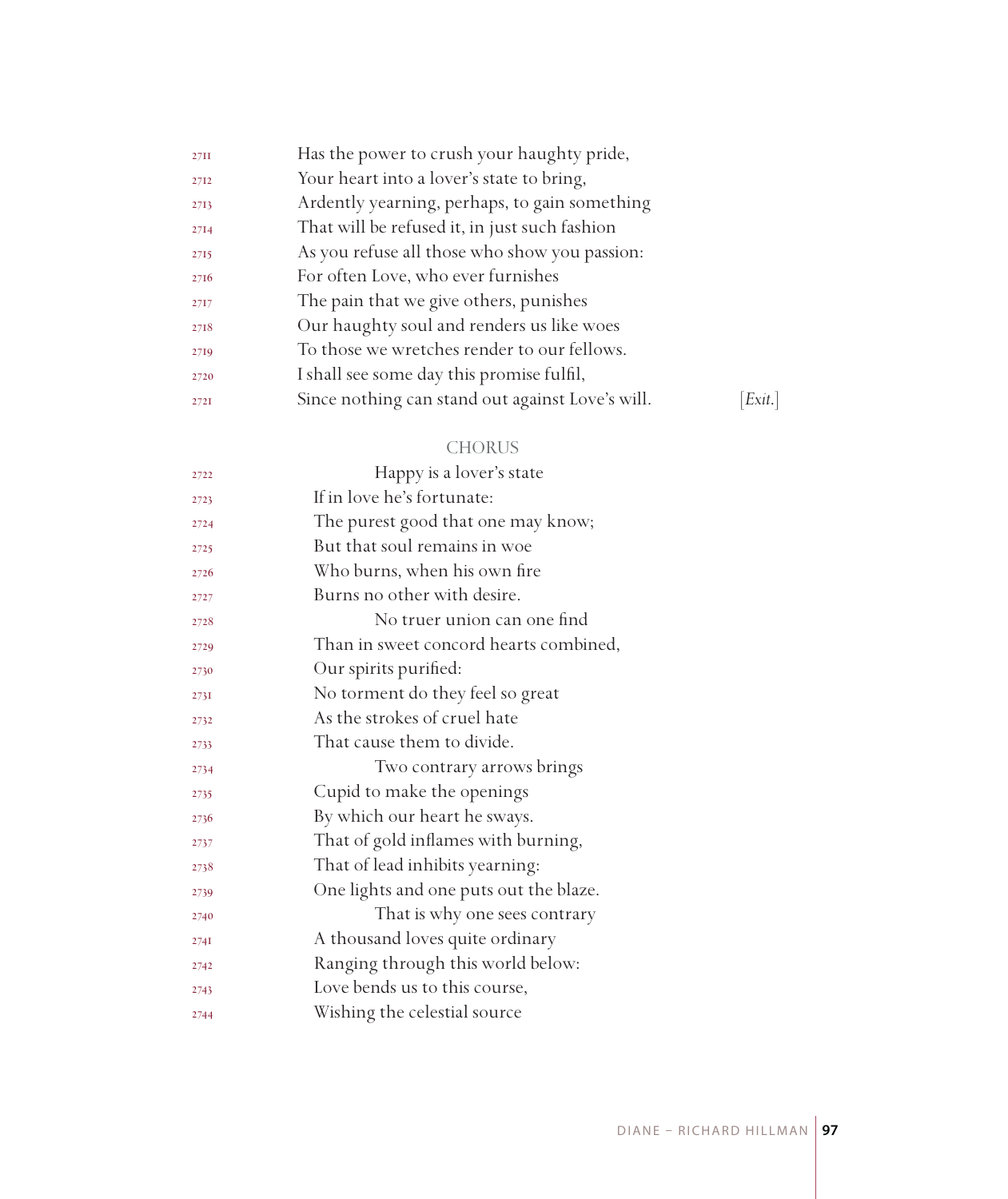2711 Has the power to crush your haughty pride,  
2712 Your heart into a lover's state to bring,  
2713 Ardently yearning, perhaps, to gain something  
2714 That will be refused it, in just such fashion  
2715 As you refuse all those who show you passion:  
2716 For often Love, who ever furnishes  
2717 The pain that we give others, punishes  
2718 Our haughty soul and renders us like woes  
2719 To those we wretches render to our fellows.  
2720 I shall see some day this promise fulfil,  
2721 Since nothing can stand out against Love's will. [*Exit.*]

## CHORUS

2722 Happy is a lover's state  
2723 If in love he's fortunate:  
2724 The purest good that one may know;  
2725 But that soul remains in woe  
2726 Who burns, when his own fire  
2727 Burns no other with desire.  
2728 No truer union can one find  
2729 Than in sweet concord hearts combined,  
2730 Our spirits purified:  
2731 No torment do they feel so great  
2732 As the strokes of cruel hate  
2733 That cause them to divide.  
2734 Two contrary arrows brings  
2735 Cupid to make the openings  
2736 By which our heart he sways.  
2737 That of gold inflames with burning,  
2738 That of lead inhibits yearning:  
2739 One lights and one puts out the blaze.  
2740 That is why one sees contrary  
2741 A thousand loves quite ordinary  
2742 Ranging through this world below:  
2743 Love bends us to this course,  
2744 Wishing the celestial source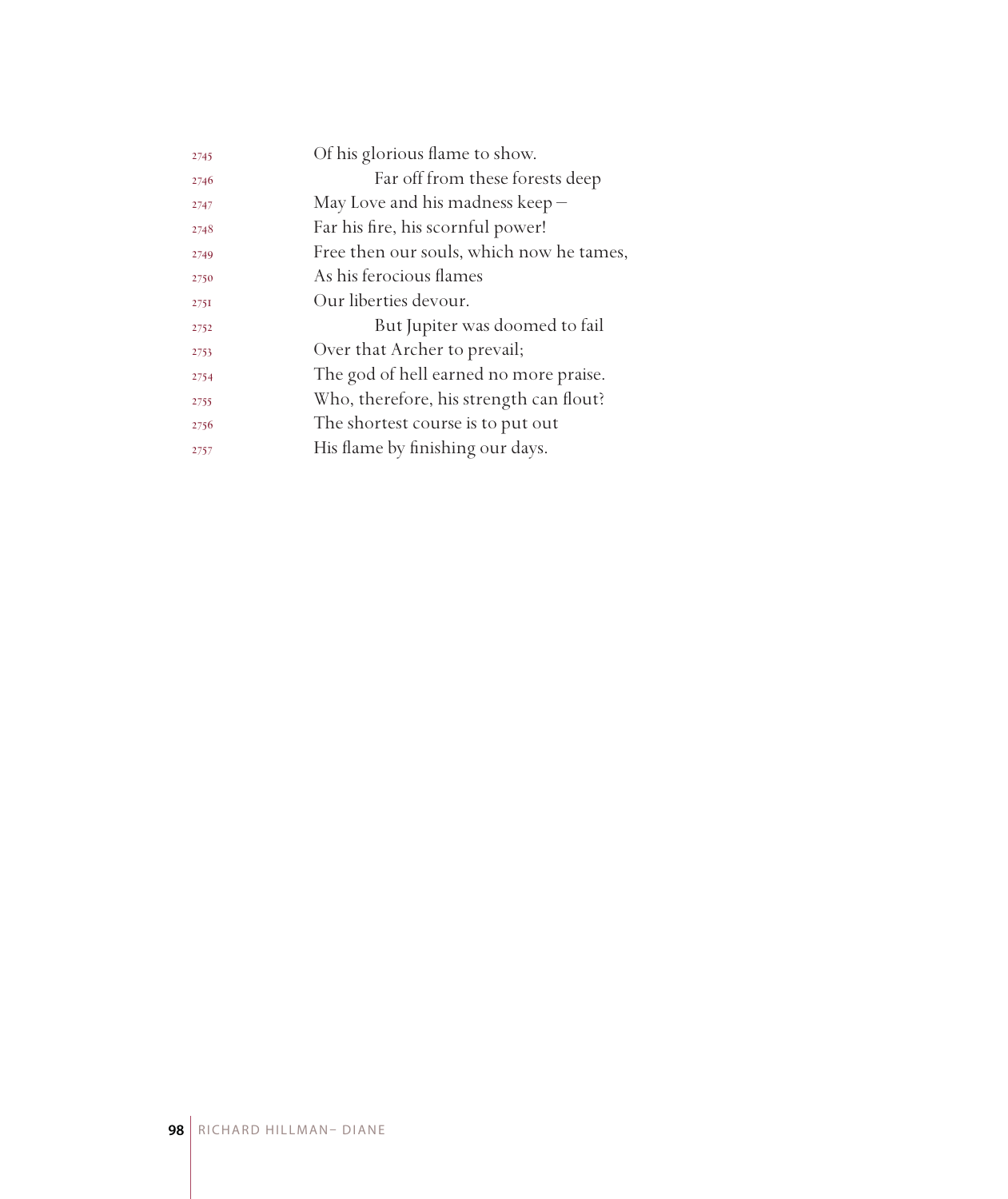2745 Of his glorious flame to show.
2746         Far off from these forests deep
2747 May Love and his madness keep –
2748 Far his fire, his scornful power!
2749 Free then our souls, which now he tames,
2750 As his ferocious flames
2751 Our liberties devour.
2752         But Jupiter was doomed to fail
2753 Over that Archer to prevail;
2754 The god of hell earned no more praise.
2755 Who, therefore, his strength can flout?
2756 The shortest course is to put out
2757 His flame by finishing our days.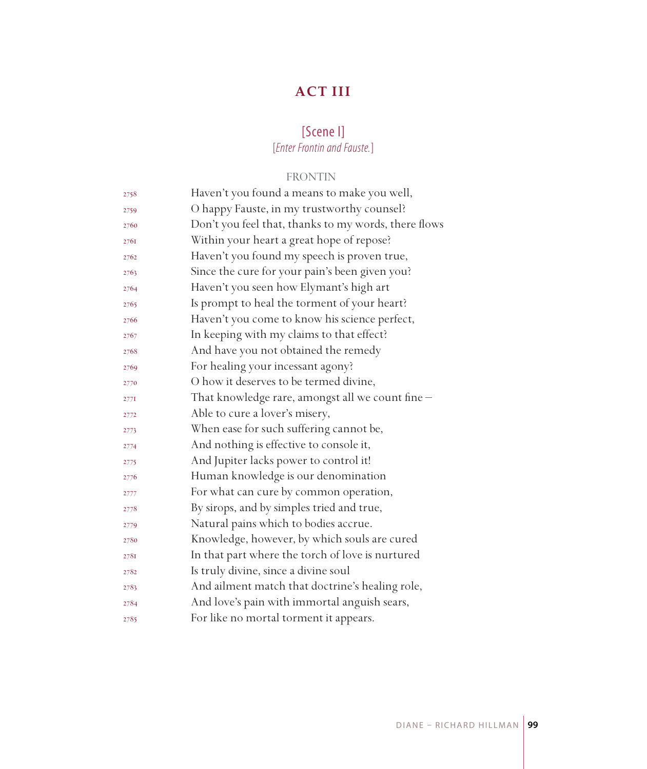## ACT III

### [Scene I]

[*Enter Frontin and Fauste.*]

FRONTIN

2758 Haven't you found a means to make you well,
2759 O happy Fauste, in my trustworthy counsel?
2760 Don't you feel that, thanks to my words, there flows
2761 Within your heart a great hope of repose?
2762 Haven't you found my speech is proven true,
2763 Since the cure for your pain's been given you?
2764 Haven't you seen how Elymant's high art
2765 Is prompt to heal the torment of your heart?
2766 Haven't you come to know his science perfect,
2767 In keeping with my claims to that effect?
2768 And have you not obtained the remedy
2769 For healing your incessant agony?
2770 O how it deserves to be termed divine,
2771 That knowledge rare, amongst all we count fine –
2772 Able to cure a lover's misery,
2773 When ease for such suffering cannot be,
2774 And nothing is effective to console it,
2775 And Jupiter lacks power to control it!
2776 Human knowledge is our denomination
2777 For what can cure by common operation,
2778 By sirops, and by simples tried and true,
2779 Natural pains which to bodies accrue.
2780 Knowledge, however, by which souls are cured
2781 In that part where the torch of love is nurtured
2782 Is truly divine, since a divine soul
2783 And ailment match that doctrine's healing role,
2784 And love's pain with immortal anguish sears,
2785 For like no mortal torment it appears.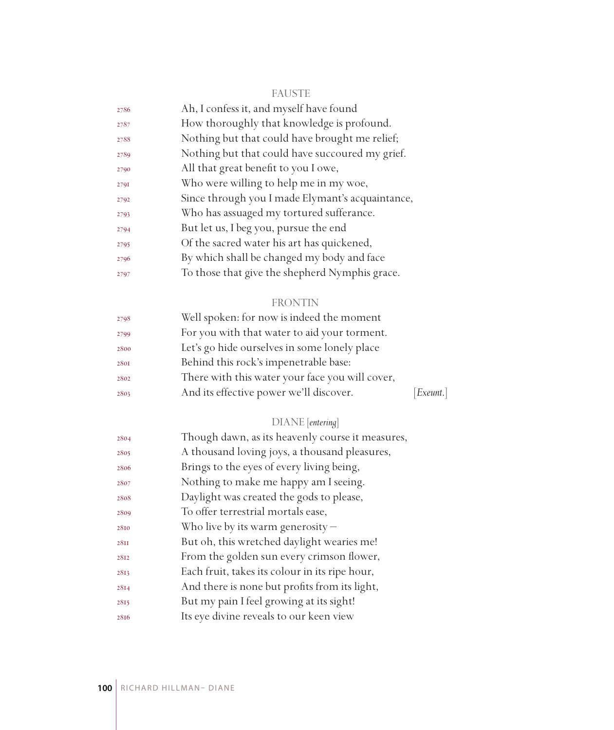FAUSTE

2786 Ah, I confess it, and myself have found
2787 How thoroughly that knowledge is profound.
2788 Nothing but that could have brought me relief;
2789 Nothing but that could have succoured my grief.
2790 All that great benefit to you I owe,
2791 Who were willing to help me in my woe,
2792 Since through you I made Elymant's acquaintance,
2793 Who has assuaged my tortured sufferance.
2794 But let us, I beg you, pursue the end
2795 Of the sacred water his art has quickened,
2796 By which shall be changed my body and face
2797 To those that give the shepherd Nymphis grace.

FRONTIN

2798 Well spoken: for now is indeed the moment
2799 For you with that water to aid your torment.
2800 Let's go hide ourselves in some lonely place
2801 Behind this rock's impenetrable base:
2802 There with this water your face you will cover,
2803 And its effective power we'll discover. [*Exeunt.*]

DIANE [*entering*]

2804 Though dawn, as its heavenly course it measures,
2805 A thousand loving joys, a thousand pleasures,
2806 Brings to the eyes of every living being,
2807 Nothing to make me happy am I seeing.
2808 Daylight was created the gods to please,
2809 To offer terrestrial mortals ease,
2810 Who live by its warm generosity –
2811 But oh, this wretched daylight wearies me!
2812 From the golden sun every crimson flower,
2813 Each fruit, takes its colour in its ripe hour,
2814 And there is none but profits from its light,
2815 But my pain I feel growing at its sight!
2816 Its eye divine reveals to our keen view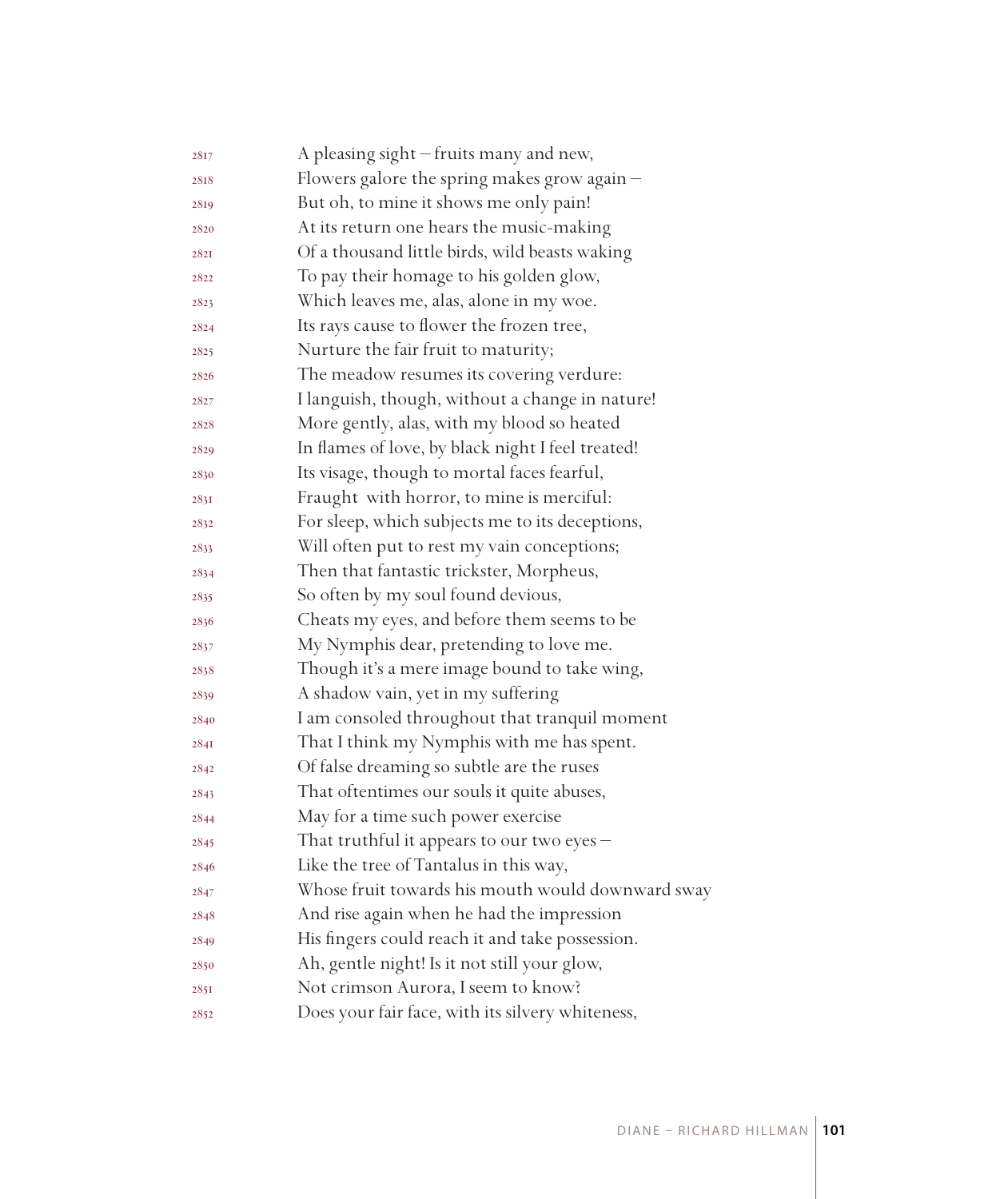2817 A pleasing sight – fruits many and new,
2818 Flowers galore the spring makes grow again –
2819 But oh, to mine it shows me only pain!
2820 At its return one hears the music-making
2821 Of a thousand little birds, wild beasts waking
2822 To pay their homage to his golden glow,
2823 Which leaves me, alas, alone in my woe.
2824 Its rays cause to flower the frozen tree,
2825 Nurture the fair fruit to maturity;
2826 The meadow resumes its covering verdure:
2827 I languish, though, without a change in nature!
2828 More gently, alas, with my blood so heated
2829 In flames of love, by black night I feel treated!
2830 Its visage, though to mortal faces fearful,
2831 Fraught with horror, to mine is merciful:
2832 For sleep, which subjects me to its deceptions,
2833 Will often put to rest my vain conceptions;
2834 Then that fantastic trickster, Morpheus,
2835 So often by my soul found devious,
2836 Cheats my eyes, and before them seems to be
2837 My Nymphis dear, pretending to love me.
2838 Though it's a mere image bound to take wing,
2839 A shadow vain, yet in my suffering
2840 I am consoled throughout that tranquil moment
2841 That I think my Nymphis with me has spent.
2842 Of false dreaming so subtle are the ruses
2843 That oftentimes our souls it quite abuses,
2844 May for a time such power exercise
2845 That truthful it appears to our two eyes –
2846 Like the tree of Tantalus in this way,
2847 Whose fruit towards his mouth would downward sway
2848 And rise again when he had the impression
2849 His fingers could reach it and take possession.
2850 Ah, gentle night! Is it not still your glow,
2851 Not crimson Aurora, I seem to know?
2852 Does your fair face, with its silvery whiteness,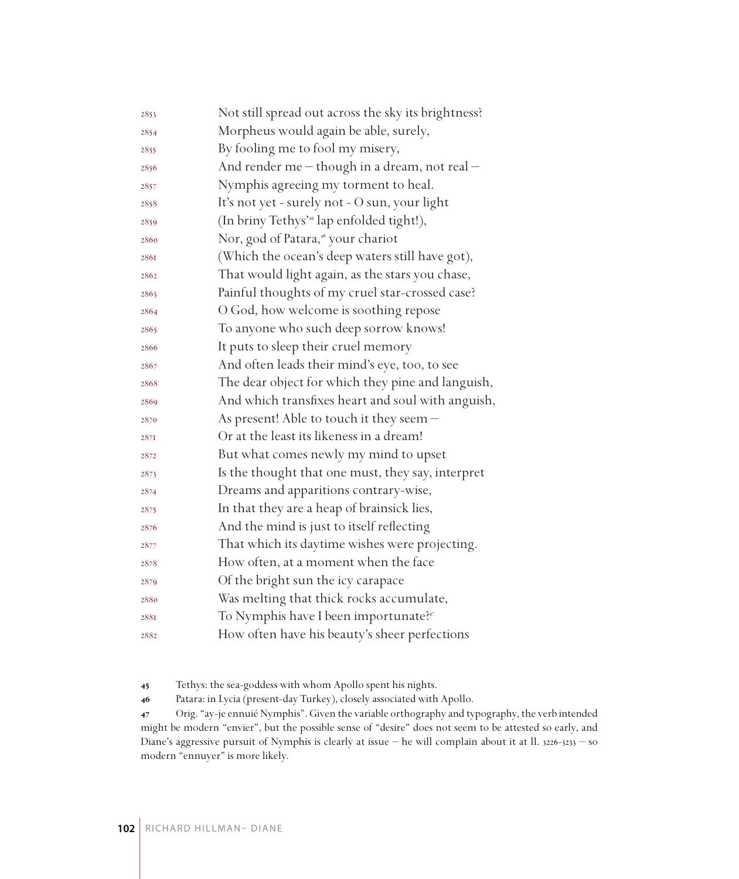2853 Not still spread out across the sky its brightness?
2854 Morpheus would again be able, surely,
2855 By fooling me to fool my misery,
2856 And render me – though in a dream, not real –
2857 Nymphis agreeing my torment to heal.
2858 It's not yet - surely not - O sun, your light
2859 (In briny Tethys'[45] lap enfolded tight!),
2860 Nor, god of Patara,[46] your chariot
2861 (Which the ocean's deep waters still have got),
2862 That would light again, as the stars you chase,
2863 Painful thoughts of my cruel star-crossed case?
2864 O God, how welcome is soothing repose
2865 To anyone who such deep sorrow knows!
2866 It puts to sleep their cruel memory
2867 And often leads their mind's eye, too, to see
2868 The dear object for which they pine and languish,
2869 And which transfixes heart and soul with anguish,
2870 As present! Able to touch it they seem –
2871 Or at the least its likeness in a dream!
2872 But what comes newly my mind to upset
2873 Is the thought that one must, they say, interpret
2874 Dreams and apparitions contrary-wise,
2875 In that they are a heap of brainsick lies,
2876 And the mind is just to itself reflecting
2877 That which its daytime wishes were projecting.
2878 How often, at a moment when the face
2879 Of the bright sun the icy carapace
2880 Was melting that thick rocks accumulate,
2881 To Nymphis have I been importunate?[47]
2882 How often have his beauty's sheer perfections

**45** Tethys: the sea-goddess with whom Apollo spent his nights.

**46** Patara: in Lycia (present-day Turkey), closely associated with Apollo.

**47** Orig. "ay-je ennuié Nymphis". Given the variable orthography and typography, the verb intended might be modern "envier", but the possible sense of "desire" does not seem to be attested so early, and Diane's aggressive pursuit of Nymphis is clearly at issue – he will complain about it at ll. 3226-3233 – so modern "ennuyer" is more likely.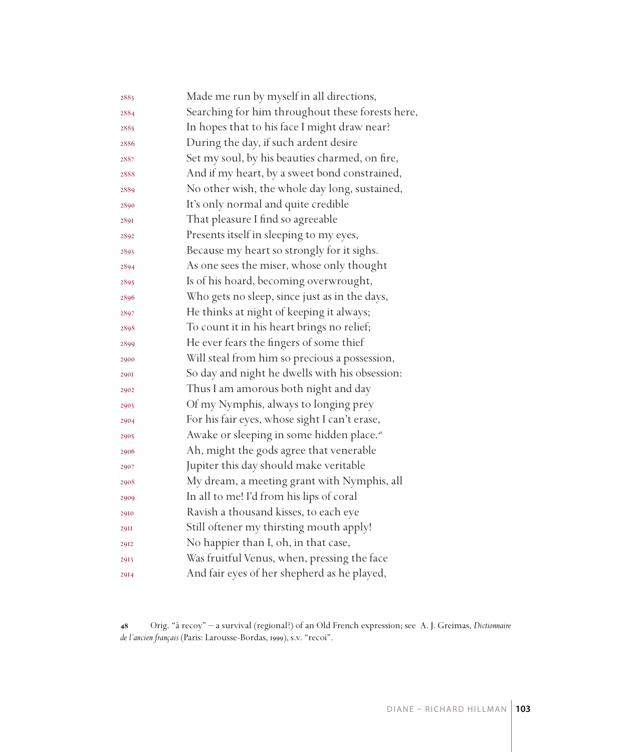2883 Made me run by myself in all directions,
2884 Searching for him throughout these forests here,
2885 In hopes that to his face I might draw near?
2886 During the day, if such ardent desire
2887 Set my soul, by his beauties charmed, on fire,
2888 And if my heart, by a sweet bond constrained,
2889 No other wish, the whole day long, sustained,
2890 It's only normal and quite credible
2891 That pleasure I find so agreeable
2892 Presents itself in sleeping to my eyes,
2893 Because my heart so strongly for it sighs.
2894 As one sees the miser, whose only thought
2895 Is of his hoard, becoming overwrought,
2896 Who gets no sleep, since just as in the days,
2897 He thinks at night of keeping it always;
2898 To count it in his heart brings no relief;
2899 He ever fears the fingers of some thief
2900 Will steal from him so precious a possession,
2901 So day and night he dwells with his obsession:
2902 Thus I am amorous both night and day
2903 Of my Nymphis, always to longing prey
2904 For his fair eyes, whose sight I can't erase,
2905 Awake or sleeping in some hidden place.[48]
2906 Ah, might the gods agree that venerable
2907 Jupiter this day should make veritable
2908 My dream, a meeting grant with Nymphis, all
2909 In all to me! I'd from his lips of coral
2910 Ravish a thousand kisses, to each eye
2911 Still oftener my thirsting mouth apply!
2912 No happier than I, oh, in that case,
2913 Was fruitful Venus, when, pressing the face
2914 And fair eyes of her shepherd as he played,

**48** Orig. "à recoy" – a survival (regional?) of an Old French expression; see A. J. Greimas, *Dictionnaire de l'ancien français* (Paris: Larousse-Bordas, 1999), s.v. "recoi".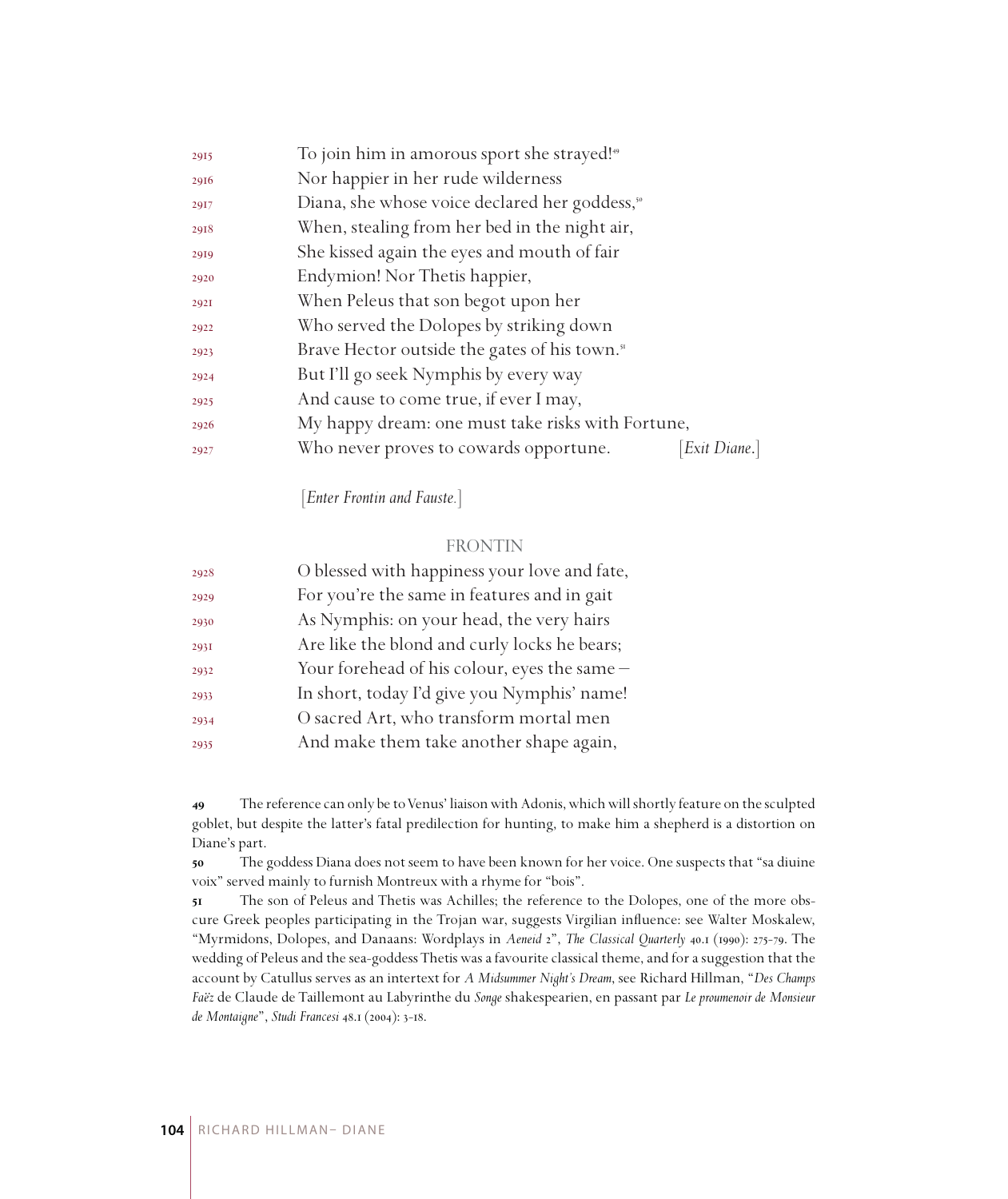2915 To join him in amorous sport she strayed![49]
2916 Nor happier in her rude wilderness
2917 Diana, she whose voice declared her goddess,[50]
2918 When, stealing from her bed in the night air,
2919 She kissed again the eyes and mouth of fair
2920 Endymion! Nor Thetis happier,
2921 When Peleus that son begot upon her
2922 Who served the Dolopes by striking down
2923 Brave Hector outside the gates of his town.[51]
2924 But I'll go seek Nymphis by every way
2925 And cause to come true, if ever I may,
2926 My happy dream: one must take risks with Fortune,
2927 Who never proves to cowards opportune. [*Exit Diane*.]

[*Enter Frontin and Fauste*.]

FRONTIN

2928 O blessed with happiness your love and fate,
2929 For you're the same in features and in gait
2930 As Nymphis: on your head, the very hairs
2931 Are like the blond and curly locks he bears;
2932 Your forehead of his colour, eyes the same –
2933 In short, today I'd give you Nymphis' name!
2934 O sacred Art, who transform mortal men
2935 And make them take another shape again,

**49** The reference can only be to Venus' liaison with Adonis, which will shortly feature on the sculpted goblet, but despite the latter's fatal predilection for hunting, to make him a shepherd is a distortion on Diane's part.

**50** The goddess Diana does not seem to have been known for her voice. One suspects that "sa diuine voix" served mainly to furnish Montreux with a rhyme for "bois".

**51** The son of Peleus and Thetis was Achilles; the reference to the Dolopes, one of the more obscure Greek peoples participating in the Trojan war, suggests Virgilian influence: see Walter Moskalew, "Myrmidons, Dolopes, and Danaans: Wordplays in *Aeneid* 2", *The Classical Quarterly* 40.1 (1990): 275-79. The wedding of Peleus and the sea-goddess Thetis was a favourite classical theme, and for a suggestion that the account by Catullus serves as an intertext for *A Midsummer Night's Dream*, see Richard Hillman, "*Des Champs Faëz* de Claude de Taillemont au Labyrinthe du *Songe* shakespearien, en passant par *Le proumenoir de Monsieur de Montaigne*", *Studi Francesi* 48.1 (2004): 3-18.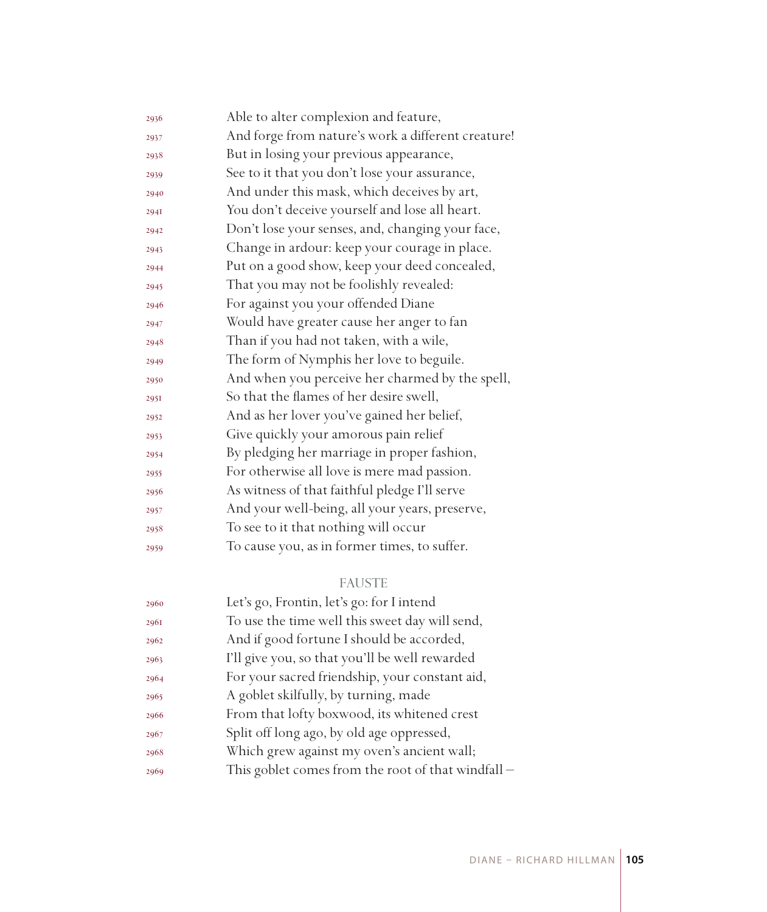2936 Able to alter complexion and feature,
2937 And forge from nature's work a different creature!
2938 But in losing your previous appearance,
2939 See to it that you don't lose your assurance,
2940 And under this mask, which deceives by art,
2941 You don't deceive yourself and lose all heart.
2942 Don't lose your senses, and, changing your face,
2943 Change in ardour: keep your courage in place.
2944 Put on a good show, keep your deed concealed,
2945 That you may not be foolishly revealed:
2946 For against you your offended Diane
2947 Would have greater cause her anger to fan
2948 Than if you had not taken, with a wile,
2949 The form of Nymphis her love to beguile.
2950 And when you perceive her charmed by the spell,
2951 So that the flames of her desire swell,
2952 And as her lover you've gained her belief,
2953 Give quickly your amorous pain relief
2954 By pledging her marriage in proper fashion,
2955 For otherwise all love is mere mad passion.
2956 As witness of that faithful pledge I'll serve
2957 And your well-being, all your years, preserve,
2958 To see to it that nothing will occur
2959 To cause you, as in former times, to suffer.

FAUSTE

2960 Let's go, Frontin, let's go: for I intend
2961 To use the time well this sweet day will send,
2962 And if good fortune I should be accorded,
2963 I'll give you, so that you'll be well rewarded
2964 For your sacred friendship, your constant aid,
2965 A goblet skilfully, by turning, made
2966 From that lofty boxwood, its whitened crest
2967 Split off long ago, by old age oppressed,
2968 Which grew against my oven's ancient wall;
2969 This goblet comes from the root of that windfall –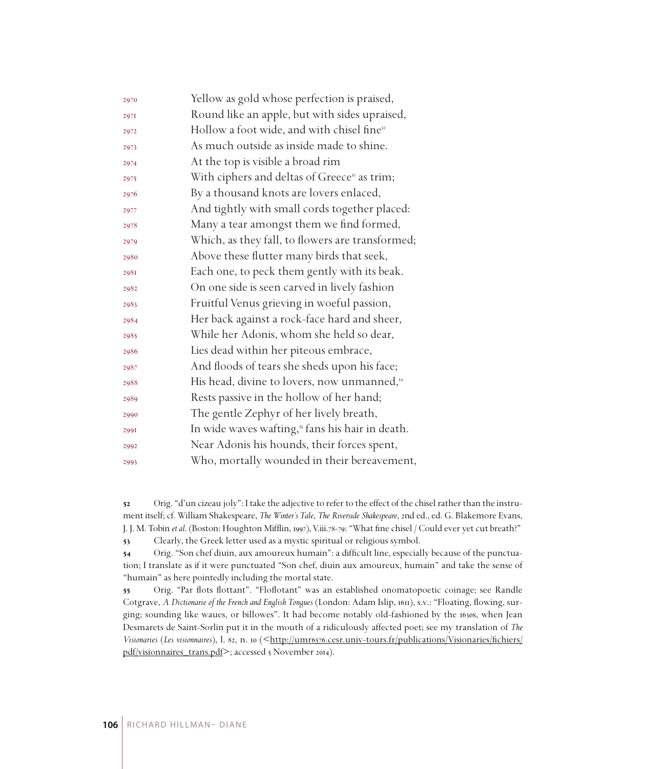2970 Yellow as gold whose perfection is praised,
2971 Round like an apple, but with sides upraised,
2972 Hollow a foot wide, and with chisel fine[52]
2973 As much outside as inside made to shine.
2974 At the top is visible a broad rim
2975 With ciphers and deltas of Greece[53] as trim;
2976 By a thousand knots are lovers enlaced,
2977 And tightly with small cords together placed:
2978 Many a tear amongst them we find formed,
2979 Which, as they fall, to flowers are transformed;
2980 Above these flutter many birds that seek,
2981 Each one, to peck them gently with its beak.
2982 On one side is seen carved in lively fashion
2983 Fruitful Venus grieving in woeful passion,
2984 Her back against a rock-face hard and sheer,
2985 While her Adonis, whom she held so dear,
2986 Lies dead within her piteous embrace,
2987 And floods of tears she sheds upon his face;
2988 His head, divine to lovers, now unmanned,[54]
2989 Rests passive in the hollow of her hand;
2990 The gentle Zephyr of her lively breath,
2991 In wide waves wafting,[55] fans his hair in death.
2992 Near Adonis his hounds, their forces spent,
2993 Who, mortally wounded in their bereavement,

**52** Orig. "d'un cizeau joly": I take the adjective to refer to the effect of the chisel rather than the instrument itself; cf. William Shakespeare, *The Winter's Tale*, *The Riverside Shakespeare*, 2nd ed., ed. G. Blakemore Evans, J. J. M. Tobin *et al*. (Boston: Houghton Mifflin, 1997), V.iii.78-79: "What fine chisel / Could ever yet cut breath?"

**53** Clearly, the Greek letter used as a mystic spiritual or religious symbol.

**54** Orig. "Son chef diuin, aux amoureux humain": a difficult line, especially because of the punctuation; I translate as if it were punctuated "Son chef, diuin aux amoureux, humain" and take the sense of "humain" as here pointedly including the mortal state.

**55** Orig. "Par flots flottant". "Floflotant" was an established onomatopoetic coinage; see Randle Cotgrave, *A Dictionarie of the French and English Tongues* (London: Adam Islip, 1611), s.v.: "Floating, flowing, surging; sounding like waues, or billowes". It had become notably old-fashioned by the 1630s, when Jean Desmarets de Saint-Sorlin put it in the mouth of a ridiculously affected poet; see my translation of *The Visionaries* (*Les visionnaires*), l. 82, n. 10 (<http://umr6576.cesr.univ-tours.fr/publications/Visionaries/fichiers/pdf/visionnaires_trans.pdf>; accessed 5 November 2014).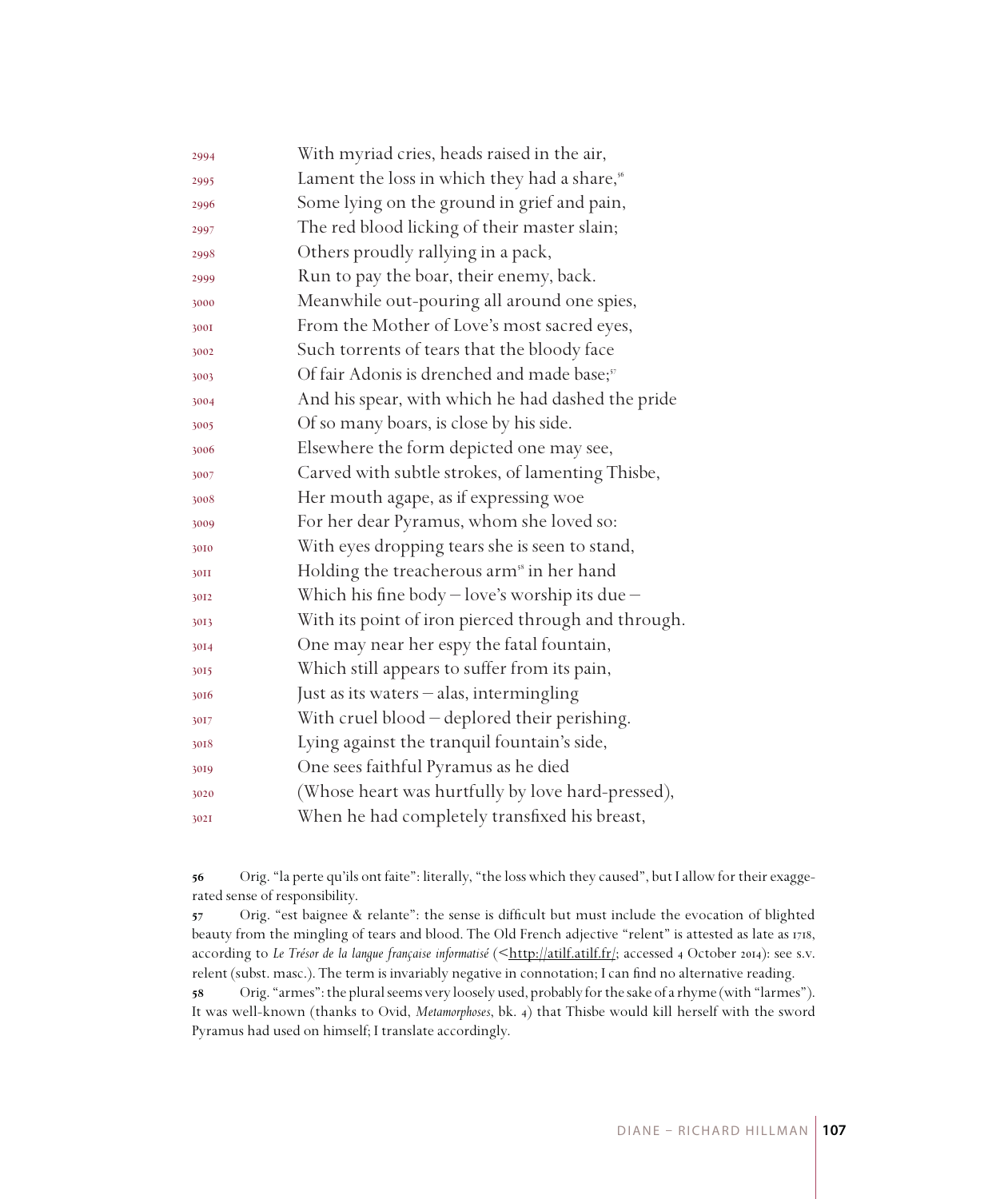2994 With myriad cries, heads raised in the air,
2995 Lament the loss in which they had a share,[56]
2996 Some lying on the ground in grief and pain,
2997 The red blood licking of their master slain;
2998 Others proudly rallying in a pack,
2999 Run to pay the boar, their enemy, back.
3000 Meanwhile out-pouring all around one spies,
3001 From the Mother of Love's most sacred eyes,
3002 Such torrents of tears that the bloody face
3003 Of fair Adonis is drenched and made base;[57]
3004 And his spear, with which he had dashed the pride
3005 Of so many boars, is close by his side.
3006 Elsewhere the form depicted one may see,
3007 Carved with subtle strokes, of lamenting Thisbe,
3008 Her mouth agape, as if expressing woe
3009 For her dear Pyramus, whom she loved so:
3010 With eyes dropping tears she is seen to stand,
3011 Holding the treacherous arm[58] in her hand
3012 Which his fine body – love's worship its due –
3013 With its point of iron pierced through and through.
3014 One may near her espy the fatal fountain,
3015 Which still appears to suffer from its pain,
3016 Just as its waters – alas, intermingling
3017 With cruel blood – deplored their perishing.
3018 Lying against the tranquil fountain's side,
3019 One sees faithful Pyramus as he died
3020 (Whose heart was hurtfully by love hard-pressed),
3021 When he had completely transfixed his breast,

**56** Orig. "la perte qu'ils ont faite": literally, "the loss which they caused", but I allow for their exaggerated sense of responsibility.

**57** Orig. "est baignee & relante": the sense is difficult but must include the evocation of blighted beauty from the mingling of tears and blood. The Old French adjective "relent" is attested as late as 1718, according to *Le Trésor de la langue française informatisé* (<http://atilf.atilf.fr/; accessed 4 October 2014): see s.v. relent (subst. masc.). The term is invariably negative in connotation; I can find no alternative reading.

**58** Orig. "armes": the plural seems very loosely used, probably for the sake of a rhyme (with "larmes"). It was well-known (thanks to Ovid, *Metamorphoses*, bk. 4) that Thisbe would kill herself with the sword Pyramus had used on himself; I translate accordingly.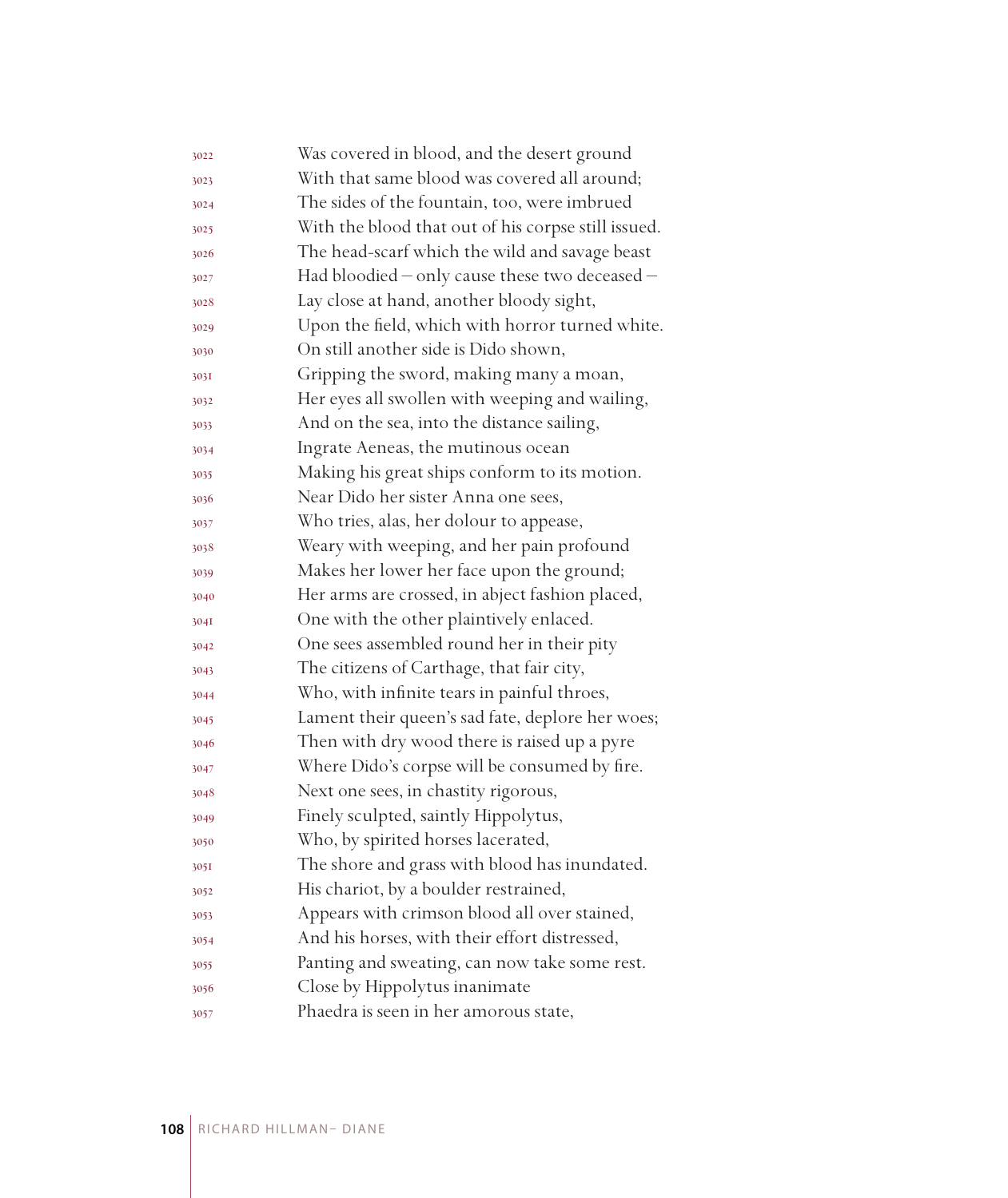Was covered in blood, and the desert ground  
With that same blood was covered all around;  
The sides of the fountain, too, were imbrued  
With the blood that out of his corpse still issued.  
The head-scarf which the wild and savage beast  
Had bloodied – only cause these two deceased –  
Lay close at hand, another bloody sight,  
Upon the field, which with horror turned white.  
On still another side is Dido shown,  
Gripping the sword, making many a moan,  
Her eyes all swollen with weeping and wailing,  
And on the sea, into the distance sailing,  
Ingrate Aeneas, the mutinous ocean  
Making his great ships conform to its motion.  
Near Dido her sister Anna one sees,  
Who tries, alas, her dolour to appease,  
Weary with weeping, and her pain profound  
Makes her lower her face upon the ground;  
Her arms are crossed, in abject fashion placed,  
One with the other plaintively enlaced.  
One sees assembled round her in their pity  
The citizens of Carthage, that fair city,  
Who, with infinite tears in painful throes,  
Lament their queen's sad fate, deplore her woes;  
Then with dry wood there is raised up a pyre  
Where Dido's corpse will be consumed by fire.  
Next one sees, in chastity rigorous,  
Finely sculpted, saintly Hippolytus,  
Who, by spirited horses lacerated,  
The shore and grass with blood has inundated.  
His chariot, by a boulder restrained,  
Appears with crimson blood all over stained,  
And his horses, with their effort distressed,  
Panting and sweating, can now take some rest.  
Close by Hippolytus inanimate  
Phaedra is seen in her amorous state,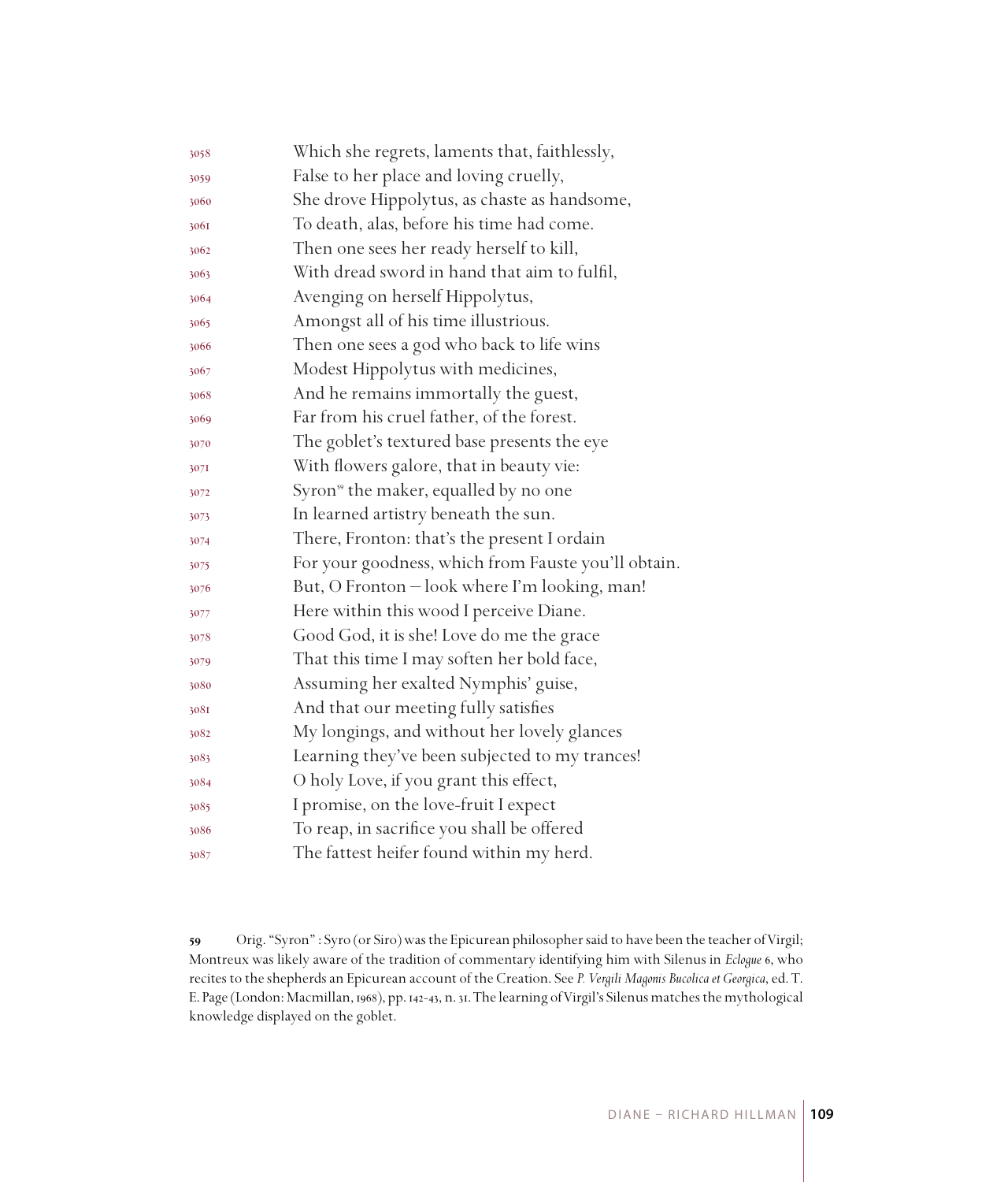3058 Which she regrets, laments that, faithlessly,
3059 False to her place and loving cruelly,
3060 She drove Hippolytus, as chaste as handsome,
3061 To death, alas, before his time had come.
3062 Then one sees her ready herself to kill,
3063 With dread sword in hand that aim to fulfil,
3064 Avenging on herself Hippolytus,
3065 Amongst all of his time illustrious.
3066 Then one sees a god who back to life wins
3067 Modest Hippolytus with medicines,
3068 And he remains immortally the guest,
3069 Far from his cruel father, of the forest.
3070 The goblet's textured base presents the eye
3071 With flowers galore, that in beauty vie:
3072 Syron[59] the maker, equalled by no one
3073 In learned artistry beneath the sun.
3074 There, Fronton: that's the present I ordain
3075 For your goodness, which from Fauste you'll obtain.
3076 But, O Fronton – look where I'm looking, man!
3077 Here within this wood I perceive Diane.
3078 Good God, it is she! Love do me the grace
3079 That this time I may soften her bold face,
3080 Assuming her exalted Nymphis' guise,
3081 And that our meeting fully satisfies
3082 My longings, and without her lovely glances
3083 Learning they've been subjected to my trances!
3084 O holy Love, if you grant this effect,
3085 I promise, on the love-fruit I expect
3086 To reap, in sacrifice you shall be offered
3087 The fattest heifer found within my herd.

---

**59** Orig. "Syron" : Syro (or Siro) was the Epicurean philosopher said to have been the teacher of Virgil; Montreux was likely aware of the tradition of commentary identifying him with Silenus in *Eclogue* 6, who recites to the shepherds an Epicurean account of the Creation. See *P. Vergili Maronis Bucolica et Georgica*, ed. T. E. Page (London: Macmillan, 1968), pp. 142-43, n. 31. The learning of Virgil's Silenus matches the mythological knowledge displayed on the goblet.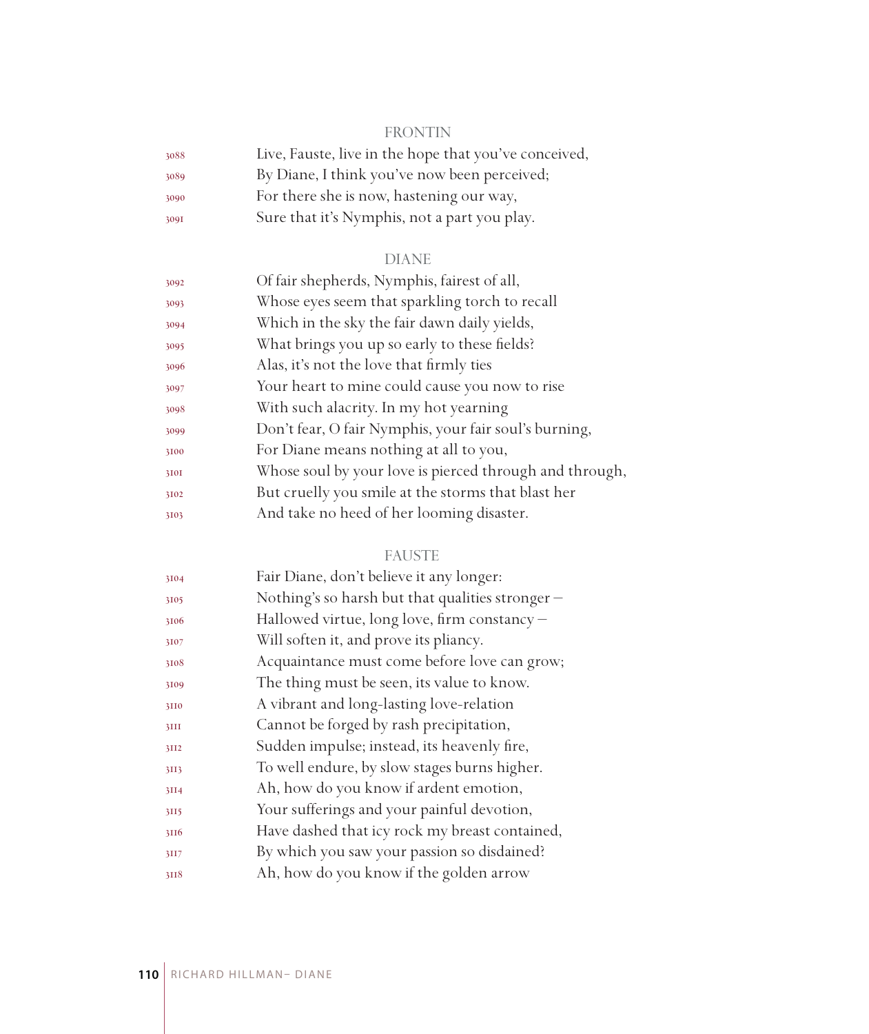FRONTIN

3088 Live, Fauste, live in the hope that you've conceived,
3089 By Diane, I think you've now been perceived;
3090 For there she is now, hastening our way,
3091 Sure that it's Nymphis, not a part you play.

DIANE

3092 Of fair shepherds, Nymphis, fairest of all,
3093 Whose eyes seem that sparkling torch to recall
3094 Which in the sky the fair dawn daily yields,
3095 What brings you up so early to these fields?
3096 Alas, it's not the love that firmly ties
3097 Your heart to mine could cause you now to rise
3098 With such alacrity. In my hot yearning
3099 Don't fear, O fair Nymphis, your fair soul's burning,
3100 For Diane means nothing at all to you,
3101 Whose soul by your love is pierced through and through,
3102 But cruelly you smile at the storms that blast her
3103 And take no heed of her looming disaster.

FAUSTE

3104 Fair Diane, don't believe it any longer:
3105 Nothing's so harsh but that qualities stronger –
3106 Hallowed virtue, long love, firm constancy –
3107 Will soften it, and prove its pliancy.
3108 Acquaintance must come before love can grow;
3109 The thing must be seen, its value to know.
3110 A vibrant and long-lasting love-relation
3111 Cannot be forged by rash precipitation,
3112 Sudden impulse; instead, its heavenly fire,
3113 To well endure, by slow stages burns higher.
3114 Ah, how do you know if ardent emotion,
3115 Your sufferings and your painful devotion,
3116 Have dashed that icy rock my breast contained,
3117 By which you saw your passion so disdained?
3118 Ah, how do you know if the golden arrow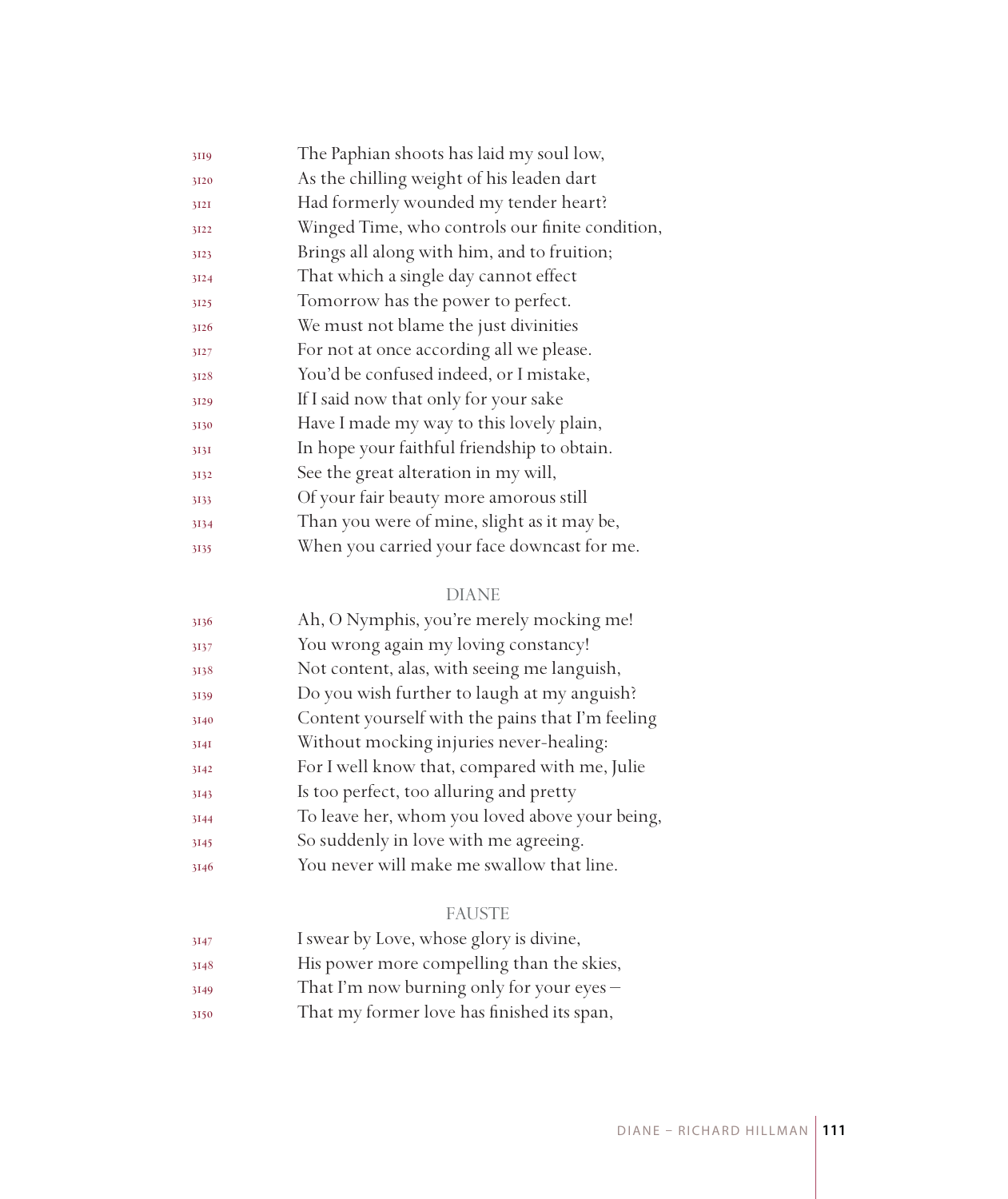3119 The Paphian shoots has laid my soul low,
3120 As the chilling weight of his leaden dart
3121 Had formerly wounded my tender heart?
3122 Winged Time, who controls our finite condition,
3123 Brings all along with him, and to fruition;
3124 That which a single day cannot effect
3125 Tomorrow has the power to perfect.
3126 We must not blame the just divinities
3127 For not at once according all we please.
3128 You'd be confused indeed, or I mistake,
3129 If I said now that only for your sake
3130 Have I made my way to this lovely plain,
3131 In hope your faithful friendship to obtain.
3132 See the great alteration in my will,
3133 Of your fair beauty more amorous still
3134 Than you were of mine, slight as it may be,
3135 When you carried your face downcast for me.

DIANE

3136 Ah, O Nymphis, you're merely mocking me!
3137 You wrong again my loving constancy!
3138 Not content, alas, with seeing me languish,
3139 Do you wish further to laugh at my anguish?
3140 Content yourself with the pains that I'm feeling
3141 Without mocking injuries never-healing:
3142 For I well know that, compared with me, Julie
3143 Is too perfect, too alluring and pretty
3144 To leave her, whom you loved above your being,
3145 So suddenly in love with me agreeing.
3146 You never will make me swallow that line.

FAUSTE

3147 I swear by Love, whose glory is divine,
3148 His power more compelling than the skies,
3149 That I'm now burning only for your eyes –
3150 That my former love has finished its span,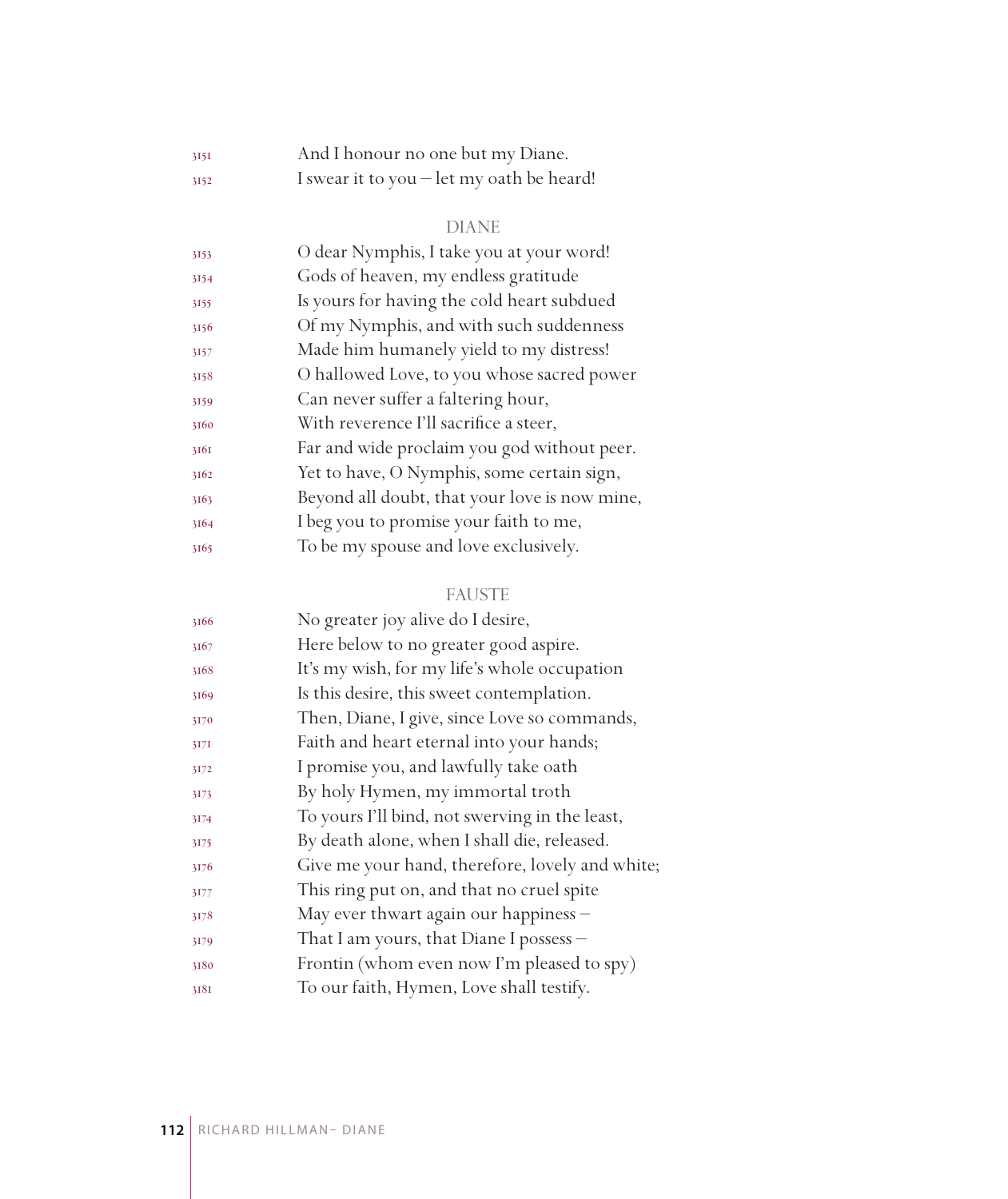3151 And I honour no one but my Diane.
3152 I swear it to you – let my oath be heard!

DIANE

3153 O dear Nymphis, I take you at your word!
3154 Gods of heaven, my endless gratitude
3155 Is yours for having the cold heart subdued
3156 Of my Nymphis, and with such suddenness
3157 Made him humanely yield to my distress!
3158 O hallowed Love, to you whose sacred power
3159 Can never suffer a faltering hour,
3160 With reverence I'll sacrifice a steer,
3161 Far and wide proclaim you god without peer.
3162 Yet to have, O Nymphis, some certain sign,
3163 Beyond all doubt, that your love is now mine,
3164 I beg you to promise your faith to me,
3165 To be my spouse and love exclusively.

FAUSTE

3166 No greater joy alive do I desire,
3167 Here below to no greater good aspire.
3168 It's my wish, for my life's whole occupation
3169 Is this desire, this sweet contemplation.
3170 Then, Diane, I give, since Love so commands,
3171 Faith and heart eternal into your hands;
3172 I promise you, and lawfully take oath
3173 By holy Hymen, my immortal troth
3174 To yours I'll bind, not swerving in the least,
3175 By death alone, when I shall die, released.
3176 Give me your hand, therefore, lovely and white;
3177 This ring put on, and that no cruel spite
3178 May ever thwart again our happiness –
3179 That I am yours, that Diane I possess –
3180 Frontin (whom even now I'm pleased to spy)
3181 To our faith, Hymen, Love shall testify.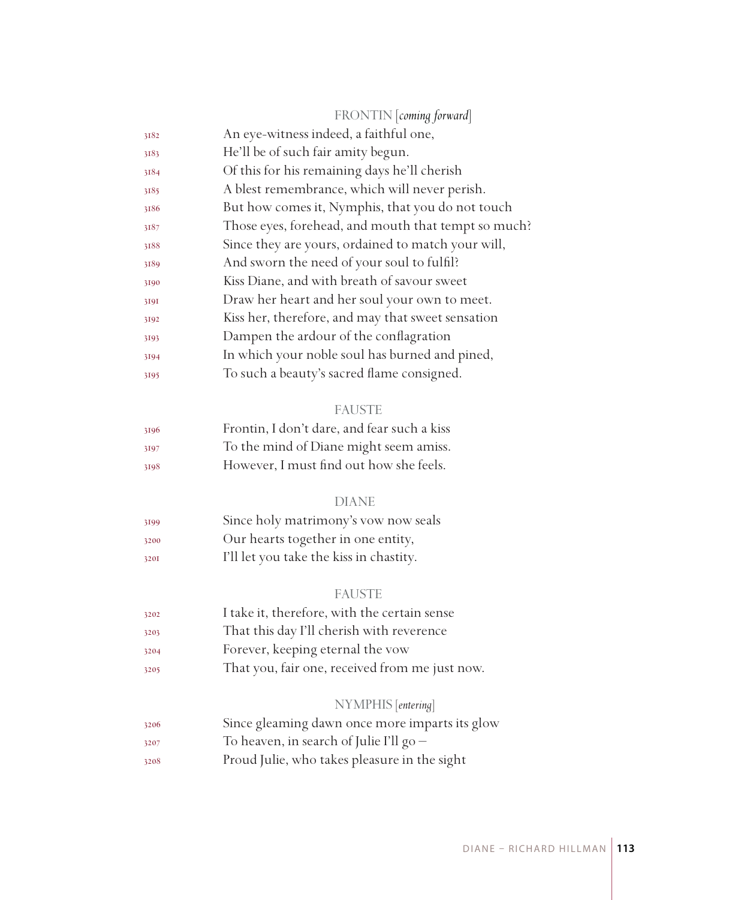FRONTIN [*coming forward*]

3182 An eye-witness indeed, a faithful one,
3183 He'll be of such fair amity begun.
3184 Of this for his remaining days he'll cherish
3185 A blest remembrance, which will never perish.
3186 But how comes it, Nymphis, that you do not touch
3187 Those eyes, forehead, and mouth that tempt so much?
3188 Since they are yours, ordained to match your will,
3189 And sworn the need of your soul to fulfil?
3190 Kiss Diane, and with breath of savour sweet
3191 Draw her heart and her soul your own to meet.
3192 Kiss her, therefore, and may that sweet sensation
3193 Dampen the ardour of the conflagration
3194 In which your noble soul has burned and pined,
3195 To such a beauty's sacred flame consigned.

FAUSTE

3196 Frontin, I don't dare, and fear such a kiss
3197 To the mind of Diane might seem amiss.
3198 However, I must find out how she feels.

DIANE

3199 Since holy matrimony's vow now seals
3200 Our hearts together in one entity,
3201 I'll let you take the kiss in chastity.

FAUSTE

3202 I take it, therefore, with the certain sense
3203 That this day I'll cherish with reverence
3204 Forever, keeping eternal the vow
3205 That you, fair one, received from me just now.

NYMPHIS [*entering*]

3206 Since gleaming dawn once more imparts its glow
3207 To heaven, in search of Julie I'll go –
3208 Proud Julie, who takes pleasure in the sight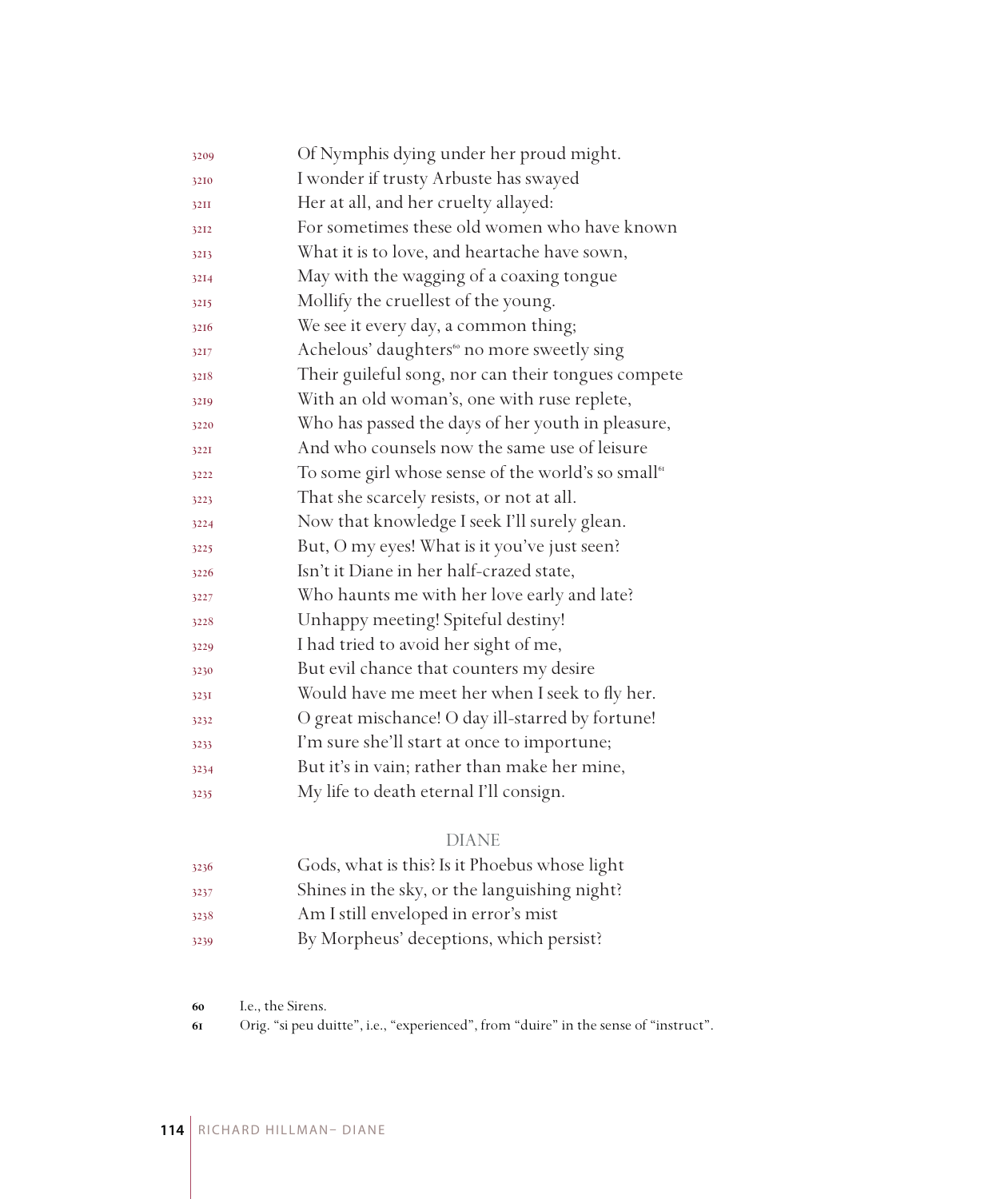3209 Of Nymphis dying under her proud might.
3210 I wonder if trusty Arbuste has swayed
3211 Her at all, and her cruelty allayed:
3212 For sometimes these old women who have known
3213 What it is to love, and heartache have sown,
3214 May with the wagging of a coaxing tongue
3215 Mollify the cruellest of the young.
3216 We see it every day, a common thing;
3217 Achelous' daughters[60] no more sweetly sing
3218 Their guileful song, nor can their tongues compete
3219 With an old woman's, one with ruse replete,
3220 Who has passed the days of her youth in pleasure,
3221 And who counsels now the same use of leisure
3222 To some girl whose sense of the world's so small[61]
3223 That she scarcely resists, or not at all.
3224 Now that knowledge I seek I'll surely glean.
3225 But, O my eyes! What is it you've just seen?
3226 Isn't it Diane in her half-crazed state,
3227 Who haunts me with her love early and late?
3228 Unhappy meeting! Spiteful destiny!
3229 I had tried to avoid her sight of me,
3230 But evil chance that counters my desire
3231 Would have me meet her when I seek to fly her.
3232 O great mischance! O day ill-starred by fortune!
3233 I'm sure she'll start at once to importune;
3234 But it's in vain; rather than make her mine,
3235 My life to death eternal I'll consign.

DIANE

3236 Gods, what is this? Is it Phoebus whose light
3237 Shines in the sky, or the languishing night?
3238 Am I still enveloped in error's mist
3239 By Morpheus' deceptions, which persist?

60 I.e., the Sirens.

61 Orig. "si peu duitte", i.e., "experienced", from "duire" in the sense of "instruct".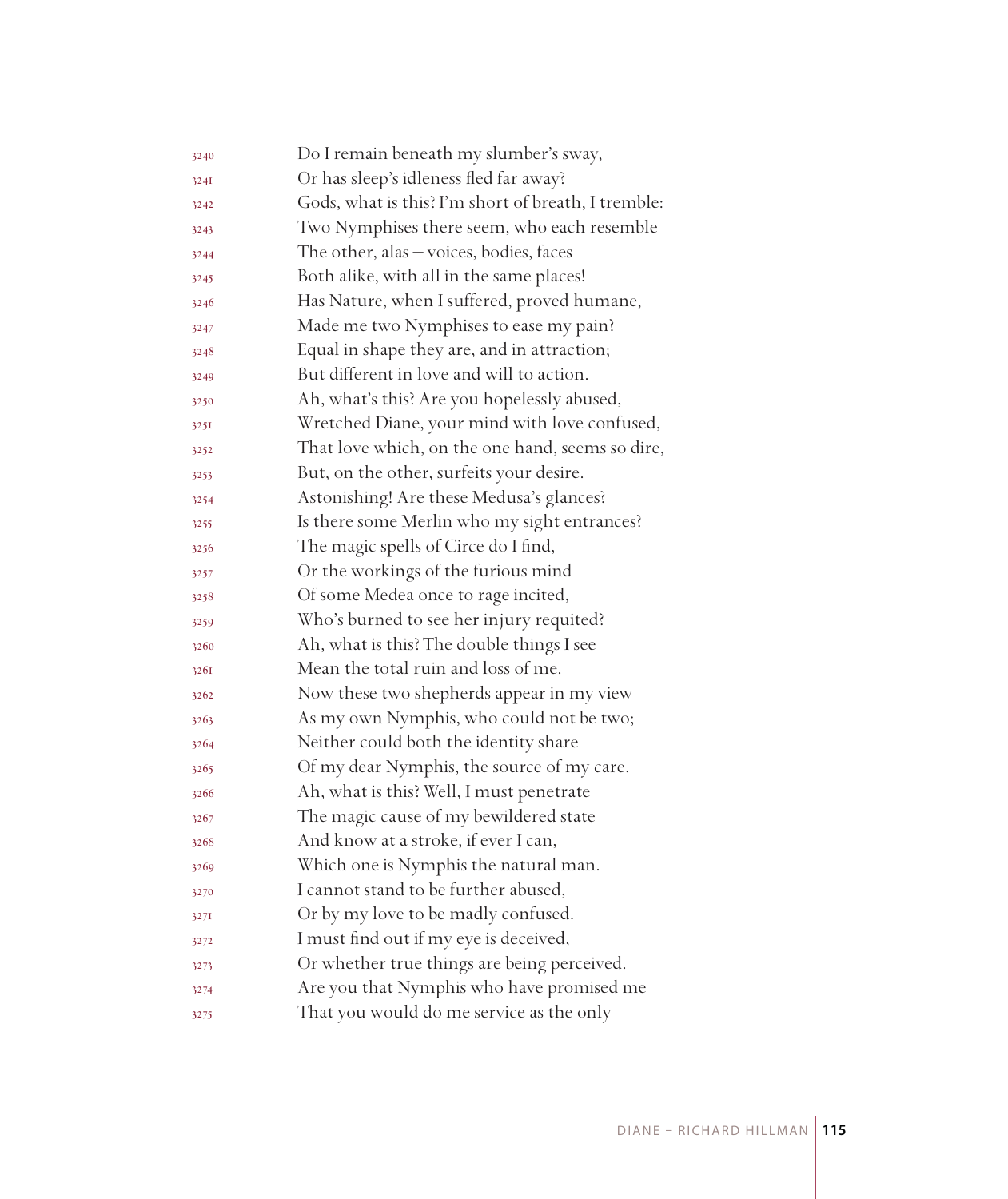3240 Do I remain beneath my slumber's sway,
3241 Or has sleep's idleness fled far away?
3242 Gods, what is this? I'm short of breath, I tremble:
3243 Two Nymphises there seem, who each resemble
3244 The other, alas – voices, bodies, faces
3245 Both alike, with all in the same places!
3246 Has Nature, when I suffered, proved humane,
3247 Made me two Nymphises to ease my pain?
3248 Equal in shape they are, and in attraction;
3249 But different in love and will to action.
3250 Ah, what's this? Are you hopelessly abused,
3251 Wretched Diane, your mind with love confused,
3252 That love which, on the one hand, seems so dire,
3253 But, on the other, surfeits your desire.
3254 Astonishing! Are these Medusa's glances?
3255 Is there some Merlin who my sight entrances?
3256 The magic spells of Circe do I find,
3257 Or the workings of the furious mind
3258 Of some Medea once to rage incited,
3259 Who's burned to see her injury requited?
3260 Ah, what is this? The double things I see
3261 Mean the total ruin and loss of me.
3262 Now these two shepherds appear in my view
3263 As my own Nymphis, who could not be two;
3264 Neither could both the identity share
3265 Of my dear Nymphis, the source of my care.
3266 Ah, what is this? Well, I must penetrate
3267 The magic cause of my bewildered state
3268 And know at a stroke, if ever I can,
3269 Which one is Nymphis the natural man.
3270 I cannot stand to be further abused,
3271 Or by my love to be madly confused.
3272 I must find out if my eye is deceived,
3273 Or whether true things are being perceived.
3274 Are you that Nymphis who have promised me
3275 That you would do me service as the only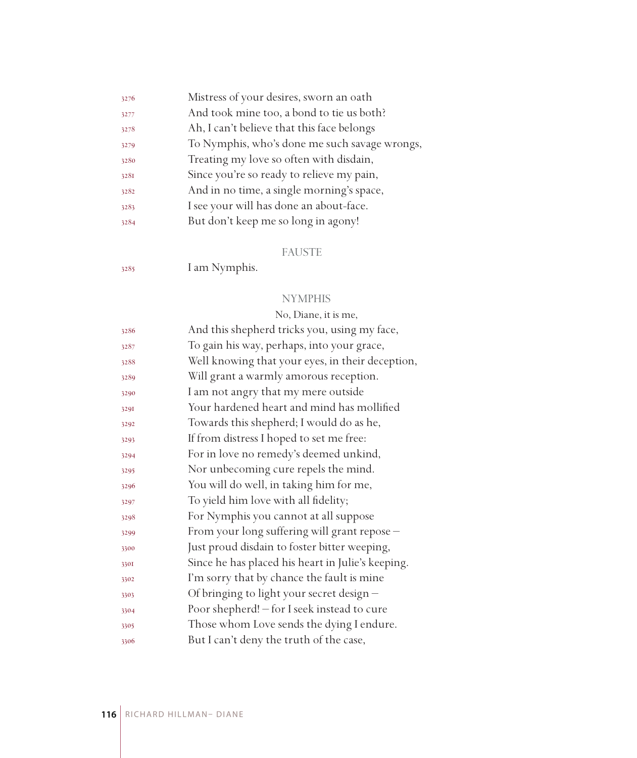3276 Mistress of your desires, sworn an oath
3277 And took mine too, a bond to tie us both?
3278 Ah, I can't believe that this face belongs
3279 To Nymphis, who's done me such savage wrongs,
3280 Treating my love so often with disdain,
3281 Since you're so ready to relieve my pain,
3282 And in no time, a single morning's space,
3283 I see your will has done an about-face.
3284 But don't keep me so long in agony!

FAUSTE

3285 I am Nymphis.

NYMPHIS

No, Diane, it is me,
3286 And this shepherd tricks you, using my face,
3287 To gain his way, perhaps, into your grace,
3288 Well knowing that your eyes, in their deception,
3289 Will grant a warmly amorous reception.
3290 I am not angry that my mere outside
3291 Your hardened heart and mind has mollified
3292 Towards this shepherd; I would do as he,
3293 If from distress I hoped to set me free:
3294 For in love no remedy's deemed unkind,
3295 Nor unbecoming cure repels the mind.
3296 You will do well, in taking him for me,
3297 To yield him love with all fidelity;
3298 For Nymphis you cannot at all suppose
3299 From your long suffering will grant repose –
3300 Just proud disdain to foster bitter weeping,
3301 Since he has placed his heart in Julie's keeping.
3302 I'm sorry that by chance the fault is mine
3303 Of bringing to light your secret design –
3304 Poor shepherd! – for I seek instead to cure
3305 Those whom Love sends the dying I endure.
3306 But I can't deny the truth of the case,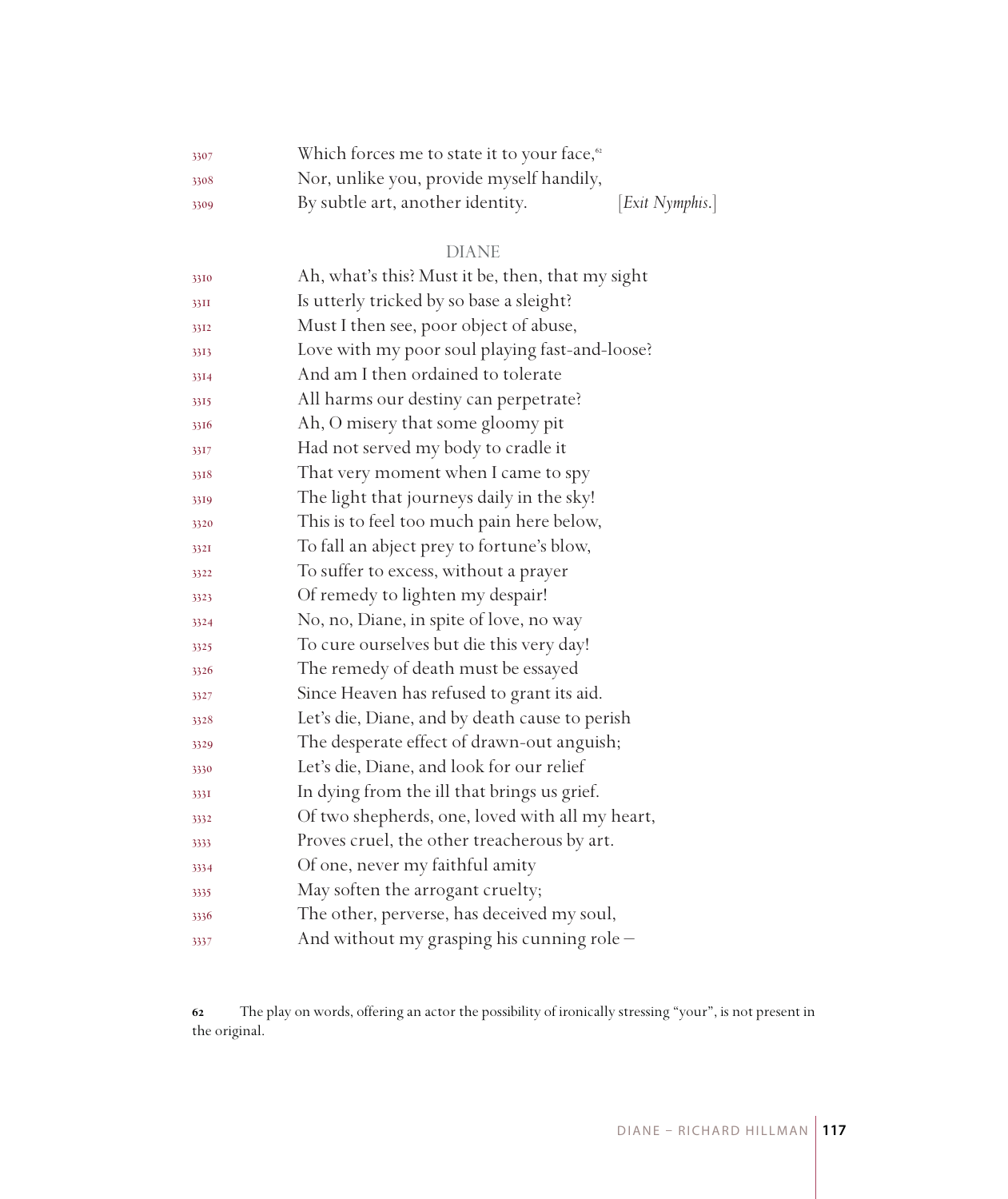3307 Which forces me to state it to your face,[62]
3308 Nor, unlike you, provide myself handily,
3309 By subtle art, another identity. [*Exit Nymphis.*]

DIANE

3310 Ah, what's this? Must it be, then, that my sight
3311 Is utterly tricked by so base a sleight?
3312 Must I then see, poor object of abuse,
3313 Love with my poor soul playing fast-and-loose?
3314 And am I then ordained to tolerate
3315 All harms our destiny can perpetrate?
3316 Ah, O misery that some gloomy pit
3317 Had not served my body to cradle it
3318 That very moment when I came to spy
3319 The light that journeys daily in the sky!
3320 This is to feel too much pain here below,
3321 To fall an abject prey to fortune's blow,
3322 To suffer to excess, without a prayer
3323 Of remedy to lighten my despair!
3324 No, no, Diane, in spite of love, no way
3325 To cure ourselves but die this very day!
3326 The remedy of death must be essayed
3327 Since Heaven has refused to grant its aid.
3328 Let's die, Diane, and by death cause to perish
3329 The desperate effect of drawn-out anguish;
3330 Let's die, Diane, and look for our relief
3331 In dying from the ill that brings us grief.
3332 Of two shepherds, one, loved with all my heart,
3333 Proves cruel, the other treacherous by art.
3334 Of one, never my faithful amity
3335 May soften the arrogant cruelty;
3336 The other, perverse, has deceived my soul,
3337 And without my grasping his cunning role –

**62** The play on words, offering an actor the possibility of ironically stressing "your", is not present in the original.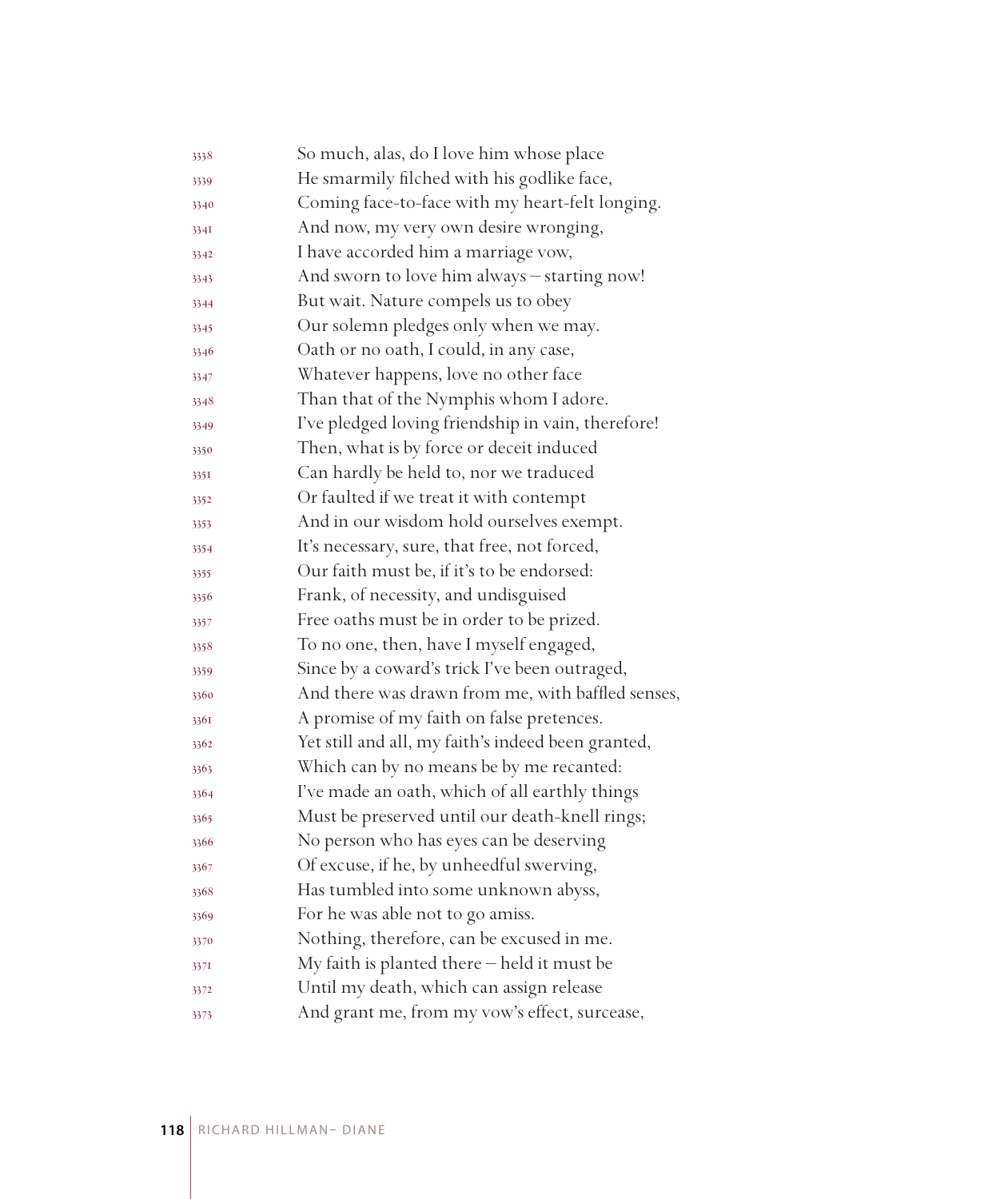3338 So much, alas, do I love him whose place
3339 He smarmily filched with his godlike face,
3340 Coming face-to-face with my heart-felt longing.
3341 And now, my very own desire wronging,
3342 I have accorded him a marriage vow,
3343 And sworn to love him always – starting now!
3344 But wait. Nature compels us to obey
3345 Our solemn pledges only when we may.
3346 Oath or no oath, I could, in any case,
3347 Whatever happens, love no other face
3348 Than that of the Nymphis whom I adore.
3349 I've pledged loving friendship in vain, therefore!
3350 Then, what is by force or deceit induced
3351 Can hardly be held to, nor we traduced
3352 Or faulted if we treat it with contempt
3353 And in our wisdom hold ourselves exempt.
3354 It's necessary, sure, that free, not forced,
3355 Our faith must be, if it's to be endorsed:
3356 Frank, of necessity, and undisguised
3357 Free oaths must be in order to be prized.
3358 To no one, then, have I myself engaged,
3359 Since by a coward's trick I've been outraged,
3360 And there was drawn from me, with baffled senses,
3361 A promise of my faith on false pretences.
3362 Yet still and all, my faith's indeed been granted,
3363 Which can by no means be by me recanted:
3364 I've made an oath, which of all earthly things
3365 Must be preserved until our death-knell rings;
3366 No person who has eyes can be deserving
3367 Of excuse, if he, by unheedful swerving,
3368 Has tumbled into some unknown abyss,
3369 For he was able not to go amiss.
3370 Nothing, therefore, can be excused in me.
3371 My faith is planted there – held it must be
3372 Until my death, which can assign release
3373 And grant me, from my vow's effect, surcease,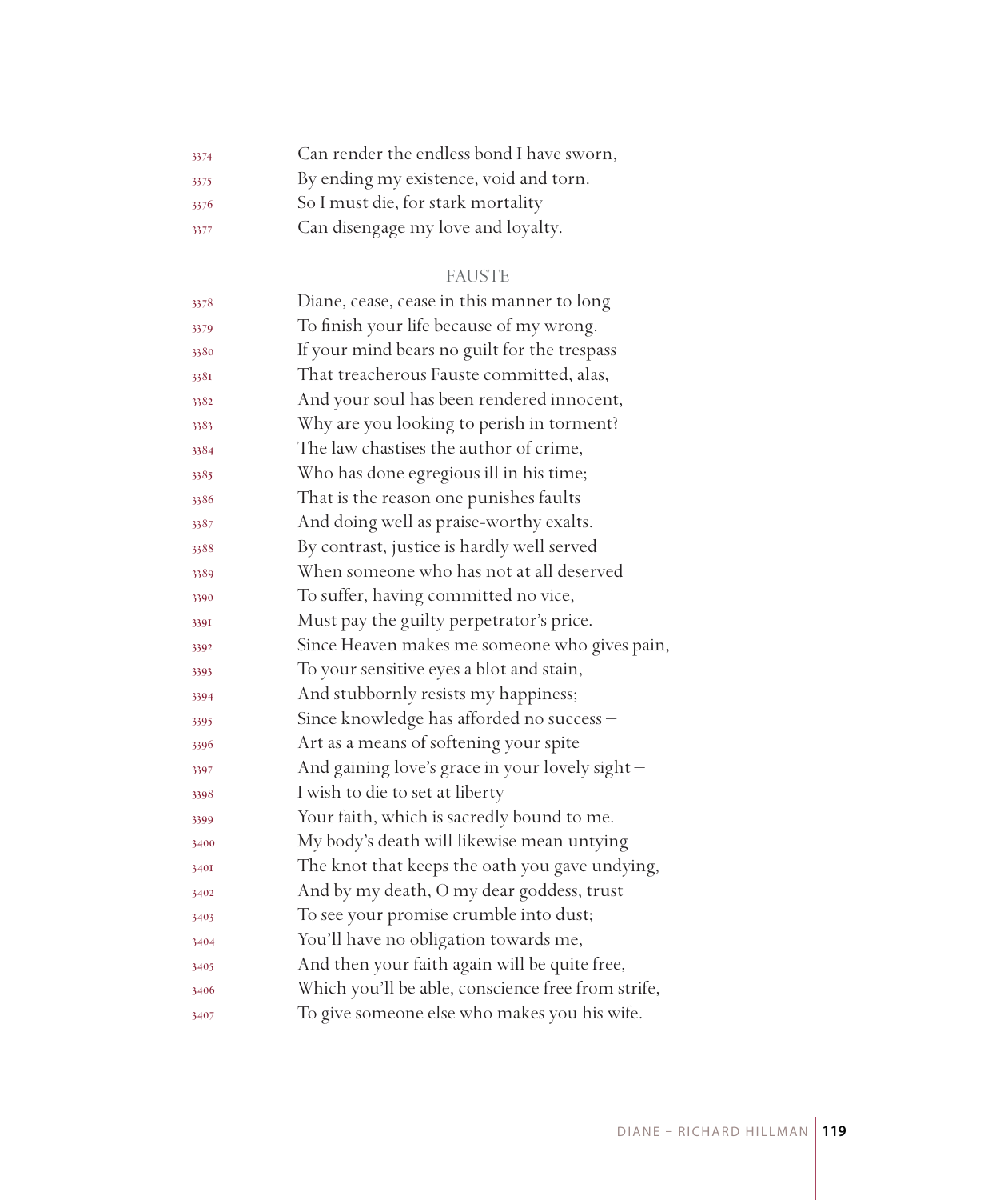3374 Can render the endless bond I have sworn,
3375 By ending my existence, void and torn.
3376 So I must die, for stark mortality
3377 Can disengage my love and loyalty.

FAUSTE

3378 Diane, cease, cease in this manner to long
3379 To finish your life because of my wrong.
3380 If your mind bears no guilt for the trespass
3381 That treacherous Fauste committed, alas,
3382 And your soul has been rendered innocent,
3383 Why are you looking to perish in torment?
3384 The law chastises the author of crime,
3385 Who has done egregious ill in his time;
3386 That is the reason one punishes faults
3387 And doing well as praise-worthy exalts.
3388 By contrast, justice is hardly well served
3389 When someone who has not at all deserved
3390 To suffer, having committed no vice,
3391 Must pay the guilty perpetrator's price.
3392 Since Heaven makes me someone who gives pain,
3393 To your sensitive eyes a blot and stain,
3394 And stubbornly resists my happiness;
3395 Since knowledge has afforded no success –
3396 Art as a means of softening your spite
3397 And gaining love's grace in your lovely sight –
3398 I wish to die to set at liberty
3399 Your faith, which is sacredly bound to me.
3400 My body's death will likewise mean untying
3401 The knot that keeps the oath you gave undying,
3402 And by my death, O my dear goddess, trust
3403 To see your promise crumble into dust;
3404 You'll have no obligation towards me,
3405 And then your faith again will be quite free,
3406 Which you'll be able, conscience free from strife,
3407 To give someone else who makes you his wife.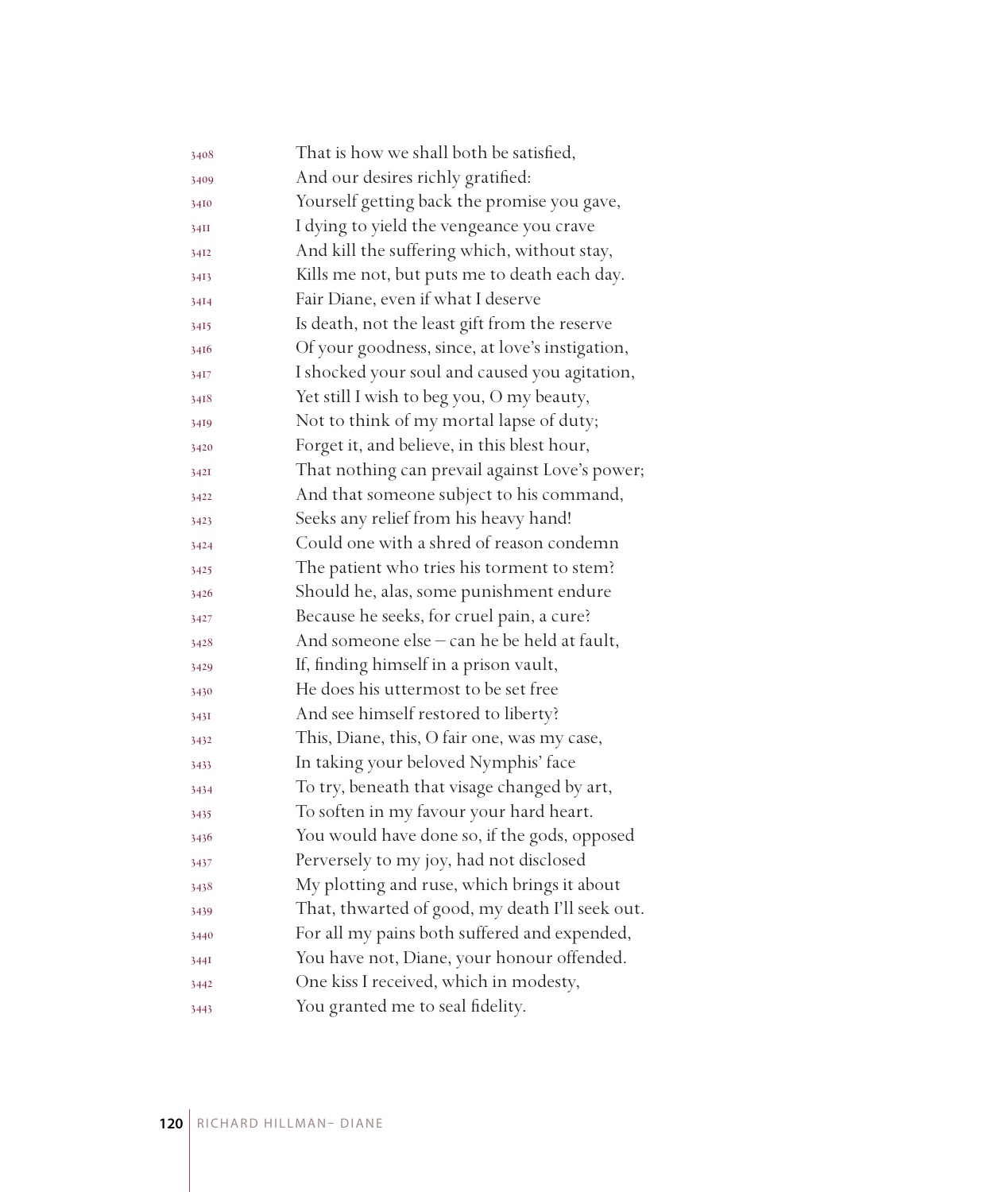3408 That is how we shall both be satisfied,  
3409 And our desires richly gratified:  
3410 Yourself getting back the promise you gave,  
3411 I dying to yield the vengeance you crave  
3412 And kill the suffering which, without stay,  
3413 Kills me not, but puts me to death each day.  
3414 Fair Diane, even if what I deserve  
3415 Is death, not the least gift from the reserve  
3416 Of your goodness, since, at love's instigation,  
3417 I shocked your soul and caused you agitation,  
3418 Yet still I wish to beg you, O my beauty,  
3419 Not to think of my mortal lapse of duty;  
3420 Forget it, and believe, in this blest hour,  
3421 That nothing can prevail against Love's power;  
3422 And that someone subject to his command,  
3423 Seeks any relief from his heavy hand!  
3424 Could one with a shred of reason condemn  
3425 The patient who tries his torment to stem?  
3426 Should he, alas, some punishment endure  
3427 Because he seeks, for cruel pain, a cure?  
3428 And someone else – can he be held at fault,  
3429 If, finding himself in a prison vault,  
3430 He does his uttermost to be set free  
3431 And see himself restored to liberty?  
3432 This, Diane, this, O fair one, was my case,  
3433 In taking your beloved Nymphis' face  
3434 To try, beneath that visage changed by art,  
3435 To soften in my favour your hard heart.  
3436 You would have done so, if the gods, opposed  
3437 Perversely to my joy, had not disclosed  
3438 My plotting and ruse, which brings it about  
3439 That, thwarted of good, my death I'll seek out.  
3440 For all my pains both suffered and expended,  
3441 You have not, Diane, your honour offended.  
3442 One kiss I received, which in modesty,  
3443 You granted me to seal fidelity.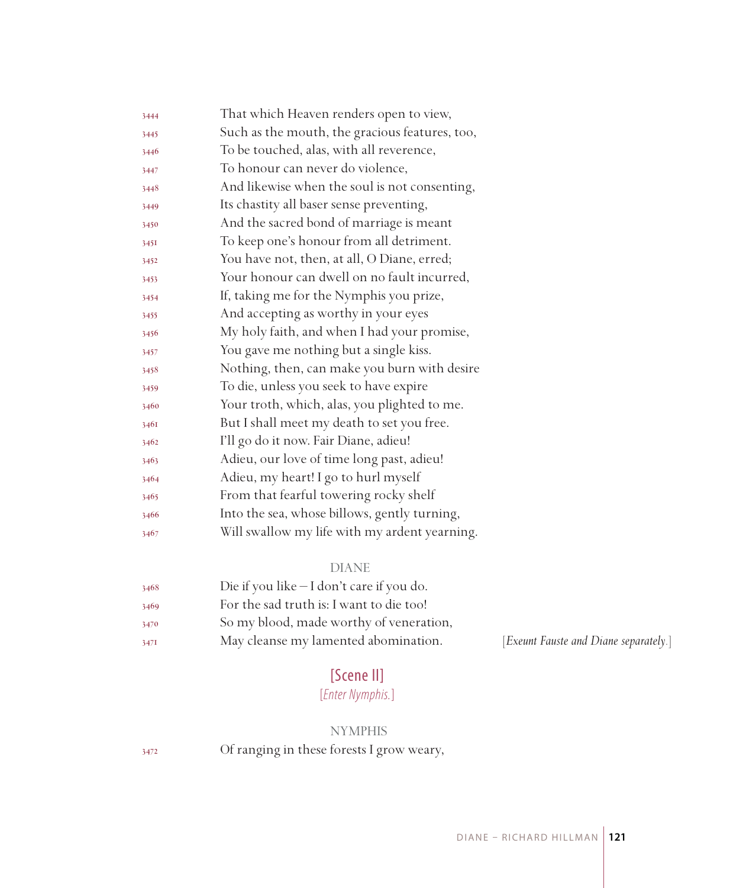3444 That which Heaven renders open to view,
3445 Such as the mouth, the gracious features, too,
3446 To be touched, alas, with all reverence,
3447 To honour can never do violence,
3448 And likewise when the soul is not consenting,
3449 Its chastity all baser sense preventing,
3450 And the sacred bond of marriage is meant
3451 To keep one's honour from all detriment.
3452 You have not, then, at all, O Diane, erred;
3453 Your honour can dwell on no fault incurred,
3454 If, taking me for the Nymphis you prize,
3455 And accepting as worthy in your eyes
3456 My holy faith, and when I had your promise,
3457 You gave me nothing but a single kiss.
3458 Nothing, then, can make you burn with desire
3459 To die, unless you seek to have expire
3460 Your troth, which, alas, you plighted to me.
3461 But I shall meet my death to set you free.
3462 I'll go do it now. Fair Diane, adieu!
3463 Adieu, our love of time long past, adieu!
3464 Adieu, my heart! I go to hurl myself
3465 From that fearful towering rocky shelf
3466 Into the sea, whose billows, gently turning,
3467 Will swallow my life with my ardent yearning.

DIANE

3468 Die if you like – I don't care if you do.
3469 For the sad truth is: I want to die too!
3470 So my blood, made worthy of veneration,
3471 May cleanse my lamented abomination. [*Exeunt Fauste and Diane separately.*]

## [Scene II]

[*Enter Nymphis.*]

NYMPHIS

3472 Of ranging in these forests I grow weary,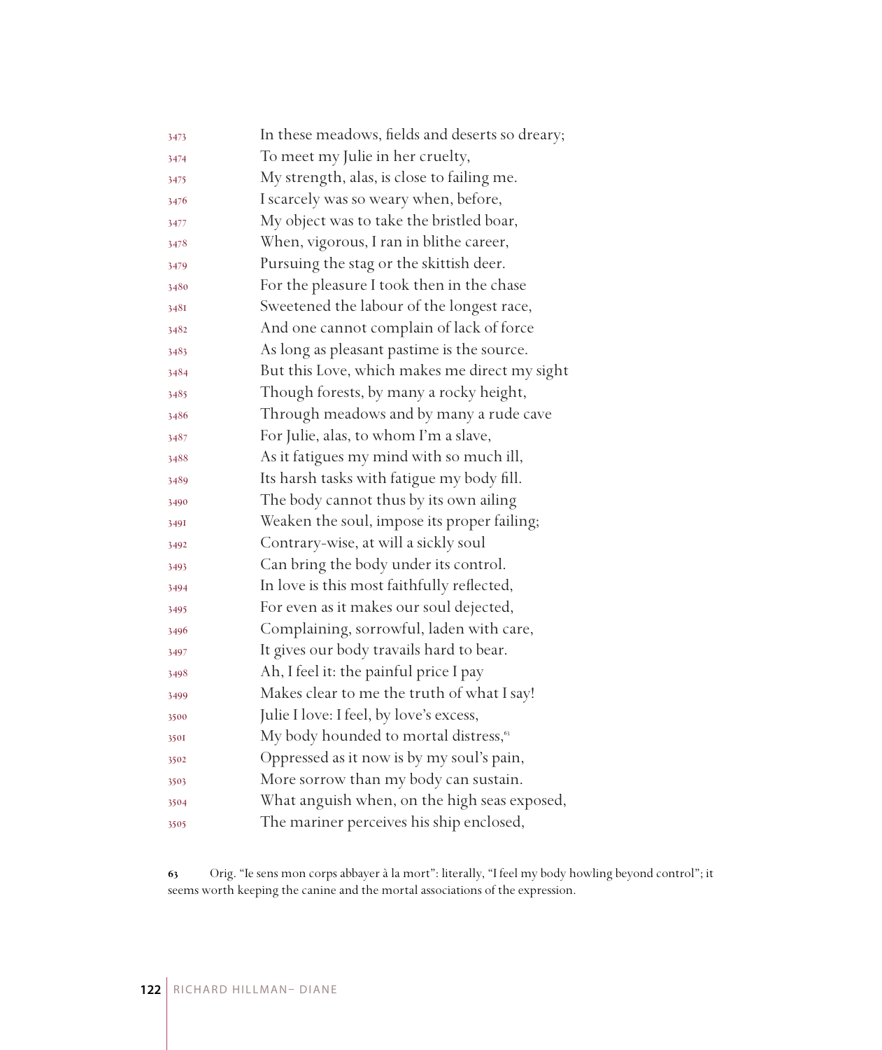3473 In these meadows, fields and deserts so dreary;
3474 To meet my Julie in her cruelty,
3475 My strength, alas, is close to failing me.
3476 I scarcely was so weary when, before,
3477 My object was to take the bristled boar,
3478 When, vigorous, I ran in blithe career,
3479 Pursuing the stag or the skittish deer.
3480 For the pleasure I took then in the chase
3481 Sweetened the labour of the longest race,
3482 And one cannot complain of lack of force
3483 As long as pleasant pastime is the source.
3484 But this Love, which makes me direct my sight
3485 Though forests, by many a rocky height,
3486 Through meadows and by many a rude cave
3487 For Julie, alas, to whom I'm a slave,
3488 As it fatigues my mind with so much ill,
3489 Its harsh tasks with fatigue my body fill.
3490 The body cannot thus by its own ailing
3491 Weaken the soul, impose its proper failing;
3492 Contrary-wise, at will a sickly soul
3493 Can bring the body under its control.
3494 In love is this most faithfully reflected,
3495 For even as it makes our soul dejected,
3496 Complaining, sorrowful, laden with care,
3497 It gives our body travails hard to bear.
3498 Ah, I feel it: the painful price I pay
3499 Makes clear to me the truth of what I say!
3500 Julie I love: I feel, by love's excess,
3501 My body hounded to mortal distress,[63]
3502 Oppressed as it now is by my soul's pain,
3503 More sorrow than my body can sustain.
3504 What anguish when, on the high seas exposed,
3505 The mariner perceives his ship enclosed,

[63] Orig. "Ie sens mon corps abbayer à la mort": literally, "I feel my body howling beyond control"; it seems worth keeping the canine and the mortal associations of the expression.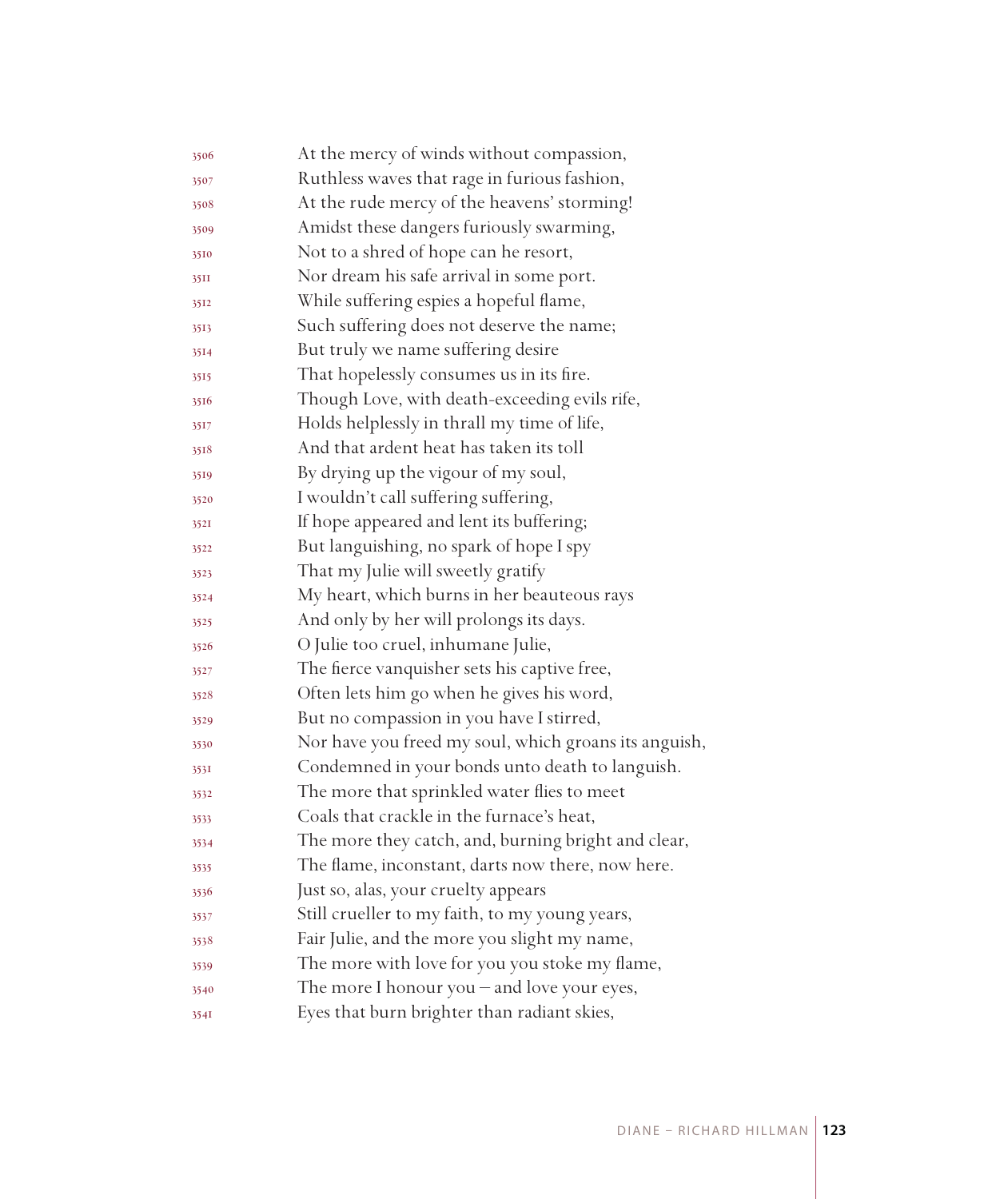3506 At the mercy of winds without compassion,
3507 Ruthless waves that rage in furious fashion,
3508 At the rude mercy of the heavens' storming!
3509 Amidst these dangers furiously swarming,
3510 Not to a shred of hope can he resort,
3511 Nor dream his safe arrival in some port.
3512 While suffering espies a hopeful flame,
3513 Such suffering does not deserve the name;
3514 But truly we name suffering desire
3515 That hopelessly consumes us in its fire.
3516 Though Love, with death-exceeding evils rife,
3517 Holds helplessly in thrall my time of life,
3518 And that ardent heat has taken its toll
3519 By drying up the vigour of my soul,
3520 I wouldn't call suffering suffering,
3521 If hope appeared and lent its buffering;
3522 But languishing, no spark of hope I spy
3523 That my Julie will sweetly gratify
3524 My heart, which burns in her beauteous rays
3525 And only by her will prolongs its days.
3526 O Julie too cruel, inhumane Julie,
3527 The fierce vanquisher sets his captive free,
3528 Often lets him go when he gives his word,
3529 But no compassion in you have I stirred,
3530 Nor have you freed my soul, which groans its anguish,
3531 Condemned in your bonds unto death to languish.
3532 The more that sprinkled water flies to meet
3533 Coals that crackle in the furnace's heat,
3534 The more they catch, and, burning bright and clear,
3535 The flame, inconstant, darts now there, now here.
3536 Just so, alas, your cruelty appears
3537 Still crueller to my faith, to my young years,
3538 Fair Julie, and the more you slight my name,
3539 The more with love for you you stoke my flame,
3540 The more I honour you – and love your eyes,
3541 Eyes that burn brighter than radiant skies,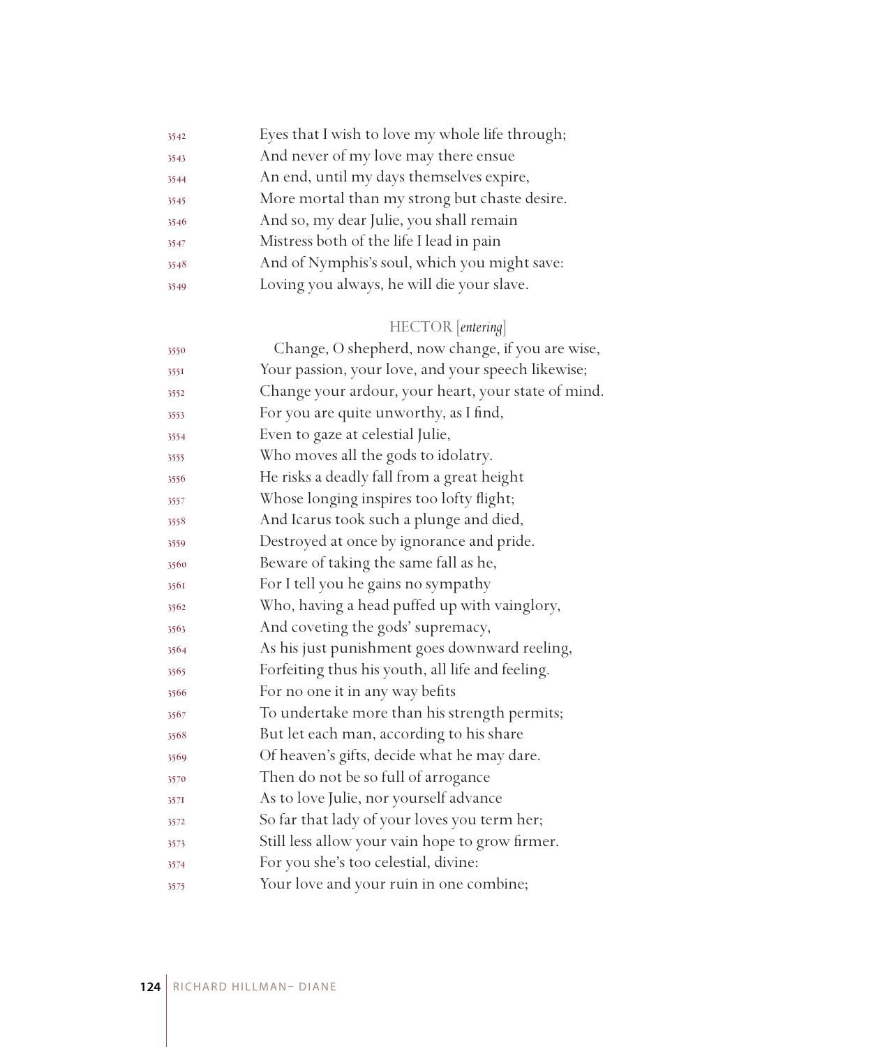Eyes that I wish to love my whole life through;
And never of my love may there ensue
An end, until my days themselves expire,
More mortal than my strong but chaste desire.
And so, my dear Julie, you shall remain
Mistress both of the life I lead in pain
And of Nymphis's soul, which you might save:
Loving you always, he will die your slave.

HECTOR [*entering*]

Change, O shepherd, now change, if you are wise,
Your passion, your love, and your speech likewise;
Change your ardour, your heart, your state of mind.
For you are quite unworthy, as I find,
Even to gaze at celestial Julie,
Who moves all the gods to idolatry.
He risks a deadly fall from a great height
Whose longing inspires too lofty flight;
And Icarus took such a plunge and died,
Destroyed at once by ignorance and pride.
Beware of taking the same fall as he,
For I tell you he gains no sympathy
Who, having a head puffed up with vainglory,
And coveting the gods' supremacy,
As his just punishment goes downward reeling,
Forfeiting thus his youth, all life and feeling.
For no one it in any way befits
To undertake more than his strength permits;
But let each man, according to his share
Of heaven's gifts, decide what he may dare.
Then do not be so full of arrogance
As to love Julie, nor yourself advance
So far that lady of your loves you term her;
Still less allow your vain hope to grow firmer.
For you she's too celestial, divine:
Your love and your ruin in one combine;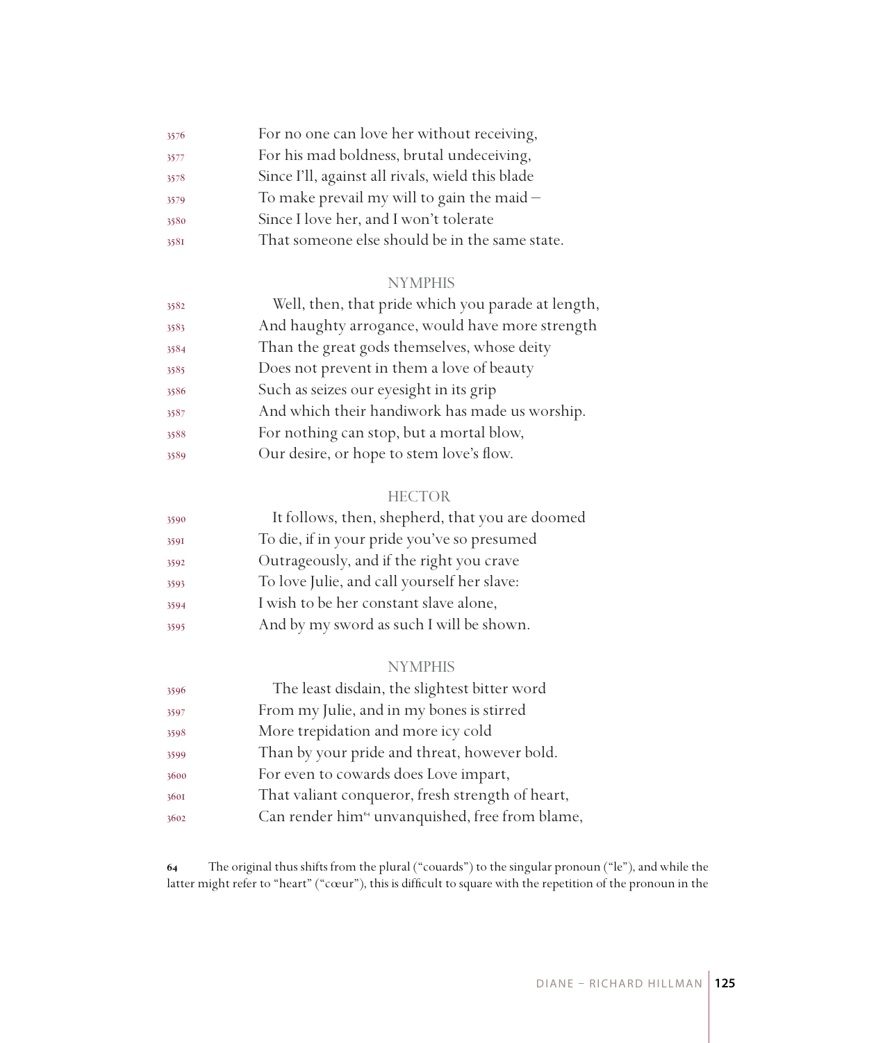3576 For no one can love her without receiving,
3577 For his mad boldness, brutal undeceiving,
3578 Since I'll, against all rivals, wield this blade
3579 To make prevail my will to gain the maid –
3580 Since I love her, and I won't tolerate
3581 That someone else should be in the same state.

NYMPHIS

3582 Well, then, that pride which you parade at length,
3583 And haughty arrogance, would have more strength
3584 Than the great gods themselves, whose deity
3585 Does not prevent in them a love of beauty
3586 Such as seizes our eyesight in its grip
3587 And which their handiwork has made us worship.
3588 For nothing can stop, but a mortal blow,
3589 Our desire, or hope to stem love's flow.

HECTOR

3590 It follows, then, shepherd, that you are doomed
3591 To die, if in your pride you've so presumed
3592 Outrageously, and if the right you crave
3593 To love Julie, and call yourself her slave:
3594 I wish to be her constant slave alone,
3595 And by my sword as such I will be shown.

NYMPHIS

3596 The least disdain, the slightest bitter word
3597 From my Julie, and in my bones is stirred
3598 More trepidation and more icy cold
3599 Than by your pride and threat, however bold.
3600 For even to cowards does Love impart,
3601 That valiant conqueror, fresh strength of heart,
3602 Can render him[64] unvanquished, free from blame,

**64** The original thus shifts from the plural ("couards") to the singular pronoun ("le"), and while the latter might refer to "heart" ("cœur"), this is difficult to square with the repetition of the pronoun in the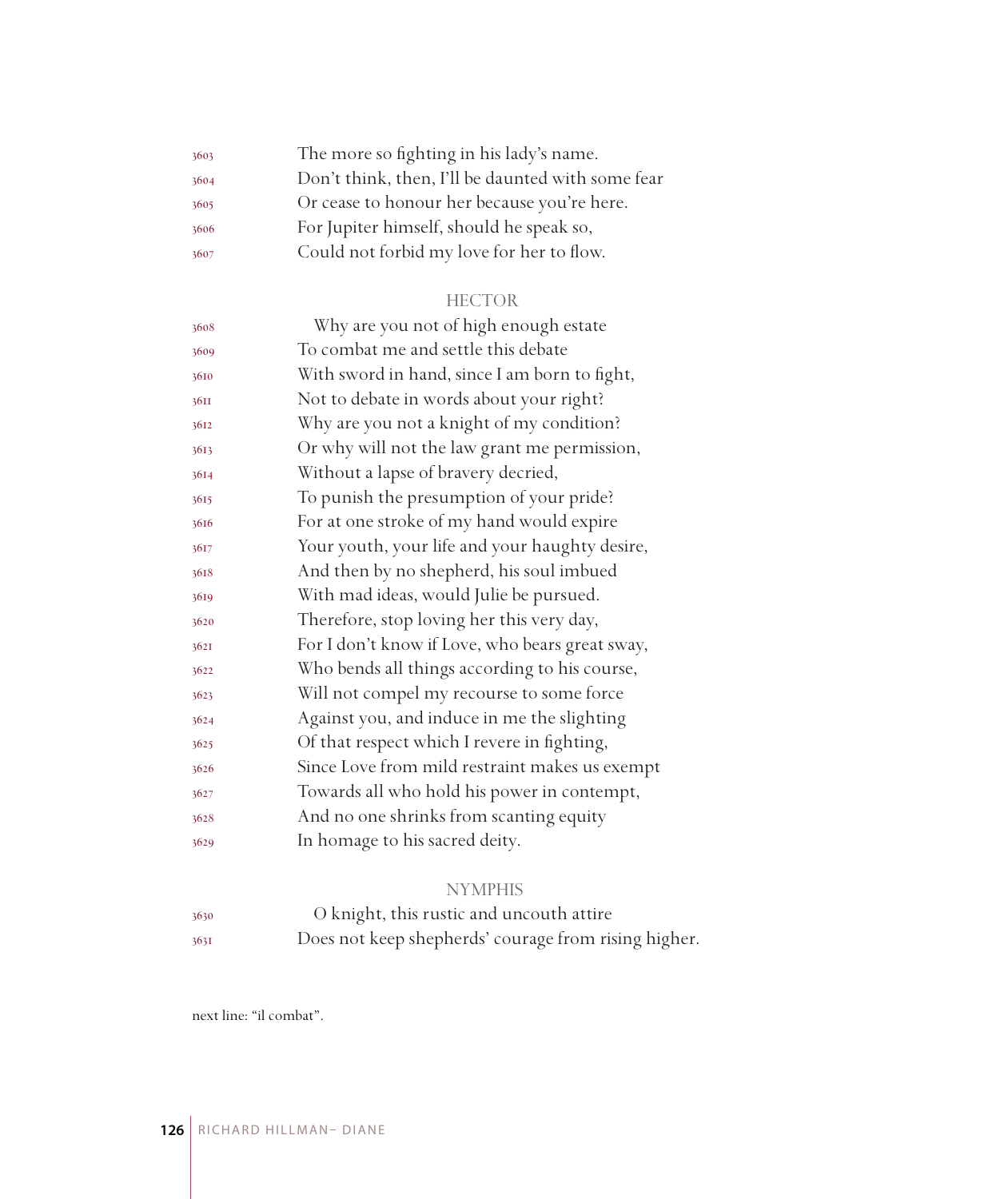3603 The more so fighting in his lady's name.
3604 Don't think, then, I'll be daunted with some fear
3605 Or cease to honour her because you're here.
3606 For Jupiter himself, should he speak so,
3607 Could not forbid my love for her to flow.

HECTOR

3608 Why are you not of high enough estate
3609 To combat me and settle this debate
3610 With sword in hand, since I am born to fight,
3611 Not to debate in words about your right?
3612 Why are you not a knight of my condition?
3613 Or why will not the law grant me permission,
3614 Without a lapse of bravery decried,
3615 To punish the presumption of your pride?
3616 For at one stroke of my hand would expire
3617 Your youth, your life and your haughty desire,
3618 And then by no shepherd, his soul imbued
3619 With mad ideas, would Julie be pursued.
3620 Therefore, stop loving her this very day,
3621 For I don't know if Love, who bears great sway,
3622 Who bends all things according to his course,
3623 Will not compel my recourse to some force
3624 Against you, and induce in me the slighting
3625 Of that respect which I revere in fighting,
3626 Since Love from mild restraint makes us exempt
3627 Towards all who hold his power in contempt,
3628 And no one shrinks from scanting equity
3629 In homage to his sacred deity.

NYMPHIS

3630 O knight, this rustic and uncouth attire
3631 Does not keep shepherds' courage from rising higher.

next line: "il combat".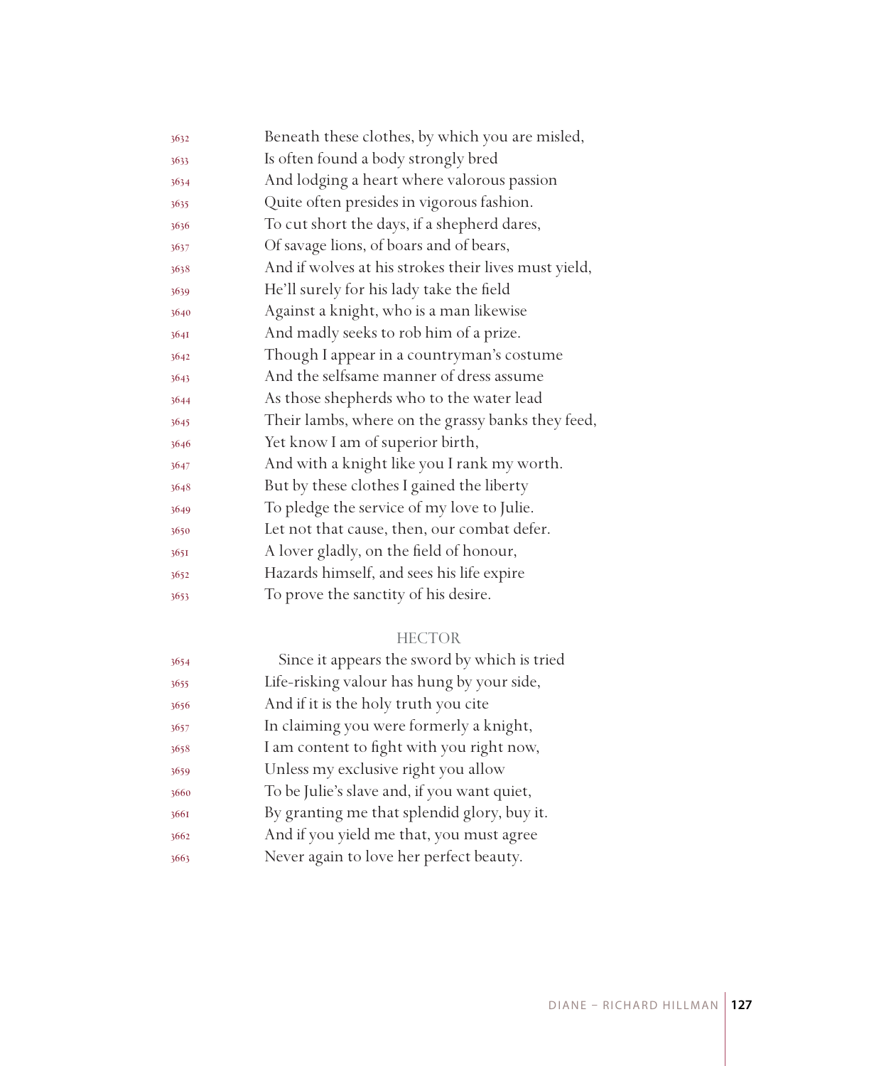3632 Beneath these clothes, by which you are misled,
3633 Is often found a body strongly bred
3634 And lodging a heart where valorous passion
3635 Quite often presides in vigorous fashion.
3636 To cut short the days, if a shepherd dares,
3637 Of savage lions, of boars and of bears,
3638 And if wolves at his strokes their lives must yield,
3639 He'll surely for his lady take the field
3640 Against a knight, who is a man likewise
3641 And madly seeks to rob him of a prize.
3642 Though I appear in a countryman's costume
3643 And the selfsame manner of dress assume
3644 As those shepherds who to the water lead
3645 Their lambs, where on the grassy banks they feed,
3646 Yet know I am of superior birth,
3647 And with a knight like you I rank my worth.
3648 But by these clothes I gained the liberty
3649 To pledge the service of my love to Julie.
3650 Let not that cause, then, our combat defer.
3651 A lover gladly, on the field of honour,
3652 Hazards himself, and sees his life expire
3653 To prove the sanctity of his desire.

HECTOR

3654 Since it appears the sword by which is tried
3655 Life-risking valour has hung by your side,
3656 And if it is the holy truth you cite
3657 In claiming you were formerly a knight,
3658 I am content to fight with you right now,
3659 Unless my exclusive right you allow
3660 To be Julie's slave and, if you want quiet,
3661 By granting me that splendid glory, buy it.
3662 And if you yield me that, you must agree
3663 Never again to love her perfect beauty.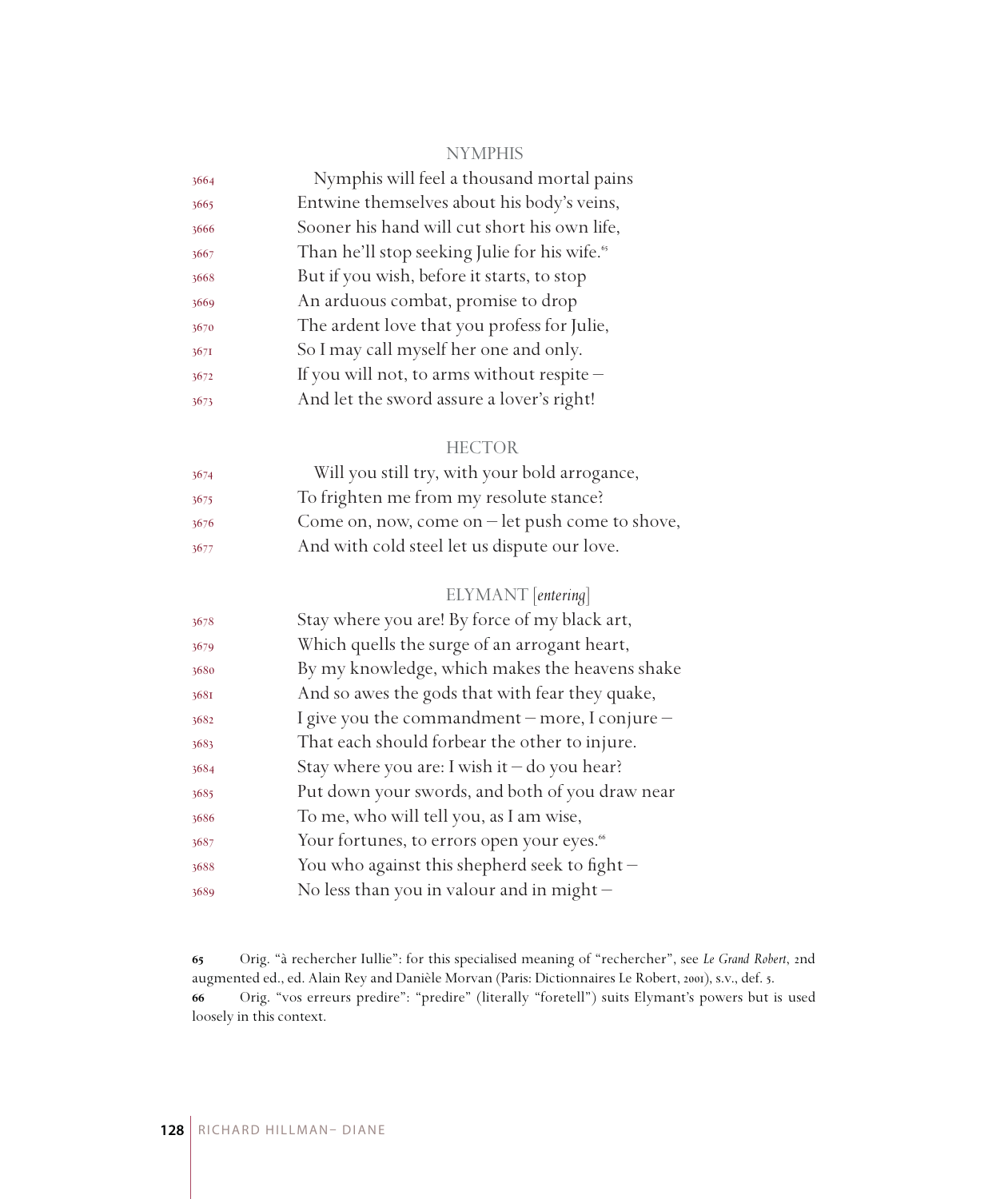NYMPHIS

3664 Nymphis will feel a thousand mortal pains
3665 Entwine themselves about his body's veins,
3666 Sooner his hand will cut short his own life,
3667 Than he'll stop seeking Julie for his wife.[65]
3668 But if you wish, before it starts, to stop
3669 An arduous combat, promise to drop
3670 The ardent love that you profess for Julie,
3671 So I may call myself her one and only.
3672 If you will not, to arms without respite –
3673 And let the sword assure a lover's right!

HECTOR

3674 Will you still try, with your bold arrogance,
3675 To frighten me from my resolute stance?
3676 Come on, now, come on – let push come to shove,
3677 And with cold steel let us dispute our love.

ELYMANT [*entering*]

3678 Stay where you are! By force of my black art,
3679 Which quells the surge of an arrogant heart,
3680 By my knowledge, which makes the heavens shake
3681 And so awes the gods that with fear they quake,
3682 I give you the commandment – more, I conjure –
3683 That each should forbear the other to injure.
3684 Stay where you are: I wish it – do you hear?
3685 Put down your swords, and both of you draw near
3686 To me, who will tell you, as I am wise,
3687 Your fortunes, to errors open your eyes.[66]
3688 You who against this shepherd seek to fight –
3689 No less than you in valour and in might –

**65** Orig. "à rechercher Iullie": for this specialised meaning of "rechercher", see *Le Grand Robert*, 2nd augmented ed., ed. Alain Rey and Danièle Morvan (Paris: Dictionnaires Le Robert, 2001), s.v., def. 5.

**66** Orig. "vos erreurs predire": "predire" (literally "foretell") suits Elymant's powers but is used loosely in this context.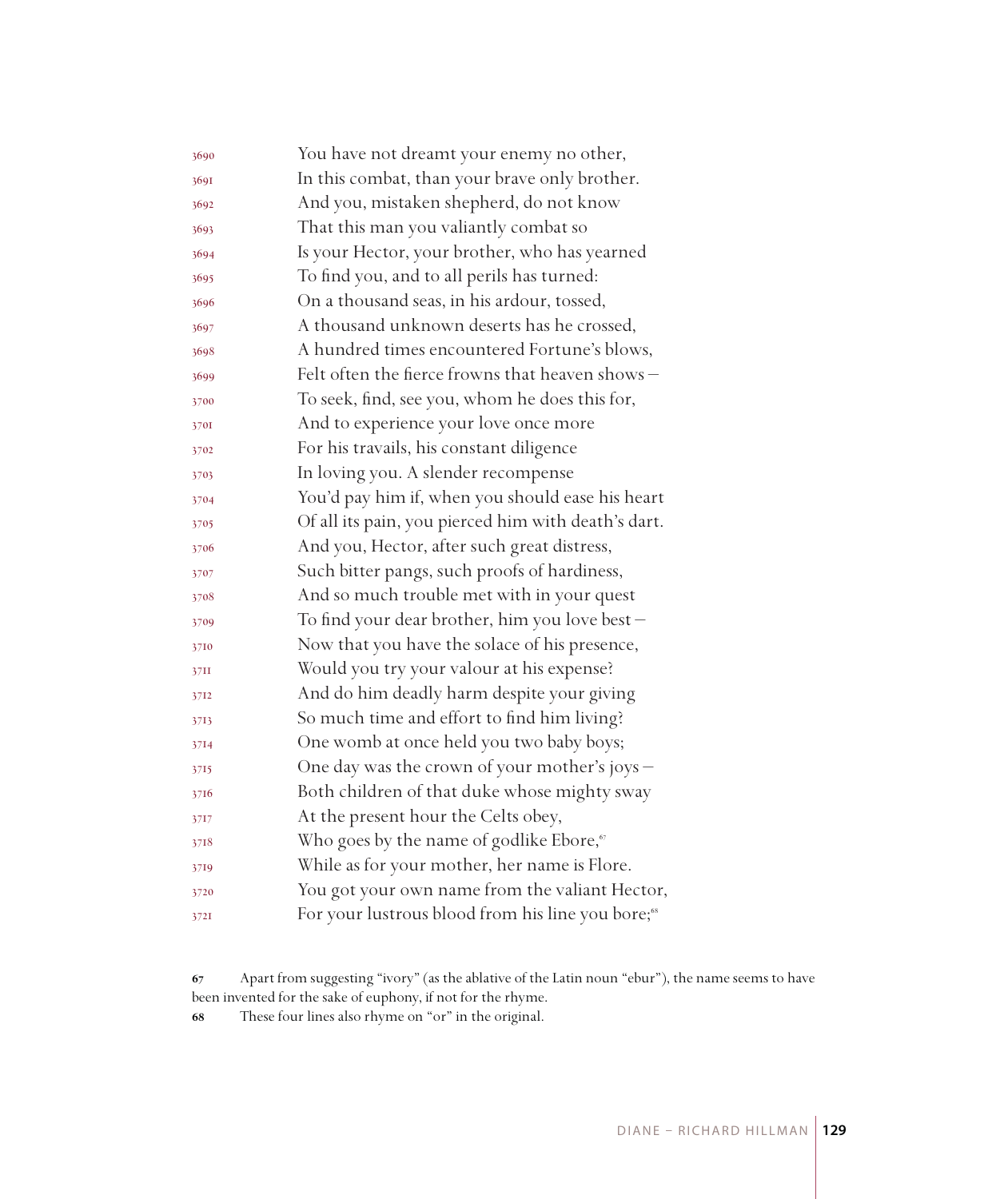3690 You have not dreamt your enemy no other,
3691 In this combat, than your brave only brother.
3692 And you, mistaken shepherd, do not know
3693 That this man you valiantly combat so
3694 Is your Hector, your brother, who has yearned
3695 To find you, and to all perils has turned:
3696 On a thousand seas, in his ardour, tossed,
3697 A thousand unknown deserts has he crossed,
3698 A hundred times encountered Fortune's blows,
3699 Felt often the fierce frowns that heaven shows –
3700 To seek, find, see you, whom he does this for,
3701 And to experience your love once more
3702 For his travails, his constant diligence
3703 In loving you. A slender recompense
3704 You'd pay him if, when you should ease his heart
3705 Of all its pain, you pierced him with death's dart.
3706 And you, Hector, after such great distress,
3707 Such bitter pangs, such proofs of hardiness,
3708 And so much trouble met with in your quest
3709 To find your dear brother, him you love best –
3710 Now that you have the solace of his presence,
3711 Would you try your valour at his expense?
3712 And do him deadly harm despite your giving
3713 So much time and effort to find him living?
3714 One womb at once held you two baby boys;
3715 One day was the crown of your mother's joys –
3716 Both children of that duke whose mighty sway
3717 At the present hour the Celts obey,
3718 Who goes by the name of godlike Ebore,[67]
3719 While as for your mother, her name is Flore.
3720 You got your own name from the valiant Hector,
3721 For your lustrous blood from his line you bore;[68]

67 Apart from suggesting "ivory" (as the ablative of the Latin noun "ebur"), the name seems to have been invented for the sake of euphony, if not for the rhyme.

68 These four lines also rhyme on "or" in the original.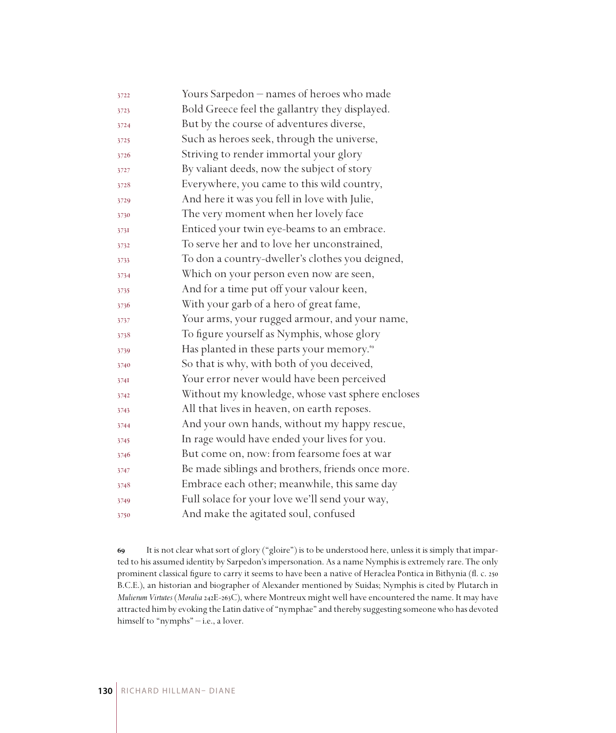3722 Yours Sarpedon – names of heroes who made
3723 Bold Greece feel the gallantry they displayed.
3724 But by the course of adventures diverse,
3725 Such as heroes seek, through the universe,
3726 Striving to render immortal your glory
3727 By valiant deeds, now the subject of story
3728 Everywhere, you came to this wild country,
3729 And here it was you fell in love with Julie,
3730 The very moment when her lovely face
3731 Enticed your twin eye-beams to an embrace.
3732 To serve her and to love her unconstrained,
3733 To don a country-dweller's clothes you deigned,
3734 Which on your person even now are seen,
3735 And for a time put off your valour keen,
3736 With your garb of a hero of great fame,
3737 Your arms, your rugged armour, and your name,
3738 To figure yourself as Nymphis, whose glory
3739 Has planted in these parts your memory.[69]
3740 So that is why, with both of you deceived,
3741 Your error never would have been perceived
3742 Without my knowledge, whose vast sphere encloses
3743 All that lives in heaven, on earth reposes.
3744 And your own hands, without my happy rescue,
3745 In rage would have ended your lives for you.
3746 But come on, now: from fearsome foes at war
3747 Be made siblings and brothers, friends once more.
3748 Embrace each other; meanwhile, this same day
3749 Full solace for your love we'll send your way,
3750 And make the agitated soul, confused

**69** It is not clear what sort of glory ("gloire") is to be understood here, unless it is simply that imparted to his assumed identity by Sarpedon's impersonation. As a name Nymphis is extremely rare. The only prominent classical figure to carry it seems to have been a native of Heraclea Pontica in Bithynia (fl. c. 250 B.C.E.), an historian and biographer of Alexander mentioned by Suidas; Nymphis is cited by Plutarch in *Mulierum Virtutes* (*Moralia* 242E-263C), where Montreux might well have encountered the name. It may have attracted him by evoking the Latin dative of "nymphae" and thereby suggesting someone who has devoted himself to "nymphs" – i.e., a lover.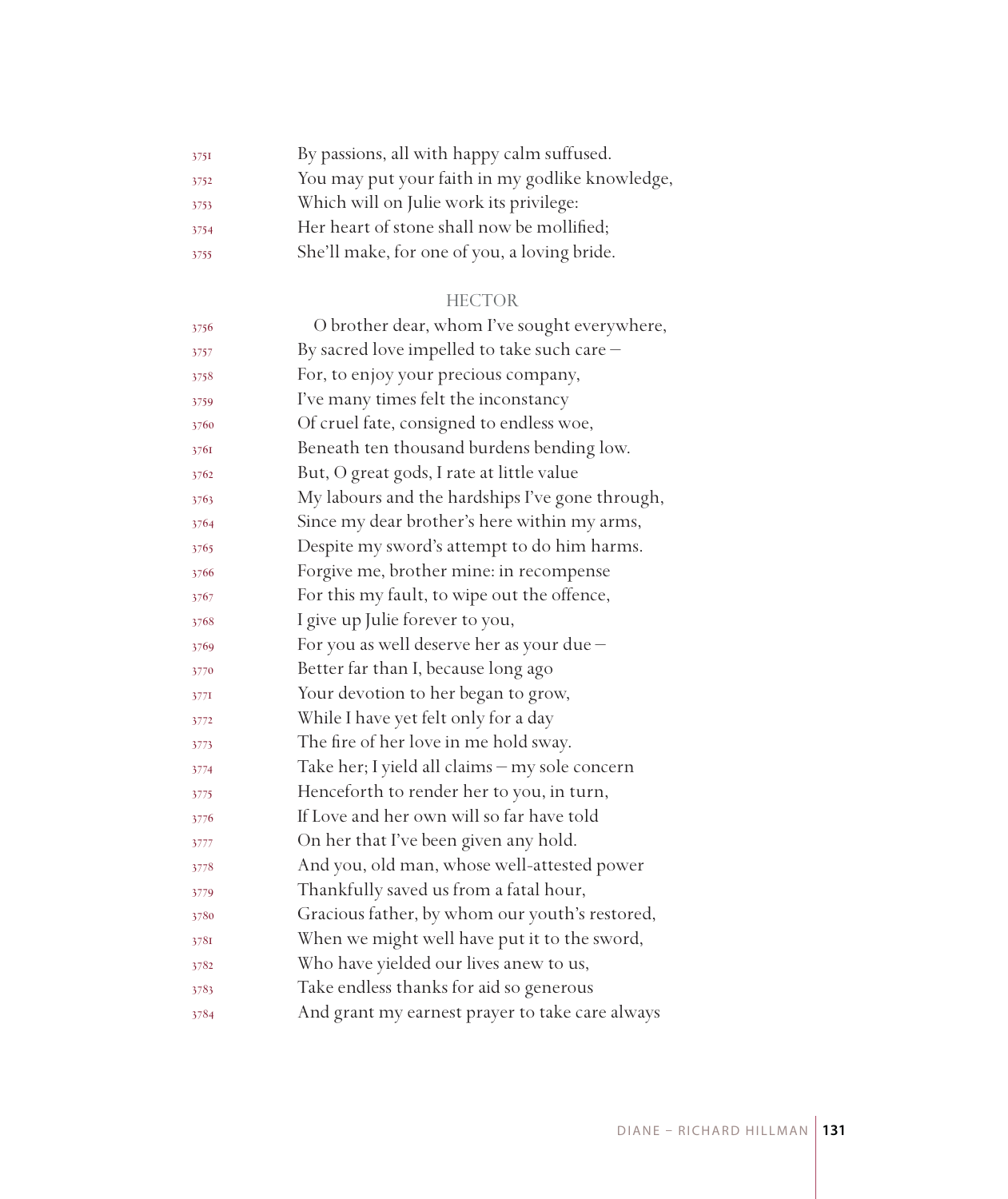3751 By passions, all with happy calm suffused.
3752 You may put your faith in my godlike knowledge,
3753 Which will on Julie work its privilege:
3754 Her heart of stone shall now be mollified;
3755 She'll make, for one of you, a loving bride.

HECTOR

3756 O brother dear, whom I've sought everywhere,
3757 By sacred love impelled to take such care –
3758 For, to enjoy your precious company,
3759 I've many times felt the inconstancy
3760 Of cruel fate, consigned to endless woe,
3761 Beneath ten thousand burdens bending low.
3762 But, O great gods, I rate at little value
3763 My labours and the hardships I've gone through,
3764 Since my dear brother's here within my arms,
3765 Despite my sword's attempt to do him harms.
3766 Forgive me, brother mine: in recompense
3767 For this my fault, to wipe out the offence,
3768 I give up Julie forever to you,
3769 For you as well deserve her as your due –
3770 Better far than I, because long ago
3771 Your devotion to her began to grow,
3772 While I have yet felt only for a day
3773 The fire of her love in me hold sway.
3774 Take her; I yield all claims – my sole concern
3775 Henceforth to render her to you, in turn,
3776 If Love and her own will so far have told
3777 On her that I've been given any hold.
3778 And you, old man, whose well-attested power
3779 Thankfully saved us from a fatal hour,
3780 Gracious father, by whom our youth's restored,
3781 When we might well have put it to the sword,
3782 Who have yielded our lives anew to us,
3783 Take endless thanks for aid so generous
3784 And grant my earnest prayer to take care always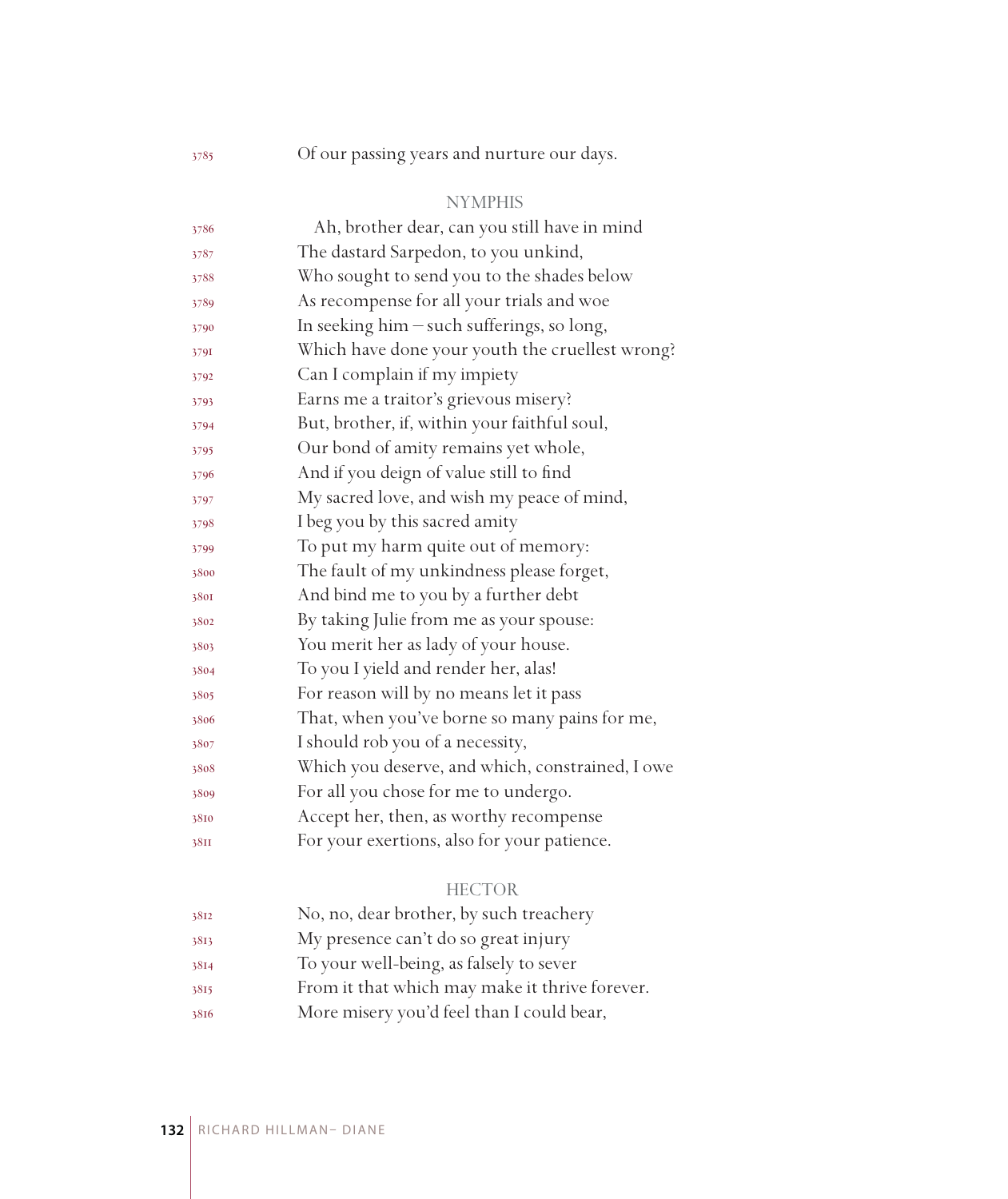3785 Of our passing years and nurture our days.

NYMPHIS

3786 Ah, brother dear, can you still have in mind
3787 The dastard Sarpedon, to you unkind,
3788 Who sought to send you to the shades below
3789 As recompense for all your trials and woe
3790 In seeking him – such sufferings, so long,
3791 Which have done your youth the cruellest wrong?
3792 Can I complain if my impiety
3793 Earns me a traitor's grievous misery?
3794 But, brother, if, within your faithful soul,
3795 Our bond of amity remains yet whole,
3796 And if you deign of value still to find
3797 My sacred love, and wish my peace of mind,
3798 I beg you by this sacred amity
3799 To put my harm quite out of memory:
3800 The fault of my unkindness please forget,
3801 And bind me to you by a further debt
3802 By taking Julie from me as your spouse:
3803 You merit her as lady of your house.
3804 To you I yield and render her, alas!
3805 For reason will by no means let it pass
3806 That, when you've borne so many pains for me,
3807 I should rob you of a necessity,
3808 Which you deserve, and which, constrained, I owe
3809 For all you chose for me to undergo.
3810 Accept her, then, as worthy recompense
3811 For your exertions, also for your patience.

HECTOR

3812 No, no, dear brother, by such treachery
3813 My presence can't do so great injury
3814 To your well-being, as falsely to sever
3815 From it that which may make it thrive forever.
3816 More misery you'd feel than I could bear,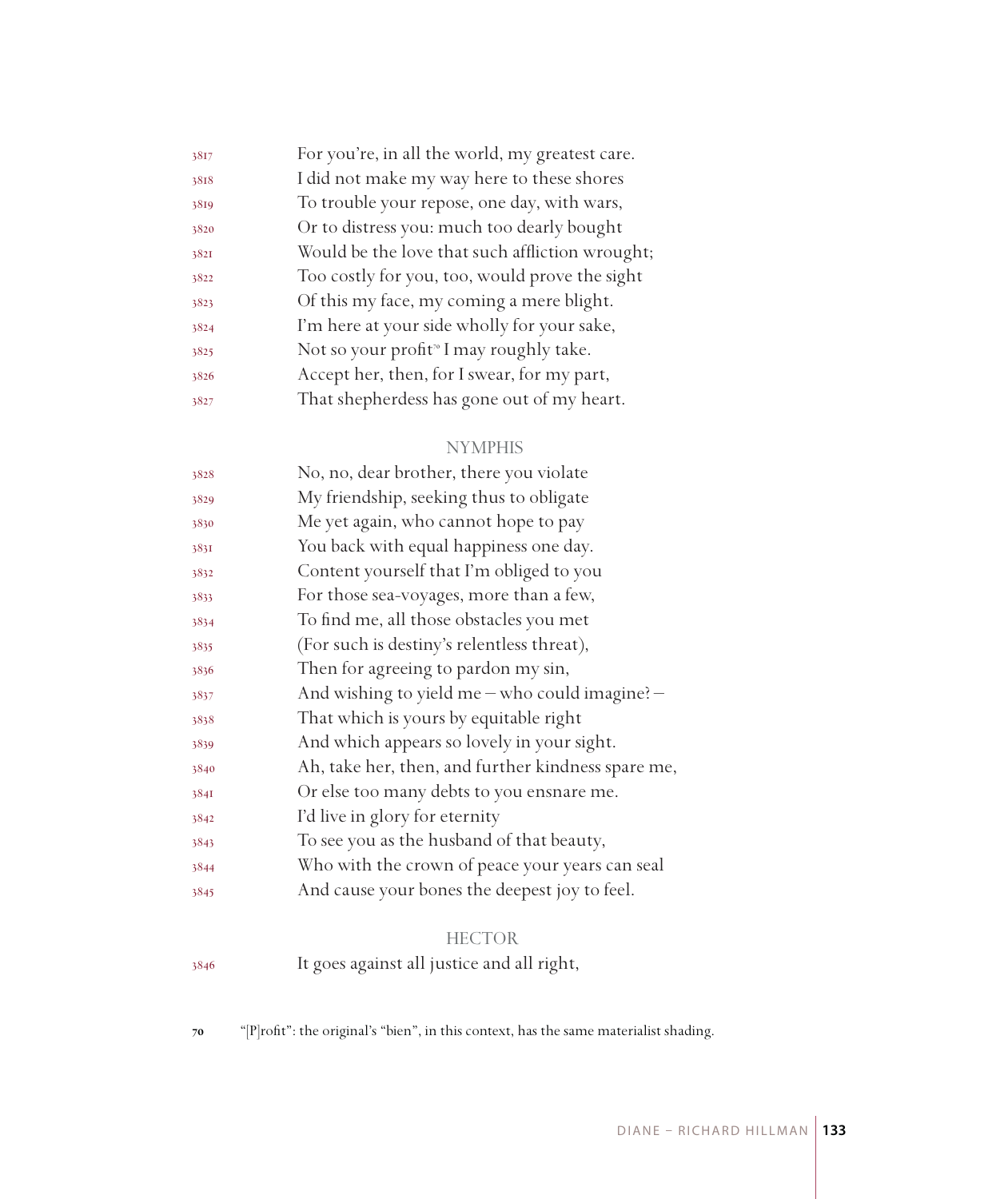3817 For you're, in all the world, my greatest care.
3818 I did not make my way here to these shores
3819 To trouble your repose, one day, with wars,
3820 Or to distress you: much too dearly bought
3821 Would be the love that such affliction wrought;
3822 Too costly for you, too, would prove the sight
3823 Of this my face, my coming a mere blight.
3824 I'm here at your side wholly for your sake,
3825 Not so your profit[70] I may roughly take.
3826 Accept her, then, for I swear, for my part,
3827 That shepherdess has gone out of my heart.

NYMPHIS

3828 No, no, dear brother, there you violate
3829 My friendship, seeking thus to obligate
3830 Me yet again, who cannot hope to pay
3831 You back with equal happiness one day.
3832 Content yourself that I'm obliged to you
3833 For those sea-voyages, more than a few,
3834 To find me, all those obstacles you met
3835 (For such is destiny's relentless threat),
3836 Then for agreeing to pardon my sin,
3837 And wishing to yield me – who could imagine? –
3838 That which is yours by equitable right
3839 And which appears so lovely in your sight.
3840 Ah, take her, then, and further kindness spare me,
3841 Or else too many debts to you ensnare me.
3842 I'd live in glory for eternity
3843 To see you as the husband of that beauty,
3844 Who with the crown of peace your years can seal
3845 And cause your bones the deepest joy to feel.

HECTOR

3846 It goes against all justice and all right,

70 "[P]rofit": the original's "bien", in this context, has the same materialist shading.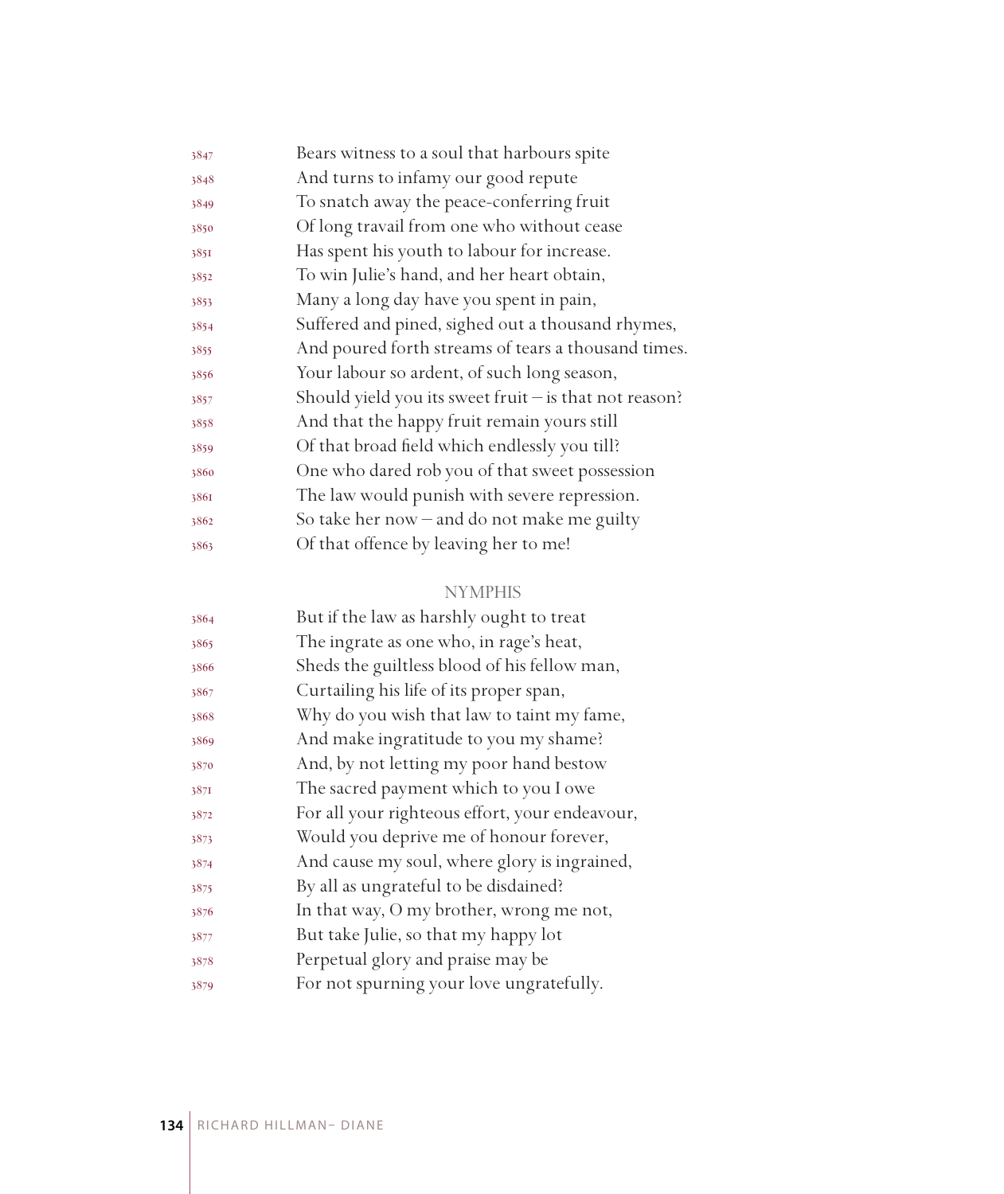3847 Bears witness to a soul that harbours spite
3848 And turns to infamy our good repute
3849 To snatch away the peace-conferring fruit
3850 Of long travail from one who without cease
3851 Has spent his youth to labour for increase.
3852 To win Julie's hand, and her heart obtain,
3853 Many a long day have you spent in pain,
3854 Suffered and pined, sighed out a thousand rhymes,
3855 And poured forth streams of tears a thousand times.
3856 Your labour so ardent, of such long season,
3857 Should yield you its sweet fruit – is that not reason?
3858 And that the happy fruit remain yours still
3859 Of that broad field which endlessly you till?
3860 One who dared rob you of that sweet possession
3861 The law would punish with severe repression.
3862 So take her now – and do not make me guilty
3863 Of that offence by leaving her to me!

NYMPHIS

3864 But if the law as harshly ought to treat
3865 The ingrate as one who, in rage's heat,
3866 Sheds the guiltless blood of his fellow man,
3867 Curtailing his life of its proper span,
3868 Why do you wish that law to taint my fame,
3869 And make ingratitude to you my shame?
3870 And, by not letting my poor hand bestow
3871 The sacred payment which to you I owe
3872 For all your righteous effort, your endeavour,
3873 Would you deprive me of honour forever,
3874 And cause my soul, where glory is ingrained,
3875 By all as ungrateful to be disdained?
3876 In that way, O my brother, wrong me not,
3877 But take Julie, so that my happy lot
3878 Perpetual glory and praise may be
3879 For not spurning your love ungratefully.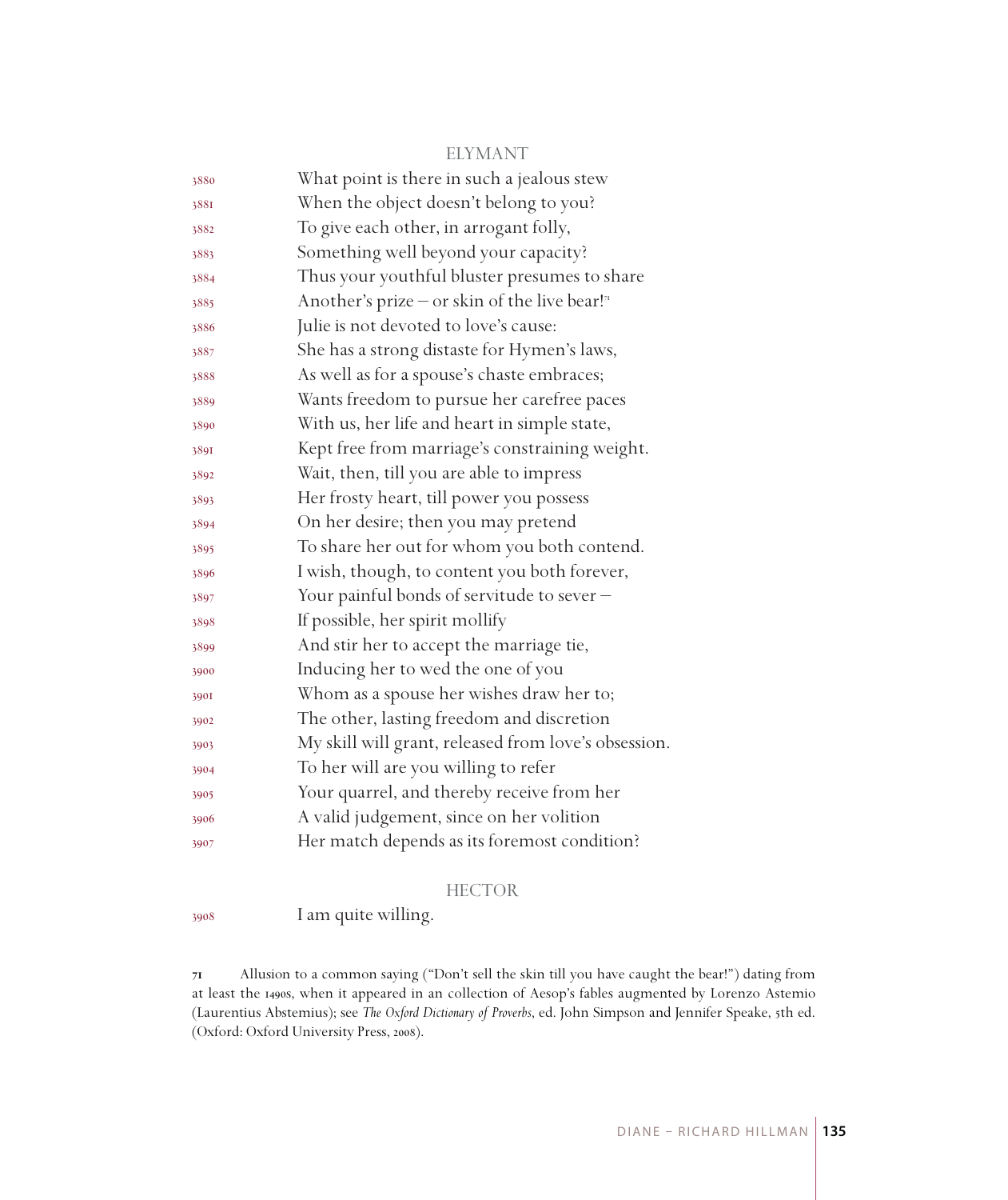ELYMANT

3880 What point is there in such a jealous stew
3881 When the object doesn't belong to you?
3882 To give each other, in arrogant folly,
3883 Something well beyond your capacity?
3884 Thus your youthful bluster presumes to share
3885 Another's prize – or skin of the live bear![71]
3886 Julie is not devoted to love's cause:
3887 She has a strong distaste for Hymen's laws,
3888 As well as for a spouse's chaste embraces;
3889 Wants freedom to pursue her carefree paces
3890 With us, her life and heart in simple state,
3891 Kept free from marriage's constraining weight.
3892 Wait, then, till you are able to impress
3893 Her frosty heart, till power you possess
3894 On her desire; then you may pretend
3895 To share her out for whom you both contend.
3896 I wish, though, to content you both forever,
3897 Your painful bonds of servitude to sever –
3898 If possible, her spirit mollify
3899 And stir her to accept the marriage tie,
3900 Inducing her to wed the one of you
3901 Whom as a spouse her wishes draw her to;
3902 The other, lasting freedom and discretion
3903 My skill will grant, released from love's obsession.
3904 To her will are you willing to refer
3905 Your quarrel, and thereby receive from her
3906 A valid judgement, since on her volition
3907 Her match depends as its foremost condition?

HECTOR

3908 I am quite willing.

71 Allusion to a common saying ("Don't sell the skin till you have caught the bear!") dating from at least the 1490s, when it appeared in an collection of Aesop's fables augmented by Lorenzo Astemio (Laurentius Abstemius); see *The Oxford Dictionary of Proverbs*, ed. John Simpson and Jennifer Speake, 5th ed. (Oxford: Oxford University Press, 2008).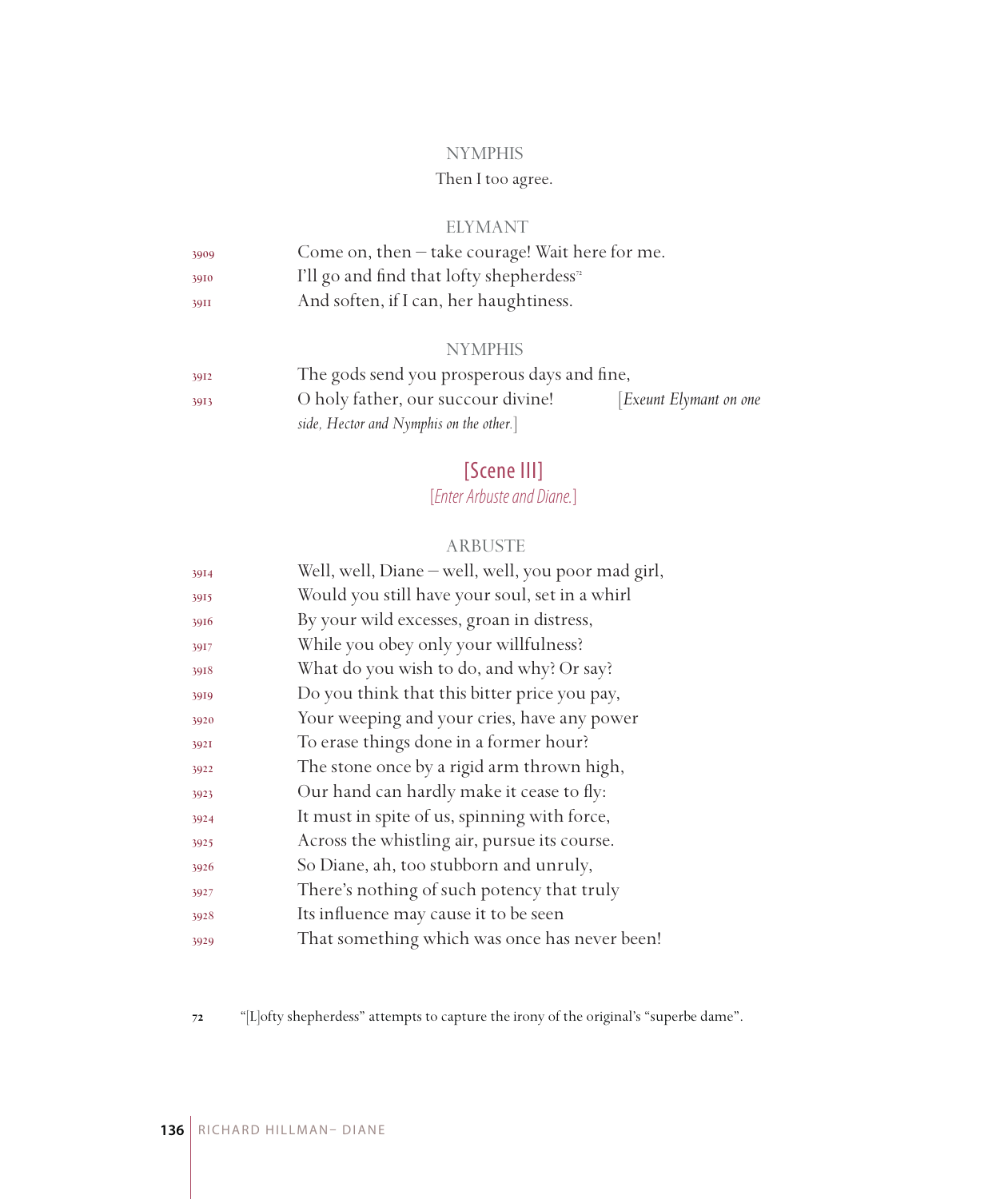NYMPHIS

Then I too agree.

ELYMANT

3909 Come on, then – take courage! Wait here for me.
3910 I'll go and find that lofty shepherdess[72]
3911 And soften, if I can, her haughtiness.

NYMPHIS

3912 The gods send you prosperous days and fine,
3913 O holy father, our succour divine! [*Exeunt Elymant on one side, Hector and Nymphis on the other.*]

## [Scene III]

[*Enter Arbuste and Diane.*]

ARBUSTE

3914 Well, well, Diane – well, well, you poor mad girl,
3915 Would you still have your soul, set in a whirl
3916 By your wild excesses, groan in distress,
3917 While you obey only your willfulness?
3918 What do you wish to do, and why? Or say?
3919 Do you think that this bitter price you pay,
3920 Your weeping and your cries, have any power
3921 To erase things done in a former hour?
3922 The stone once by a rigid arm thrown high,
3923 Our hand can hardly make it cease to fly:
3924 It must in spite of us, spinning with force,
3925 Across the whistling air, pursue its course.
3926 So Diane, ah, too stubborn and unruly,
3927 There's nothing of such potency that truly
3928 Its influence may cause it to be seen
3929 That something which was once has never been!

72 "[L]ofty shepherdess" attempts to capture the irony of the original's "superbe dame".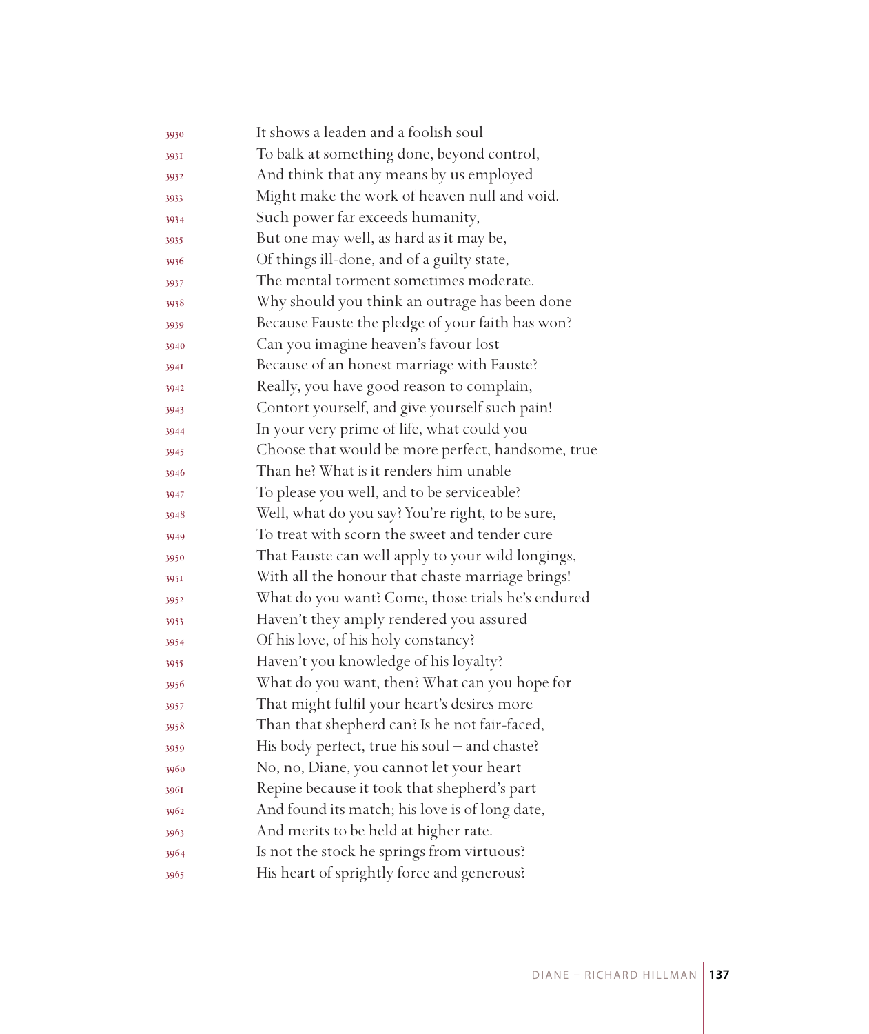3930 It shows a leaden and a foolish soul
3931 To balk at something done, beyond control,
3932 And think that any means by us employed
3933 Might make the work of heaven null and void.
3934 Such power far exceeds humanity,
3935 But one may well, as hard as it may be,
3936 Of things ill-done, and of a guilty state,
3937 The mental torment sometimes moderate.
3938 Why should you think an outrage has been done
3939 Because Fauste the pledge of your faith has won?
3940 Can you imagine heaven's favour lost
3941 Because of an honest marriage with Fauste?
3942 Really, you have good reason to complain,
3943 Contort yourself, and give yourself such pain!
3944 In your very prime of life, what could you
3945 Choose that would be more perfect, handsome, true
3946 Than he? What is it renders him unable
3947 To please you well, and to be serviceable?
3948 Well, what do you say? You're right, to be sure,
3949 To treat with scorn the sweet and tender cure
3950 That Fauste can well apply to your wild longings,
3951 With all the honour that chaste marriage brings!
3952 What do you want? Come, those trials he's endured –
3953 Haven't they amply rendered you assured
3954 Of his love, of his holy constancy?
3955 Haven't you knowledge of his loyalty?
3956 What do you want, then? What can you hope for
3957 That might fulfil your heart's desires more
3958 Than that shepherd can? Is he not fair-faced,
3959 His body perfect, true his soul – and chaste?
3960 No, no, Diane, you cannot let your heart
3961 Repine because it took that shepherd's part
3962 And found its match; his love is of long date,
3963 And merits to be held at higher rate.
3964 Is not the stock he springs from virtuous?
3965 His heart of sprightly force and generous?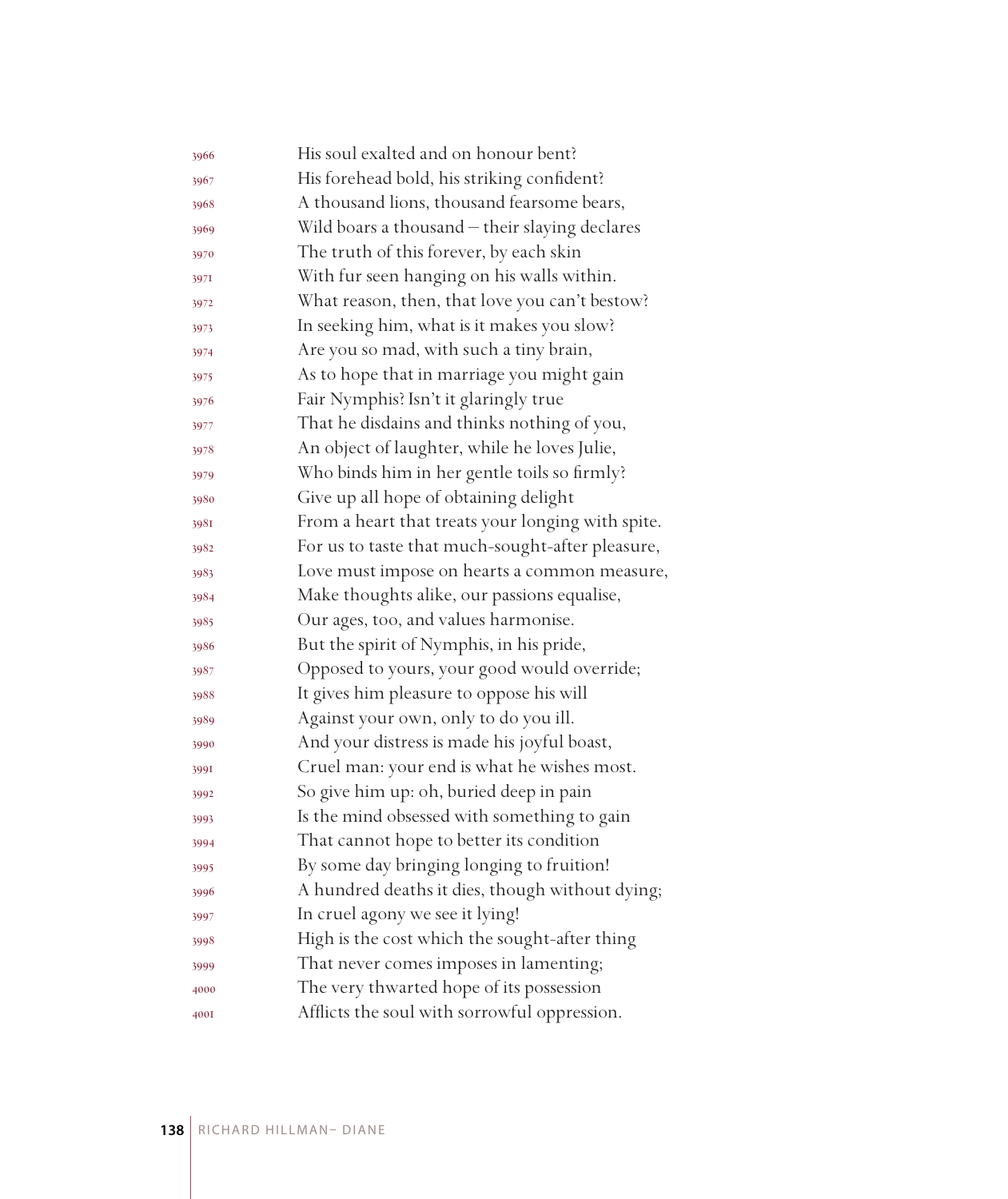3966 His soul exalted and on honour bent?
3967 His forehead bold, his striking confident?
3968 A thousand lions, thousand fearsome bears,
3969 Wild boars a thousand – their slaying declares
3970 The truth of this forever, by each skin
3971 With fur seen hanging on his walls within.
3972 What reason, then, that love you can't bestow?
3973 In seeking him, what is it makes you slow?
3974 Are you so mad, with such a tiny brain,
3975 As to hope that in marriage you might gain
3976 Fair Nymphis? Isn't it glaringly true
3977 That he disdains and thinks nothing of you,
3978 An object of laughter, while he loves Julie,
3979 Who binds him in her gentle toils so firmly?
3980 Give up all hope of obtaining delight
3981 From a heart that treats your longing with spite.
3982 For us to taste that much-sought-after pleasure,
3983 Love must impose on hearts a common measure,
3984 Make thoughts alike, our passions equalise,
3985 Our ages, too, and values harmonise.
3986 But the spirit of Nymphis, in his pride,
3987 Opposed to yours, your good would override;
3988 It gives him pleasure to oppose his will
3989 Against your own, only to do you ill.
3990 And your distress is made his joyful boast,
3991 Cruel man: your end is what he wishes most.
3992 So give him up: oh, buried deep in pain
3993 Is the mind obsessed with something to gain
3994 That cannot hope to better its condition
3995 By some day bringing longing to fruition!
3996 A hundred deaths it dies, though without dying;
3997 In cruel agony we see it lying!
3998 High is the cost which the sought-after thing
3999 That never comes imposes in lamenting;
4000 The very thwarted hope of its possession
4001 Afflicts the soul with sorrowful oppression.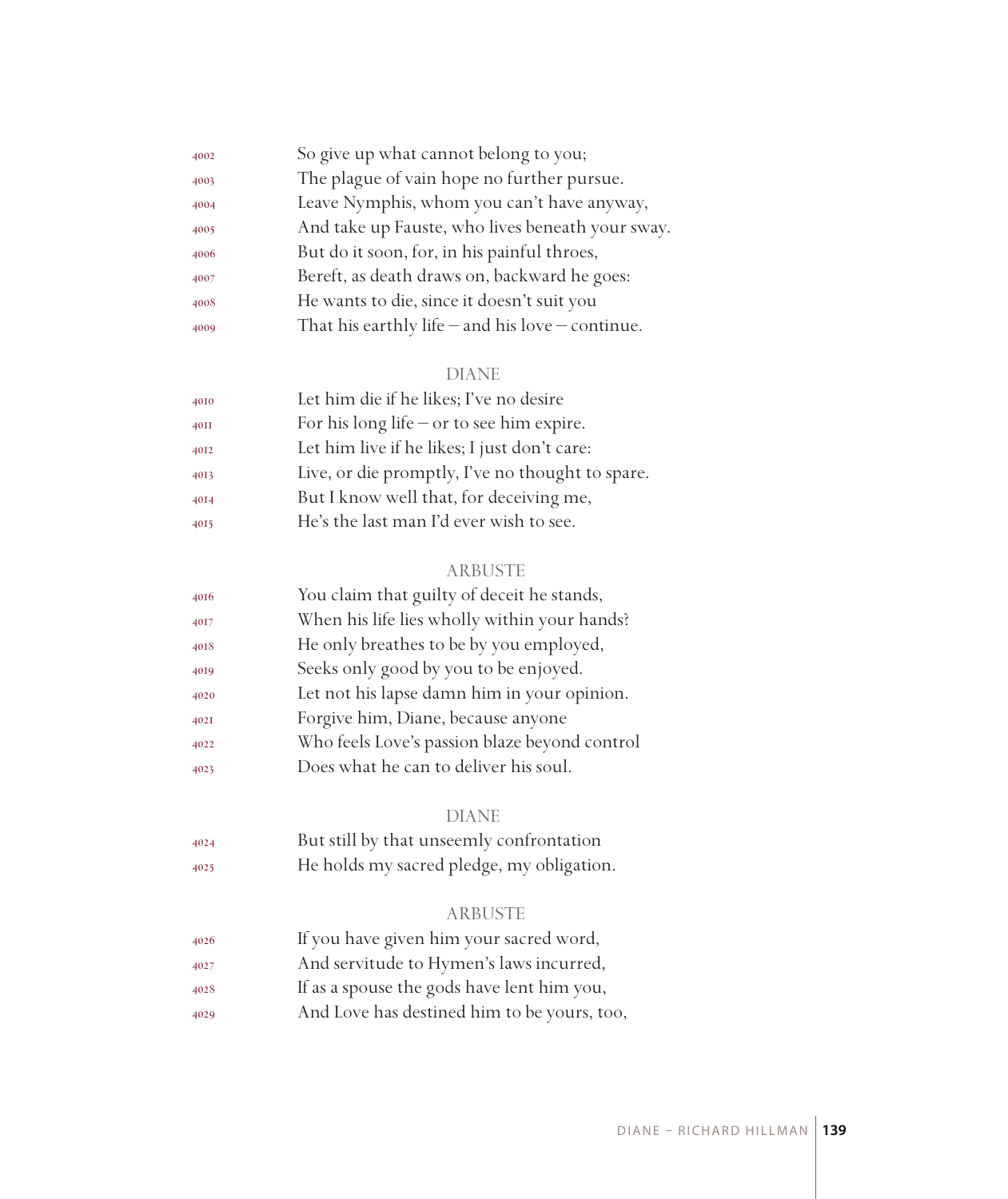4002 So give up what cannot belong to you;
4003 The plague of vain hope no further pursue.
4004 Leave Nymphis, whom you can't have anyway,
4005 And take up Fauste, who lives beneath your sway.
4006 But do it soon, for, in his painful throes,
4007 Bereft, as death draws on, backward he goes:
4008 He wants to die, since it doesn't suit you
4009 That his earthly life – and his love – continue.

DIANE

4010 Let him die if he likes; I've no desire
4011 For his long life – or to see him expire.
4012 Let him live if he likes; I just don't care:
4013 Live, or die promptly, I've no thought to spare.
4014 But I know well that, for deceiving me,
4015 He's the last man I'd ever wish to see.

ARBUSTE

4016 You claim that guilty of deceit he stands,
4017 When his life lies wholly within your hands?
4018 He only breathes to be by you employed,
4019 Seeks only good by you to be enjoyed.
4020 Let not his lapse damn him in your opinion.
4021 Forgive him, Diane, because anyone
4022 Who feels Love's passion blaze beyond control
4023 Does what he can to deliver his soul.

DIANE

4024 But still by that unseemly confrontation
4025 He holds my sacred pledge, my obligation.

ARBUSTE

4026 If you have given him your sacred word,
4027 And servitude to Hymen's laws incurred,
4028 If as a spouse the gods have lent him you,
4029 And Love has destined him to be yours, too,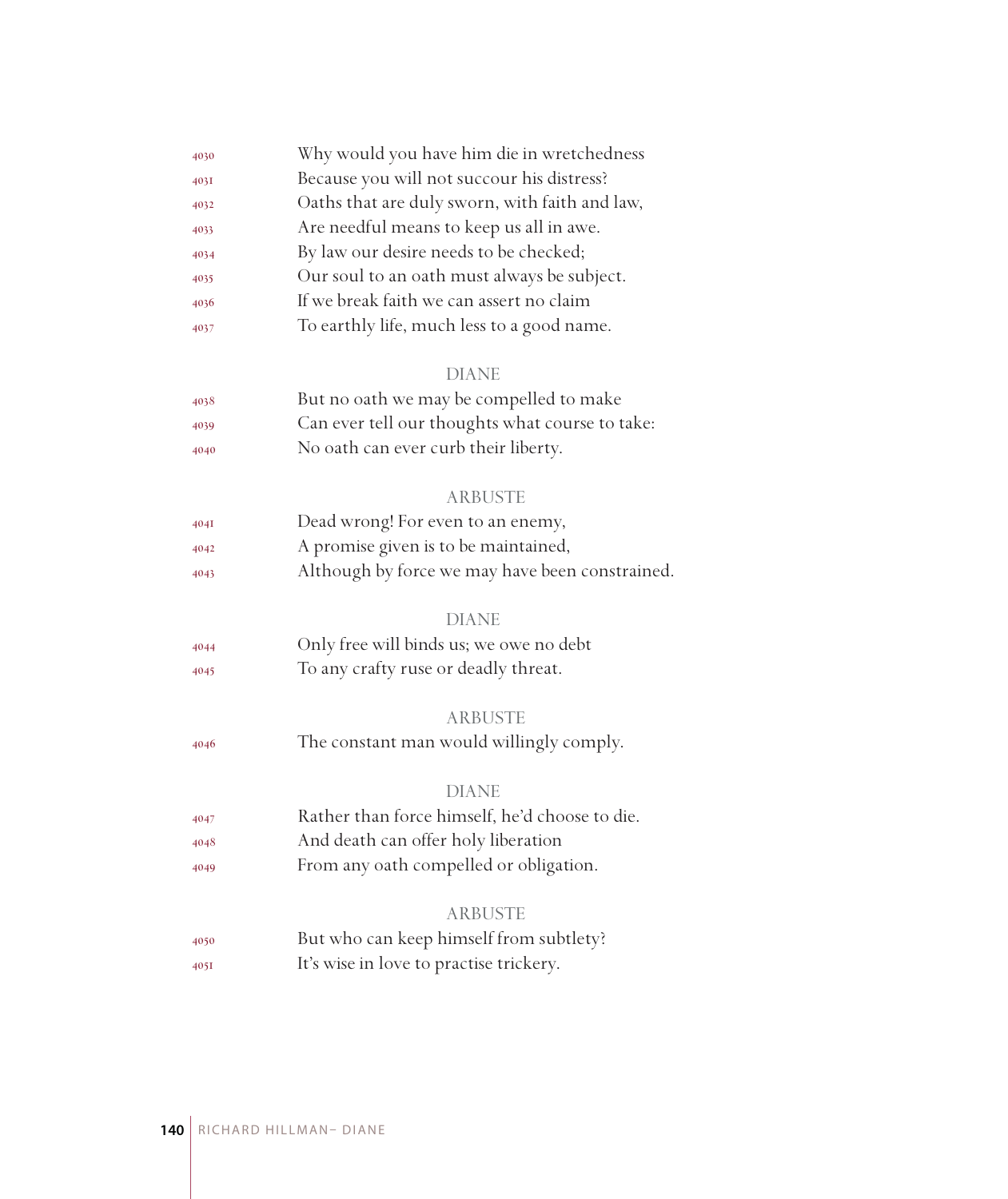4030 Why would you have him die in wretchedness
4031 Because you will not succour his distress?
4032 Oaths that are duly sworn, with faith and law,
4033 Are needful means to keep us all in awe.
4034 By law our desire needs to be checked;
4035 Our soul to an oath must always be subject.
4036 If we break faith we can assert no claim
4037 To earthly life, much less to a good name.

DIANE

4038 But no oath we may be compelled to make
4039 Can ever tell our thoughts what course to take:
4040 No oath can ever curb their liberty.

ARBUSTE

4041 Dead wrong! For even to an enemy,
4042 A promise given is to be maintained,
4043 Although by force we may have been constrained.

DIANE

4044 Only free will binds us; we owe no debt
4045 To any crafty ruse or deadly threat.

ARBUSTE

4046 The constant man would willingly comply.

DIANE

4047 Rather than force himself, he'd choose to die.
4048 And death can offer holy liberation
4049 From any oath compelled or obligation.

ARBUSTE

4050 But who can keep himself from subtlety?
4051 It's wise in love to practise trickery.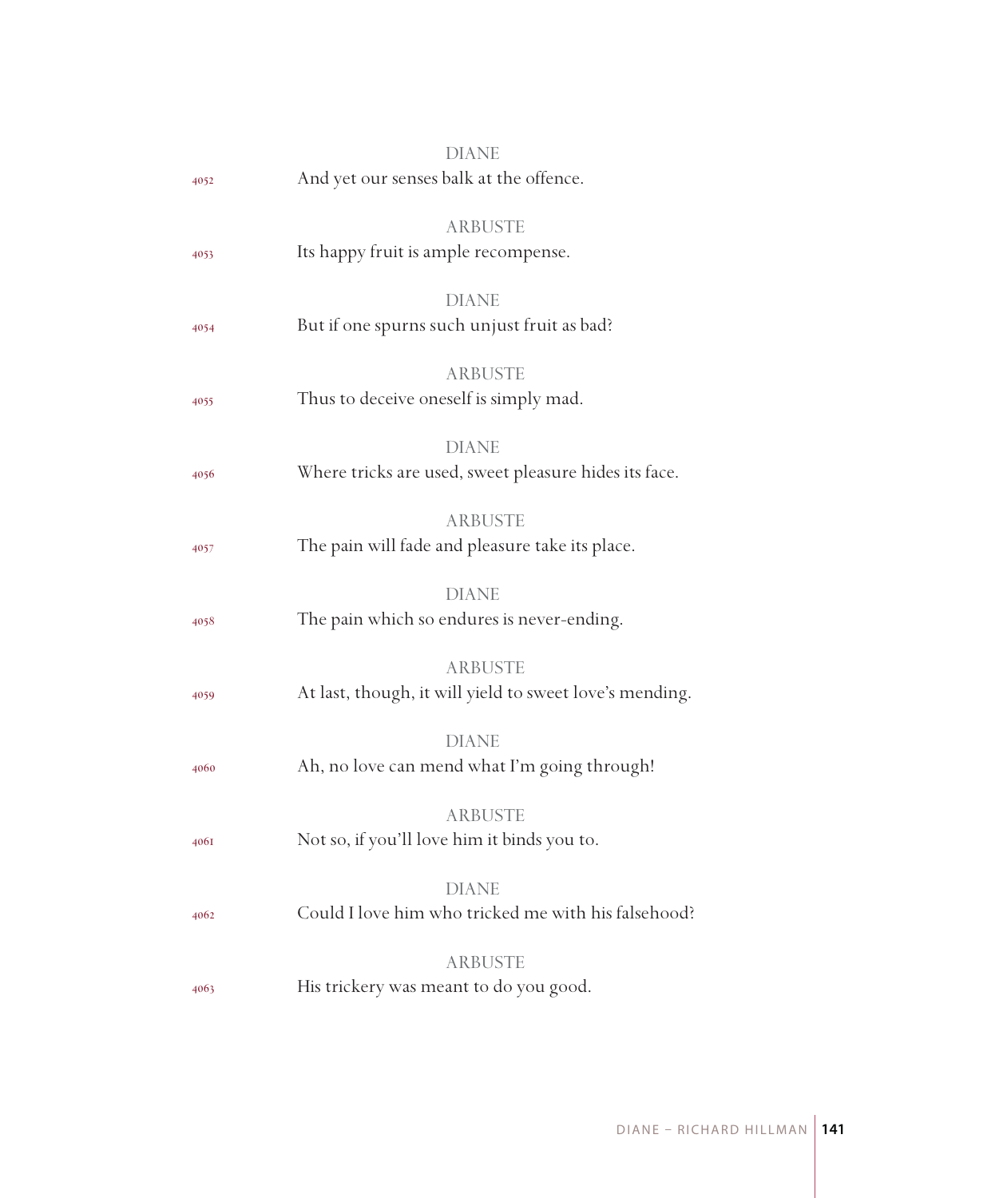DIANE

4052 And yet our senses balk at the offence.

ARBUSTE

4053 Its happy fruit is ample recompense.

DIANE

4054 But if one spurns such unjust fruit as bad?

ARBUSTE

4055 Thus to deceive oneself is simply mad.

DIANE

4056 Where tricks are used, sweet pleasure hides its face.

ARBUSTE

4057 The pain will fade and pleasure take its place.

DIANE

4058 The pain which so endures is never-ending.

ARBUSTE

4059 At last, though, it will yield to sweet love's mending.

DIANE

4060 Ah, no love can mend what I'm going through!

ARBUSTE

4061 Not so, if you'll love him it binds you to.

DIANE

4062 Could I love him who tricked me with his falsehood?

ARBUSTE

4063 His trickery was meant to do you good.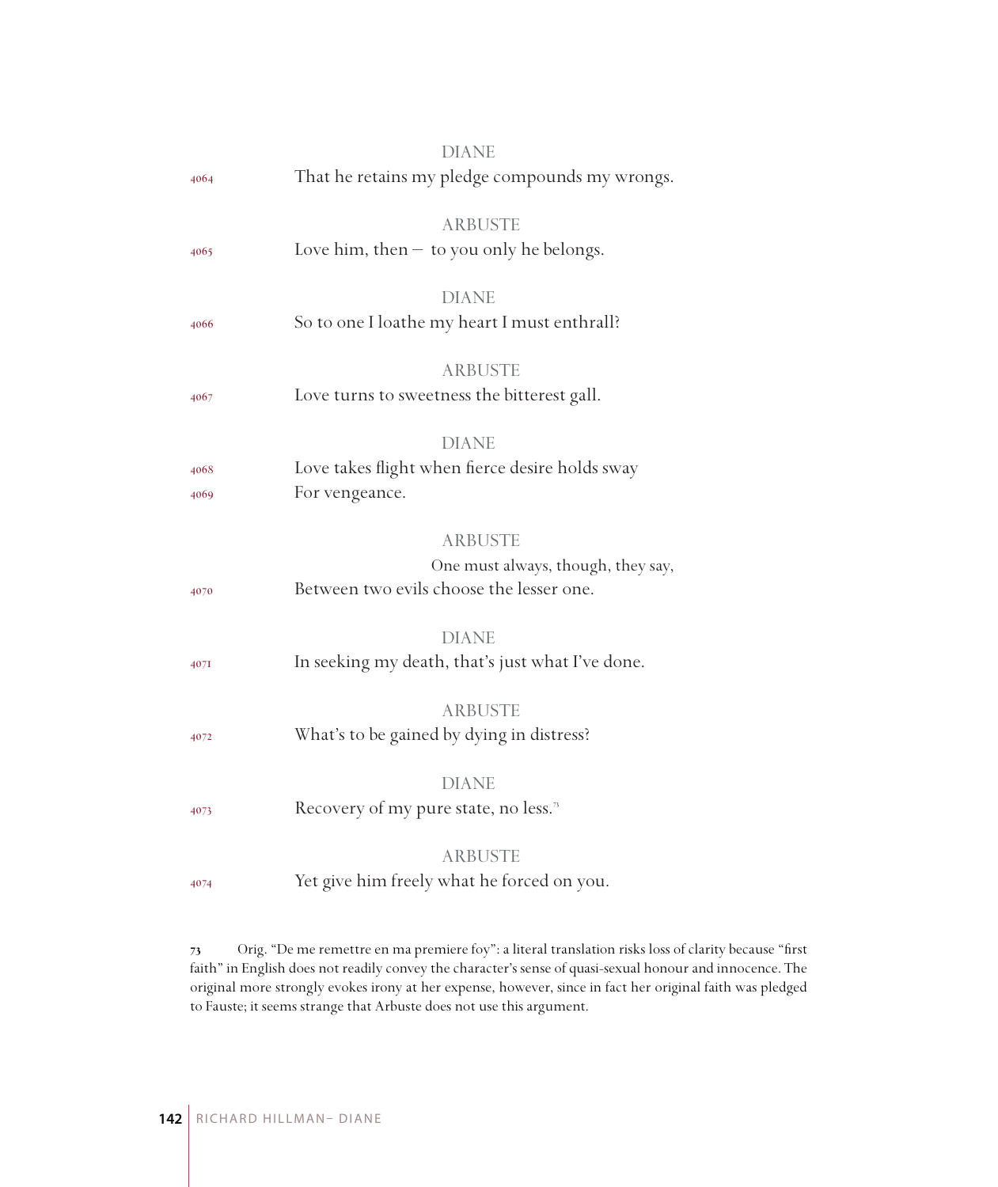DIANE

4064 That he retains my pledge compounds my wrongs.

ARBUSTE

4065 Love him, then — to you only he belongs.

DIANE

4066 So to one I loathe my heart I must enthrall?

ARBUSTE

4067 Love turns to sweetness the bitterest gall.

DIANE

4068 Love takes flight when fierce desire holds sway
4069 For vengeance.

ARBUSTE

One must always, though, they say,
4070 Between two evils choose the lesser one.

DIANE

4071 In seeking my death, that's just what I've done.

ARBUSTE

4072 What's to be gained by dying in distress?

DIANE

4073 Recovery of my pure state, no less.[73]

ARBUSTE

4074 Yet give him freely what he forced on you.

---

73 Orig. "De me remettre en ma premiere foy": a literal translation risks loss of clarity because "first faith" in English does not readily convey the character's sense of quasi-sexual honour and innocence. The original more strongly evokes irony at her expense, however, since in fact her original faith was pledged to Fauste; it seems strange that Arbuste does not use this argument.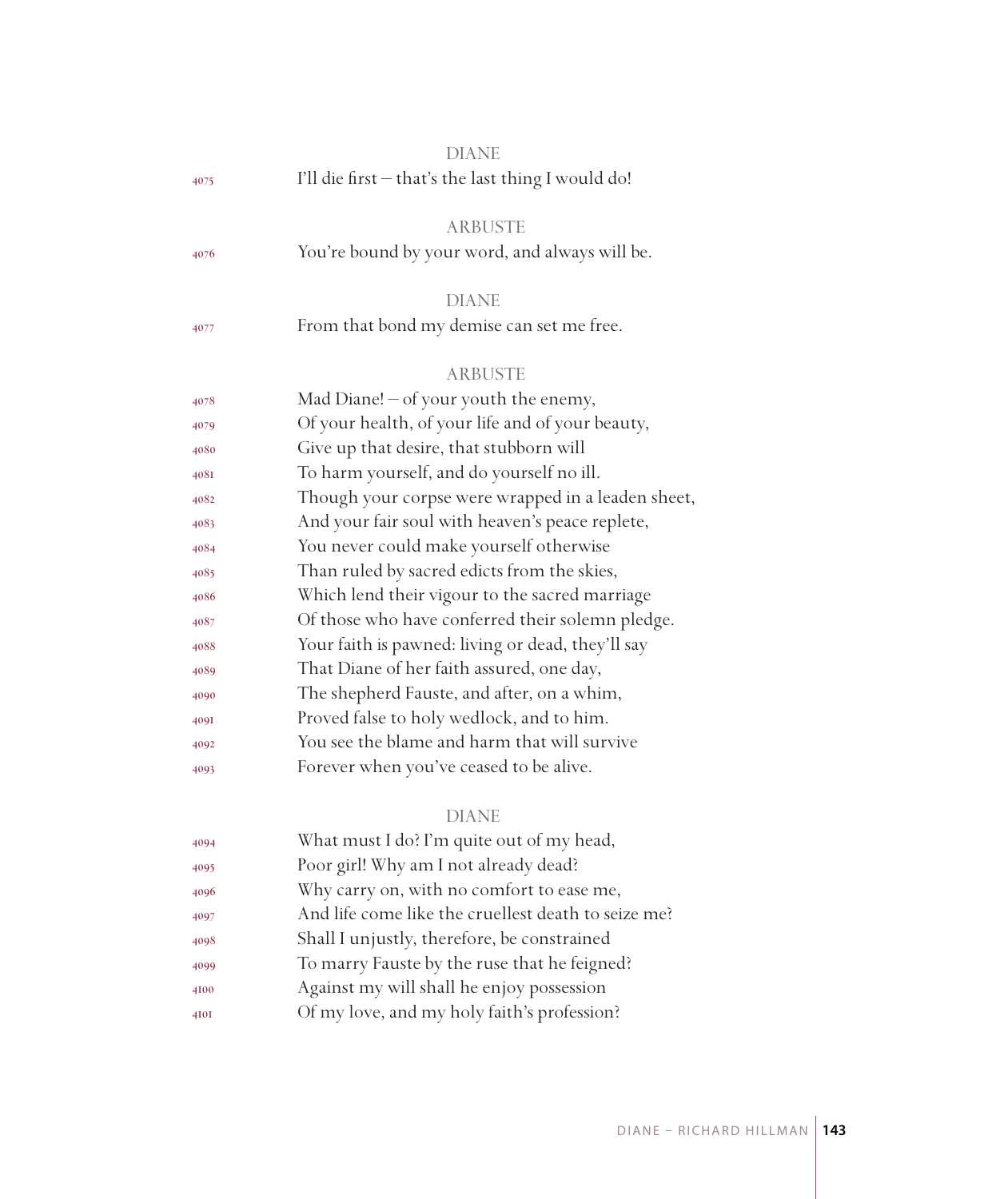DIANE

4075 I'll die first – that's the last thing I would do!

ARBUSTE

4076 You're bound by your word, and always will be.

DIANE

4077 From that bond my demise can set me free.

ARBUSTE

4078 Mad Diane! – of your youth the enemy,
4079 Of your health, of your life and of your beauty,
4080 Give up that desire, that stubborn will
4081 To harm yourself, and do yourself no ill.
4082 Though your corpse were wrapped in a leaden sheet,
4083 And your fair soul with heaven's peace replete,
4084 You never could make yourself otherwise
4085 Than ruled by sacred edicts from the skies,
4086 Which lend their vigour to the sacred marriage
4087 Of those who have conferred their solemn pledge.
4088 Your faith is pawned: living or dead, they'll say
4089 That Diane of her faith assured, one day,
4090 The shepherd Fauste, and after, on a whim,
4091 Proved false to holy wedlock, and to him.
4092 You see the blame and harm that will survive
4093 Forever when you've ceased to be alive.

DIANE

4094 What must I do? I'm quite out of my head,
4095 Poor girl! Why am I not already dead?
4096 Why carry on, with no comfort to ease me,
4097 And life come like the cruellest death to seize me?
4098 Shall I unjustly, therefore, be constrained
4099 To marry Fauste by the ruse that he feigned?
4100 Against my will shall he enjoy possession
4101 Of my love, and my holy faith's profession?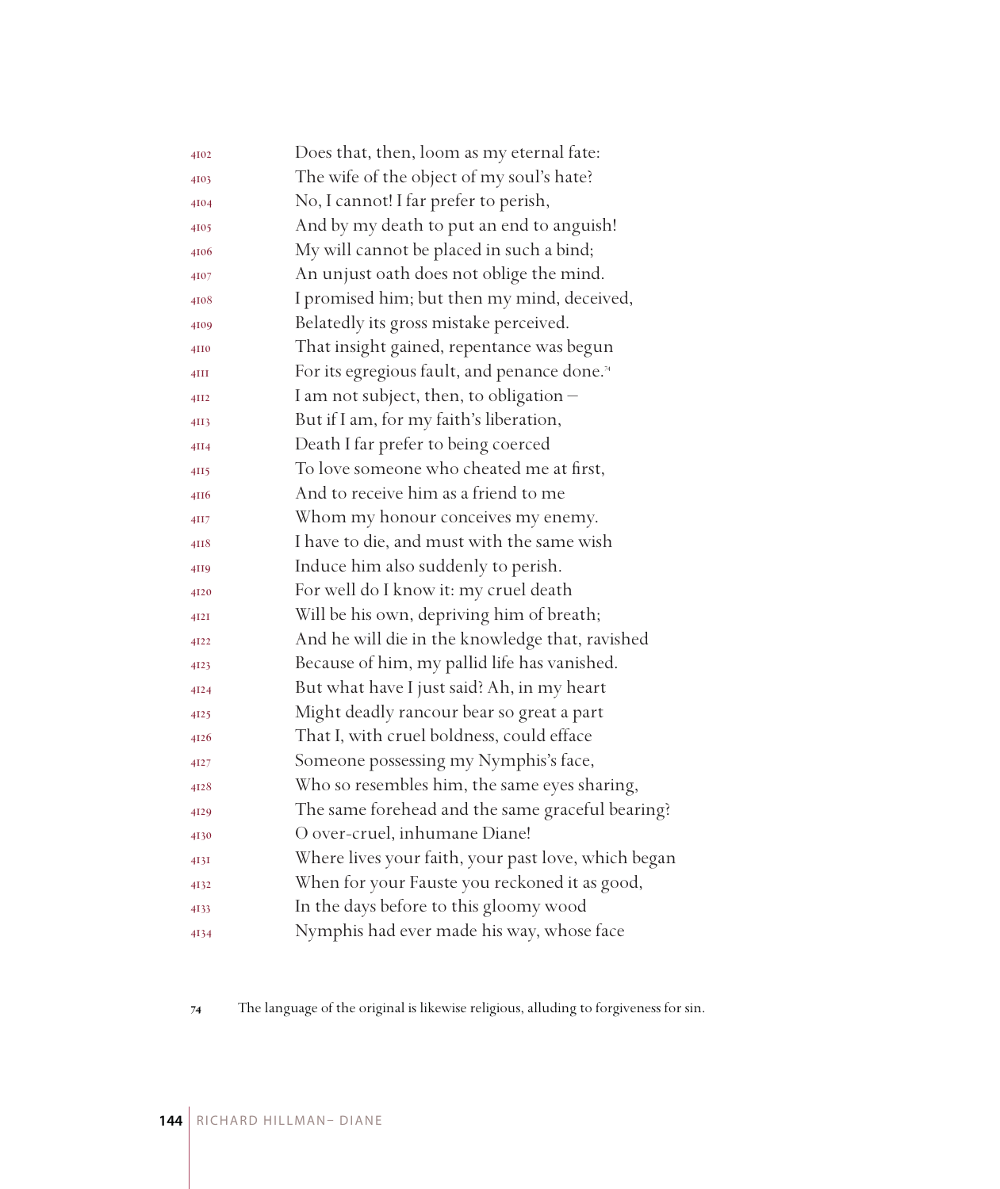4102 Does that, then, loom as my eternal fate:
4103 The wife of the object of my soul's hate?
4104 No, I cannot! I far prefer to perish,
4105 And by my death to put an end to anguish!
4106 My will cannot be placed in such a bind;
4107 An unjust oath does not oblige the mind.
4108 I promised him; but then my mind, deceived,
4109 Belatedly its gross mistake perceived.
4110 That insight gained, repentance was begun
4111 For its egregious fault, and penance done.[74]
4112 I am not subject, then, to obligation –
4113 But if I am, for my faith's liberation,
4114 Death I far prefer to being coerced
4115 To love someone who cheated me at first,
4116 And to receive him as a friend to me
4117 Whom my honour conceives my enemy.
4118 I have to die, and must with the same wish
4119 Induce him also suddenly to perish.
4120 For well do I know it: my cruel death
4121 Will be his own, depriving him of breath;
4122 And he will die in the knowledge that, ravished
4123 Because of him, my pallid life has vanished.
4124 But what have I just said? Ah, in my heart
4125 Might deadly rancour bear so great a part
4126 That I, with cruel boldness, could efface
4127 Someone possessing my Nymphis's face,
4128 Who so resembles him, the same eyes sharing,
4129 The same forehead and the same graceful bearing?
4130 O over-cruel, inhumane Diane!
4131 Where lives your faith, your past love, which began
4132 When for your Fauste you reckoned it as good,
4133 In the days before to this gloomy wood
4134 Nymphis had ever made his way, whose face

[74] The language of the original is likewise religious, alluding to forgiveness for sin.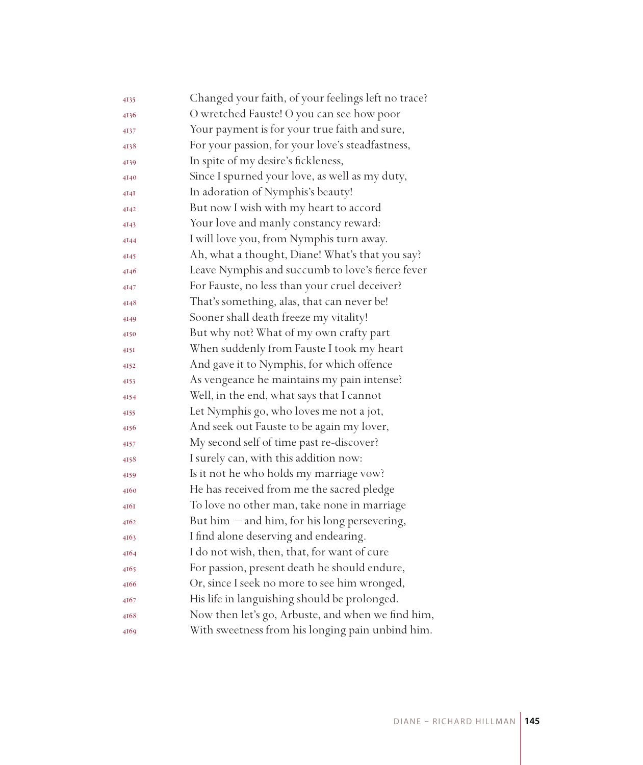4135 Changed your faith, of your feelings left no trace?
4136 O wretched Fauste! O you can see how poor
4137 Your payment is for your true faith and sure,
4138 For your passion, for your love's steadfastness,
4139 In spite of my desire's fickleness,
4140 Since I spurned your love, as well as my duty,
4141 In adoration of Nymphis's beauty!
4142 But now I wish with my heart to accord
4143 Your love and manly constancy reward:
4144 I will love you, from Nymphis turn away.
4145 Ah, what a thought, Diane! What's that you say?
4146 Leave Nymphis and succumb to love's fierce fever
4147 For Fauste, no less than your cruel deceiver?
4148 That's something, alas, that can never be!
4149 Sooner shall death freeze my vitality!
4150 But why not? What of my own crafty part
4151 When suddenly from Fauste I took my heart
4152 And gave it to Nymphis, for which offence
4153 As vengeance he maintains my pain intense?
4154 Well, in the end, what says that I cannot
4155 Let Nymphis go, who loves me not a jot,
4156 And seek out Fauste to be again my lover,
4157 My second self of time past re-discover?
4158 I surely can, with this addition now:
4159 Is it not he who holds my marriage vow?
4160 He has received from me the sacred pledge
4161 To love no other man, take none in marriage
4162 But him – and him, for his long persevering,
4163 I find alone deserving and endearing.
4164 I do not wish, then, that, for want of cure
4165 For passion, present death he should endure,
4166 Or, since I seek no more to see him wronged,
4167 His life in languishing should be prolonged.
4168 Now then let's go, Arbuste, and when we find him,
4169 With sweetness from his longing pain unbind him.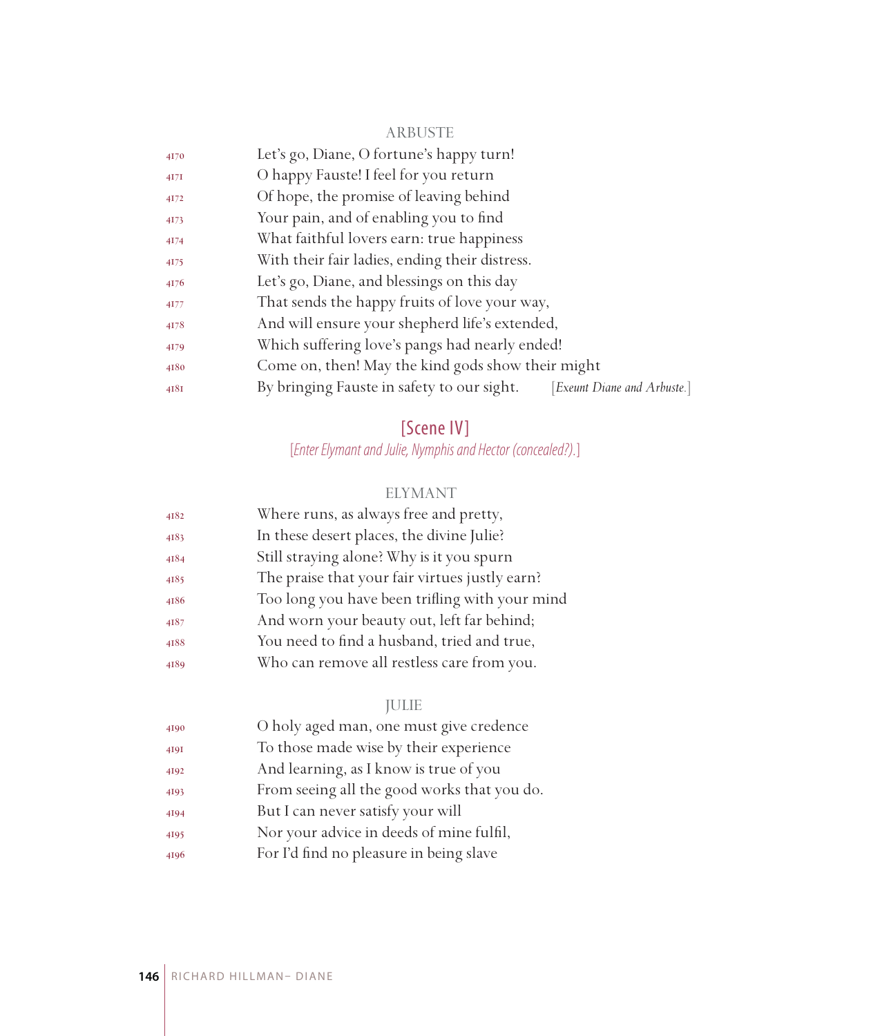ARBUSTE

4170 Let's go, Diane, O fortune's happy turn!
4171 O happy Fauste! I feel for you return
4172 Of hope, the promise of leaving behind
4173 Your pain, and of enabling you to find
4174 What faithful lovers earn: true happiness
4175 With their fair ladies, ending their distress.
4176 Let's go, Diane, and blessings on this day
4177 That sends the happy fruits of love your way,
4178 And will ensure your shepherd life's extended,
4179 Which suffering love's pangs had nearly ended!
4180 Come on, then! May the kind gods show their might
4181 By bringing Fauste in safety to our sight. [*Exeunt Diane and Arbuste.*]

## [Scene IV]

[*Enter Elymant and Julie, Nymphis and Hector (concealed?).*]

ELYMANT

4182 Where runs, as always free and pretty,
4183 In these desert places, the divine Julie?
4184 Still straying alone? Why is it you spurn
4185 The praise that your fair virtues justly earn?
4186 Too long you have been trifling with your mind
4187 And worn your beauty out, left far behind;
4188 You need to find a husband, tried and true,
4189 Who can remove all restless care from you.

JULIE

4190 O holy aged man, one must give credence
4191 To those made wise by their experience
4192 And learning, as I know is true of you
4193 From seeing all the good works that you do.
4194 But I can never satisfy your will
4195 Nor your advice in deeds of mine fulfil,
4196 For I'd find no pleasure in being slave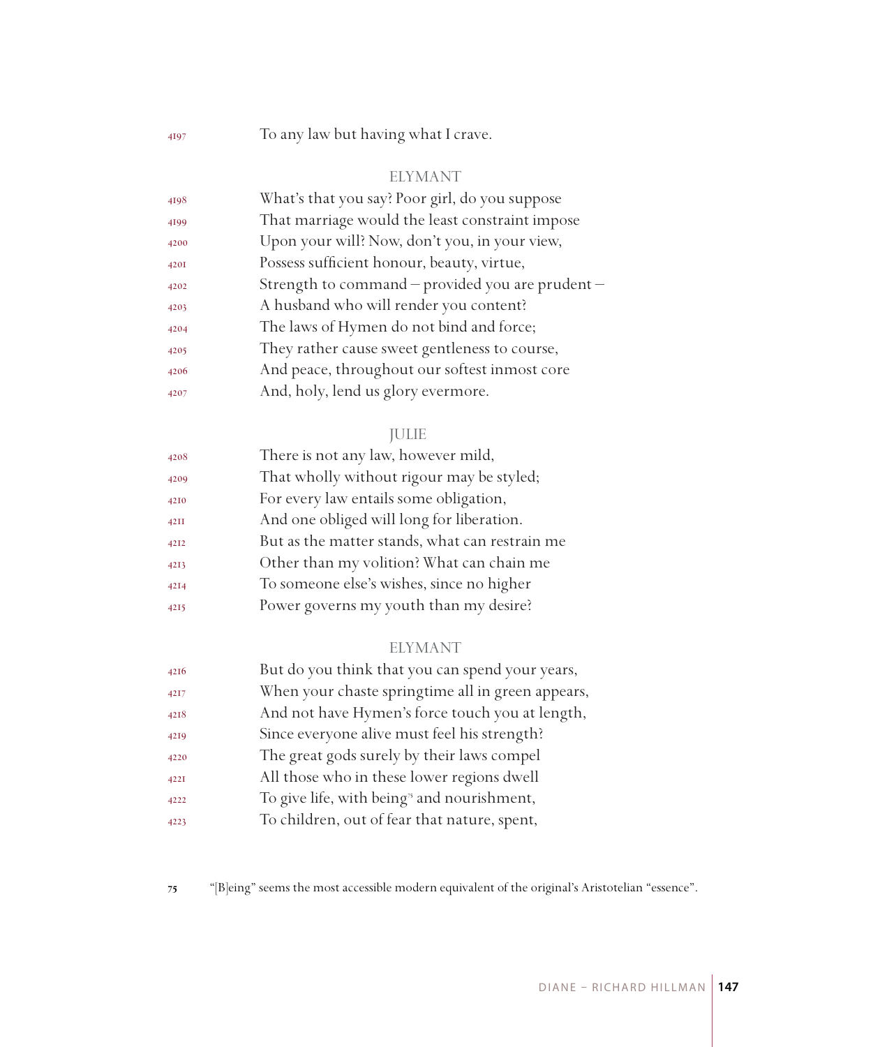4197 To any law but having what I crave.

ELYMANT

4198 What's that you say? Poor girl, do you suppose
4199 That marriage would the least constraint impose
4200 Upon your will? Now, don't you, in your view,
4201 Possess sufficient honour, beauty, virtue,
4202 Strength to command – provided you are prudent –
4203 A husband who will render you content?
4204 The laws of Hymen do not bind and force;
4205 They rather cause sweet gentleness to course,
4206 And peace, throughout our softest inmost core
4207 And, holy, lend us glory evermore.

JULIE

4208 There is not any law, however mild,
4209 That wholly without rigour may be styled;
4210 For every law entails some obligation,
4211 And one obliged will long for liberation.
4212 But as the matter stands, what can restrain me
4213 Other than my volition? What can chain me
4214 To someone else's wishes, since no higher
4215 Power governs my youth than my desire?

ELYMANT

4216 But do you think that you can spend your years,
4217 When your chaste springtime all in green appears,
4218 And not have Hymen's force touch you at length,
4219 Since everyone alive must feel his strength?
4220 The great gods surely by their laws compel
4221 All those who in these lower regions dwell
4222 To give life, with being[75] and nourishment,
4223 To children, out of fear that nature, spent,

75 "[B]eing" seems the most accessible modern equivalent of the original's Aristotelian "essence".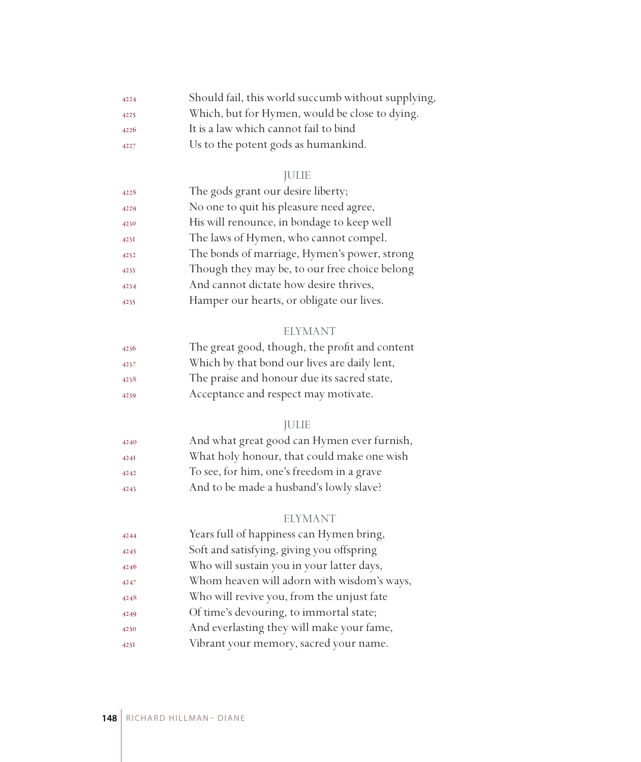4224 Should fail, this world succumb without supplying,
4225 Which, but for Hymen, would be close to dying.
4226 It is a law which cannot fail to bind
4227 Us to the potent gods as humankind.

JULIE

4228 The gods grant our desire liberty;
4229 No one to quit his pleasure need agree,
4230 His will renounce, in bondage to keep well
4231 The laws of Hymen, who cannot compel.
4232 The bonds of marriage, Hymen's power, strong
4233 Though they may be, to our free choice belong
4234 And cannot dictate how desire thrives,
4235 Hamper our hearts, or obligate our lives.

ELYMANT

4236 The great good, though, the profit and content
4237 Which by that bond our lives are daily lent,
4238 The praise and honour due its sacred state,
4239 Acceptance and respect may motivate.

JULIE

4240 And what great good can Hymen ever furnish,
4241 What holy honour, that could make one wish
4242 To see, for him, one's freedom in a grave
4243 And to be made a husband's lowly slave?

ELYMANT

4244 Years full of happiness can Hymen bring,
4245 Soft and satisfying, giving you offspring
4246 Who will sustain you in your latter days,
4247 Whom heaven will adorn with wisdom's ways,
4248 Who will revive you, from the unjust fate
4249 Of time's devouring, to immortal state;
4250 And everlasting they will make your fame,
4251 Vibrant your memory, sacred your name.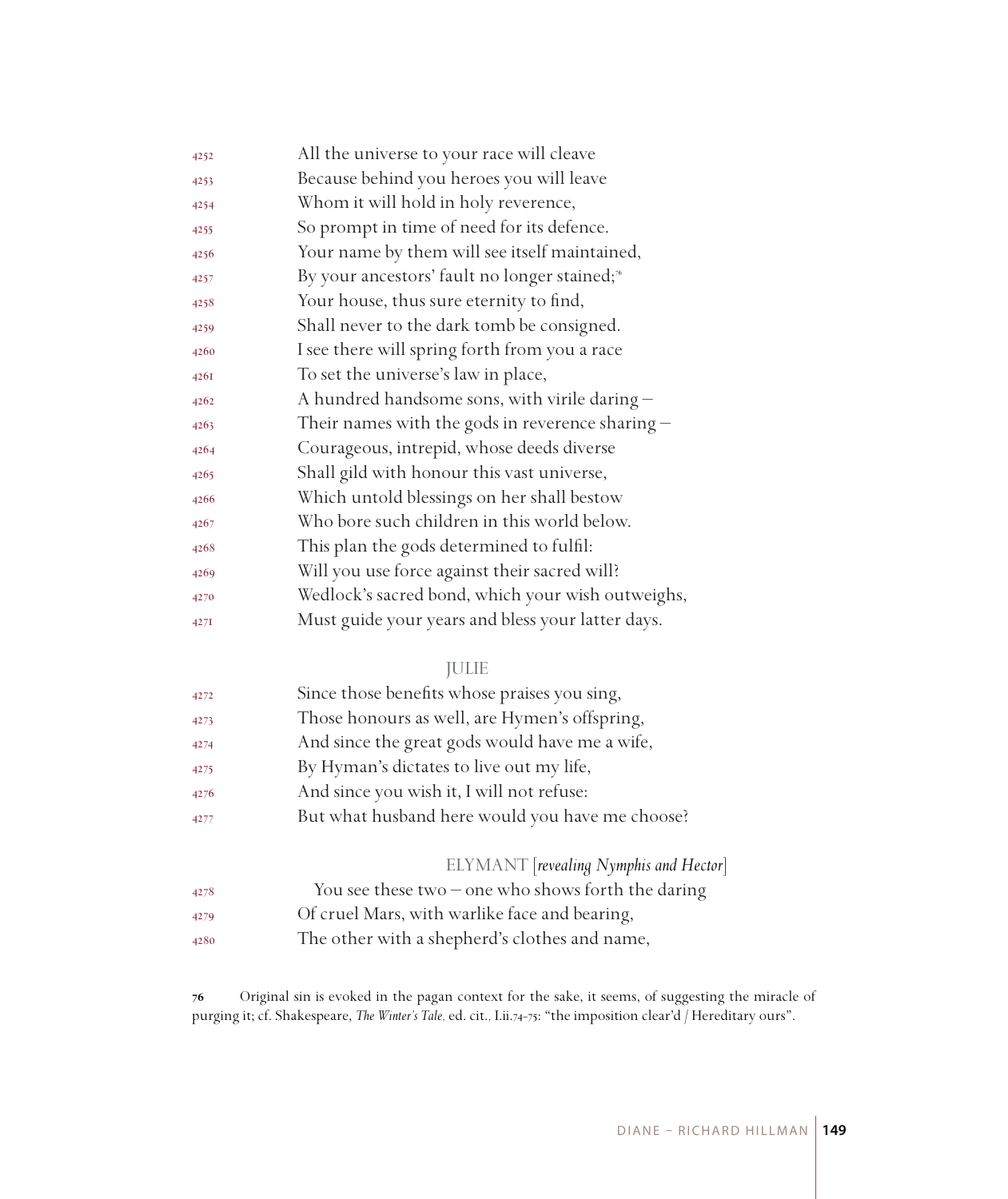4252 All the universe to your race will cleave
4253 Because behind you heroes you will leave
4254 Whom it will hold in holy reverence,
4255 So prompt in time of need for its defence.
4256 Your name by them will see itself maintained,
4257 By your ancestors' fault no longer stained;[76]
4258 Your house, thus sure eternity to find,
4259 Shall never to the dark tomb be consigned.
4260 I see there will spring forth from you a race
4261 To set the universe's law in place,
4262 A hundred handsome sons, with virile daring –
4263 Their names with the gods in reverence sharing –
4264 Courageous, intrepid, whose deeds diverse
4265 Shall gild with honour this vast universe,
4266 Which untold blessings on her shall bestow
4267 Who bore such children in this world below.
4268 This plan the gods determined to fulfil:
4269 Will you use force against their sacred will?
4270 Wedlock's sacred bond, which your wish outweighs,
4271 Must guide your years and bless your latter days.

JULIE

4272 Since those benefits whose praises you sing,
4273 Those honours as well, are Hymen's offspring,
4274 And since the great gods would have me a wife,
4275 By Hyman's dictates to live out my life,
4276 And since you wish it, I will not refuse:
4277 But what husband here would you have me choose?

ELYMANT [*revealing Nymphis and Hector*]

4278 You see these two – one who shows forth the daring
4279 Of cruel Mars, with warlike face and bearing,
4280 The other with a shepherd's clothes and name,

---

**76** Original sin is evoked in the pagan context for the sake, it seems, of suggesting the miracle of purging it; cf. Shakespeare, *The Winter's Tale*, ed. cit., I.ii.74-75: "the imposition clear'd / Hereditary ours".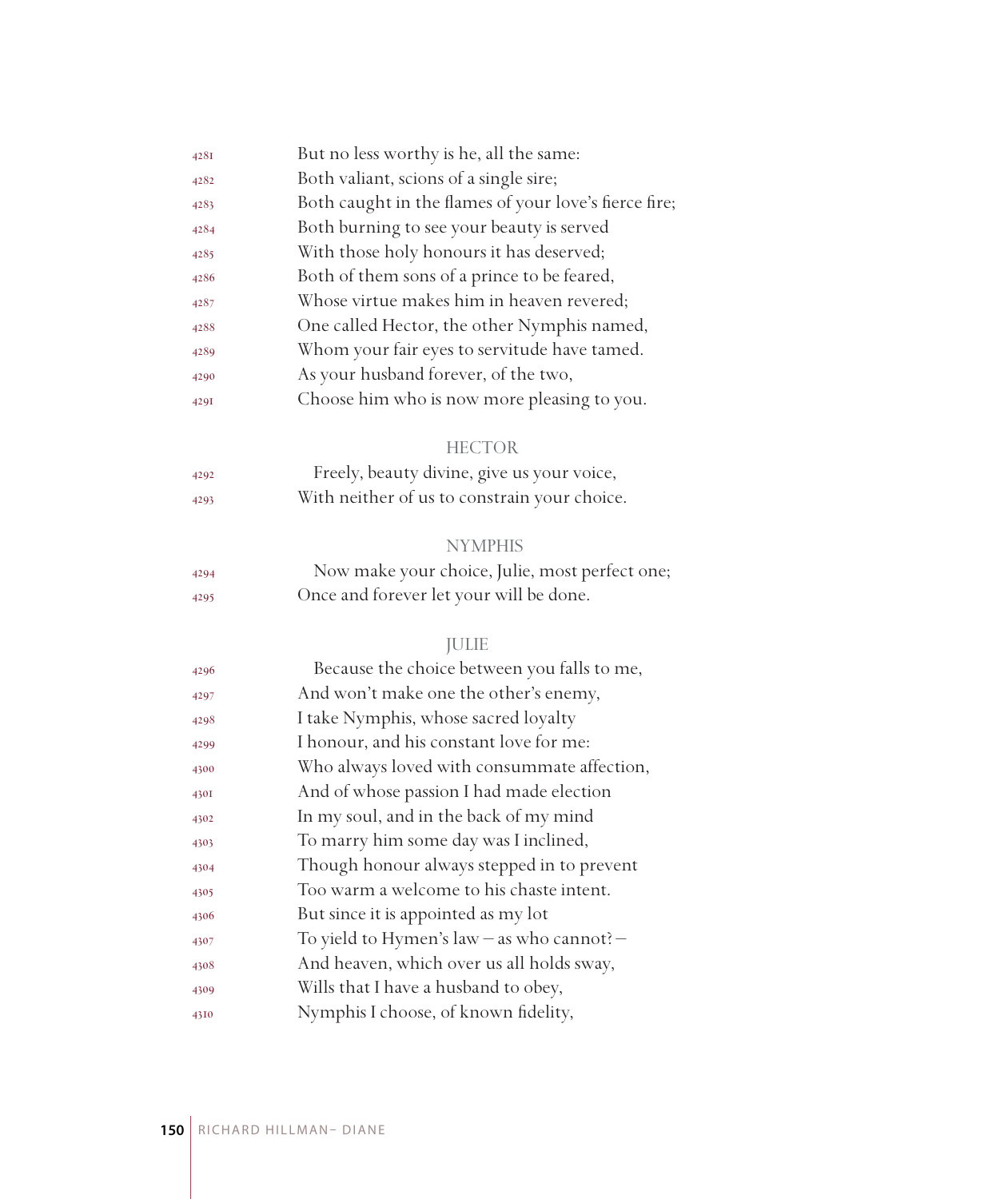4281 But no less worthy is he, all the same:
4282 Both valiant, scions of a single sire;
4283 Both caught in the flames of your love's fierce fire;
4284 Both burning to see your beauty is served
4285 With those holy honours it has deserved;
4286 Both of them sons of a prince to be feared,
4287 Whose virtue makes him in heaven revered;
4288 One called Hector, the other Nymphis named,
4289 Whom your fair eyes to servitude have tamed.
4290 As your husband forever, of the two,
4291 Choose him who is now more pleasing to you.

HECTOR

4292 Freely, beauty divine, give us your voice,
4293 With neither of us to constrain your choice.

NYMPHIS

4294 Now make your choice, Julie, most perfect one;
4295 Once and forever let your will be done.

JULIE

4296 Because the choice between you falls to me,
4297 And won't make one the other's enemy,
4298 I take Nymphis, whose sacred loyalty
4299 I honour, and his constant love for me:
4300 Who always loved with consummate affection,
4301 And of whose passion I had made election
4302 In my soul, and in the back of my mind
4303 To marry him some day was I inclined,
4304 Though honour always stepped in to prevent
4305 Too warm a welcome to his chaste intent.
4306 But since it is appointed as my lot
4307 To yield to Hymen's law – as who cannot? –
4308 And heaven, which over us all holds sway,
4309 Wills that I have a husband to obey,
4310 Nymphis I choose, of known fidelity,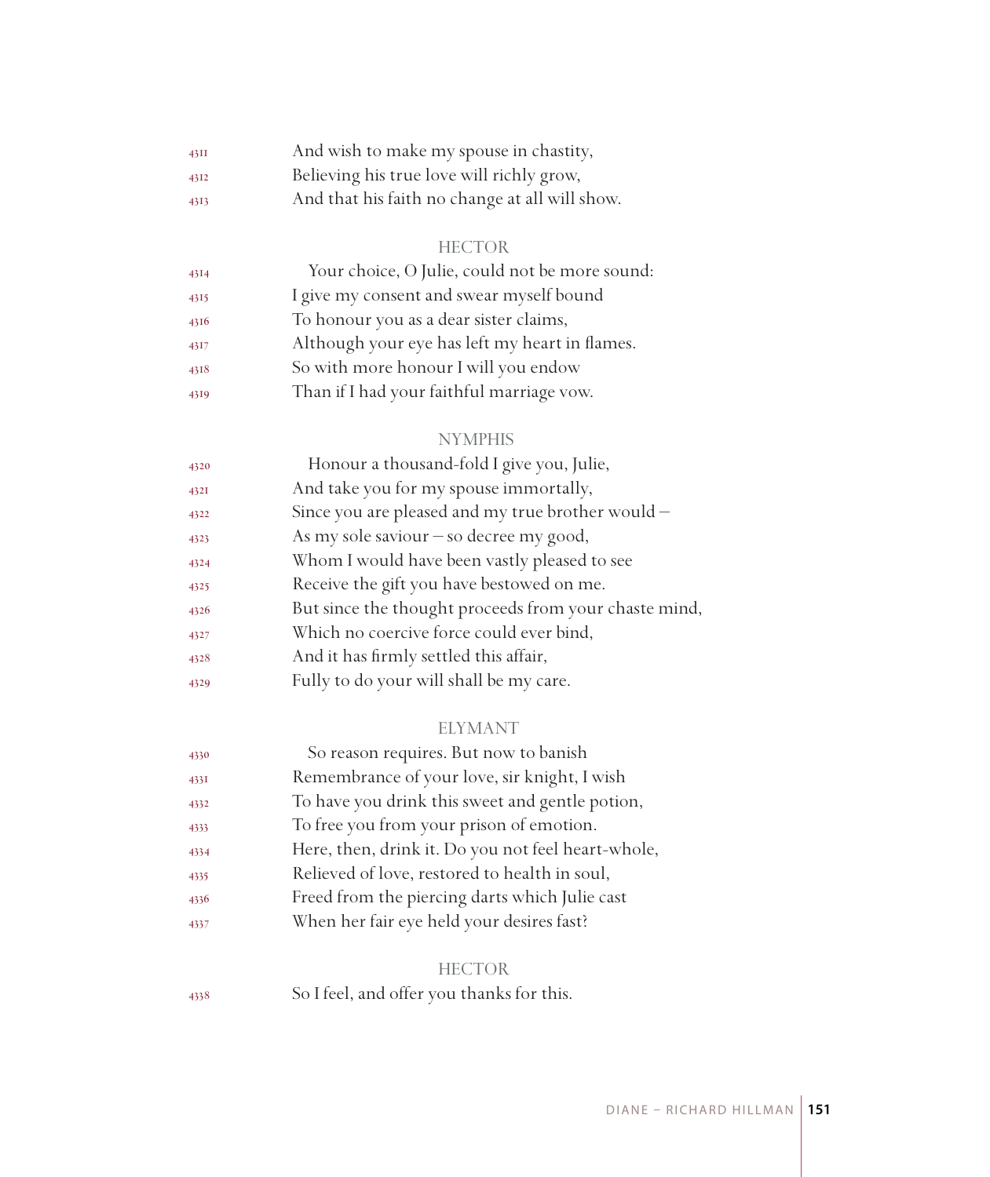4311 And wish to make my spouse in chastity,
4312 Believing his true love will richly grow,
4313 And that his faith no change at all will show.

HECTOR

4314 Your choice, O Julie, could not be more sound:
4315 I give my consent and swear myself bound
4316 To honour you as a dear sister claims,
4317 Although your eye has left my heart in flames.
4318 So with more honour I will you endow
4319 Than if I had your faithful marriage vow.

NYMPHIS

4320 Honour a thousand-fold I give you, Julie,
4321 And take you for my spouse immortally,
4322 Since you are pleased and my true brother would –
4323 As my sole saviour – so decree my good,
4324 Whom I would have been vastly pleased to see
4325 Receive the gift you have bestowed on me.
4326 But since the thought proceeds from your chaste mind,
4327 Which no coercive force could ever bind,
4328 And it has firmly settled this affair,
4329 Fully to do your will shall be my care.

ELYMANT

4330 So reason requires. But now to banish
4331 Remembrance of your love, sir knight, I wish
4332 To have you drink this sweet and gentle potion,
4333 To free you from your prison of emotion.
4334 Here, then, drink it. Do you not feel heart-whole,
4335 Relieved of love, restored to health in soul,
4336 Freed from the piercing darts which Julie cast
4337 When her fair eye held your desires fast?

HECTOR

4338 So I feel, and offer you thanks for this.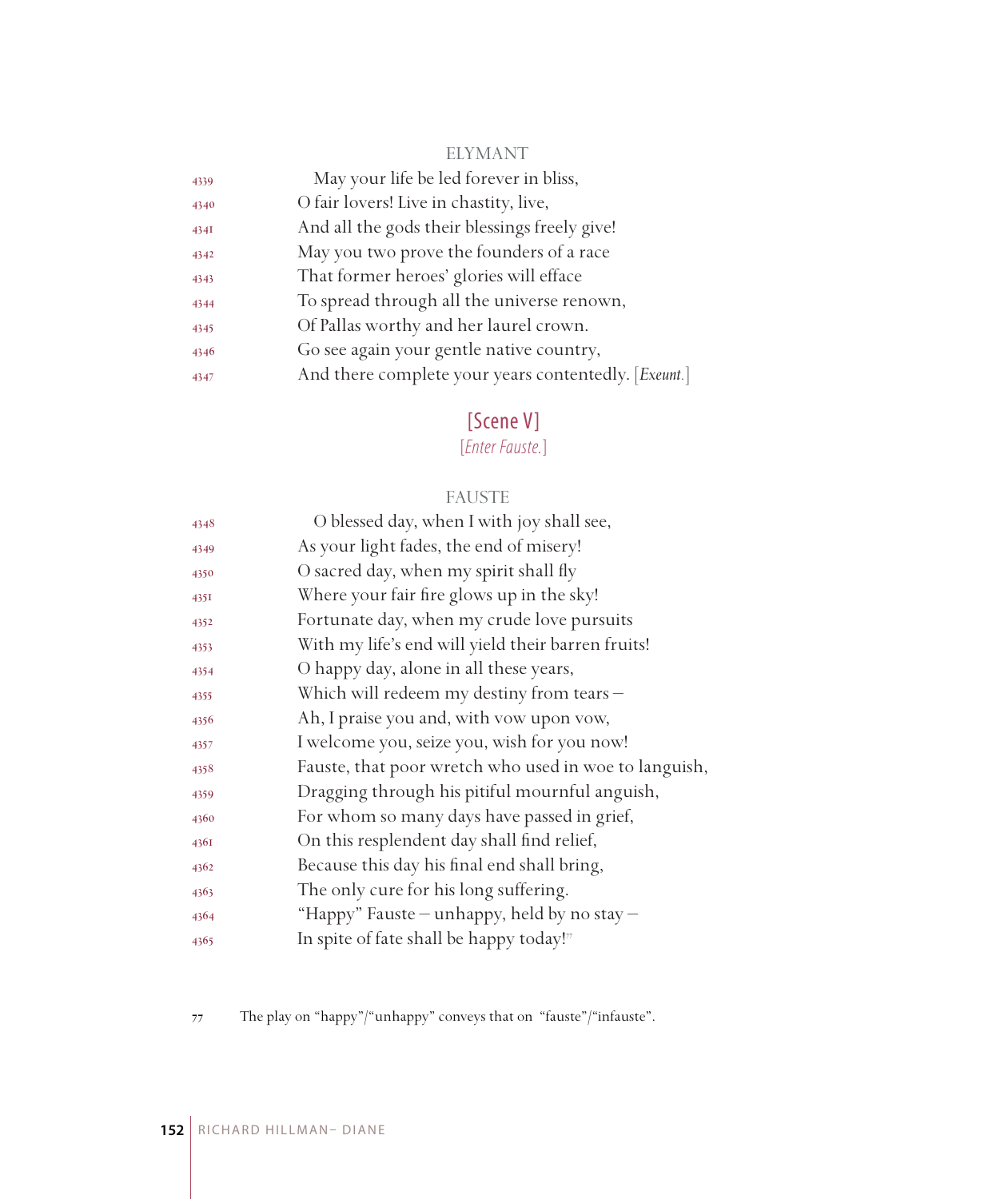ELYMANT

4339 May your life be led forever in bliss,
4340 O fair lovers! Live in chastity, live,
4341 And all the gods their blessings freely give!
4342 May you two prove the founders of a race
4343 That former heroes' glories will efface
4344 To spread through all the universe renown,
4345 Of Pallas worthy and her laurel crown.
4346 Go see again your gentle native country,
4347 And there complete your years contentedly. [*Exeunt.*]

## [Scene V]

[*Enter Fauste.*]

FAUSTE

4348 O blessed day, when I with joy shall see,
4349 As your light fades, the end of misery!
4350 O sacred day, when my spirit shall fly
4351 Where your fair fire glows up in the sky!
4352 Fortunate day, when my crude love pursuits
4353 With my life's end will yield their barren fruits!
4354 O happy day, alone in all these years,
4355 Which will redeem my destiny from tears –
4356 Ah, I praise you and, with vow upon vow,
4357 I welcome you, seize you, wish for you now!
4358 Fauste, that poor wretch who used in woe to languish,
4359 Dragging through his pitiful mournful anguish,
4360 For whom so many days have passed in grief,
4361 On this resplendent day shall find relief,
4362 Because this day his final end shall bring,
4363 The only cure for his long suffering.
4364 "Happy" Fauste – unhappy, held by no stay –
4365 In spite of fate shall be happy today![77]

---

77 The play on "happy"/"unhappy" conveys that on "fauste"/"infauste".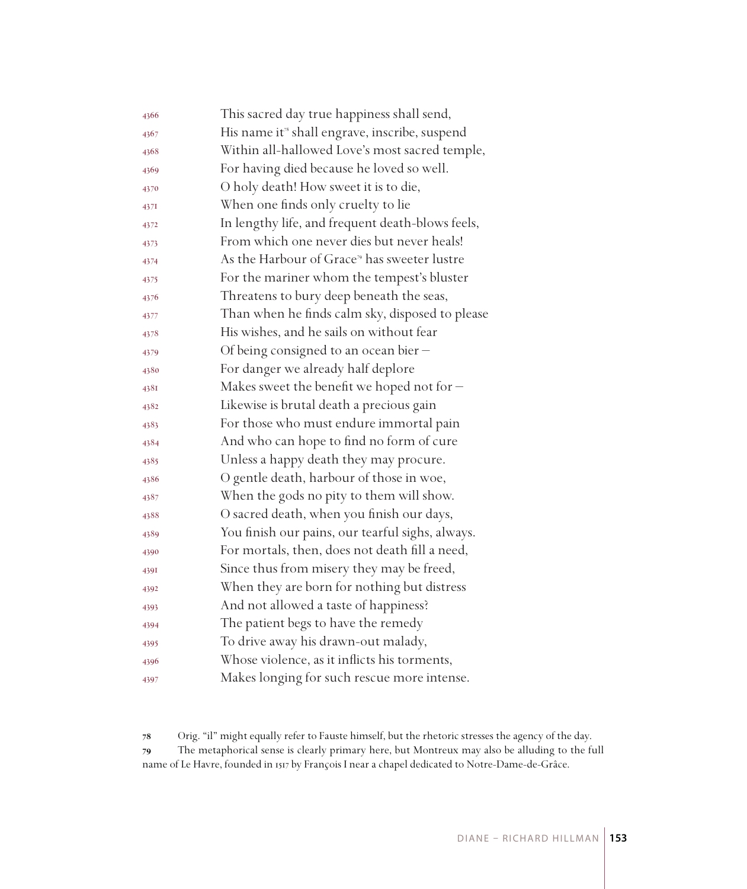4366 This sacred day true happiness shall send,
4367 His name it[78] shall engrave, inscribe, suspend
4368 Within all-hallowed Love's most sacred temple,
4369 For having died because he loved so well.
4370 O holy death! How sweet it is to die,
4371 When one finds only cruelty to lie
4372 In lengthy life, and frequent death-blows feels,
4373 From which one never dies but never heals!
4374 As the Harbour of Grace[79] has sweeter lustre
4375 For the mariner whom the tempest's bluster
4376 Threatens to bury deep beneath the seas,
4377 Than when he finds calm sky, disposed to please
4378 His wishes, and he sails on without fear
4379 Of being consigned to an ocean bier –
4380 For danger we already half deplore
4381 Makes sweet the benefit we hoped not for –
4382 Likewise is brutal death a precious gain
4383 For those who must endure immortal pain
4384 And who can hope to find no form of cure
4385 Unless a happy death they may procure.
4386 O gentle death, harbour of those in woe,
4387 When the gods no pity to them will show.
4388 O sacred death, when you finish our days,
4389 You finish our pains, our tearful sighs, always.
4390 For mortals, then, does not death fill a need,
4391 Since thus from misery they may be freed,
4392 When they are born for nothing but distress
4393 And not allowed a taste of happiness?
4394 The patient begs to have the remedy
4395 To drive away his drawn-out malady,
4396 Whose violence, as it inflicts his torments,
4397 Makes longing for such rescue more intense.

78 Orig. "il" might equally refer to Fauste himself, but the rhetoric stresses the agency of the day.

79 The metaphorical sense is clearly primary here, but Montreux may also be alluding to the full name of Le Havre, founded in 1517 by François I near a chapel dedicated to Notre-Dame-de-Grâce.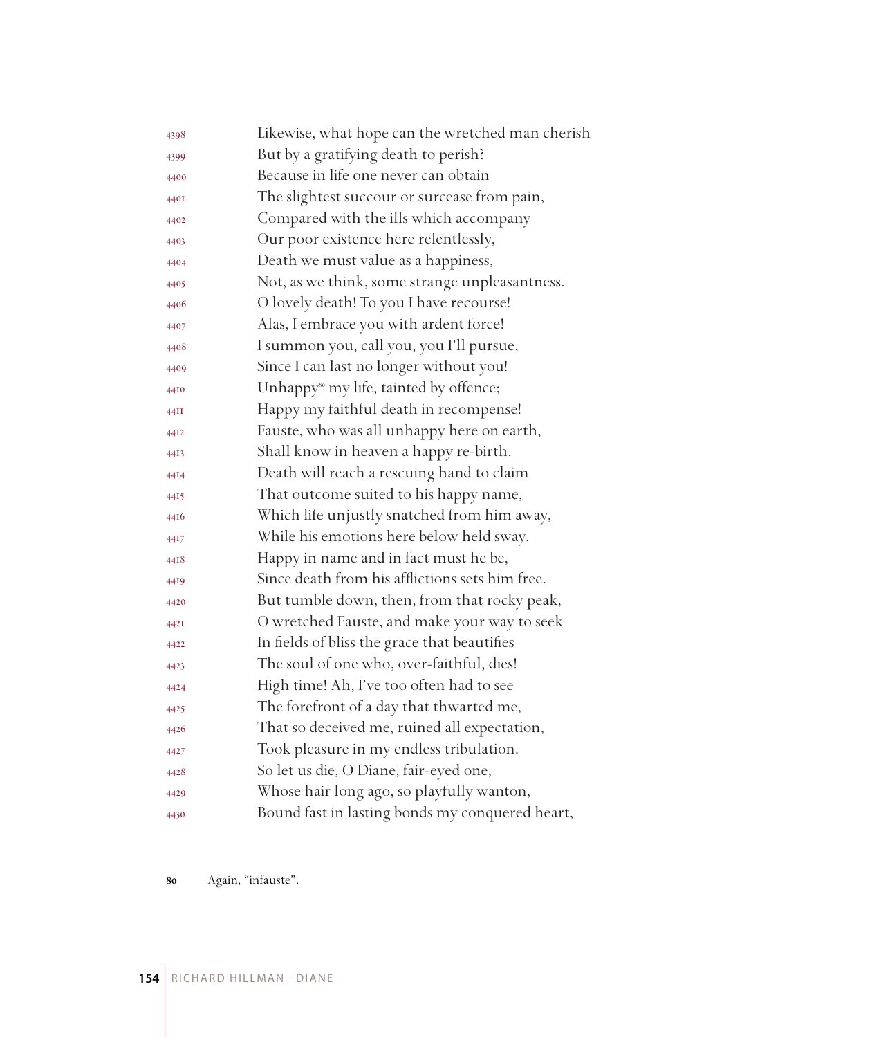4398 Likewise, what hope can the wretched man cherish
4399 But by a gratifying death to perish?
4400 Because in life one never can obtain
4401 The slightest succour or surcease from pain,
4402 Compared with the ills which accompany
4403 Our poor existence here relentlessly,
4404 Death we must value as a happiness,
4405 Not, as we think, some strange unpleasantness.
4406 O lovely death! To you I have recourse!
4407 Alas, I embrace you with ardent force!
4408 I summon you, call you, you I'll pursue,
4409 Since I can last no longer without you!
4410 Unhappy[80] my life, tainted by offence;
4411 Happy my faithful death in recompense!
4412 Fauste, who was all unhappy here on earth,
4413 Shall know in heaven a happy re-birth.
4414 Death will reach a rescuing hand to claim
4415 That outcome suited to his happy name,
4416 Which life unjustly snatched from him away,
4417 While his emotions here below held sway.
4418 Happy in name and in fact must he be,
4419 Since death from his afflictions sets him free.
4420 But tumble down, then, from that rocky peak,
4421 O wretched Fauste, and make your way to seek
4422 In fields of bliss the grace that beautifies
4423 The soul of one who, over-faithful, dies!
4424 High time! Ah, I've too often had to see
4425 The forefront of a day that thwarted me,
4426 That so deceived me, ruined all expectation,
4427 Took pleasure in my endless tribulation.
4428 So let us die, O Diane, fair-eyed one,
4429 Whose hair long ago, so playfully wanton,
4430 Bound fast in lasting bonds my conquered heart,

80 Again, "infauste".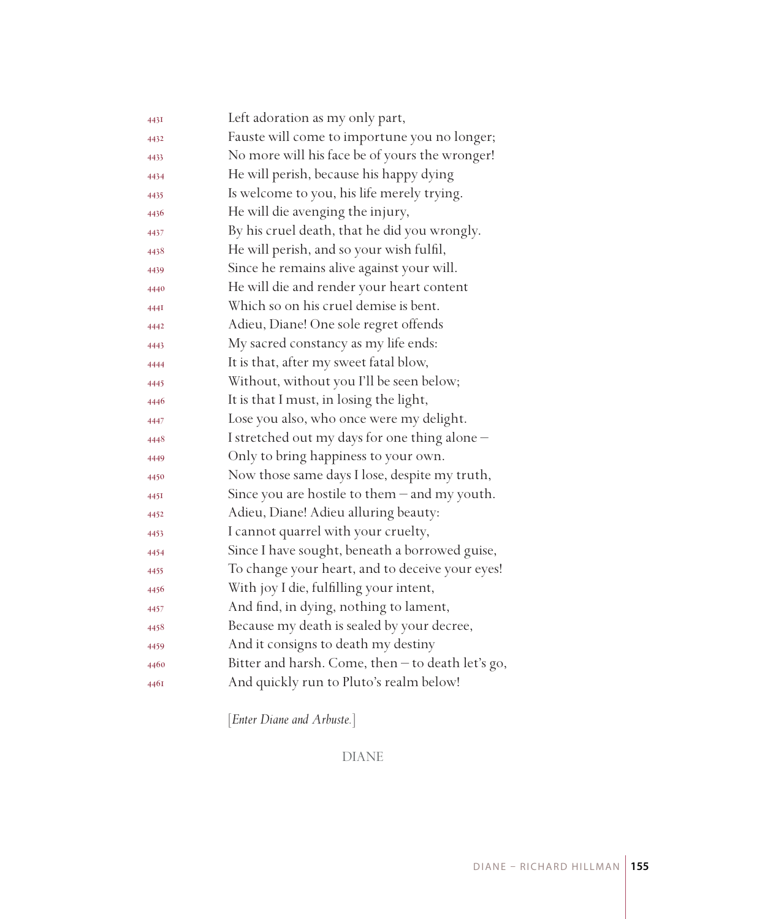Left adoration as my only part,
Fauste will come to importune you no longer;
No more will his face be of yours the wronger!
He will perish, because his happy dying
Is welcome to you, his life merely trying.
He will die avenging the injury,
By his cruel death, that he did you wrongly.
He will perish, and so your wish fulfil,
Since he remains alive against your will.
He will die and render your heart content
Which so on his cruel demise is bent.
Adieu, Diane! One sole regret offends
My sacred constancy as my life ends:
It is that, after my sweet fatal blow,
Without, without you I'll be seen below;
It is that I must, in losing the light,
Lose you also, who once were my delight.
I stretched out my days for one thing alone –
Only to bring happiness to your own.
Now those same days I lose, despite my truth,
Since you are hostile to them – and my youth.
Adieu, Diane! Adieu alluring beauty:
I cannot quarrel with your cruelty,
Since I have sought, beneath a borrowed guise,
To change your heart, and to deceive your eyes!
With joy I die, fulfilling your intent,
And find, in dying, nothing to lament,
Because my death is sealed by your decree,
And it consigns to death my destiny
Bitter and harsh. Come, then – to death let's go,
And quickly run to Pluto's realm below!

[*Enter Diane and Arbuste.*]

DIANE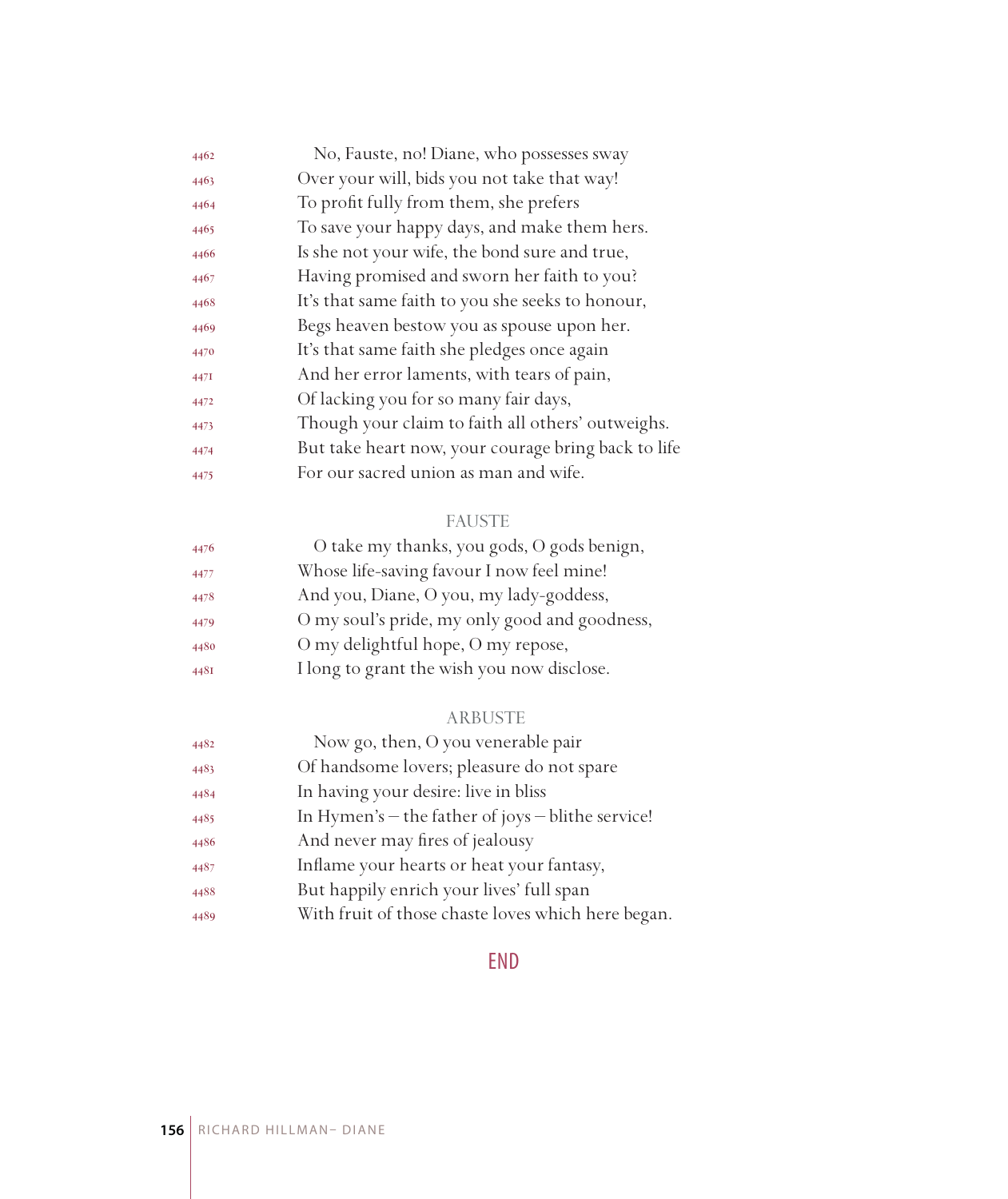4462 No, Fauste, no! Diane, who possesses sway
4463 Over your will, bids you not take that way!
4464 To profit fully from them, she prefers
4465 To save your happy days, and make them hers.
4466 Is she not your wife, the bond sure and true,
4467 Having promised and sworn her faith to you?
4468 It's that same faith to you she seeks to honour,
4469 Begs heaven bestow you as spouse upon her.
4470 It's that same faith she pledges once again
4471 And her error laments, with tears of pain,
4472 Of lacking you for so many fair days,
4473 Though your claim to faith all others' outweighs.
4474 But take heart now, your courage bring back to life
4475 For our sacred union as man and wife.

FAUSTE

4476 O take my thanks, you gods, O gods benign,
4477 Whose life-saving favour I now feel mine!
4478 And you, Diane, O you, my lady-goddess,
4479 O my soul's pride, my only good and goodness,
4480 O my delightful hope, O my repose,
4481 I long to grant the wish you now disclose.

ARBUSTE

4482 Now go, then, O you venerable pair
4483 Of handsome lovers; pleasure do not spare
4484 In having your desire: live in bliss
4485 In Hymen's – the father of joys – blithe service!
4486 And never may fires of jealousy
4487 Inflame your hearts or heat your fantasy,
4488 But happily enrich your lives' full span
4489 With fruit of those chaste loves which here began.

END